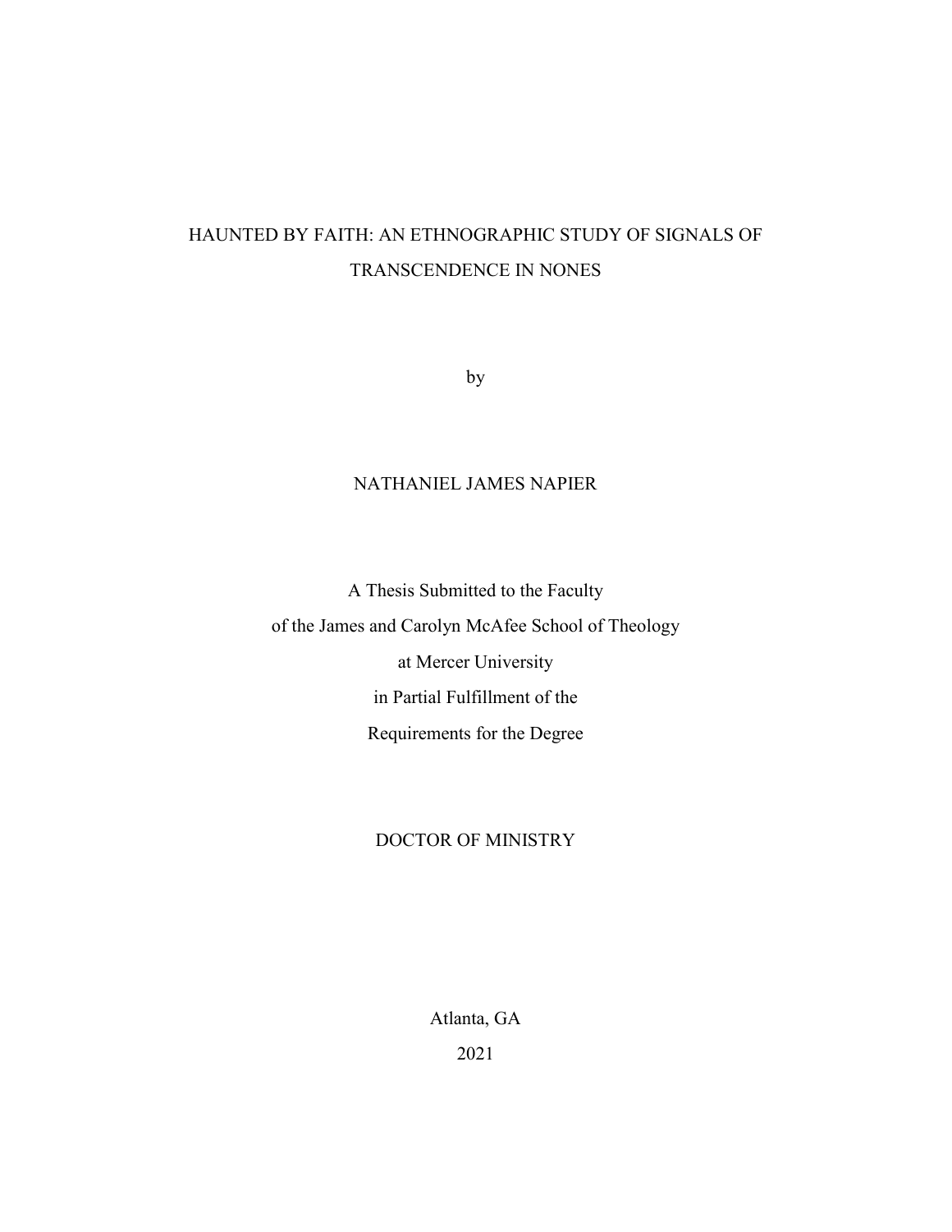# HAUNTED BY FAITH: AN ETHNOGRAPHIC STUDY OF SIGNALS OF TRANSCENDENCE IN NONES

by

NATHANIEL JAMES NAPIER

A Thesis Submitted to the Faculty
of the James and Carolyn McAfee School of Theology
at Mercer University
in Partial Fulfillment of the
Requirements for the Degree

DOCTOR OF MINISTRY

Atlanta, GA

2021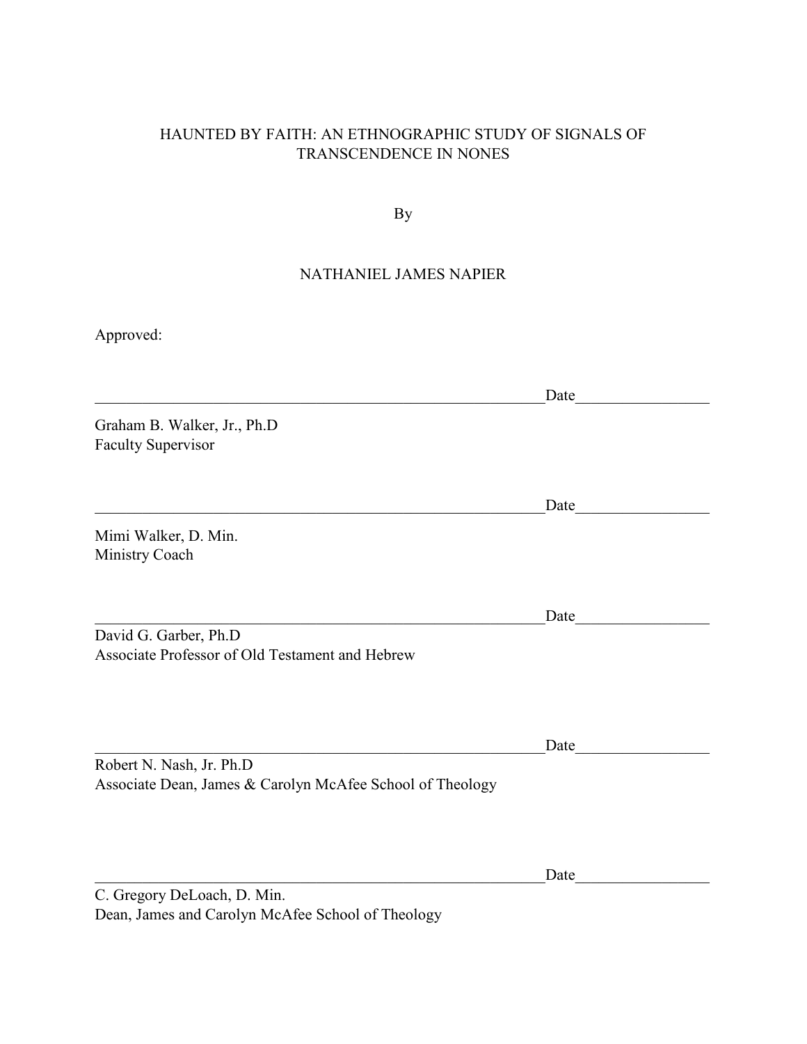HAUNTED BY FAITH: AN ETHNOGRAPHIC STUDY OF SIGNALS OF TRANSCENDENCE IN NONES

By

NATHANIEL JAMES NAPIER

Approved:

_______________________________________________ Date_______________

Graham B. Walker, Jr., Ph.D
Faculty Supervisor

_______________________________________________ Date_______________

Mimi Walker, D. Min.
Ministry Coach

_______________________________________________ Date_______________

David G. Garber, Ph.D
Associate Professor of Old Testament and Hebrew

_______________________________________________ Date_______________

Robert N. Nash, Jr. Ph.D
Associate Dean, James & Carolyn McAfee School of Theology

_______________________________________________ Date_______________

C. Gregory DeLoach, D. Min.
Dean, James and Carolyn McAfee School of Theology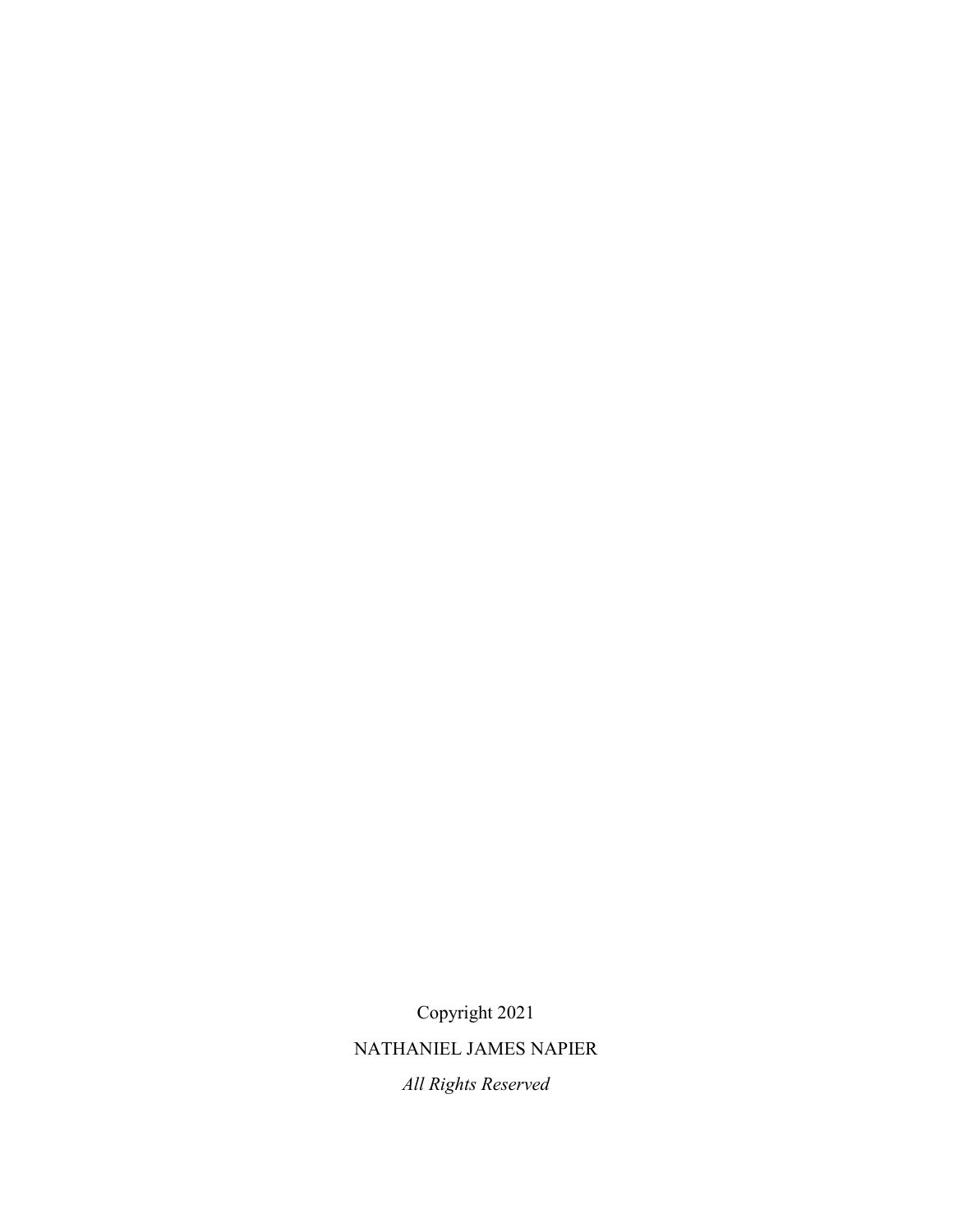Copyright 2021

NATHANIEL JAMES NAPIER

*All Rights Reserved*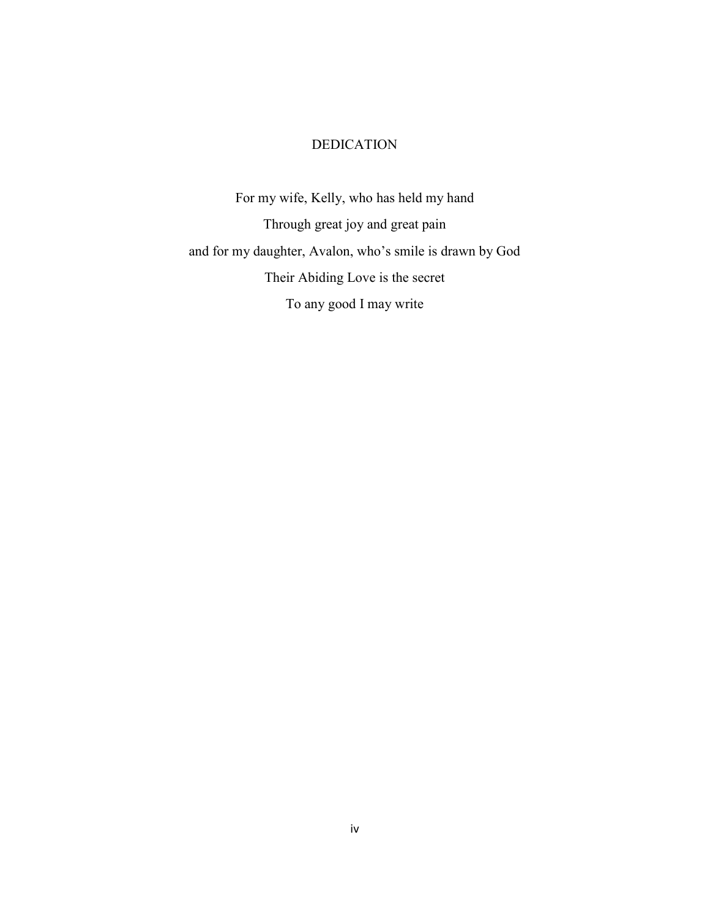# DEDICATION

For my wife, Kelly, who has held my hand

Through great joy and great pain

and for my daughter, Avalon, who's smile is drawn by God

Their Abiding Love is the secret

To any good I may write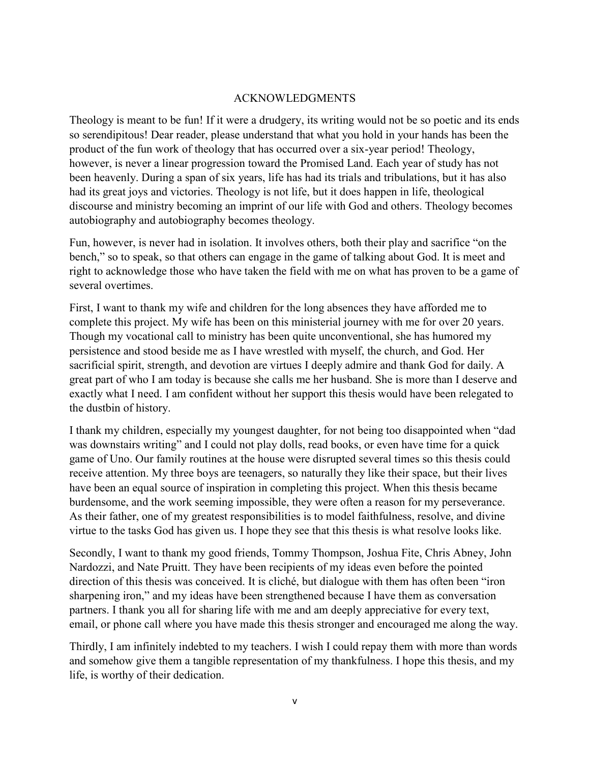# ACKNOWLEDGMENTS

Theology is meant to be fun! If it were a drudgery, its writing would not be so poetic and its ends so serendipitous! Dear reader, please understand that what you hold in your hands has been the product of the fun work of theology that has occurred over a six-year period! Theology, however, is never a linear progression toward the Promised Land. Each year of study has not been heavenly. During a span of six years, life has had its trials and tribulations, but it has also had its great joys and victories. Theology is not life, but it does happen in life, theological discourse and ministry becoming an imprint of our life with God and others. Theology becomes autobiography and autobiography becomes theology.

Fun, however, is never had in isolation. It involves others, both their play and sacrifice "on the bench," so to speak, so that others can engage in the game of talking about God. It is meet and right to acknowledge those who have taken the field with me on what has proven to be a game of several overtimes.

First, I want to thank my wife and children for the long absences they have afforded me to complete this project. My wife has been on this ministerial journey with me for over 20 years. Though my vocational call to ministry has been quite unconventional, she has humored my persistence and stood beside me as I have wrestled with myself, the church, and God. Her sacrificial spirit, strength, and devotion are virtues I deeply admire and thank God for daily. A great part of who I am today is because she calls me her husband. She is more than I deserve and exactly what I need. I am confident without her support this thesis would have been relegated to the dustbin of history.

I thank my children, especially my youngest daughter, for not being too disappointed when "dad was downstairs writing" and I could not play dolls, read books, or even have time for a quick game of Uno. Our family routines at the house were disrupted several times so this thesis could receive attention. My three boys are teenagers, so naturally they like their space, but their lives have been an equal source of inspiration in completing this project. When this thesis became burdensome, and the work seeming impossible, they were often a reason for my perseverance. As their father, one of my greatest responsibilities is to model faithfulness, resolve, and divine virtue to the tasks God has given us. I hope they see that this thesis is what resolve looks like.

Secondly, I want to thank my good friends, Tommy Thompson, Joshua Fite, Chris Abney, John Nardozzi, and Nate Pruitt. They have been recipients of my ideas even before the pointed direction of this thesis was conceived. It is cliché, but dialogue with them has often been "iron sharpening iron," and my ideas have been strengthened because I have them as conversation partners. I thank you all for sharing life with me and am deeply appreciative for every text, email, or phone call where you have made this thesis stronger and encouraged me along the way.

Thirdly, I am infinitely indebted to my teachers. I wish I could repay them with more than words and somehow give them a tangible representation of my thankfulness. I hope this thesis, and my life, is worthy of their dedication.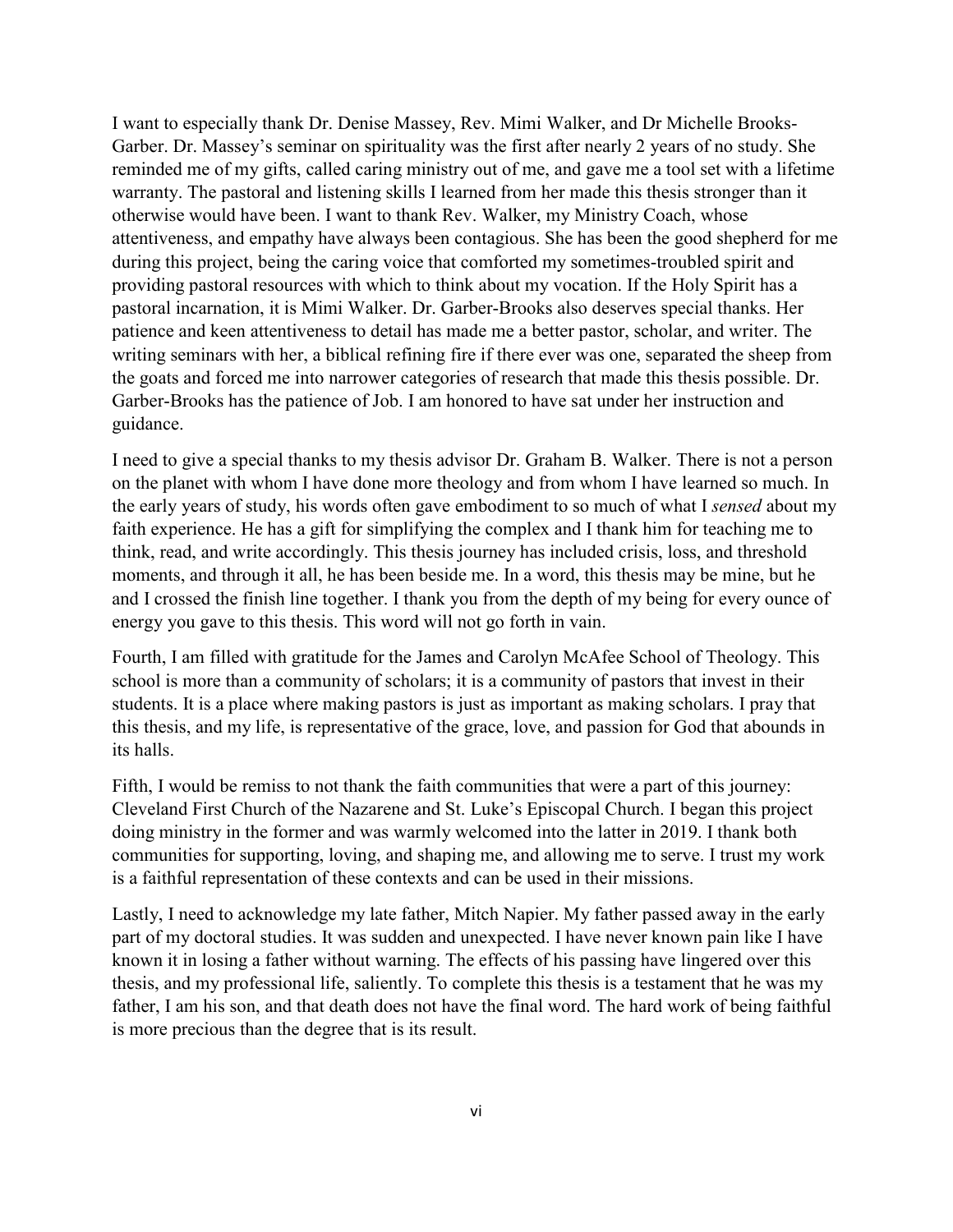I want to especially thank Dr. Denise Massey, Rev. Mimi Walker, and Dr Michelle Brooks-Garber. Dr. Massey's seminar on spirituality was the first after nearly 2 years of no study. She reminded me of my gifts, called caring ministry out of me, and gave me a tool set with a lifetime warranty. The pastoral and listening skills I learned from her made this thesis stronger than it otherwise would have been. I want to thank Rev. Walker, my Ministry Coach, whose attentiveness, and empathy have always been contagious. She has been the good shepherd for me during this project, being the caring voice that comforted my sometimes-troubled spirit and providing pastoral resources with which to think about my vocation. If the Holy Spirit has a pastoral incarnation, it is Mimi Walker. Dr. Garber-Brooks also deserves special thanks. Her patience and keen attentiveness to detail has made me a better pastor, scholar, and writer. The writing seminars with her, a biblical refining fire if there ever was one, separated the sheep from the goats and forced me into narrower categories of research that made this thesis possible. Dr. Garber-Brooks has the patience of Job. I am honored to have sat under her instruction and guidance.

I need to give a special thanks to my thesis advisor Dr. Graham B. Walker. There is not a person on the planet with whom I have done more theology and from whom I have learned so much. In the early years of study, his words often gave embodiment to so much of what I *sensed* about my faith experience. He has a gift for simplifying the complex and I thank him for teaching me to think, read, and write accordingly. This thesis journey has included crisis, loss, and threshold moments, and through it all, he has been beside me. In a word, this thesis may be mine, but he and I crossed the finish line together. I thank you from the depth of my being for every ounce of energy you gave to this thesis. This word will not go forth in vain.

Fourth, I am filled with gratitude for the James and Carolyn McAfee School of Theology. This school is more than a community of scholars; it is a community of pastors that invest in their students. It is a place where making pastors is just as important as making scholars. I pray that this thesis, and my life, is representative of the grace, love, and passion for God that abounds in its halls.

Fifth, I would be remiss to not thank the faith communities that were a part of this journey: Cleveland First Church of the Nazarene and St. Luke's Episcopal Church. I began this project doing ministry in the former and was warmly welcomed into the latter in 2019. I thank both communities for supporting, loving, and shaping me, and allowing me to serve. I trust my work is a faithful representation of these contexts and can be used in their missions.

Lastly, I need to acknowledge my late father, Mitch Napier. My father passed away in the early part of my doctoral studies. It was sudden and unexpected. I have never known pain like I have known it in losing a father without warning. The effects of his passing have lingered over this thesis, and my professional life, saliently. To complete this thesis is a testament that he was my father, I am his son, and that death does not have the final word. The hard work of being faithful is more precious than the degree that is its result.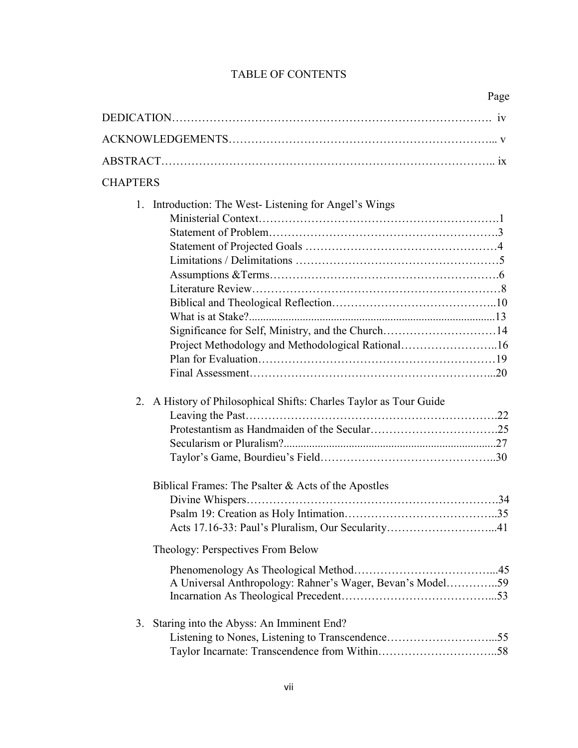# TABLE OF CONTENTS

Page

DEDICATION……………………………………………………………………………. iv

ACKNOWLEDGEMENTS……………………………………………………………... v

ABSTRACT……………………………………………………………………….. ix

CHAPTERS

1. Introduction: The West- Listening for Angel's Wings
   - Ministerial Context……………………………………………………….1
   - Statement of Problem…………………………………………………….3
   - Statement of Projected Goals ……………………………………………4
   - Limitations / Delimitations ………………………………………………5
   - Assumptions &Terms…………………………………………………….6
   - Literature Review…………………………………………………………8
   - Biblical and Theological Reflection……………………………………..10
   - What is at Stake?...........................................................................................13
   - Significance for Self, Ministry, and the Church…………………………14
   - Project Methodology and Methodological Rational……………………..16
   - Plan for Evaluation……………………………………………………….19
   - Final Assessment………………………………………………………...20

2. A History of Philosophical Shifts: Charles Taylor as Tour Guide
   - Leaving the Past………………………………………………………….22
   - Protestantism as Handmaiden of the Secular…………………………….25
   - Secularism or Pluralism?...........................................................................27
   - Taylor's Game, Bourdieu's Field………………………………………..30

   Biblical Frames: The Psalter & Acts of the Apostles
   - Divine Whispers………………………………………………………….34
   - Psalm 19: Creation as Holy Intimation…………………………………..35
   - Acts 17.16-33: Paul's Pluralism, Our Secularity………………………...41

   Theology: Perspectives From Below
   - Phenomenology As Theological Method………………………………...45
   - A Universal Anthropology: Rahner's Wager, Bevan's Model…………..59
   - Incarnation As Theological Precedent…………………………………...53

3. Staring into the Abyss: An Imminent End?
   - Listening to Nones, Listening to Transcendence………………………...55
   - Taylor Incarnate: Transcendence from Within…………………………..58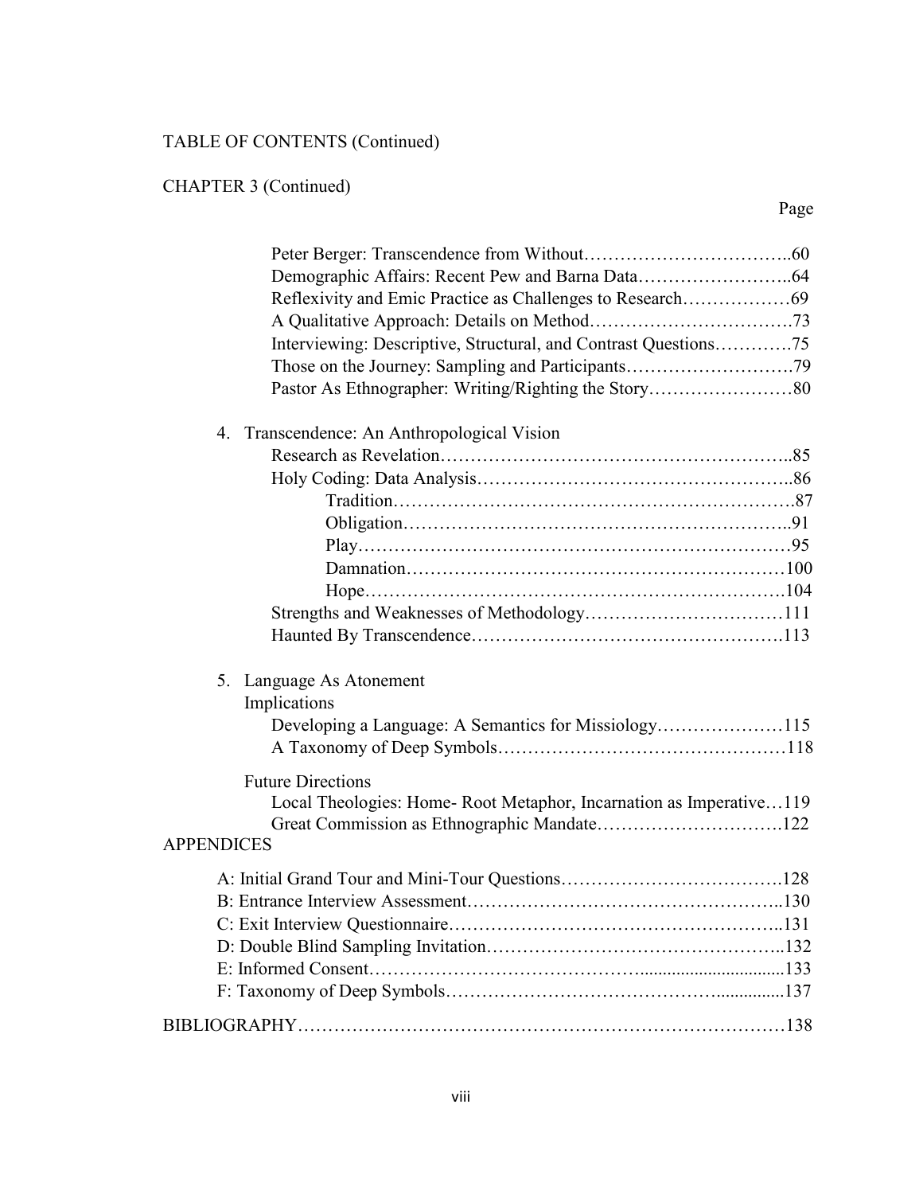TABLE OF CONTENTS (Continued)

CHAPTER 3 (Continued)

Page

- Peter Berger: Transcendence from Without……………………………..60
- Demographic Affairs: Recent Pew and Barna Data……………………..64
- Reflexivity and Emic Practice as Challenges to Research………………69
- A Qualitative Approach: Details on Method…………………………….73
- Interviewing: Descriptive, Structural, and Contrast Questions………….75
- Those on the Journey: Sampling and Participants……………………….79
- Pastor As Ethnographer: Writing/Righting the Story……………………80

4. Transcendence: An Anthropological Vision
   - Research as Revelation………………………………………………..85
   - Holy Coding: Data Analysis…………………………………………..86
     - Tradition……………………………………………………….87
     - Obligation……………………………………………………..91
     - Play……………………………………………………………95
     - Damnation…………………………………………………….100
     - Hope…………………………………………………………..104
   - Strengths and Weaknesses of Methodology……………………………111
   - Haunted By Transcendence…………………………………………….113

5. Language As Atonement

   Implications
   - Developing a Language: A Semantics for Missiology…………………115
   - A Taxonomy of Deep Symbols…………………………………………118

   Future Directions
   - Local Theologies: Home- Root Metaphor, Incarnation as Imperative…119
   - Great Commission as Ethnographic Mandate………………………….122

APPENDICES

- A: Initial Grand Tour and Mini-Tour Questions……………………………….128
- B: Entrance Interview Assessment…………………………………………..130
- C: Exit Interview Questionnaire……………………………………………..131
- D: Double Blind Sampling Invitation………………………………………..132
- E: Informed Consent……………………………………..............................133
- F: Taxonomy of Deep Symbols……………………………………...............137

BIBLIOGRAPHY……………………………………………………………………138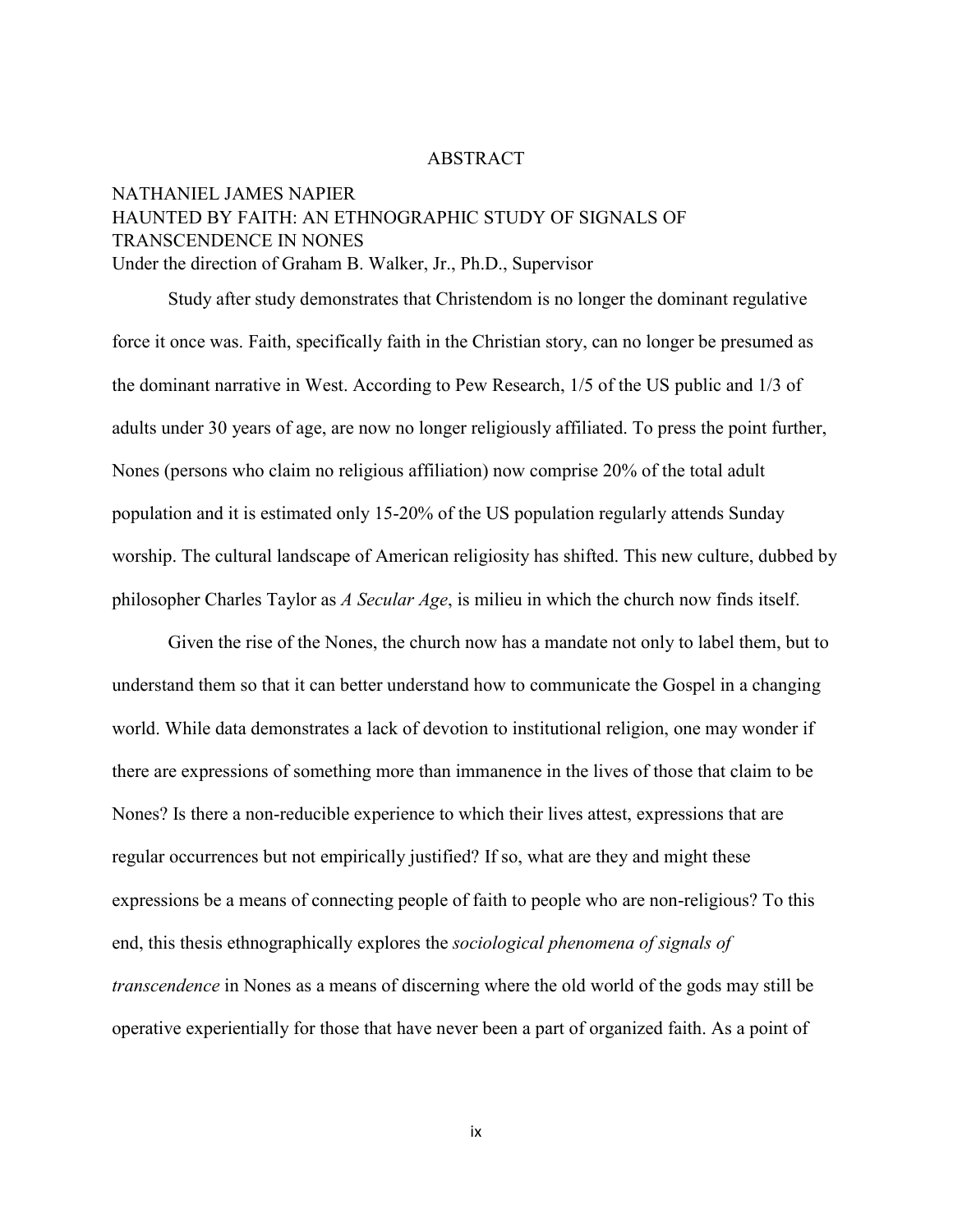# ABSTRACT

NATHANIEL JAMES NAPIER
HAUNTED BY FAITH: AN ETHNOGRAPHIC STUDY OF SIGNALS OF TRANSCENDENCE IN NONES
Under the direction of Graham B. Walker, Jr., Ph.D., Supervisor

Study after study demonstrates that Christendom is no longer the dominant regulative force it once was. Faith, specifically faith in the Christian story, can no longer be presumed as the dominant narrative in West. According to Pew Research, 1/5 of the US public and 1/3 of adults under 30 years of age, are now no longer religiously affiliated. To press the point further, Nones (persons who claim no religious affiliation) now comprise 20% of the total adult population and it is estimated only 15-20% of the US population regularly attends Sunday worship. The cultural landscape of American religiosity has shifted. This new culture, dubbed by philosopher Charles Taylor as *A Secular Age*, is milieu in which the church now finds itself.

Given the rise of the Nones, the church now has a mandate not only to label them, but to understand them so that it can better understand how to communicate the Gospel in a changing world. While data demonstrates a lack of devotion to institutional religion, one may wonder if there are expressions of something more than immanence in the lives of those that claim to be Nones? Is there a non-reducible experience to which their lives attest, expressions that are regular occurrences but not empirically justified? If so, what are they and might these expressions be a means of connecting people of faith to people who are non-religious? To this end, this thesis ethnographically explores the *sociological phenomena of signals of transcendence* in Nones as a means of discerning where the old world of the gods may still be operative experientially for those that have never been a part of organized faith. As a point of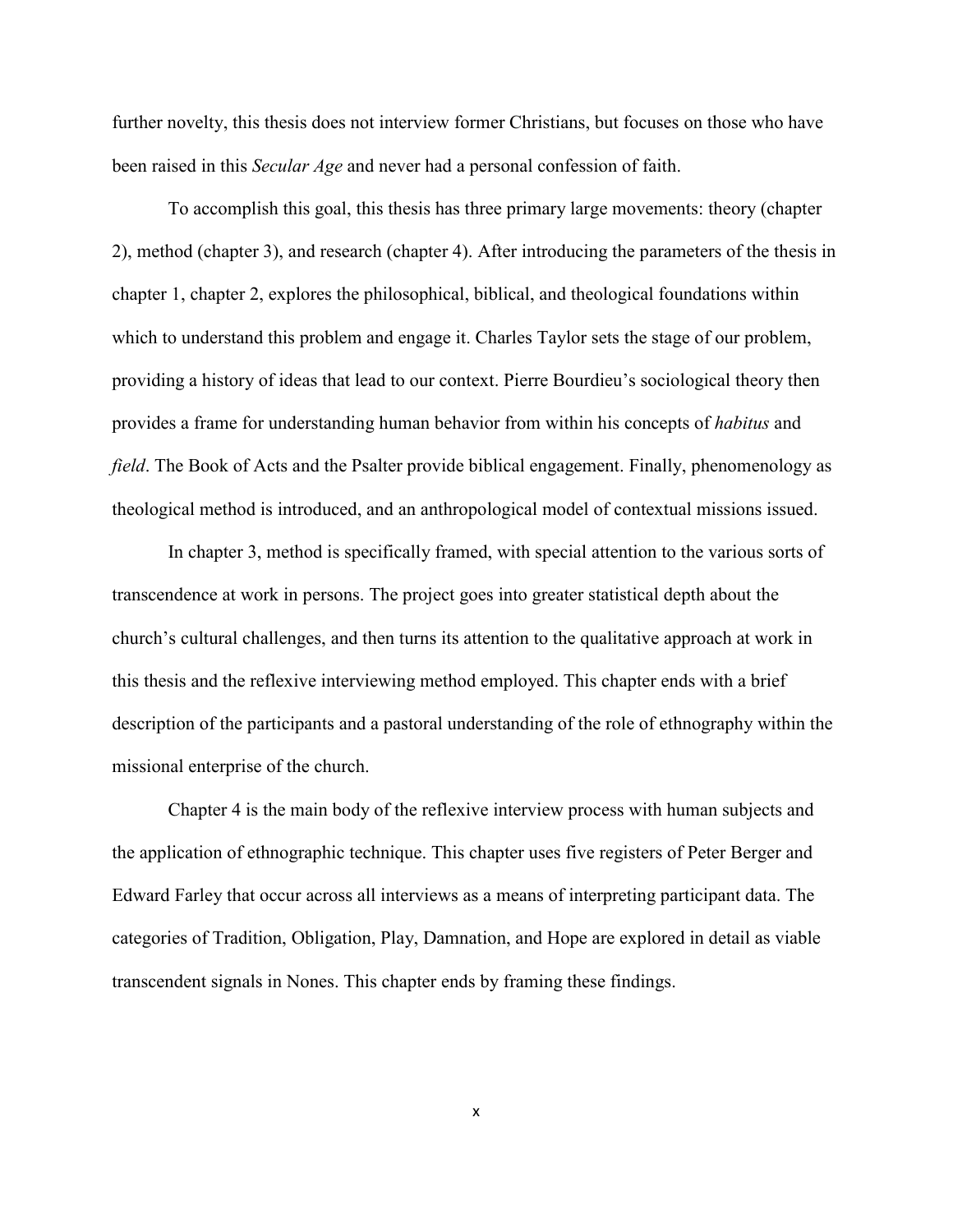further novelty, this thesis does not interview former Christians, but focuses on those who have been raised in this *Secular Age* and never had a personal confession of faith.

To accomplish this goal, this thesis has three primary large movements: theory (chapter 2), method (chapter 3), and research (chapter 4). After introducing the parameters of the thesis in chapter 1, chapter 2, explores the philosophical, biblical, and theological foundations within which to understand this problem and engage it. Charles Taylor sets the stage of our problem, providing a history of ideas that lead to our context. Pierre Bourdieu's sociological theory then provides a frame for understanding human behavior from within his concepts of *habitus* and *field*. The Book of Acts and the Psalter provide biblical engagement. Finally, phenomenology as theological method is introduced, and an anthropological model of contextual missions issued.

In chapter 3, method is specifically framed, with special attention to the various sorts of transcendence at work in persons. The project goes into greater statistical depth about the church's cultural challenges, and then turns its attention to the qualitative approach at work in this thesis and the reflexive interviewing method employed. This chapter ends with a brief description of the participants and a pastoral understanding of the role of ethnography within the missional enterprise of the church.

Chapter 4 is the main body of the reflexive interview process with human subjects and the application of ethnographic technique. This chapter uses five registers of Peter Berger and Edward Farley that occur across all interviews as a means of interpreting participant data. The categories of Tradition, Obligation, Play, Damnation, and Hope are explored in detail as viable transcendent signals in Nones. This chapter ends by framing these findings.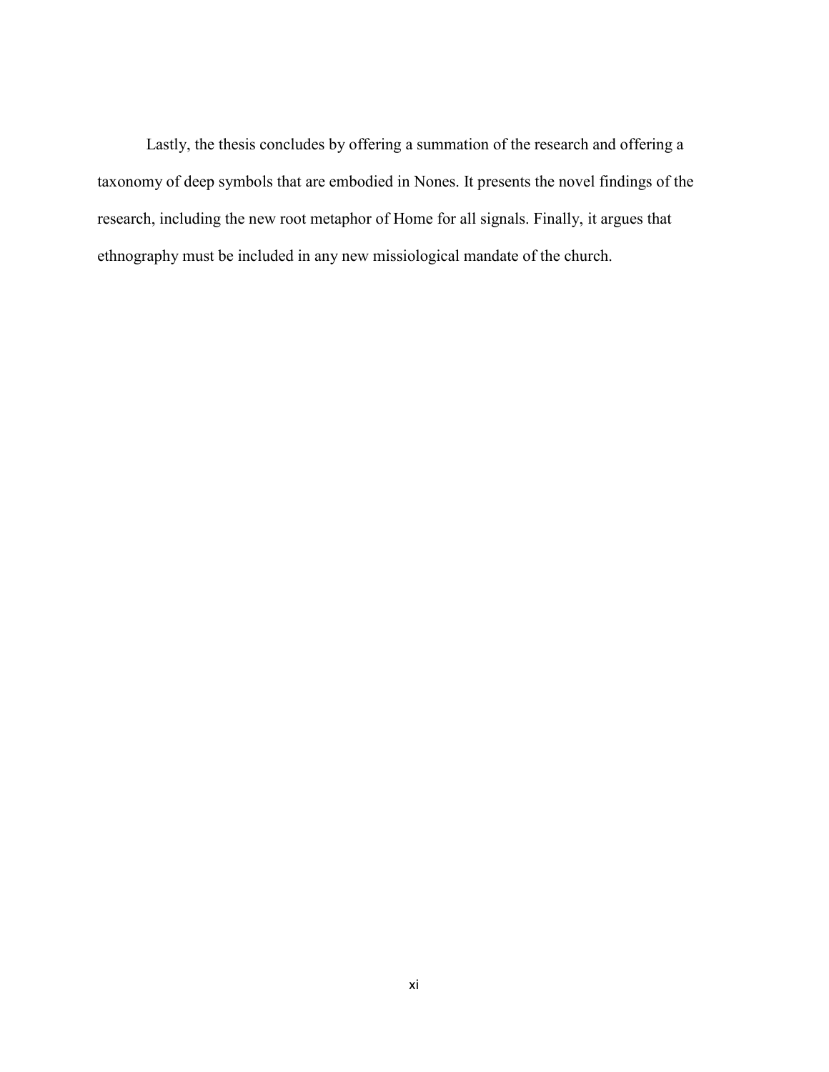Lastly, the thesis concludes by offering a summation of the research and offering a taxonomy of deep symbols that are embodied in Nones. It presents the novel findings of the research, including the new root metaphor of Home for all signals. Finally, it argues that ethnography must be included in any new missiological mandate of the church.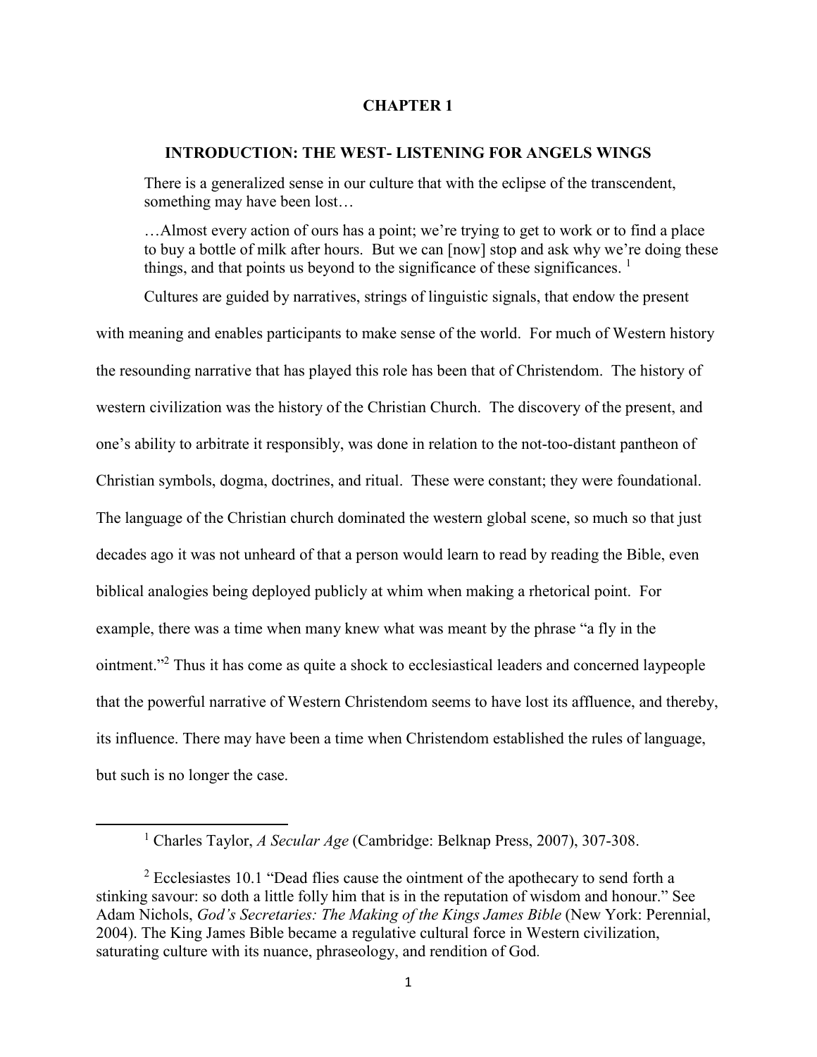# CHAPTER 1

## INTRODUCTION: THE WEST- LISTENING FOR ANGELS WINGS

> There is a generalized sense in our culture that with the eclipse of the transcendent, something may have been lost…
>
> …Almost every action of ours has a point; we're trying to get to work or to find a place to buy a bottle of milk after hours. But we can [now] stop and ask why we're doing these things, and that points us beyond to the significance of these significances. [1]

Cultures are guided by narratives, strings of linguistic signals, that endow the present with meaning and enables participants to make sense of the world. For much of Western history the resounding narrative that has played this role has been that of Christendom. The history of western civilization was the history of the Christian Church. The discovery of the present, and one's ability to arbitrate it responsibly, was done in relation to the not-too-distant pantheon of Christian symbols, dogma, doctrines, and ritual. These were constant; they were foundational. The language of the Christian church dominated the western global scene, so much so that just decades ago it was not unheard of that a person would learn to read by reading the Bible, even biblical analogies being deployed publicly at whim when making a rhetorical point. For example, there was a time when many knew what was meant by the phrase "a fly in the ointment."[2] Thus it has come as quite a shock to ecclesiastical leaders and concerned laypeople that the powerful narrative of Western Christendom seems to have lost its affluence, and thereby, its influence. There may have been a time when Christendom established the rules of language, but such is no longer the case.

---

[1] Charles Taylor, *A Secular Age* (Cambridge: Belknap Press, 2007), 307-308.

[2] Ecclesiastes 10.1 "Dead flies cause the ointment of the apothecary to send forth a stinking savour: so doth a little folly him that is in the reputation of wisdom and honour." See Adam Nichols, *God's Secretaries: The Making of the Kings James Bible* (New York: Perennial, 2004). The King James Bible became a regulative cultural force in Western civilization, saturating culture with its nuance, phraseology, and rendition of God.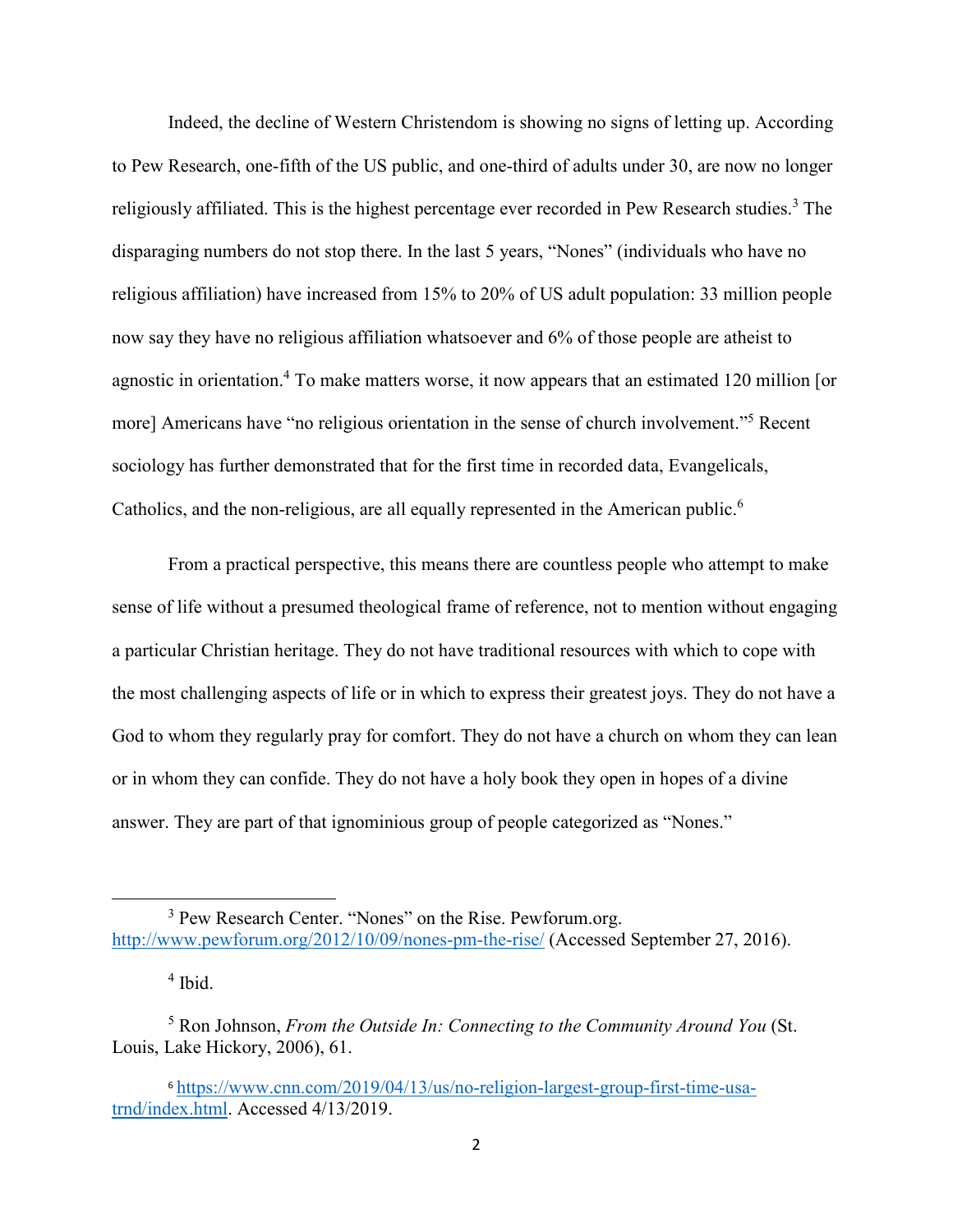Indeed, the decline of Western Christendom is showing no signs of letting up. According to Pew Research, one-fifth of the US public, and one-third of adults under 30, are now no longer religiously affiliated. This is the highest percentage ever recorded in Pew Research studies.[3] The disparaging numbers do not stop there. In the last 5 years, "Nones" (individuals who have no religious affiliation) have increased from 15% to 20% of US adult population: 33 million people now say they have no religious affiliation whatsoever and 6% of those people are atheist to agnostic in orientation.[4] To make matters worse, it now appears that an estimated 120 million [or more] Americans have "no religious orientation in the sense of church involvement."[5] Recent sociology has further demonstrated that for the first time in recorded data, Evangelicals, Catholics, and the non-religious, are all equally represented in the American public.[6]

From a practical perspective, this means there are countless people who attempt to make sense of life without a presumed theological frame of reference, not to mention without engaging a particular Christian heritage. They do not have traditional resources with which to cope with the most challenging aspects of life or in which to express their greatest joys. They do not have a God to whom they regularly pray for comfort. They do not have a church on whom they can lean or in whom they can confide. They do not have a holy book they open in hopes of a divine answer. They are part of that ignominious group of people categorized as "Nones."

---

[3] Pew Research Center. "Nones" on the Rise. Pewforum.org. http://www.pewforum.org/2012/10/09/nones-pm-the-rise/ (Accessed September 27, 2016).

[4] Ibid.

[5] Ron Johnson, *From the Outside In: Connecting to the Community Around You* (St. Louis, Lake Hickory, 2006), 61.

[6] https://www.cnn.com/2019/04/13/us/no-religion-largest-group-first-time-usa-trnd/index.html. Accessed 4/13/2019.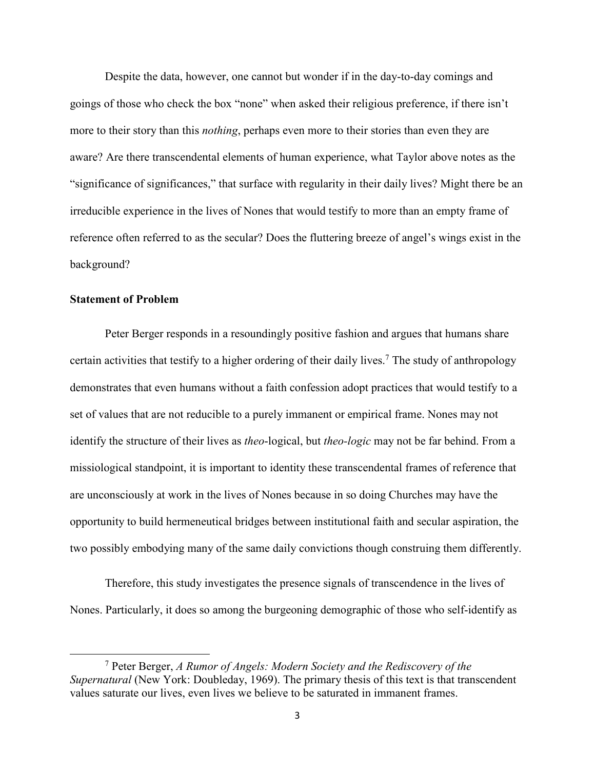Despite the data, however, one cannot but wonder if in the day-to-day comings and goings of those who check the box "none" when asked their religious preference, if there isn't more to their story than this *nothing*, perhaps even more to their stories than even they are aware? Are there transcendental elements of human experience, what Taylor above notes as the "significance of significances," that surface with regularity in their daily lives? Might there be an irreducible experience in the lives of Nones that would testify to more than an empty frame of reference often referred to as the secular? Does the fluttering breeze of angel's wings exist in the background?

**Statement of Problem**

Peter Berger responds in a resoundingly positive fashion and argues that humans share certain activities that testify to a higher ordering of their daily lives.[7] The study of anthropology demonstrates that even humans without a faith confession adopt practices that would testify to a set of values that are not reducible to a purely immanent or empirical frame. Nones may not identify the structure of their lives as *theo*-logical, but *theo-logic* may not be far behind. From a missiological standpoint, it is important to identity these transcendental frames of reference that are unconsciously at work in the lives of Nones because in so doing Churches may have the opportunity to build hermeneutical bridges between institutional faith and secular aspiration, the two possibly embodying many of the same daily convictions though construing them differently.

Therefore, this study investigates the presence signals of transcendence in the lives of Nones. Particularly, it does so among the burgeoning demographic of those who self-identify as

---

[7] Peter Berger, *A Rumor of Angels: Modern Society and the Rediscovery of the Supernatural* (New York: Doubleday, 1969). The primary thesis of this text is that transcendent values saturate our lives, even lives we believe to be saturated in immanent frames.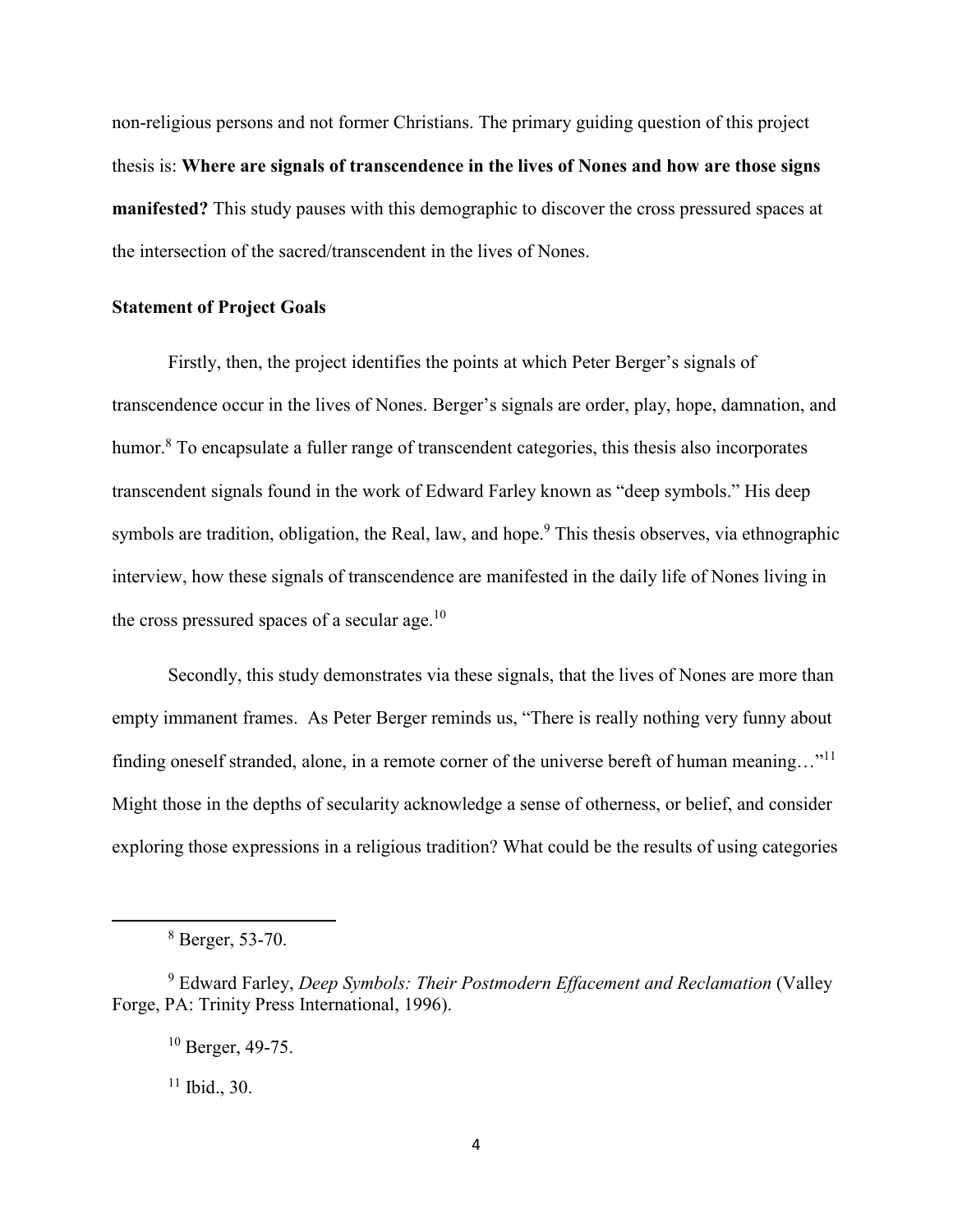non-religious persons and not former Christians. The primary guiding question of this project thesis is: **Where are signals of transcendence in the lives of Nones and how are those signs manifested?** This study pauses with this demographic to discover the cross pressured spaces at the intersection of the sacred/transcendent in the lives of Nones.

### Statement of Project Goals

Firstly, then, the project identifies the points at which Peter Berger's signals of transcendence occur in the lives of Nones. Berger's signals are order, play, hope, damnation, and humor.[8] To encapsulate a fuller range of transcendent categories, this thesis also incorporates transcendent signals found in the work of Edward Farley known as "deep symbols." His deep symbols are tradition, obligation, the Real, law, and hope.[9] This thesis observes, via ethnographic interview, how these signals of transcendence are manifested in the daily life of Nones living in the cross pressured spaces of a secular age.[10]

Secondly, this study demonstrates via these signals, that the lives of Nones are more than empty immanent frames. As Peter Berger reminds us, "There is really nothing very funny about finding oneself stranded, alone, in a remote corner of the universe bereft of human meaning…"[11] Might those in the depths of secularity acknowledge a sense of otherness, or belief, and consider exploring those expressions in a religious tradition? What could be the results of using categories

---

[8] Berger, 53-70.

[9] Edward Farley, *Deep Symbols: Their Postmodern Effacement and Reclamation* (Valley Forge, PA: Trinity Press International, 1996).

[10] Berger, 49-75.

[11] Ibid., 30.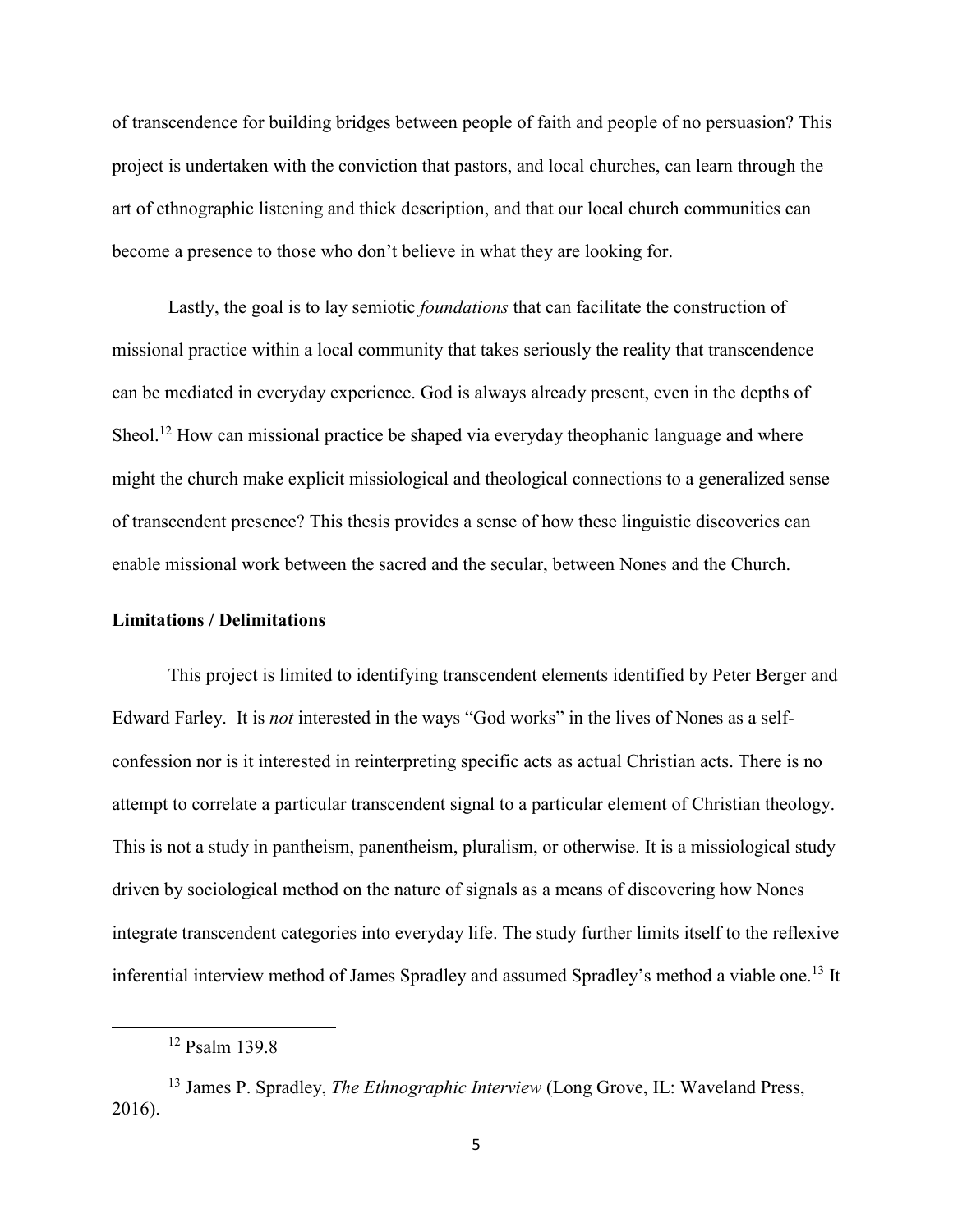of transcendence for building bridges between people of faith and people of no persuasion? This project is undertaken with the conviction that pastors, and local churches, can learn through the art of ethnographic listening and thick description, and that our local church communities can become a presence to those who don't believe in what they are looking for.

Lastly, the goal is to lay semiotic *foundations* that can facilitate the construction of missional practice within a local community that takes seriously the reality that transcendence can be mediated in everyday experience. God is always already present, even in the depths of Sheol.[12] How can missional practice be shaped via everyday theophanic language and where might the church make explicit missiological and theological connections to a generalized sense of transcendent presence? This thesis provides a sense of how these linguistic discoveries can enable missional work between the sacred and the secular, between Nones and the Church.

**Limitations / Delimitations**

This project is limited to identifying transcendent elements identified by Peter Berger and Edward Farley. It is *not* interested in the ways "God works" in the lives of Nones as a self-confession nor is it interested in reinterpreting specific acts as actual Christian acts. There is no attempt to correlate a particular transcendent signal to a particular element of Christian theology. This is not a study in pantheism, panentheism, pluralism, or otherwise. It is a missiological study driven by sociological method on the nature of signals as a means of discovering how Nones integrate transcendent categories into everyday life. The study further limits itself to the reflexive inferential interview method of James Spradley and assumed Spradley's method a viable one.[13] It

[12] Psalm 139.8

[13] James P. Spradley, *The Ethnographic Interview* (Long Grove, IL: Waveland Press, 2016).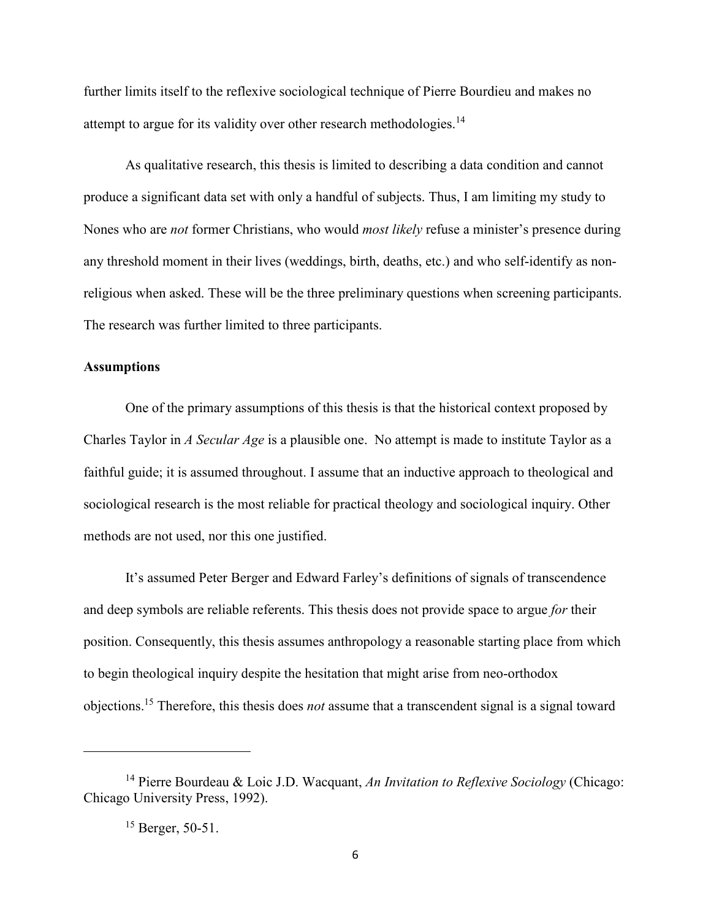further limits itself to the reflexive sociological technique of Pierre Bourdieu and makes no attempt to argue for its validity over other research methodologies.[14]

As qualitative research, this thesis is limited to describing a data condition and cannot produce a significant data set with only a handful of subjects. Thus, I am limiting my study to Nones who are *not* former Christians, who would *most likely* refuse a minister's presence during any threshold moment in their lives (weddings, birth, deaths, etc.) and who self-identify as non-religious when asked. These will be the three preliminary questions when screening participants. The research was further limited to three participants.

**Assumptions**

One of the primary assumptions of this thesis is that the historical context proposed by Charles Taylor in *A Secular Age* is a plausible one. No attempt is made to institute Taylor as a faithful guide; it is assumed throughout. I assume that an inductive approach to theological and sociological research is the most reliable for practical theology and sociological inquiry. Other methods are not used, nor this one justified.

It's assumed Peter Berger and Edward Farley's definitions of signals of transcendence and deep symbols are reliable referents. This thesis does not provide space to argue *for* their position. Consequently, this thesis assumes anthropology a reasonable starting place from which to begin theological inquiry despite the hesitation that might arise from neo-orthodox objections.[15] Therefore, this thesis does *not* assume that a transcendent signal is a signal toward

---

[14] Pierre Bourdeau & Loic J.D. Wacquant, *An Invitation to Reflexive Sociology* (Chicago: Chicago University Press, 1992).

[15] Berger, 50-51.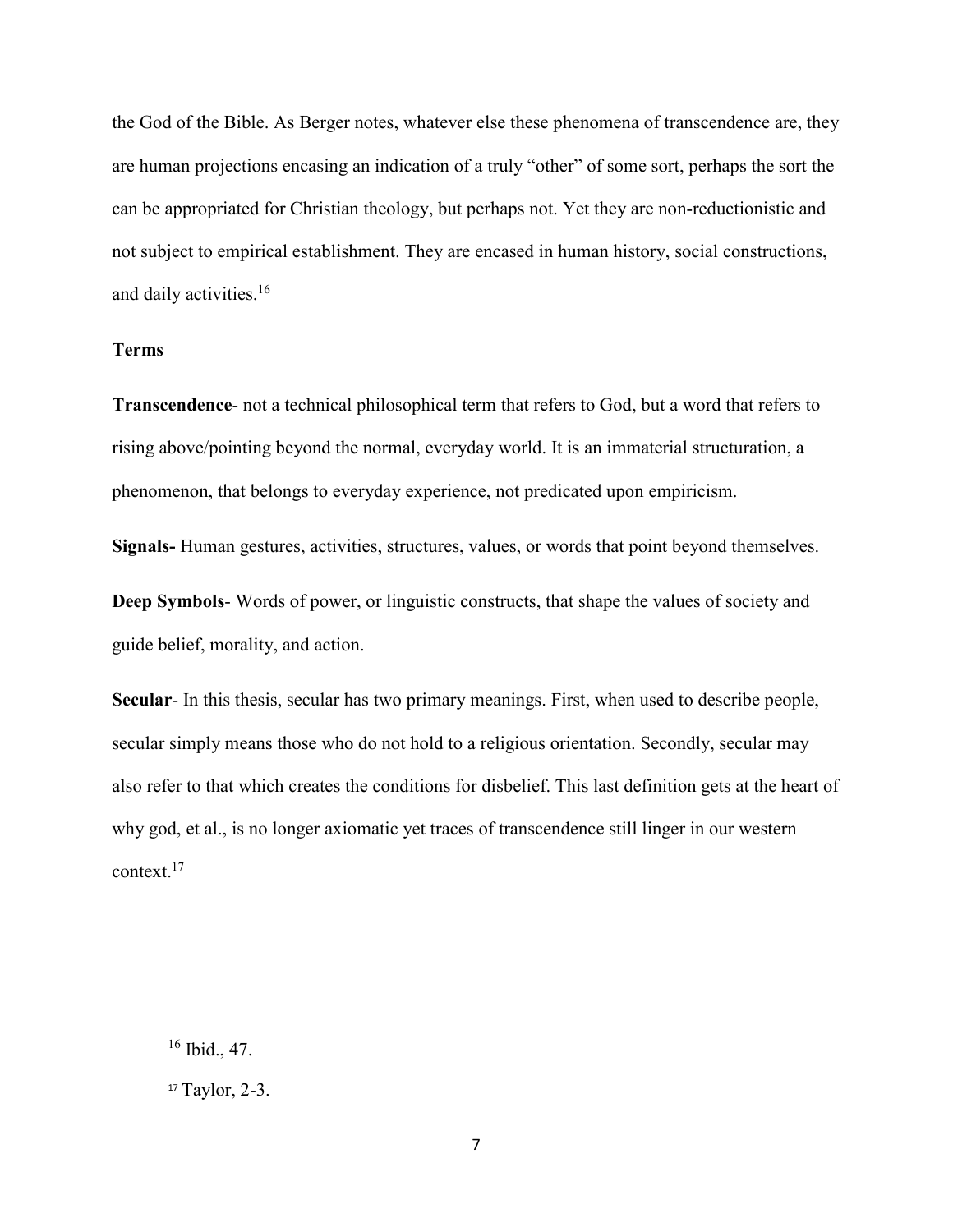the God of the Bible. As Berger notes, whatever else these phenomena of transcendence are, they are human projections encasing an indication of a truly "other" of some sort, perhaps the sort the can be appropriated for Christian theology, but perhaps not. Yet they are non-reductionistic and not subject to empirical establishment. They are encased in human history, social constructions, and daily activities.[16]

### Terms

**Transcendence**- not a technical philosophical term that refers to God, but a word that refers to rising above/pointing beyond the normal, everyday world. It is an immaterial structuration, a phenomenon, that belongs to everyday experience, not predicated upon empiricism.

**Signals-** Human gestures, activities, structures, values, or words that point beyond themselves.

**Deep Symbols**- Words of power, or linguistic constructs, that shape the values of society and guide belief, morality, and action.

**Secular**- In this thesis, secular has two primary meanings. First, when used to describe people, secular simply means those who do not hold to a religious orientation. Secondly, secular may also refer to that which creates the conditions for disbelief. This last definition gets at the heart of why god, et al., is no longer axiomatic yet traces of transcendence still linger in our western context.[17]

---

[16] Ibid., 47.

[17] Taylor, 2-3.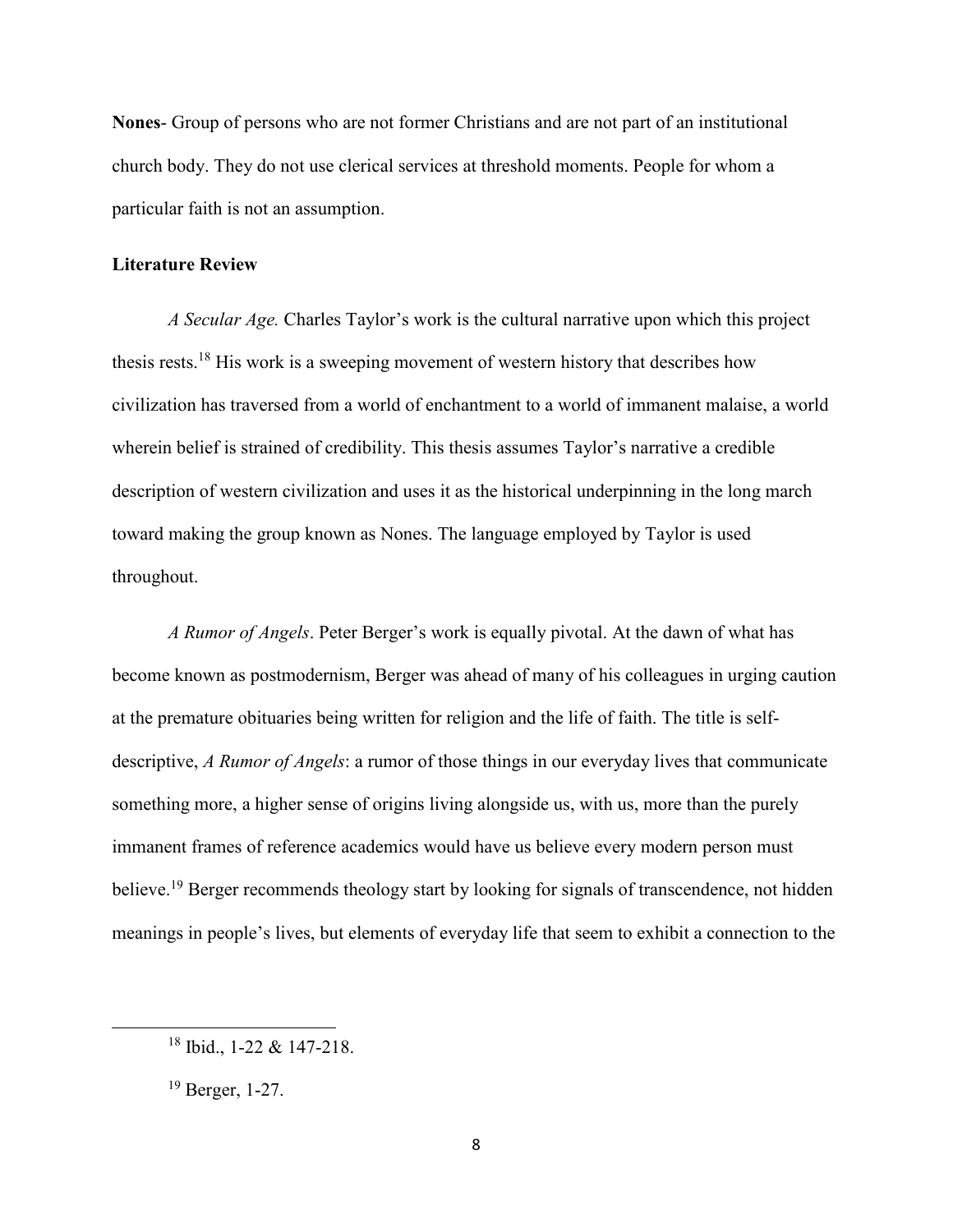**Nones**- Group of persons who are not former Christians and are not part of an institutional church body. They do not use clerical services at threshold moments. People for whom a particular faith is not an assumption.

**Literature Review**

*A Secular Age.* Charles Taylor's work is the cultural narrative upon which this project thesis rests.[18] His work is a sweeping movement of western history that describes how civilization has traversed from a world of enchantment to a world of immanent malaise, a world wherein belief is strained of credibility. This thesis assumes Taylor's narrative a credible description of western civilization and uses it as the historical underpinning in the long march toward making the group known as Nones. The language employed by Taylor is used throughout.

*A Rumor of Angels*. Peter Berger's work is equally pivotal. At the dawn of what has become known as postmodernism, Berger was ahead of many of his colleagues in urging caution at the premature obituaries being written for religion and the life of faith. The title is self-descriptive, *A Rumor of Angels*: a rumor of those things in our everyday lives that communicate something more, a higher sense of origins living alongside us, with us, more than the purely immanent frames of reference academics would have us believe every modern person must believe.[19] Berger recommends theology start by looking for signals of transcendence, not hidden meanings in people's lives, but elements of everyday life that seem to exhibit a connection to the

---

[18] Ibid., 1-22 & 147-218.

[19] Berger, 1-27.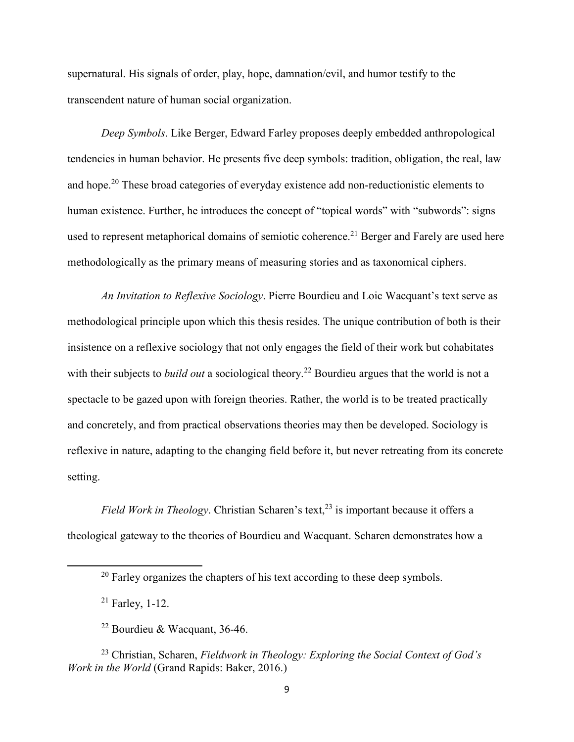supernatural. His signals of order, play, hope, damnation/evil, and humor testify to the transcendent nature of human social organization.

*Deep Symbols*. Like Berger, Edward Farley proposes deeply embedded anthropological tendencies in human behavior. He presents five deep symbols: tradition, obligation, the real, law and hope.[20] These broad categories of everyday existence add non-reductionistic elements to human existence. Further, he introduces the concept of "topical words" with "subwords": signs used to represent metaphorical domains of semiotic coherence.[21] Berger and Farely are used here methodologically as the primary means of measuring stories and as taxonomical ciphers.

*An Invitation to Reflexive Sociology*. Pierre Bourdieu and Loic Wacquant's text serve as methodological principle upon which this thesis resides. The unique contribution of both is their insistence on a reflexive sociology that not only engages the field of their work but cohabitates with their subjects to *build out* a sociological theory.[22] Bourdieu argues that the world is not a spectacle to be gazed upon with foreign theories. Rather, the world is to be treated practically and concretely, and from practical observations theories may then be developed. Sociology is reflexive in nature, adapting to the changing field before it, but never retreating from its concrete setting.

*Field Work in Theology*. Christian Scharen's text,[23] is important because it offers a theological gateway to the theories of Bourdieu and Wacquant. Scharen demonstrates how a

---

[20] Farley organizes the chapters of his text according to these deep symbols.

[21] Farley, 1-12.

[22] Bourdieu & Wacquant, 36-46.

[23] Christian, Scharen, *Fieldwork in Theology: Exploring the Social Context of God's Work in the World* (Grand Rapids: Baker, 2016.)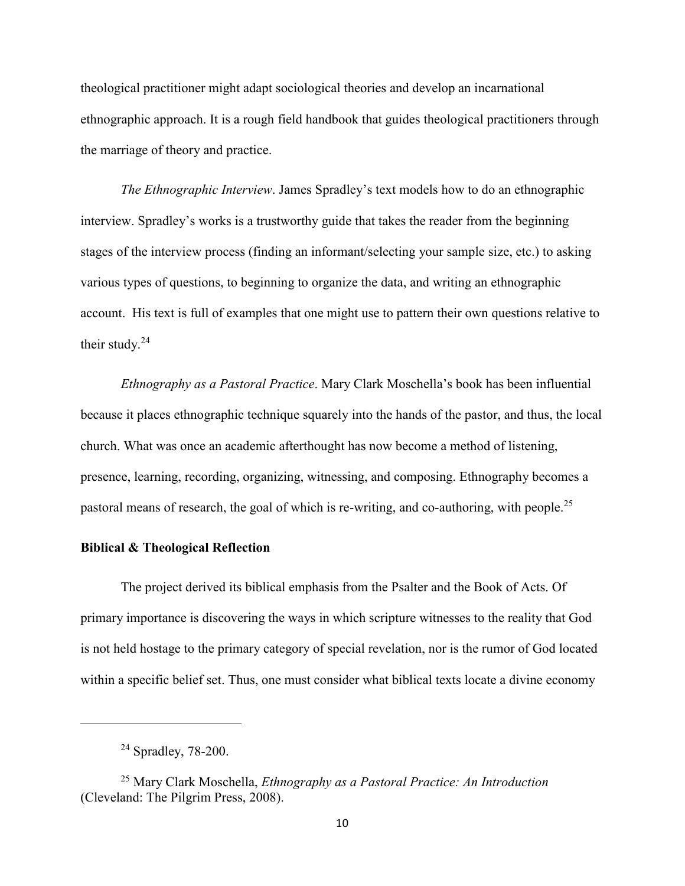theological practitioner might adapt sociological theories and develop an incarnational ethnographic approach. It is a rough field handbook that guides theological practitioners through the marriage of theory and practice.

*The Ethnographic Interview*. James Spradley's text models how to do an ethnographic interview. Spradley's works is a trustworthy guide that takes the reader from the beginning stages of the interview process (finding an informant/selecting your sample size, etc.) to asking various types of questions, to beginning to organize the data, and writing an ethnographic account. His text is full of examples that one might use to pattern their own questions relative to their study.[24]

*Ethnography as a Pastoral Practice*. Mary Clark Moschella's book has been influential because it places ethnographic technique squarely into the hands of the pastor, and thus, the local church. What was once an academic afterthought has now become a method of listening, presence, learning, recording, organizing, witnessing, and composing. Ethnography becomes a pastoral means of research, the goal of which is re-writing, and co-authoring, with people.[25]

**Biblical & Theological Reflection**

The project derived its biblical emphasis from the Psalter and the Book of Acts. Of primary importance is discovering the ways in which scripture witnesses to the reality that God is not held hostage to the primary category of special revelation, nor is the rumor of God located within a specific belief set. Thus, one must consider what biblical texts locate a divine economy

---

[24] Spradley, 78-200.

[25] Mary Clark Moschella, *Ethnography as a Pastoral Practice: An Introduction* (Cleveland: The Pilgrim Press, 2008).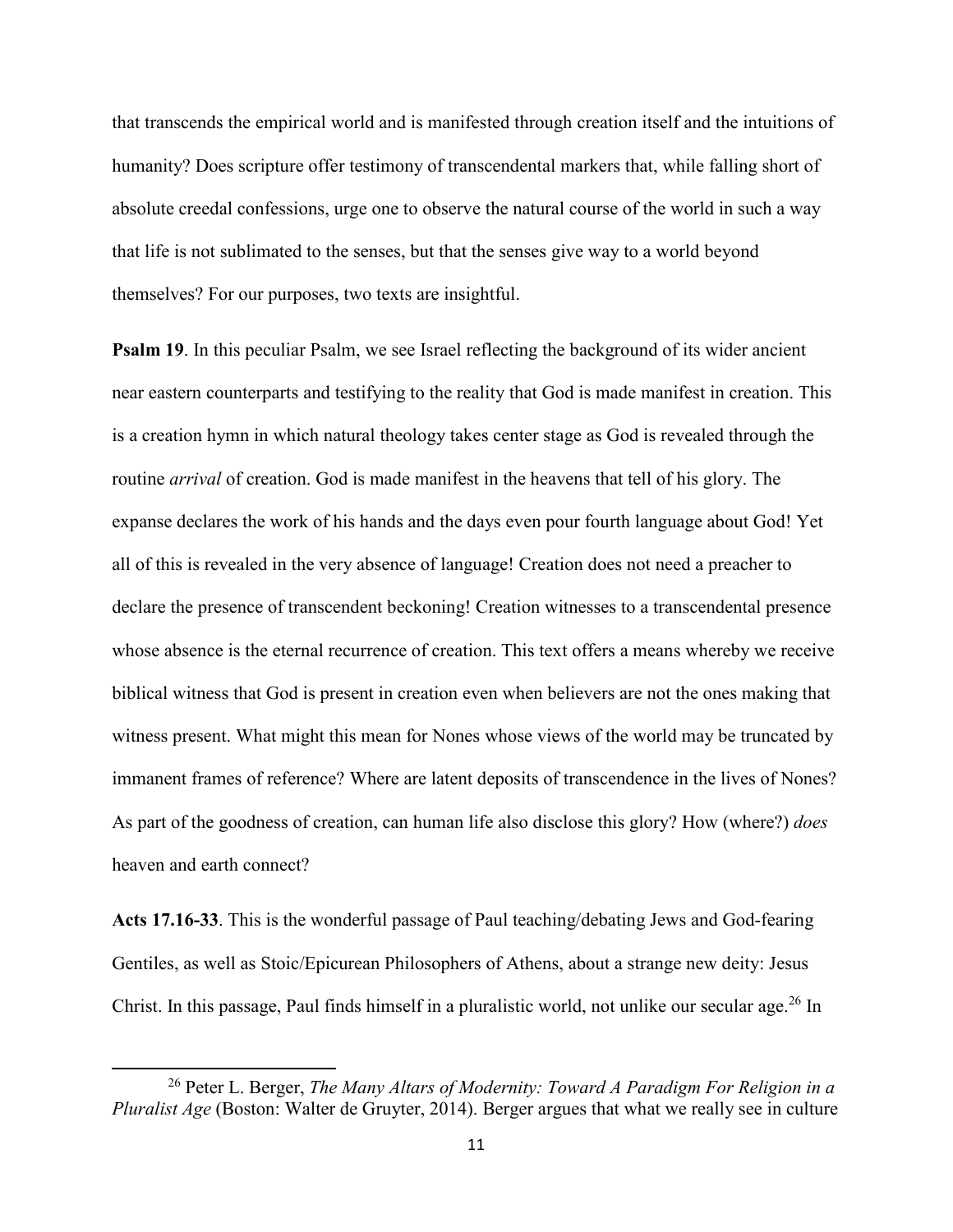that transcends the empirical world and is manifested through creation itself and the intuitions of humanity? Does scripture offer testimony of transcendental markers that, while falling short of absolute creedal confessions, urge one to observe the natural course of the world in such a way that life is not sublimated to the senses, but that the senses give way to a world beyond themselves? For our purposes, two texts are insightful.

**Psalm 19**. In this peculiar Psalm, we see Israel reflecting the background of its wider ancient near eastern counterparts and testifying to the reality that God is made manifest in creation. This is a creation hymn in which natural theology takes center stage as God is revealed through the routine *arrival* of creation. God is made manifest in the heavens that tell of his glory. The expanse declares the work of his hands and the days even pour fourth language about God! Yet all of this is revealed in the very absence of language! Creation does not need a preacher to declare the presence of transcendent beckoning! Creation witnesses to a transcendental presence whose absence is the eternal recurrence of creation. This text offers a means whereby we receive biblical witness that God is present in creation even when believers are not the ones making that witness present. What might this mean for Nones whose views of the world may be truncated by immanent frames of reference? Where are latent deposits of transcendence in the lives of Nones? As part of the goodness of creation, can human life also disclose this glory? How (where?) *does* heaven and earth connect?

**Acts 17.16-33**. This is the wonderful passage of Paul teaching/debating Jews and God-fearing Gentiles, as well as Stoic/Epicurean Philosophers of Athens, about a strange new deity: Jesus Christ. In this passage, Paul finds himself in a pluralistic world, not unlike our secular age.[26] In

[26] Peter L. Berger, *The Many Altars of Modernity: Toward A Paradigm For Religion in a Pluralist Age* (Boston: Walter de Gruyter, 2014). Berger argues that what we really see in culture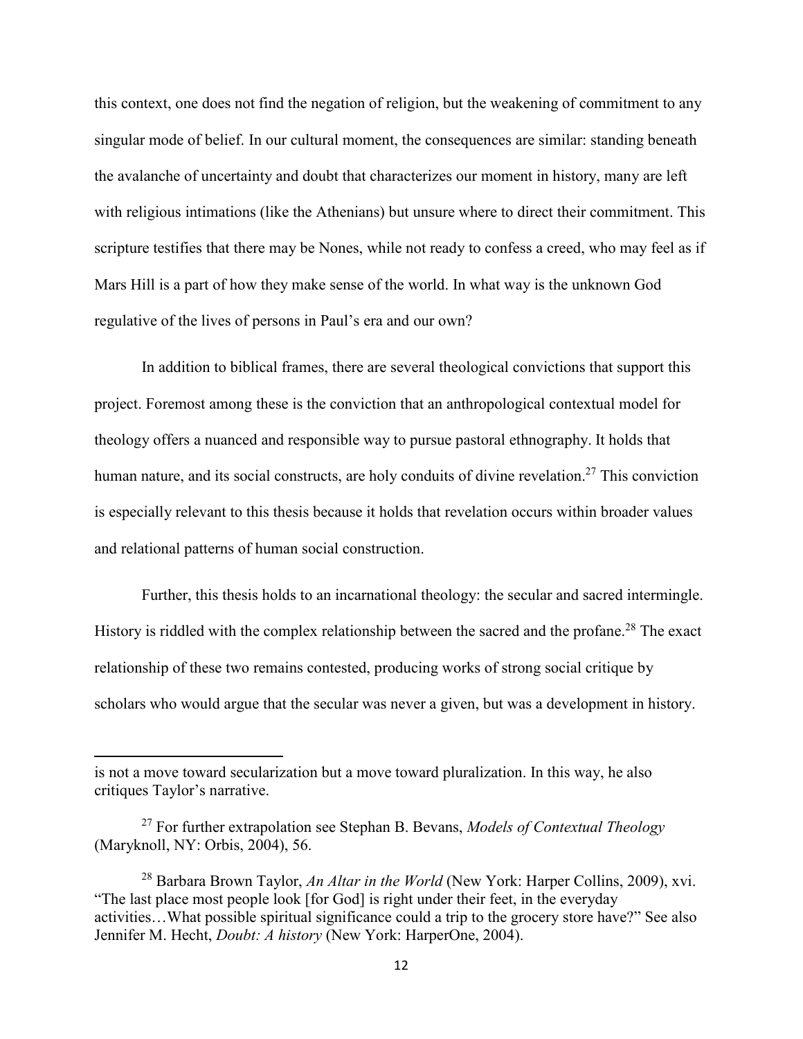this context, one does not find the negation of religion, but the weakening of commitment to any singular mode of belief. In our cultural moment, the consequences are similar: standing beneath the avalanche of uncertainty and doubt that characterizes our moment in history, many are left with religious intimations (like the Athenians) but unsure where to direct their commitment. This scripture testifies that there may be Nones, while not ready to confess a creed, who may feel as if Mars Hill is a part of how they make sense of the world. In what way is the unknown God regulative of the lives of persons in Paul's era and our own?

In addition to biblical frames, there are several theological convictions that support this project. Foremost among these is the conviction that an anthropological contextual model for theology offers a nuanced and responsible way to pursue pastoral ethnography. It holds that human nature, and its social constructs, are holy conduits of divine revelation.[27] This conviction is especially relevant to this thesis because it holds that revelation occurs within broader values and relational patterns of human social construction.

Further, this thesis holds to an incarnational theology: the secular and sacred intermingle. History is riddled with the complex relationship between the sacred and the profane.[28] The exact relationship of these two remains contested, producing works of strong social critique by scholars who would argue that the secular was never a given, but was a development in history.

---

is not a move toward secularization but a move toward pluralization. In this way, he also critiques Taylor's narrative.

[27] For further extrapolation see Stephan B. Bevans, *Models of Contextual Theology* (Maryknoll, NY: Orbis, 2004), 56.

[28] Barbara Brown Taylor, *An Altar in the World* (New York: Harper Collins, 2009), xvi. "The last place most people look [for God] is right under their feet, in the everyday activities…What possible spiritual significance could a trip to the grocery store have?" See also Jennifer M. Hecht, *Doubt: A history* (New York: HarperOne, 2004).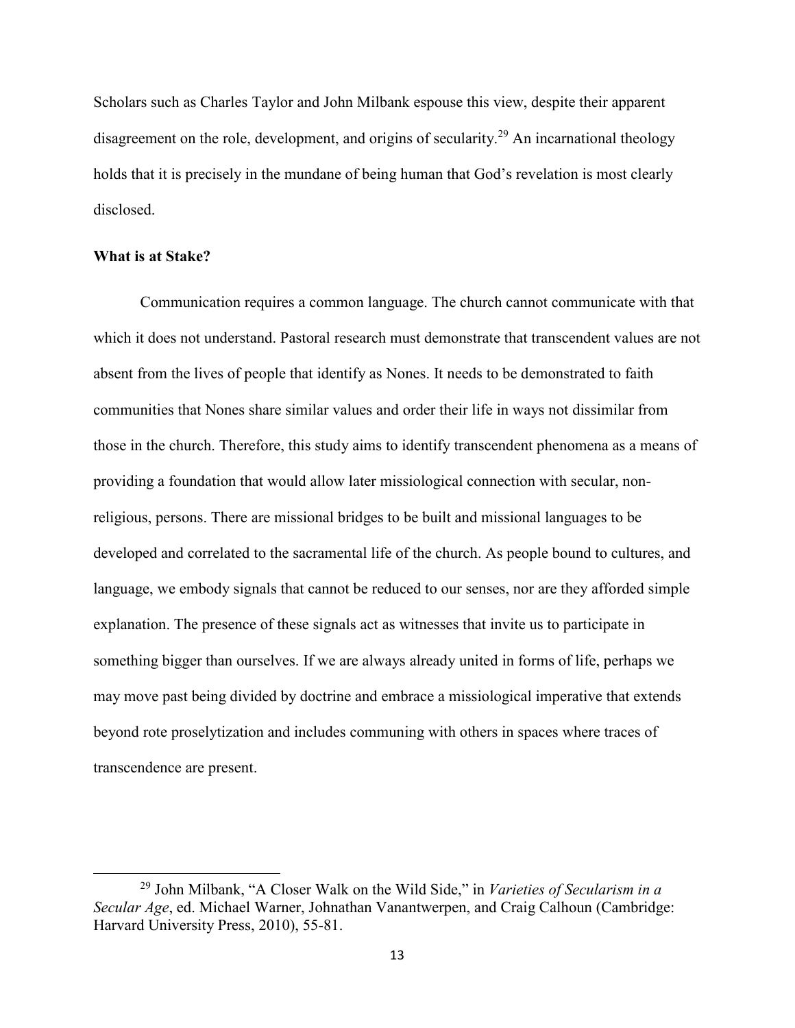Scholars such as Charles Taylor and John Milbank espouse this view, despite their apparent disagreement on the role, development, and origins of secularity.[29] An incarnational theology holds that it is precisely in the mundane of being human that God's revelation is most clearly disclosed.

### What is at Stake?

Communication requires a common language. The church cannot communicate with that which it does not understand. Pastoral research must demonstrate that transcendent values are not absent from the lives of people that identify as Nones. It needs to be demonstrated to faith communities that Nones share similar values and order their life in ways not dissimilar from those in the church. Therefore, this study aims to identify transcendent phenomena as a means of providing a foundation that would allow later missiological connection with secular, non-religious, persons. There are missional bridges to be built and missional languages to be developed and correlated to the sacramental life of the church. As people bound to cultures, and language, we embody signals that cannot be reduced to our senses, nor are they afforded simple explanation. The presence of these signals act as witnesses that invite us to participate in something bigger than ourselves. If we are always already united in forms of life, perhaps we may move past being divided by doctrine and embrace a missiological imperative that extends beyond rote proselytization and includes communing with others in spaces where traces of transcendence are present.

---

[29] John Milbank, "A Closer Walk on the Wild Side," in *Varieties of Secularism in a Secular Age*, ed. Michael Warner, Johnathan Vanantwerpen, and Craig Calhoun (Cambridge: Harvard University Press, 2010), 55-81.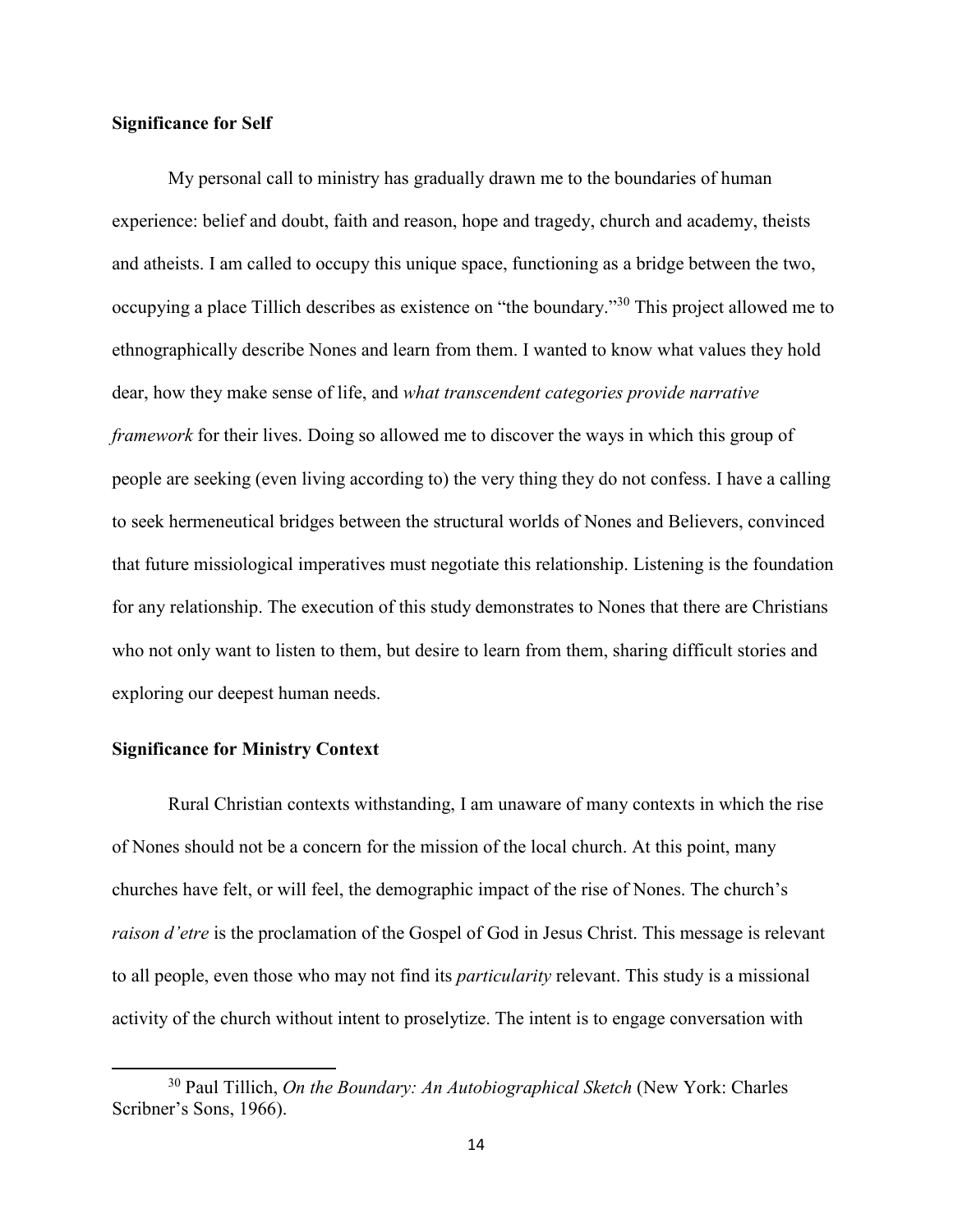## Significance for Self

My personal call to ministry has gradually drawn me to the boundaries of human experience: belief and doubt, faith and reason, hope and tragedy, church and academy, theists and atheists. I am called to occupy this unique space, functioning as a bridge between the two, occupying a place Tillich describes as existence on "the boundary."[30] This project allowed me to ethnographically describe Nones and learn from them. I wanted to know what values they hold dear, how they make sense of life, and *what transcendent categories provide narrative framework* for their lives. Doing so allowed me to discover the ways in which this group of people are seeking (even living according to) the very thing they do not confess. I have a calling to seek hermeneutical bridges between the structural worlds of Nones and Believers, convinced that future missiological imperatives must negotiate this relationship. Listening is the foundation for any relationship. The execution of this study demonstrates to Nones that there are Christians who not only want to listen to them, but desire to learn from them, sharing difficult stories and exploring our deepest human needs.

## Significance for Ministry Context

Rural Christian contexts withstanding, I am unaware of many contexts in which the rise of Nones should not be a concern for the mission of the local church. At this point, many churches have felt, or will feel, the demographic impact of the rise of Nones. The church's *raison d'etre* is the proclamation of the Gospel of God in Jesus Christ. This message is relevant to all people, even those who may not find its *particularity* relevant. This study is a missional activity of the church without intent to proselytize. The intent is to engage conversation with

---

[30] Paul Tillich, *On the Boundary: An Autobiographical Sketch* (New York: Charles Scribner's Sons, 1966).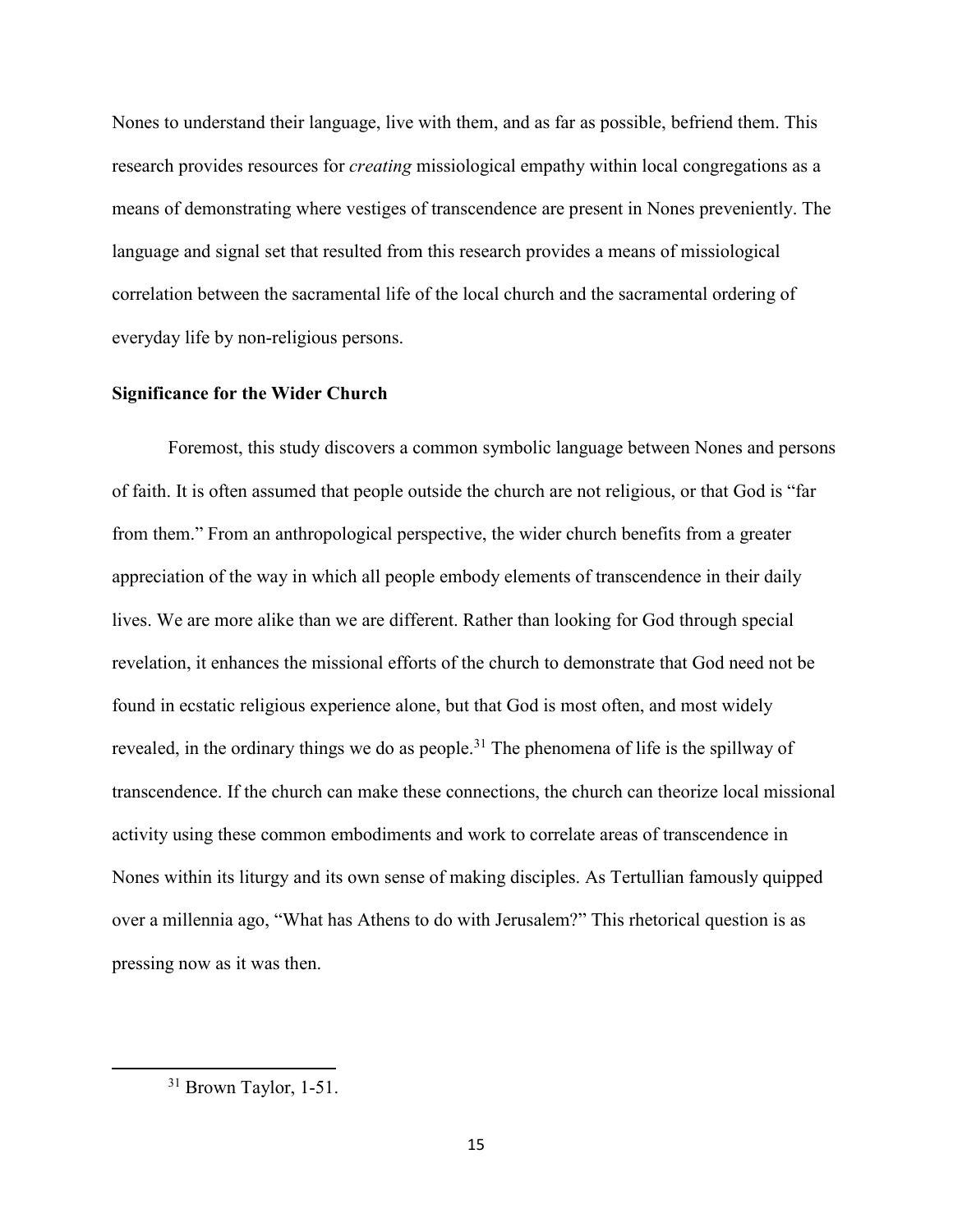Nones to understand their language, live with them, and as far as possible, befriend them. This research provides resources for *creating* missiological empathy within local congregations as a means of demonstrating where vestiges of transcendence are present in Nones preveniently. The language and signal set that resulted from this research provides a means of missiological correlation between the sacramental life of the local church and the sacramental ordering of everyday life by non-religious persons.

### Significance for the Wider Church

Foremost, this study discovers a common symbolic language between Nones and persons of faith. It is often assumed that people outside the church are not religious, or that God is "far from them." From an anthropological perspective, the wider church benefits from a greater appreciation of the way in which all people embody elements of transcendence in their daily lives. We are more alike than we are different. Rather than looking for God through special revelation, it enhances the missional efforts of the church to demonstrate that God need not be found in ecstatic religious experience alone, but that God is most often, and most widely revealed, in the ordinary things we do as people.[31] The phenomena of life is the spillway of transcendence. If the church can make these connections, the church can theorize local missional activity using these common embodiments and work to correlate areas of transcendence in Nones within its liturgy and its own sense of making disciples. As Tertullian famously quipped over a millennia ago, "What has Athens to do with Jerusalem?" This rhetorical question is as pressing now as it was then.

[31] Brown Taylor, 1-51.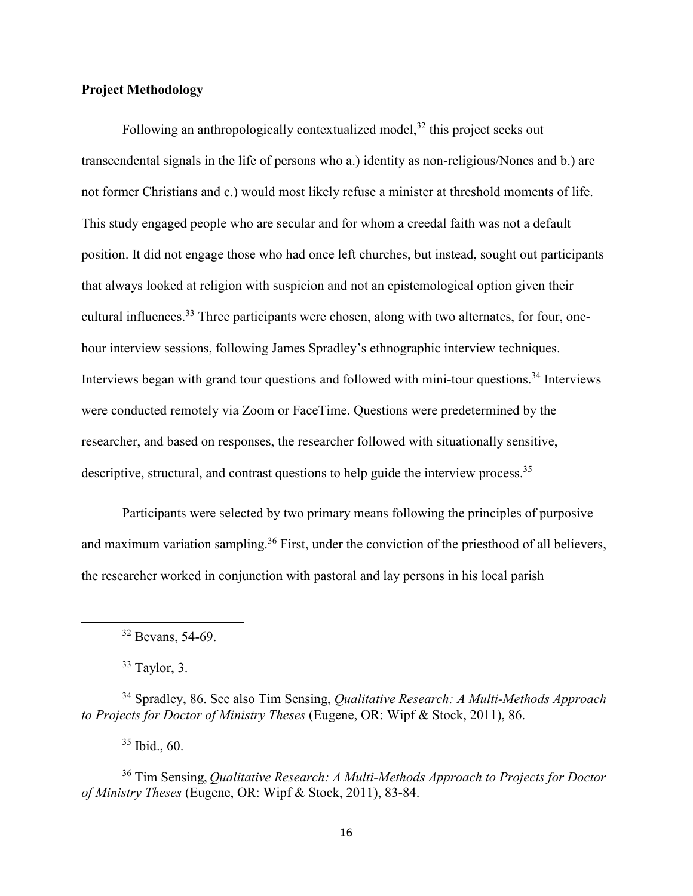## Project Methodology

Following an anthropologically contextualized model,[32] this project seeks out transcendental signals in the life of persons who a.) identity as non-religious/Nones and b.) are not former Christians and c.) would most likely refuse a minister at threshold moments of life. This study engaged people who are secular and for whom a creedal faith was not a default position. It did not engage those who had once left churches, but instead, sought out participants that always looked at religion with suspicion and not an epistemological option given their cultural influences.[33] Three participants were chosen, along with two alternates, for four, one-hour interview sessions, following James Spradley's ethnographic interview techniques. Interviews began with grand tour questions and followed with mini-tour questions.[34] Interviews were conducted remotely via Zoom or FaceTime. Questions were predetermined by the researcher, and based on responses, the researcher followed with situationally sensitive, descriptive, structural, and contrast questions to help guide the interview process.[35]

Participants were selected by two primary means following the principles of purposive and maximum variation sampling.[36] First, under the conviction of the priesthood of all believers, the researcher worked in conjunction with pastoral and lay persons in his local parish

---

[32] Bevans, 54-69.

[33] Taylor, 3.

[34] Spradley, 86. See also Tim Sensing, *Qualitative Research: A Multi-Methods Approach to Projects for Doctor of Ministry Theses* (Eugene, OR: Wipf & Stock, 2011), 86.

[35] Ibid., 60.

[36] Tim Sensing, *Qualitative Research: A Multi-Methods Approach to Projects for Doctor of Ministry Theses* (Eugene, OR: Wipf & Stock, 2011), 83-84.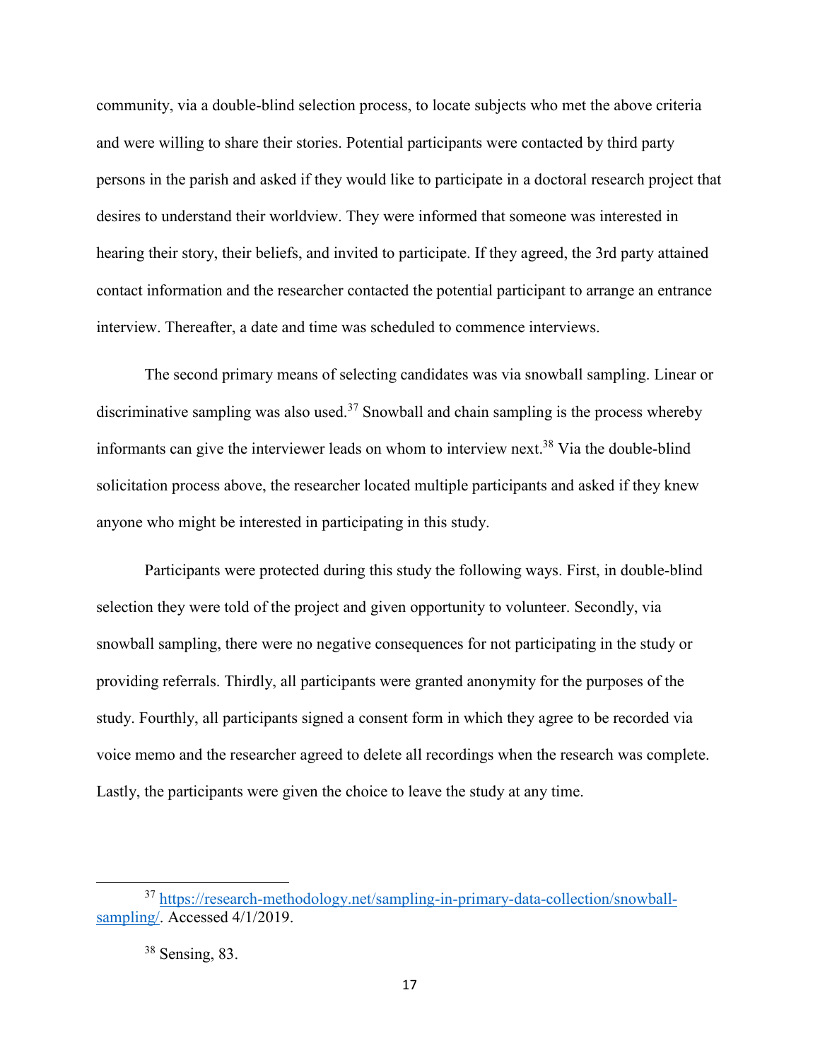community, via a double-blind selection process, to locate subjects who met the above criteria and were willing to share their stories. Potential participants were contacted by third party persons in the parish and asked if they would like to participate in a doctoral research project that desires to understand their worldview. They were informed that someone was interested in hearing their story, their beliefs, and invited to participate. If they agreed, the 3rd party attained contact information and the researcher contacted the potential participant to arrange an entrance interview. Thereafter, a date and time was scheduled to commence interviews.

The second primary means of selecting candidates was via snowball sampling. Linear or discriminative sampling was also used.[37] Snowball and chain sampling is the process whereby informants can give the interviewer leads on whom to interview next.[38] Via the double-blind solicitation process above, the researcher located multiple participants and asked if they knew anyone who might be interested in participating in this study.

Participants were protected during this study the following ways. First, in double-blind selection they were told of the project and given opportunity to volunteer. Secondly, via snowball sampling, there were no negative consequences for not participating in the study or providing referrals. Thirdly, all participants were granted anonymity for the purposes of the study. Fourthly, all participants signed a consent form in which they agree to be recorded via voice memo and the researcher agreed to delete all recordings when the research was complete. Lastly, the participants were given the choice to leave the study at any time.

---

[37] https://research-methodology.net/sampling-in-primary-data-collection/snowball-sampling/. Accessed 4/1/2019.

[38] Sensing, 83.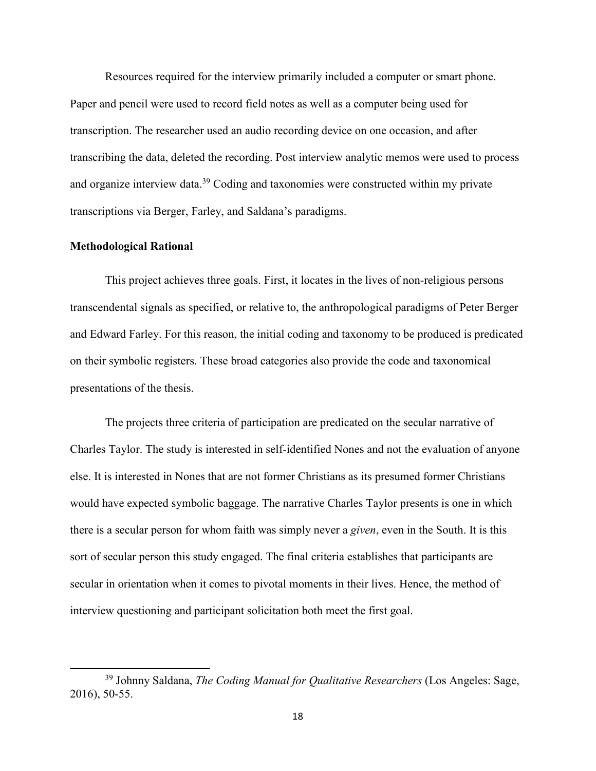Resources required for the interview primarily included a computer or smart phone. Paper and pencil were used to record field notes as well as a computer being used for transcription. The researcher used an audio recording device on one occasion, and after transcribing the data, deleted the recording. Post interview analytic memos were used to process and organize interview data.[39] Coding and taxonomies were constructed within my private transcriptions via Berger, Farley, and Saldana's paradigms.

**Methodological Rational**

This project achieves three goals. First, it locates in the lives of non-religious persons transcendental signals as specified, or relative to, the anthropological paradigms of Peter Berger and Edward Farley. For this reason, the initial coding and taxonomy to be produced is predicated on their symbolic registers. These broad categories also provide the code and taxonomical presentations of the thesis.

The projects three criteria of participation are predicated on the secular narrative of Charles Taylor. The study is interested in self-identified Nones and not the evaluation of anyone else. It is interested in Nones that are not former Christians as its presumed former Christians would have expected symbolic baggage. The narrative Charles Taylor presents is one in which there is a secular person for whom faith was simply never a *given*, even in the South. It is this sort of secular person this study engaged. The final criteria establishes that participants are secular in orientation when it comes to pivotal moments in their lives. Hence, the method of interview questioning and participant solicitation both meet the first goal.

---

[39] Johnny Saldana, *The Coding Manual for Qualitative Researchers* (Los Angeles: Sage, 2016), 50-55.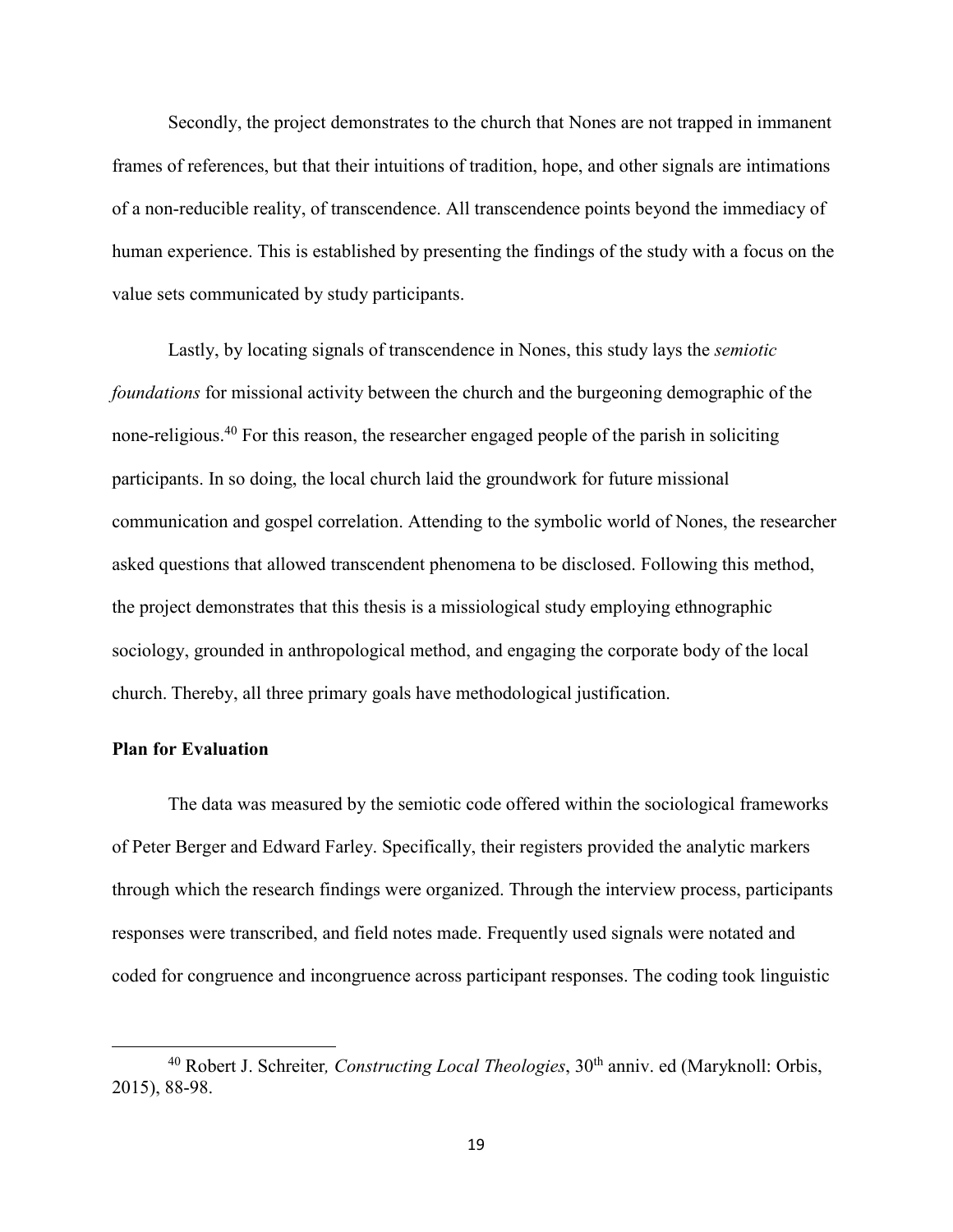Secondly, the project demonstrates to the church that Nones are not trapped in immanent frames of references, but that their intuitions of tradition, hope, and other signals are intimations of a non-reducible reality, of transcendence. All transcendence points beyond the immediacy of human experience. This is established by presenting the findings of the study with a focus on the value sets communicated by study participants.

Lastly, by locating signals of transcendence in Nones, this study lays the *semiotic foundations* for missional activity between the church and the burgeoning demographic of the none-religious.[40] For this reason, the researcher engaged people of the parish in soliciting participants. In so doing, the local church laid the groundwork for future missional communication and gospel correlation. Attending to the symbolic world of Nones, the researcher asked questions that allowed transcendent phenomena to be disclosed. Following this method, the project demonstrates that this thesis is a missiological study employing ethnographic sociology, grounded in anthropological method, and engaging the corporate body of the local church. Thereby, all three primary goals have methodological justification.

**Plan for Evaluation**

The data was measured by the semiotic code offered within the sociological frameworks of Peter Berger and Edward Farley. Specifically, their registers provided the analytic markers through which the research findings were organized. Through the interview process, participants responses were transcribed, and field notes made. Frequently used signals were notated and coded for congruence and incongruence across participant responses. The coding took linguistic

---

[40] Robert J. Schreiter*, Constructing Local Theologies*, 30th anniv. ed (Maryknoll: Orbis, 2015), 88-98.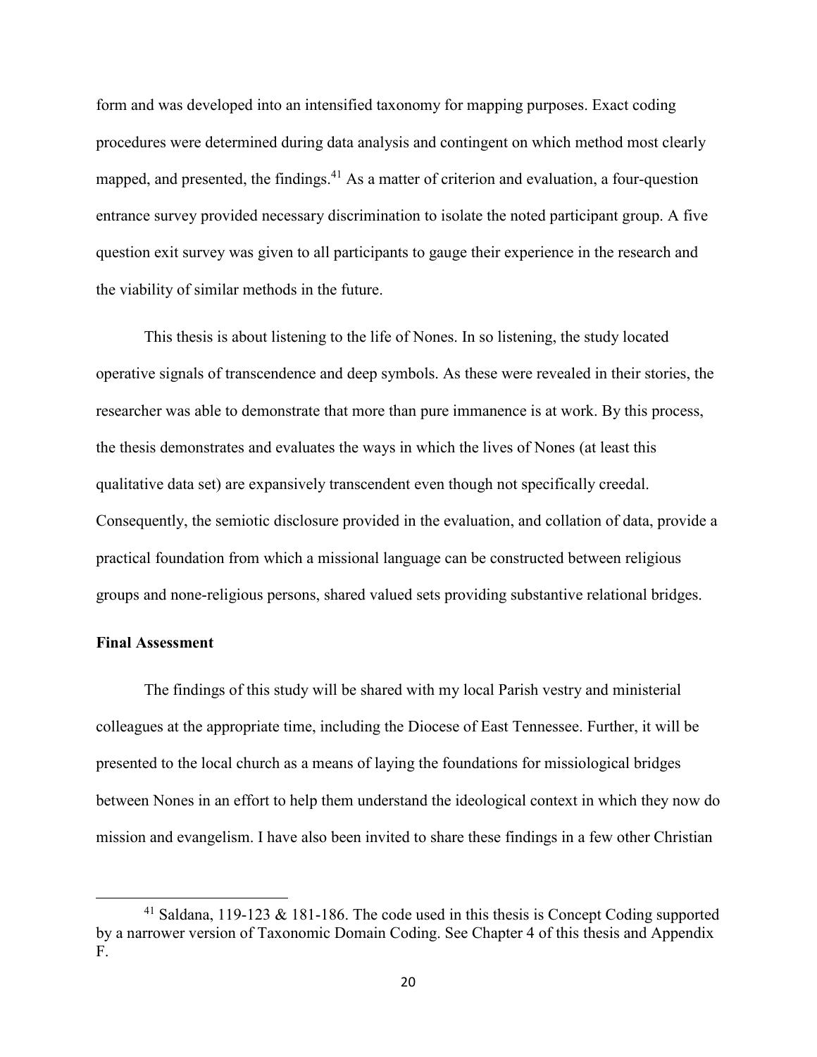form and was developed into an intensified taxonomy for mapping purposes. Exact coding procedures were determined during data analysis and contingent on which method most clearly mapped, and presented, the findings.[41] As a matter of criterion and evaluation, a four-question entrance survey provided necessary discrimination to isolate the noted participant group. A five question exit survey was given to all participants to gauge their experience in the research and the viability of similar methods in the future.

This thesis is about listening to the life of Nones. In so listening, the study located operative signals of transcendence and deep symbols. As these were revealed in their stories, the researcher was able to demonstrate that more than pure immanence is at work. By this process, the thesis demonstrates and evaluates the ways in which the lives of Nones (at least this qualitative data set) are expansively transcendent even though not specifically creedal. Consequently, the semiotic disclosure provided in the evaluation, and collation of data, provide a practical foundation from which a missional language can be constructed between religious groups and none-religious persons, shared valued sets providing substantive relational bridges.

**Final Assessment**

The findings of this study will be shared with my local Parish vestry and ministerial colleagues at the appropriate time, including the Diocese of East Tennessee. Further, it will be presented to the local church as a means of laying the foundations for missiological bridges between Nones in an effort to help them understand the ideological context in which they now do mission and evangelism. I have also been invited to share these findings in a few other Christian

[41] Saldana, 119-123 & 181-186. The code used in this thesis is Concept Coding supported by a narrower version of Taxonomic Domain Coding. See Chapter 4 of this thesis and Appendix F.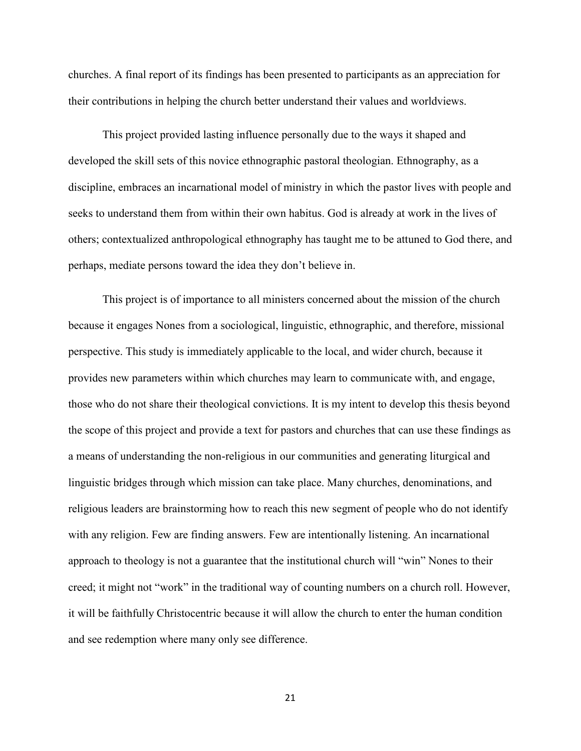churches. A final report of its findings has been presented to participants as an appreciation for their contributions in helping the church better understand their values and worldviews.

This project provided lasting influence personally due to the ways it shaped and developed the skill sets of this novice ethnographic pastoral theologian. Ethnography, as a discipline, embraces an incarnational model of ministry in which the pastor lives with people and seeks to understand them from within their own habitus. God is already at work in the lives of others; contextualized anthropological ethnography has taught me to be attuned to God there, and perhaps, mediate persons toward the idea they don't believe in.

This project is of importance to all ministers concerned about the mission of the church because it engages Nones from a sociological, linguistic, ethnographic, and therefore, missional perspective. This study is immediately applicable to the local, and wider church, because it provides new parameters within which churches may learn to communicate with, and engage, those who do not share their theological convictions. It is my intent to develop this thesis beyond the scope of this project and provide a text for pastors and churches that can use these findings as a means of understanding the non-religious in our communities and generating liturgical and linguistic bridges through which mission can take place. Many churches, denominations, and religious leaders are brainstorming how to reach this new segment of people who do not identify with any religion. Few are finding answers. Few are intentionally listening. An incarnational approach to theology is not a guarantee that the institutional church will "win" Nones to their creed; it might not "work" in the traditional way of counting numbers on a church roll. However, it will be faithfully Christocentric because it will allow the church to enter the human condition and see redemption where many only see difference.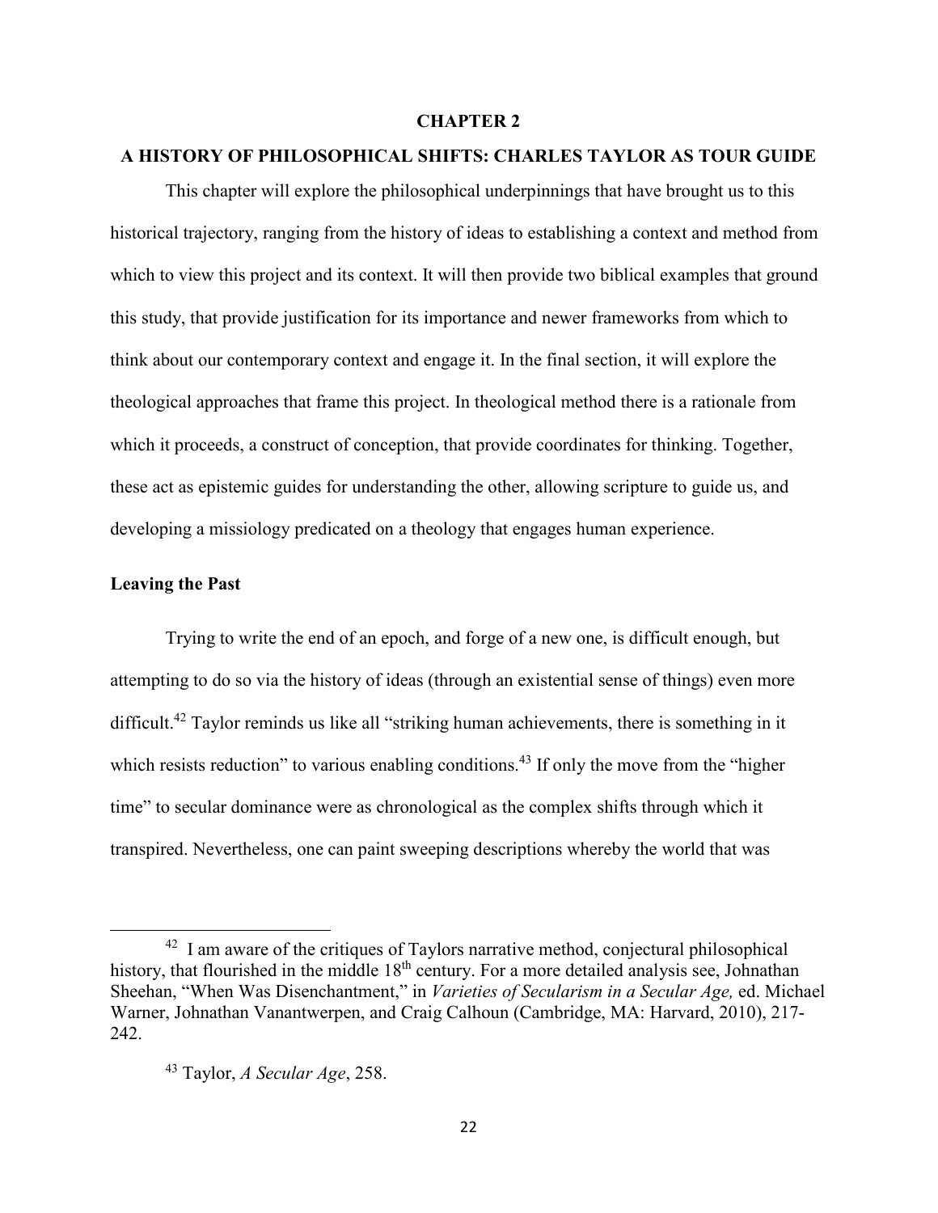# CHAPTER 2

## A HISTORY OF PHILOSOPHICAL SHIFTS: CHARLES TAYLOR AS TOUR GUIDE

This chapter will explore the philosophical underpinnings that have brought us to this historical trajectory, ranging from the history of ideas to establishing a context and method from which to view this project and its context. It will then provide two biblical examples that ground this study, that provide justification for its importance and newer frameworks from which to think about our contemporary context and engage it. In the final section, it will explore the theological approaches that frame this project. In theological method there is a rationale from which it proceeds, a construct of conception, that provide coordinates for thinking. Together, these act as epistemic guides for understanding the other, allowing scripture to guide us, and developing a missiology predicated on a theology that engages human experience.

### Leaving the Past

Trying to write the end of an epoch, and forge of a new one, is difficult enough, but attempting to do so via the history of ideas (through an existential sense of things) even more difficult.[42] Taylor reminds us like all "striking human achievements, there is something in it which resists reduction" to various enabling conditions.[43] If only the move from the "higher time" to secular dominance were as chronological as the complex shifts through which it transpired. Nevertheless, one can paint sweeping descriptions whereby the world that was

---

[42] I am aware of the critiques of Taylors narrative method, conjectural philosophical history, that flourished in the middle 18th century. For a more detailed analysis see, Johnathan Sheehan, "When Was Disenchantment," in *Varieties of Secularism in a Secular Age,* ed. Michael Warner, Johnathan Vanantwerpen, and Craig Calhoun (Cambridge, MA: Harvard, 2010), 217-242.

[43] Taylor, *A Secular Age*, 258.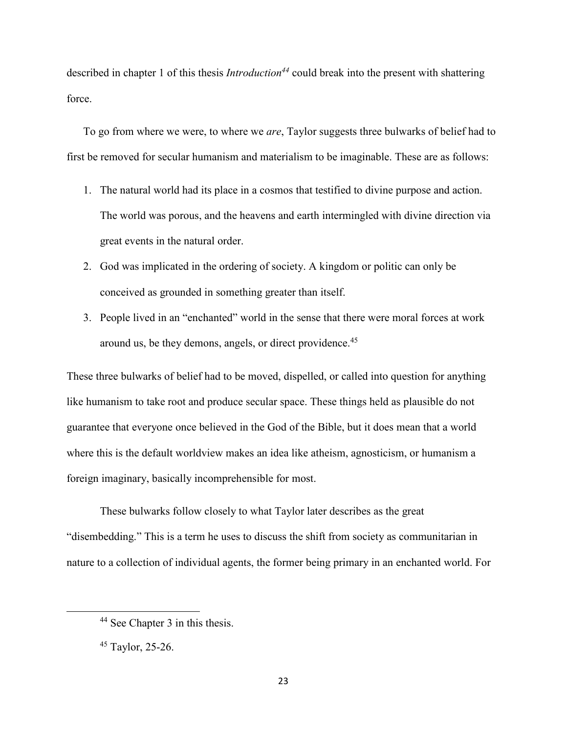described in chapter 1 of this thesis *Introduction*[44] could break into the present with shattering force.

To go from where we were, to where we *are*, Taylor suggests three bulwarks of belief had to first be removed for secular humanism and materialism to be imaginable. These are as follows:

1. The natural world had its place in a cosmos that testified to divine purpose and action. The world was porous, and the heavens and earth intermingled with divine direction via great events in the natural order.
2. God was implicated in the ordering of society. A kingdom or politic can only be conceived as grounded in something greater than itself.
3. People lived in an "enchanted" world in the sense that there were moral forces at work around us, be they demons, angels, or direct providence.[45]

These three bulwarks of belief had to be moved, dispelled, or called into question for anything like humanism to take root and produce secular space. These things held as plausible do not guarantee that everyone once believed in the God of the Bible, but it does mean that a world where this is the default worldview makes an idea like atheism, agnosticism, or humanism a foreign imaginary, basically incomprehensible for most.

These bulwarks follow closely to what Taylor later describes as the great "disembedding." This is a term he uses to discuss the shift from society as communitarian in nature to a collection of individual agents, the former being primary in an enchanted world. For

---

[44] See Chapter 3 in this thesis.

[45] Taylor, 25-26.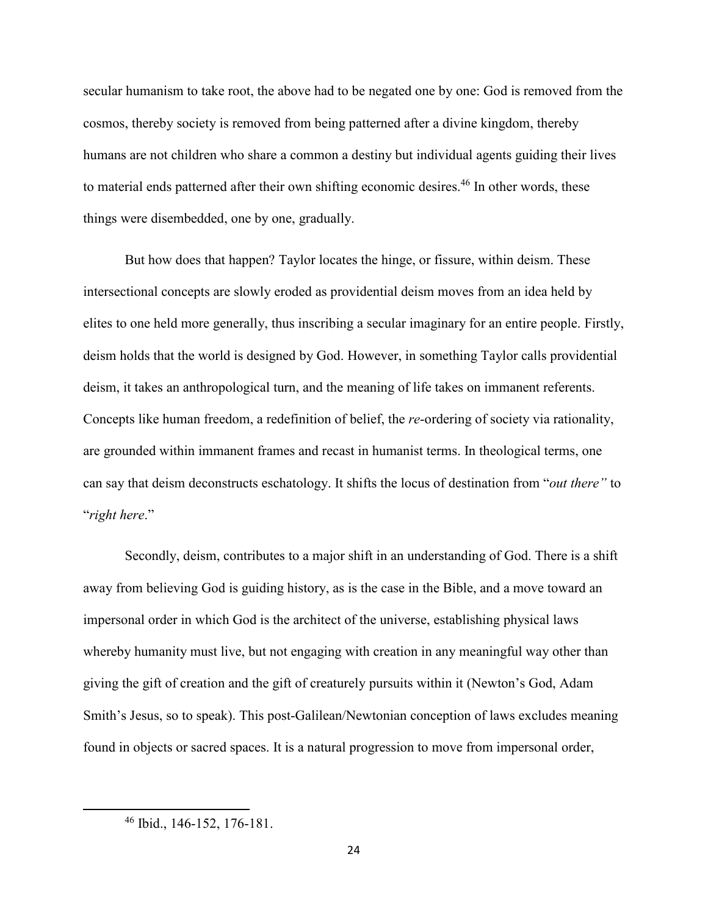secular humanism to take root, the above had to be negated one by one: God is removed from the cosmos, thereby society is removed from being patterned after a divine kingdom, thereby humans are not children who share a common a destiny but individual agents guiding their lives to material ends patterned after their own shifting economic desires.[46] In other words, these things were disembedded, one by one, gradually.

But how does that happen? Taylor locates the hinge, or fissure, within deism. These intersectional concepts are slowly eroded as providential deism moves from an idea held by elites to one held more generally, thus inscribing a secular imaginary for an entire people. Firstly, deism holds that the world is designed by God. However, in something Taylor calls providential deism, it takes an anthropological turn, and the meaning of life takes on immanent referents. Concepts like human freedom, a redefinition of belief, the *re*-ordering of society via rationality, are grounded within immanent frames and recast in humanist terms. In theological terms, one can say that deism deconstructs eschatology. It shifts the locus of destination from "*out there"* to "*right here*."

Secondly, deism, contributes to a major shift in an understanding of God. There is a shift away from believing God is guiding history, as is the case in the Bible, and a move toward an impersonal order in which God is the architect of the universe, establishing physical laws whereby humanity must live, but not engaging with creation in any meaningful way other than giving the gift of creation and the gift of creaturely pursuits within it (Newton's God, Adam Smith's Jesus, so to speak). This post-Galilean/Newtonian conception of laws excludes meaning found in objects or sacred spaces. It is a natural progression to move from impersonal order,

---

[46] Ibid., 146-152, 176-181.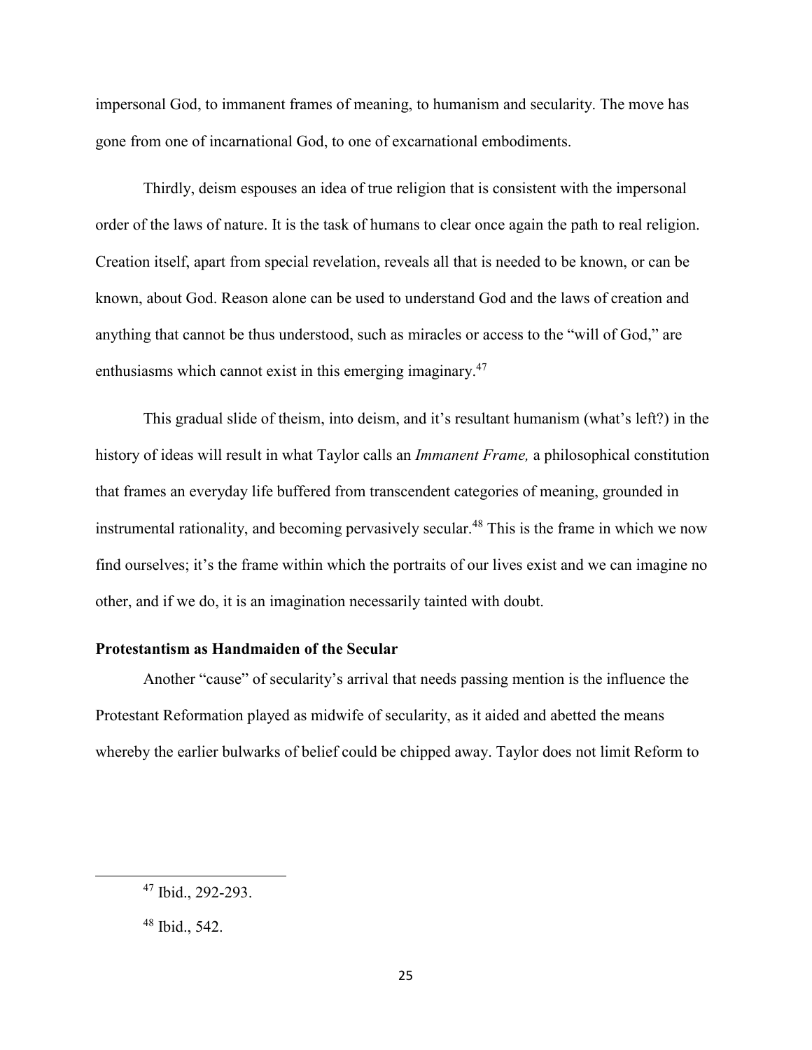impersonal God, to immanent frames of meaning, to humanism and secularity. The move has gone from one of incarnational God, to one of excarnational embodiments.

Thirdly, deism espouses an idea of true religion that is consistent with the impersonal order of the laws of nature. It is the task of humans to clear once again the path to real religion. Creation itself, apart from special revelation, reveals all that is needed to be known, or can be known, about God. Reason alone can be used to understand God and the laws of creation and anything that cannot be thus understood, such as miracles or access to the "will of God," are enthusiasms which cannot exist in this emerging imaginary.[47]

This gradual slide of theism, into deism, and it's resultant humanism (what's left?) in the history of ideas will result in what Taylor calls an *Immanent Frame,* a philosophical constitution that frames an everyday life buffered from transcendent categories of meaning, grounded in instrumental rationality, and becoming pervasively secular.[48] This is the frame in which we now find ourselves; it's the frame within which the portraits of our lives exist and we can imagine no other, and if we do, it is an imagination necessarily tainted with doubt.

**Protestantism as Handmaiden of the Secular**

Another "cause" of secularity's arrival that needs passing mention is the influence the Protestant Reformation played as midwife of secularity, as it aided and abetted the means whereby the earlier bulwarks of belief could be chipped away. Taylor does not limit Reform to

[47] Ibid., 292-293.

[48] Ibid., 542.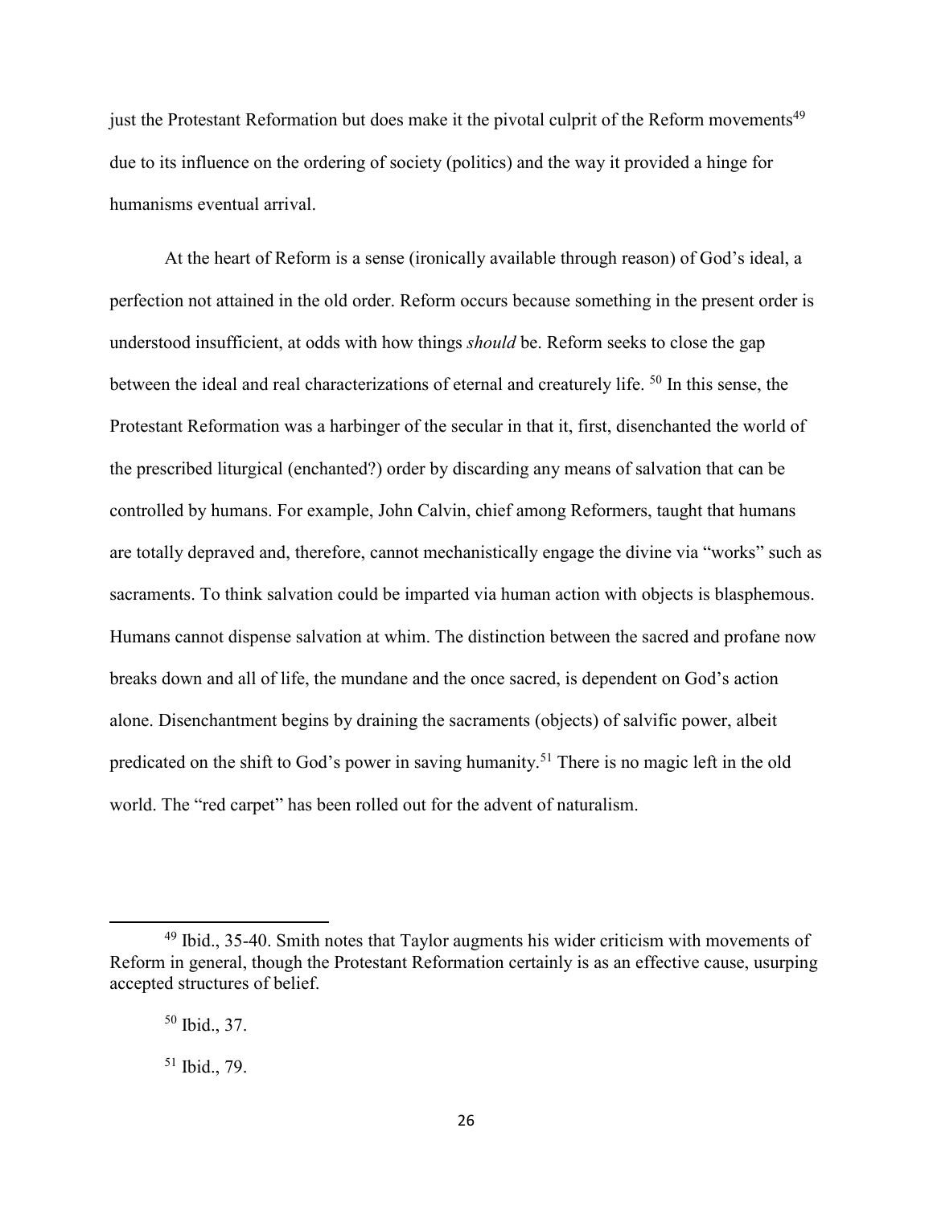just the Protestant Reformation but does make it the pivotal culprit of the Reform movements[49] due to its influence on the ordering of society (politics) and the way it provided a hinge for humanisms eventual arrival.

At the heart of Reform is a sense (ironically available through reason) of God's ideal, a perfection not attained in the old order. Reform occurs because something in the present order is understood insufficient, at odds with how things *should* be. Reform seeks to close the gap between the ideal and real characterizations of eternal and creaturely life. [50] In this sense, the Protestant Reformation was a harbinger of the secular in that it, first, disenchanted the world of the prescribed liturgical (enchanted?) order by discarding any means of salvation that can be controlled by humans. For example, John Calvin, chief among Reformers, taught that humans are totally depraved and, therefore, cannot mechanistically engage the divine via "works" such as sacraments. To think salvation could be imparted via human action with objects is blasphemous. Humans cannot dispense salvation at whim. The distinction between the sacred and profane now breaks down and all of life, the mundane and the once sacred, is dependent on God's action alone. Disenchantment begins by draining the sacraments (objects) of salvific power, albeit predicated on the shift to God's power in saving humanity.[51] There is no magic left in the old world. The "red carpet" has been rolled out for the advent of naturalism.

---

[49] Ibid., 35-40. Smith notes that Taylor augments his wider criticism with movements of Reform in general, though the Protestant Reformation certainly is as an effective cause, usurping accepted structures of belief.

[50] Ibid., 37.

[51] Ibid., 79.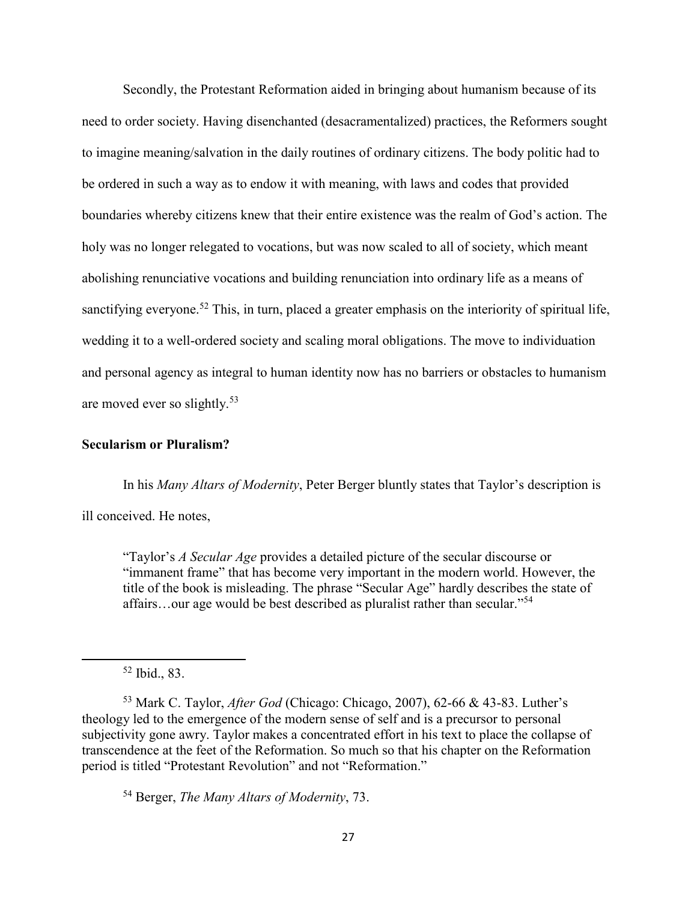Secondly, the Protestant Reformation aided in bringing about humanism because of its need to order society. Having disenchanted (desacramentalized) practices, the Reformers sought to imagine meaning/salvation in the daily routines of ordinary citizens. The body politic had to be ordered in such a way as to endow it with meaning, with laws and codes that provided boundaries whereby citizens knew that their entire existence was the realm of God's action. The holy was no longer relegated to vocations, but was now scaled to all of society, which meant abolishing renunciative vocations and building renunciation into ordinary life as a means of sanctifying everyone.[52] This, in turn, placed a greater emphasis on the interiority of spiritual life, wedding it to a well-ordered society and scaling moral obligations. The move to individuation and personal agency as integral to human identity now has no barriers or obstacles to humanism are moved ever so slightly.[53]

## Secularism or Pluralism?

In his *Many Altars of Modernity*, Peter Berger bluntly states that Taylor's description is ill conceived. He notes,

> "Taylor's *A Secular Age* provides a detailed picture of the secular discourse or "immanent frame" that has become very important in the modern world. However, the title of the book is misleading. The phrase "Secular Age" hardly describes the state of affairs…our age would be best described as pluralist rather than secular."[54]

---

[52] Ibid., 83.

[53] Mark C. Taylor, *After God* (Chicago: Chicago, 2007), 62-66 & 43-83. Luther's theology led to the emergence of the modern sense of self and is a precursor to personal subjectivity gone awry. Taylor makes a concentrated effort in his text to place the collapse of transcendence at the feet of the Reformation. So much so that his chapter on the Reformation period is titled "Protestant Revolution" and not "Reformation."

[54] Berger, *The Many Altars of Modernity*, 73.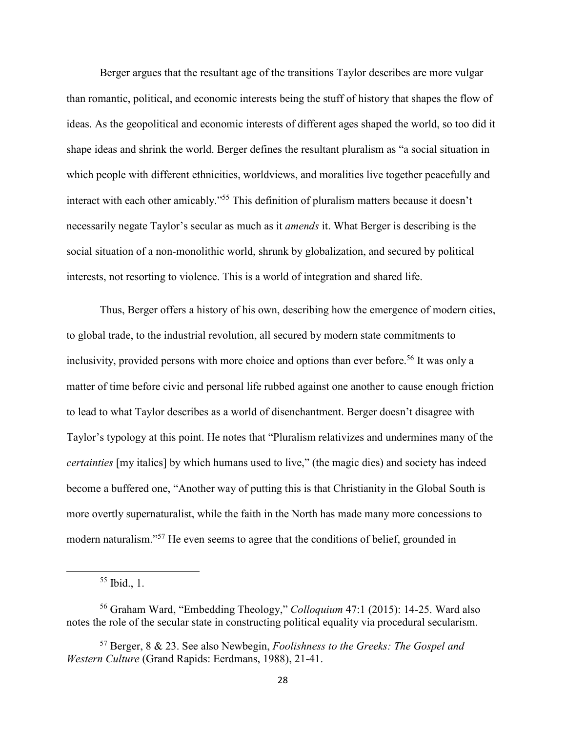Berger argues that the resultant age of the transitions Taylor describes are more vulgar than romantic, political, and economic interests being the stuff of history that shapes the flow of ideas. As the geopolitical and economic interests of different ages shaped the world, so too did it shape ideas and shrink the world. Berger defines the resultant pluralism as "a social situation in which people with different ethnicities, worldviews, and moralities live together peacefully and interact with each other amicably."[55] This definition of pluralism matters because it doesn't necessarily negate Taylor's secular as much as it *amends* it. What Berger is describing is the social situation of a non-monolithic world, shrunk by globalization, and secured by political interests, not resorting to violence. This is a world of integration and shared life.

Thus, Berger offers a history of his own, describing how the emergence of modern cities, to global trade, to the industrial revolution, all secured by modern state commitments to inclusivity, provided persons with more choice and options than ever before.[56] It was only a matter of time before civic and personal life rubbed against one another to cause enough friction to lead to what Taylor describes as a world of disenchantment. Berger doesn't disagree with Taylor's typology at this point. He notes that "Pluralism relativizes and undermines many of the *certainties* [my italics] by which humans used to live," (the magic dies) and society has indeed become a buffered one, "Another way of putting this is that Christianity in the Global South is more overtly supernaturalist, while the faith in the North has made many more concessions to modern naturalism."[57] He even seems to agree that the conditions of belief, grounded in

---

[55] Ibid., 1.

[56] Graham Ward, "Embedding Theology," *Colloquium* 47:1 (2015): 14-25. Ward also notes the role of the secular state in constructing political equality via procedural secularism.

[57] Berger, 8 & 23. See also Newbegin, *Foolishness to the Greeks: The Gospel and Western Culture* (Grand Rapids: Eerdmans, 1988), 21-41.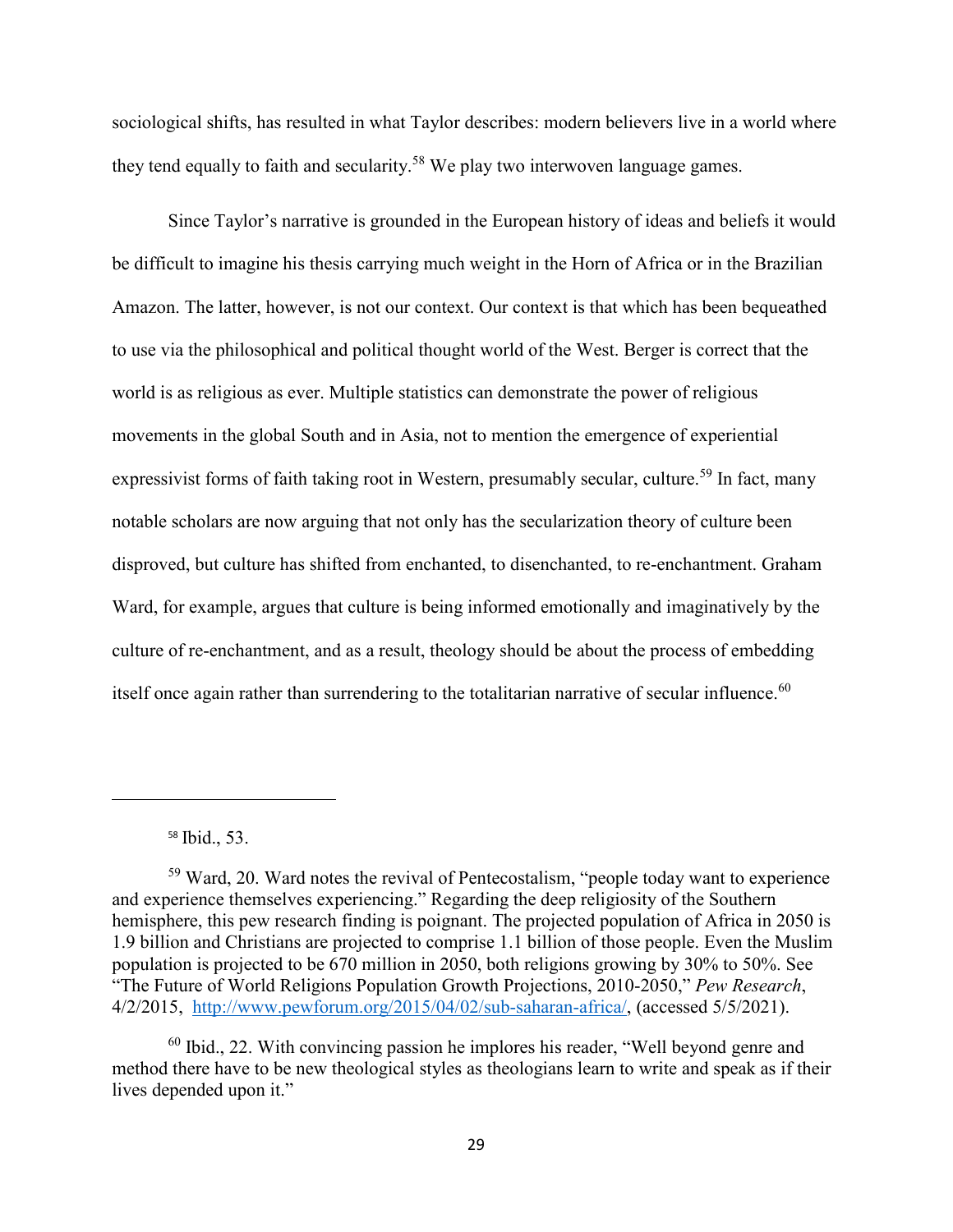sociological shifts, has resulted in what Taylor describes: modern believers live in a world where they tend equally to faith and secularity.[58] We play two interwoven language games.

Since Taylor's narrative is grounded in the European history of ideas and beliefs it would be difficult to imagine his thesis carrying much weight in the Horn of Africa or in the Brazilian Amazon. The latter, however, is not our context. Our context is that which has been bequeathed to use via the philosophical and political thought world of the West. Berger is correct that the world is as religious as ever. Multiple statistics can demonstrate the power of religious movements in the global South and in Asia, not to mention the emergence of experiential expressivist forms of faith taking root in Western, presumably secular, culture.[59] In fact, many notable scholars are now arguing that not only has the secularization theory of culture been disproved, but culture has shifted from enchanted, to disenchanted, to re-enchantment. Graham Ward, for example, argues that culture is being informed emotionally and imaginatively by the culture of re-enchantment, and as a result, theology should be about the process of embedding itself once again rather than surrendering to the totalitarian narrative of secular influence.[60]

---

[58] Ibid., 53.

[59] Ward, 20. Ward notes the revival of Pentecostalism, "people today want to experience and experience themselves experiencing." Regarding the deep religiosity of the Southern hemisphere, this pew research finding is poignant. The projected population of Africa in 2050 is 1.9 billion and Christians are projected to comprise 1.1 billion of those people. Even the Muslim population is projected to be 670 million in 2050, both religions growing by 30% to 50%. See "The Future of World Religions Population Growth Projections, 2010-2050," *Pew Research*, 4/2/2015, http://www.pewforum.org/2015/04/02/sub-saharan-africa/, (accessed 5/5/2021).

[60] Ibid., 22. With convincing passion he implores his reader, "Well beyond genre and method there have to be new theological styles as theologians learn to write and speak as if their lives depended upon it."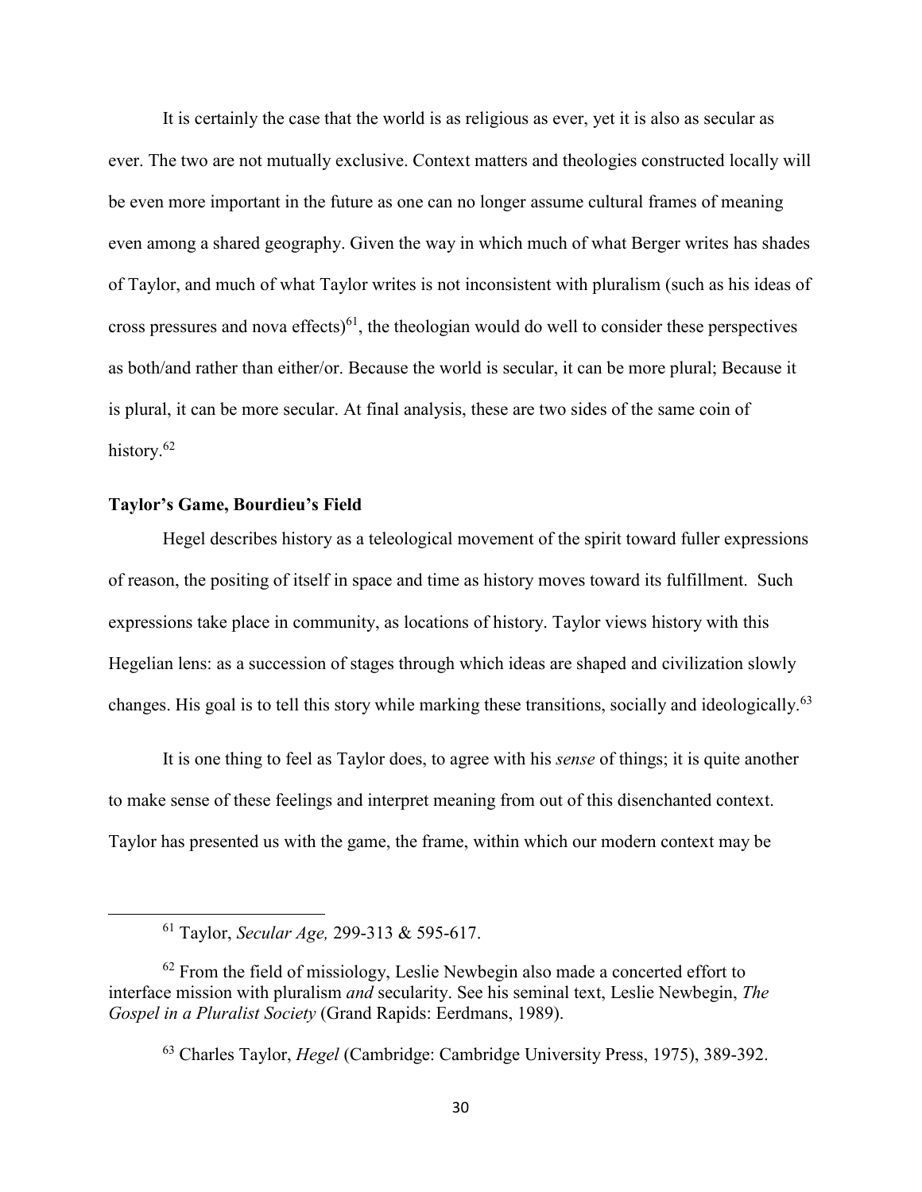It is certainly the case that the world is as religious as ever, yet it is also as secular as ever. The two are not mutually exclusive. Context matters and theologies constructed locally will be even more important in the future as one can no longer assume cultural frames of meaning even among a shared geography. Given the way in which much of what Berger writes has shades of Taylor, and much of what Taylor writes is not inconsistent with pluralism (such as his ideas of cross pressures and nova effects)[61], the theologian would do well to consider these perspectives as both/and rather than either/or. Because the world is secular, it can be more plural; Because it is plural, it can be more secular. At final analysis, these are two sides of the same coin of history.[62]

### Taylor's Game, Bourdieu's Field

Hegel describes history as a teleological movement of the spirit toward fuller expressions of reason, the positing of itself in space and time as history moves toward its fulfillment. Such expressions take place in community, as locations of history. Taylor views history with this Hegelian lens: as a succession of stages through which ideas are shaped and civilization slowly changes. His goal is to tell this story while marking these transitions, socially and ideologically.[63]

It is one thing to feel as Taylor does, to agree with his *sense* of things; it is quite another to make sense of these feelings and interpret meaning from out of this disenchanted context. Taylor has presented us with the game, the frame, within which our modern context may be

---

[61] Taylor, *Secular Age,* 299-313 & 595-617.

[62] From the field of missiology, Leslie Newbegin also made a concerted effort to interface mission with pluralism *and* secularity. See his seminal text, Leslie Newbegin, *The Gospel in a Pluralist Society* (Grand Rapids: Eerdmans, 1989).

[63] Charles Taylor, *Hegel* (Cambridge: Cambridge University Press, 1975), 389-392.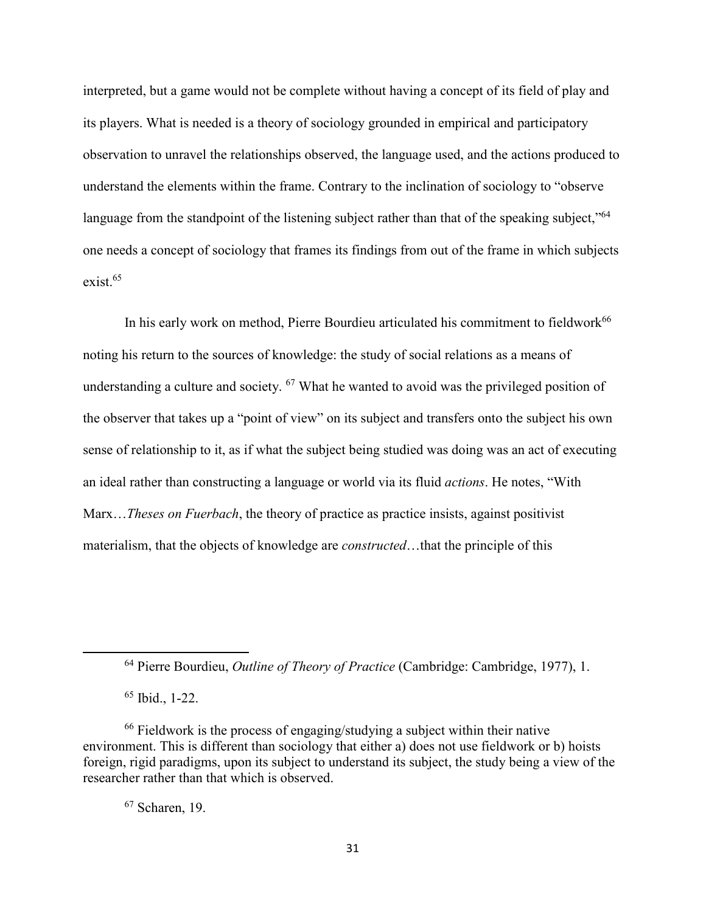interpreted, but a game would not be complete without having a concept of its field of play and its players. What is needed is a theory of sociology grounded in empirical and participatory observation to unravel the relationships observed, the language used, and the actions produced to understand the elements within the frame. Contrary to the inclination of sociology to "observe language from the standpoint of the listening subject rather than that of the speaking subject,"[64] one needs a concept of sociology that frames its findings from out of the frame in which subjects exist.[65]

In his early work on method, Pierre Bourdieu articulated his commitment to fieldwork[66] noting his return to the sources of knowledge: the study of social relations as a means of understanding a culture and society. [67] What he wanted to avoid was the privileged position of the observer that takes up a "point of view" on its subject and transfers onto the subject his own sense of relationship to it, as if what the subject being studied was doing was an act of executing an ideal rather than constructing a language or world via its fluid *actions*. He notes, "With Marx…*Theses on Fuerbach*, the theory of practice as practice insists, against positivist materialism, that the objects of knowledge are *constructed*…that the principle of this

---

[64] Pierre Bourdieu, *Outline of Theory of Practice* (Cambridge: Cambridge, 1977), 1.

[65] Ibid., 1-22.

[66] Fieldwork is the process of engaging/studying a subject within their native environment. This is different than sociology that either a) does not use fieldwork or b) hoists foreign, rigid paradigms, upon its subject to understand its subject, the study being a view of the researcher rather than that which is observed.

[67] Scharen, 19.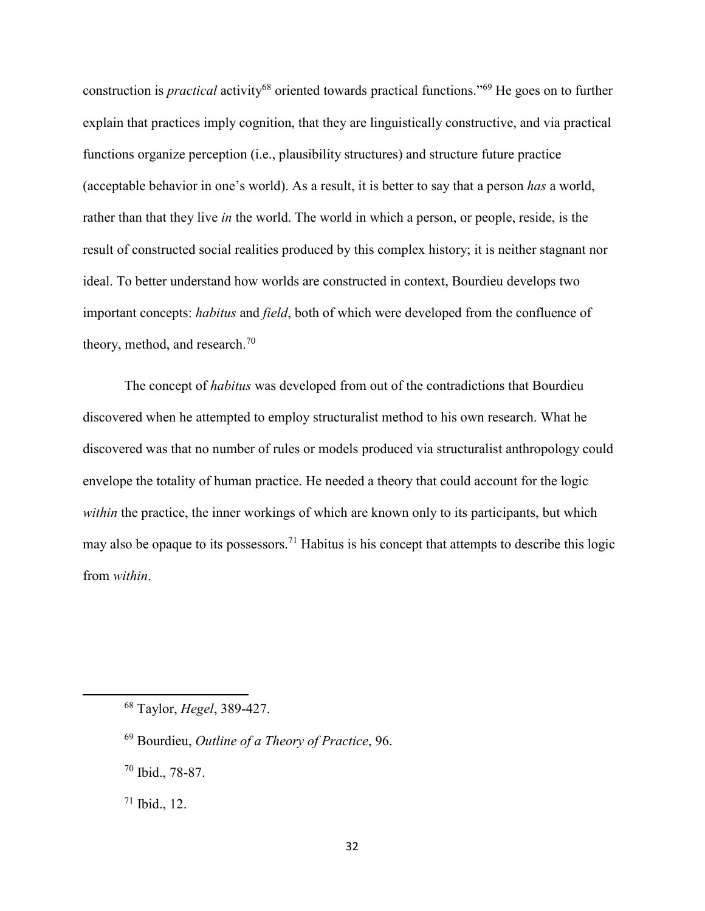construction is *practical* activity[68] oriented towards practical functions."[69] He goes on to further explain that practices imply cognition, that they are linguistically constructive, and via practical functions organize perception (i.e., plausibility structures) and structure future practice (acceptable behavior in one's world). As a result, it is better to say that a person *has* a world, rather than that they live *in* the world. The world in which a person, or people, reside, is the result of constructed social realities produced by this complex history; it is neither stagnant nor ideal. To better understand how worlds are constructed in context, Bourdieu develops two important concepts: *habitus* and *field*, both of which were developed from the confluence of theory, method, and research.[70]

The concept of *habitus* was developed from out of the contradictions that Bourdieu discovered when he attempted to employ structuralist method to his own research. What he discovered was that no number of rules or models produced via structuralist anthropology could envelope the totality of human practice. He needed a theory that could account for the logic *within* the practice, the inner workings of which are known only to its participants, but which may also be opaque to its possessors.[71] Habitus is his concept that attempts to describe this logic from *within*.

---

[68] Taylor, *Hegel*, 389-427.

[69] Bourdieu, *Outline of a Theory of Practice*, 96.

[70] Ibid., 78-87.

[71] Ibid., 12.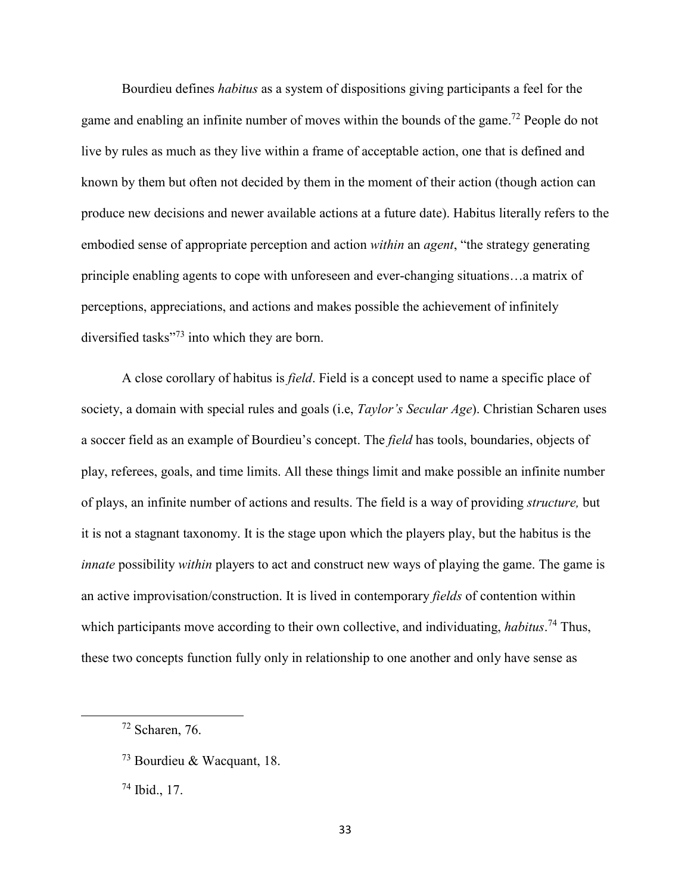Bourdieu defines *habitus* as a system of dispositions giving participants a feel for the game and enabling an infinite number of moves within the bounds of the game.[72] People do not live by rules as much as they live within a frame of acceptable action, one that is defined and known by them but often not decided by them in the moment of their action (though action can produce new decisions and newer available actions at a future date). Habitus literally refers to the embodied sense of appropriate perception and action *within* an *agent*, "the strategy generating principle enabling agents to cope with unforeseen and ever-changing situations…a matrix of perceptions, appreciations, and actions and makes possible the achievement of infinitely diversified tasks"[73] into which they are born.

A close corollary of habitus is *field*. Field is a concept used to name a specific place of society, a domain with special rules and goals (i.e, *Taylor's Secular Age*). Christian Scharen uses a soccer field as an example of Bourdieu's concept. The *field* has tools, boundaries, objects of play, referees, goals, and time limits. All these things limit and make possible an infinite number of plays, an infinite number of actions and results. The field is a way of providing *structure,* but it is not a stagnant taxonomy. It is the stage upon which the players play, but the habitus is the *innate* possibility *within* players to act and construct new ways of playing the game. The game is an active improvisation/construction. It is lived in contemporary *fields* of contention within which participants move according to their own collective, and individuating, *habitus*.[74] Thus, these two concepts function fully only in relationship to one another and only have sense as

---

[72] Scharen, 76.

[73] Bourdieu & Wacquant, 18.

[74] Ibid., 17.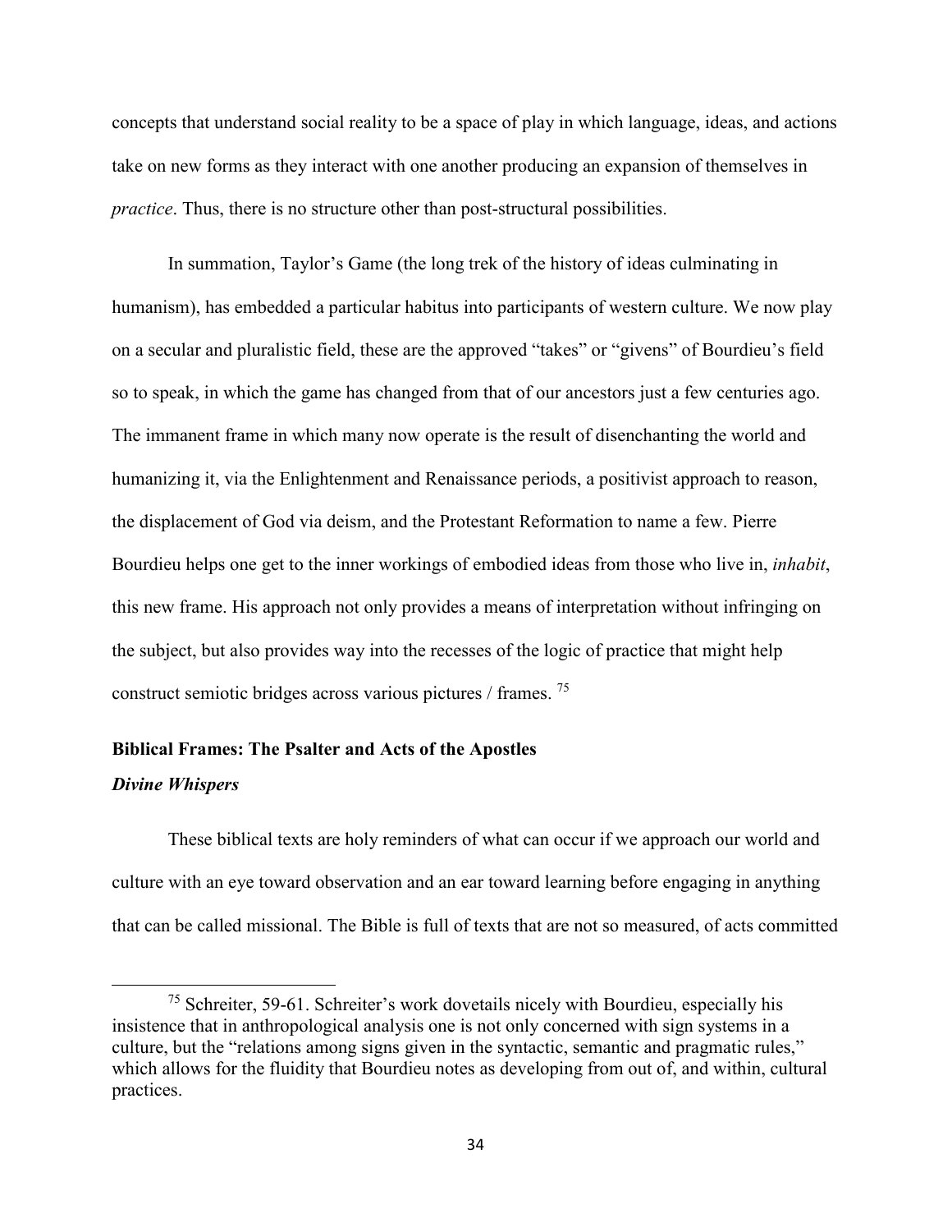concepts that understand social reality to be a space of play in which language, ideas, and actions take on new forms as they interact with one another producing an expansion of themselves in *practice*. Thus, there is no structure other than post-structural possibilities.

In summation, Taylor's Game (the long trek of the history of ideas culminating in humanism), has embedded a particular habitus into participants of western culture. We now play on a secular and pluralistic field, these are the approved "takes" or "givens" of Bourdieu's field so to speak, in which the game has changed from that of our ancestors just a few centuries ago. The immanent frame in which many now operate is the result of disenchanting the world and humanizing it, via the Enlightenment and Renaissance periods, a positivist approach to reason, the displacement of God via deism, and the Protestant Reformation to name a few. Pierre Bourdieu helps one get to the inner workings of embodied ideas from those who live in, *inhabit*, this new frame. His approach not only provides a means of interpretation without infringing on the subject, but also provides way into the recesses of the logic of practice that might help construct semiotic bridges across various pictures / frames. [75]

## Biblical Frames: The Psalter and Acts of the Apostles

### *Divine Whispers*

These biblical texts are holy reminders of what can occur if we approach our world and culture with an eye toward observation and an ear toward learning before engaging in anything that can be called missional. The Bible is full of texts that are not so measured, of acts committed

---

[75] Schreiter, 59-61. Schreiter's work dovetails nicely with Bourdieu, especially his insistence that in anthropological analysis one is not only concerned with sign systems in a culture, but the "relations among signs given in the syntactic, semantic and pragmatic rules," which allows for the fluidity that Bourdieu notes as developing from out of, and within, cultural practices.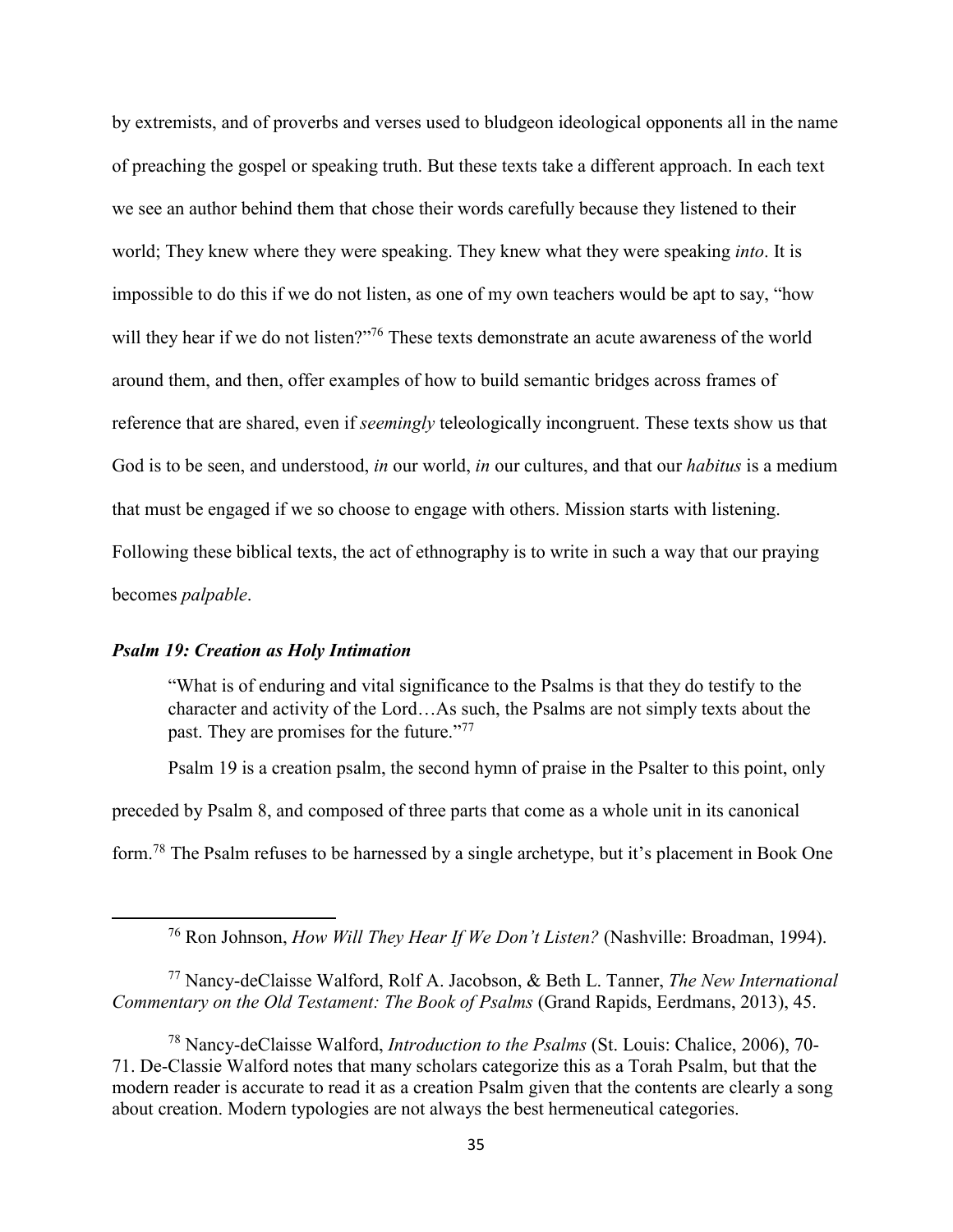by extremists, and of proverbs and verses used to bludgeon ideological opponents all in the name of preaching the gospel or speaking truth. But these texts take a different approach. In each text we see an author behind them that chose their words carefully because they listened to their world; They knew where they were speaking. They knew what they were speaking *into*. It is impossible to do this if we do not listen, as one of my own teachers would be apt to say, "how will they hear if we do not listen?"[76] These texts demonstrate an acute awareness of the world around them, and then, offer examples of how to build semantic bridges across frames of reference that are shared, even if *seemingly* teleologically incongruent. These texts show us that God is to be seen, and understood, *in* our world, *in* our cultures, and that our *habitus* is a medium that must be engaged if we so choose to engage with others. Mission starts with listening. Following these biblical texts, the act of ethnography is to write in such a way that our praying becomes *palpable*.

### ***Psalm 19: Creation as Holy Intimation***

> "What is of enduring and vital significance to the Psalms is that they do testify to the character and activity of the Lord…As such, the Psalms are not simply texts about the past. They are promises for the future."[77]

Psalm 19 is a creation psalm, the second hymn of praise in the Psalter to this point, only preceded by Psalm 8, and composed of three parts that come as a whole unit in its canonical form.[78] The Psalm refuses to be harnessed by a single archetype, but it's placement in Book One

---

[76] Ron Johnson, *How Will They Hear If We Don't Listen?* (Nashville: Broadman, 1994).

[77] Nancy-deClaisse Walford, Rolf A. Jacobson, & Beth L. Tanner, *The New International Commentary on the Old Testament: The Book of Psalms* (Grand Rapids, Eerdmans, 2013), 45.

[78] Nancy-deClaisse Walford, *Introduction to the Psalms* (St. Louis: Chalice, 2006), 70-71. De-Classie Walford notes that many scholars categorize this as a Torah Psalm, but that the modern reader is accurate to read it as a creation Psalm given that the contents are clearly a song about creation. Modern typologies are not always the best hermeneutical categories.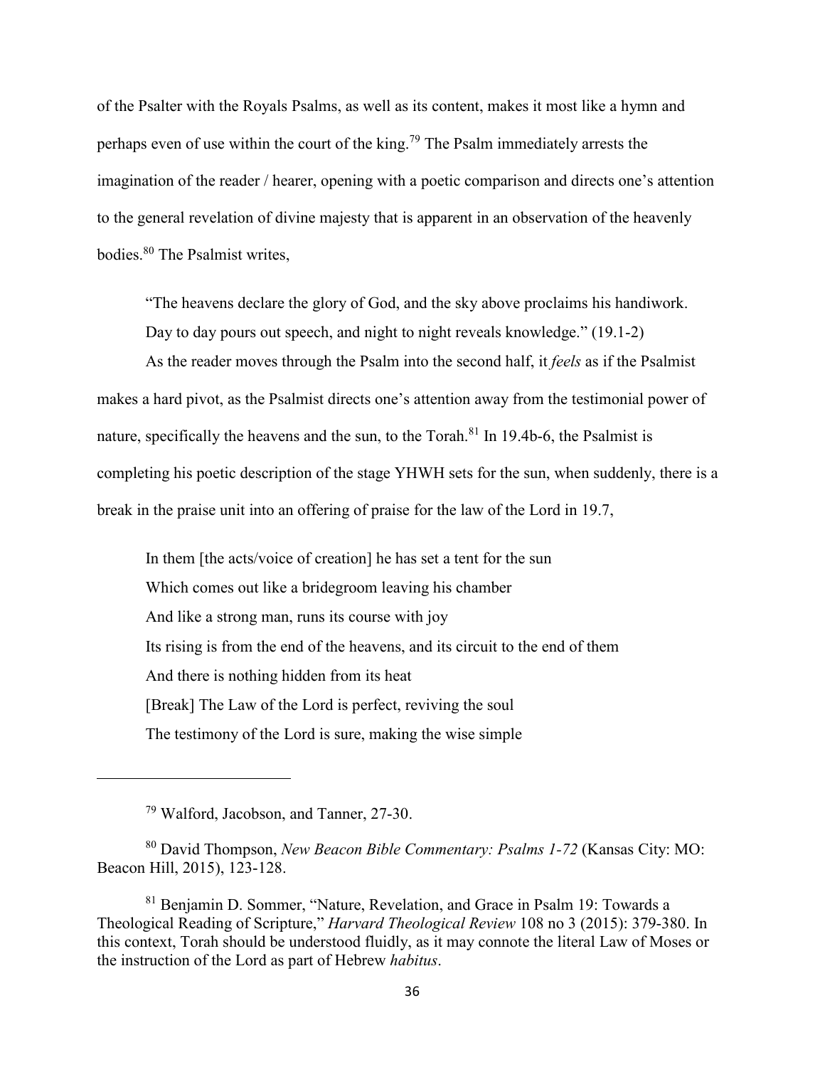of the Psalter with the Royals Psalms, as well as its content, makes it most like a hymn and perhaps even of use within the court of the king.[79] The Psalm immediately arrests the imagination of the reader / hearer, opening with a poetic comparison and directs one's attention to the general revelation of divine majesty that is apparent in an observation of the heavenly bodies.[80] The Psalmist writes,

> "The heavens declare the glory of God, and the sky above proclaims his handiwork.
> Day to day pours out speech, and night to night reveals knowledge." (19.1-2)

As the reader moves through the Psalm into the second half, it *feels* as if the Psalmist makes a hard pivot, as the Psalmist directs one's attention away from the testimonial power of nature, specifically the heavens and the sun, to the Torah.[81] In 19.4b-6, the Psalmist is completing his poetic description of the stage YHWH sets for the sun, when suddenly, there is a break in the praise unit into an offering of praise for the law of the Lord in 19.7,

> In them [the acts/voice of creation] he has set a tent for the sun
> Which comes out like a bridegroom leaving his chamber
> And like a strong man, runs its course with joy
> Its rising is from the end of the heavens, and its circuit to the end of them
> And there is nothing hidden from its heat
> [Break] The Law of the Lord is perfect, reviving the soul
> The testimony of the Lord is sure, making the wise simple

---

[79] Walford, Jacobson, and Tanner, 27-30.

[80] David Thompson, *New Beacon Bible Commentary: Psalms 1-72* (Kansas City: MO: Beacon Hill, 2015), 123-128.

[81] Benjamin D. Sommer, "Nature, Revelation, and Grace in Psalm 19: Towards a Theological Reading of Scripture," *Harvard Theological Review* 108 no 3 (2015): 379-380. In this context, Torah should be understood fluidly, as it may connote the literal Law of Moses or the instruction of the Lord as part of Hebrew *habitus*.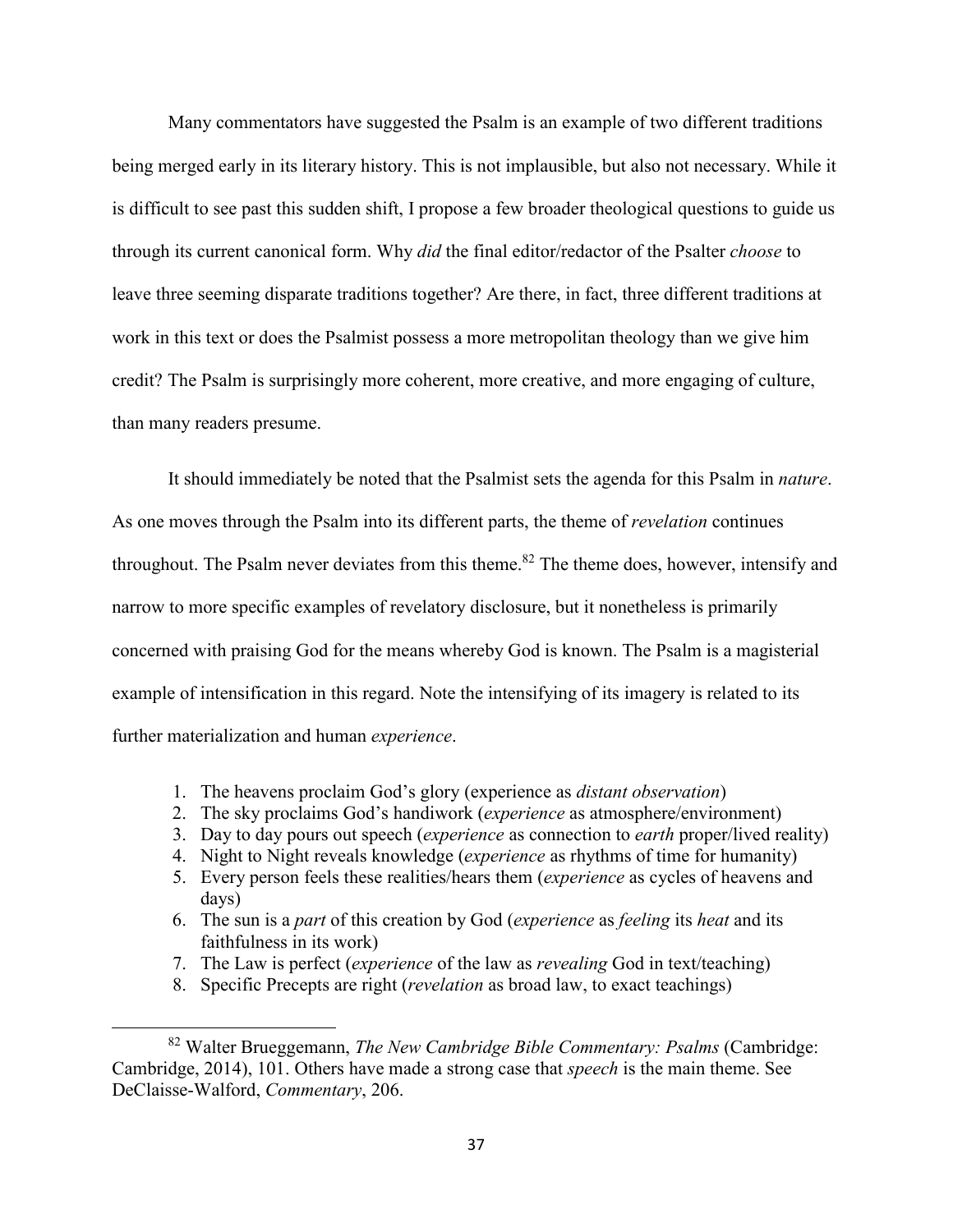Many commentators have suggested the Psalm is an example of two different traditions being merged early in its literary history. This is not implausible, but also not necessary. While it is difficult to see past this sudden shift, I propose a few broader theological questions to guide us through its current canonical form. Why *did* the final editor/redactor of the Psalter *choose* to leave three seeming disparate traditions together? Are there, in fact, three different traditions at work in this text or does the Psalmist possess a more metropolitan theology than we give him credit? The Psalm is surprisingly more coherent, more creative, and more engaging of culture, than many readers presume.

It should immediately be noted that the Psalmist sets the agenda for this Psalm in *nature*. As one moves through the Psalm into its different parts, the theme of *revelation* continues throughout. The Psalm never deviates from this theme.[82] The theme does, however, intensify and narrow to more specific examples of revelatory disclosure, but it nonetheless is primarily concerned with praising God for the means whereby God is known. The Psalm is a magisterial example of intensification in this regard. Note the intensifying of its imagery is related to its further materialization and human *experience*.

1. The heavens proclaim God's glory (experience as *distant observation*)
2. The sky proclaims God's handiwork (*experience* as atmosphere/environment)
3. Day to day pours out speech (*experience* as connection to *earth* proper/lived reality)
4. Night to Night reveals knowledge (*experience* as rhythms of time for humanity)
5. Every person feels these realities/hears them (*experience* as cycles of heavens and days)
6. The sun is a *part* of this creation by God (*experience* as *feeling* its *heat* and its faithfulness in its work)
7. The Law is perfect (*experience* of the law as *revealing* God in text/teaching)
8. Specific Precepts are right (*revelation* as broad law, to exact teachings)

---

[82] Walter Brueggemann, *The New Cambridge Bible Commentary: Psalms* (Cambridge: Cambridge, 2014), 101. Others have made a strong case that *speech* is the main theme. See DeClaisse-Walford, *Commentary*, 206.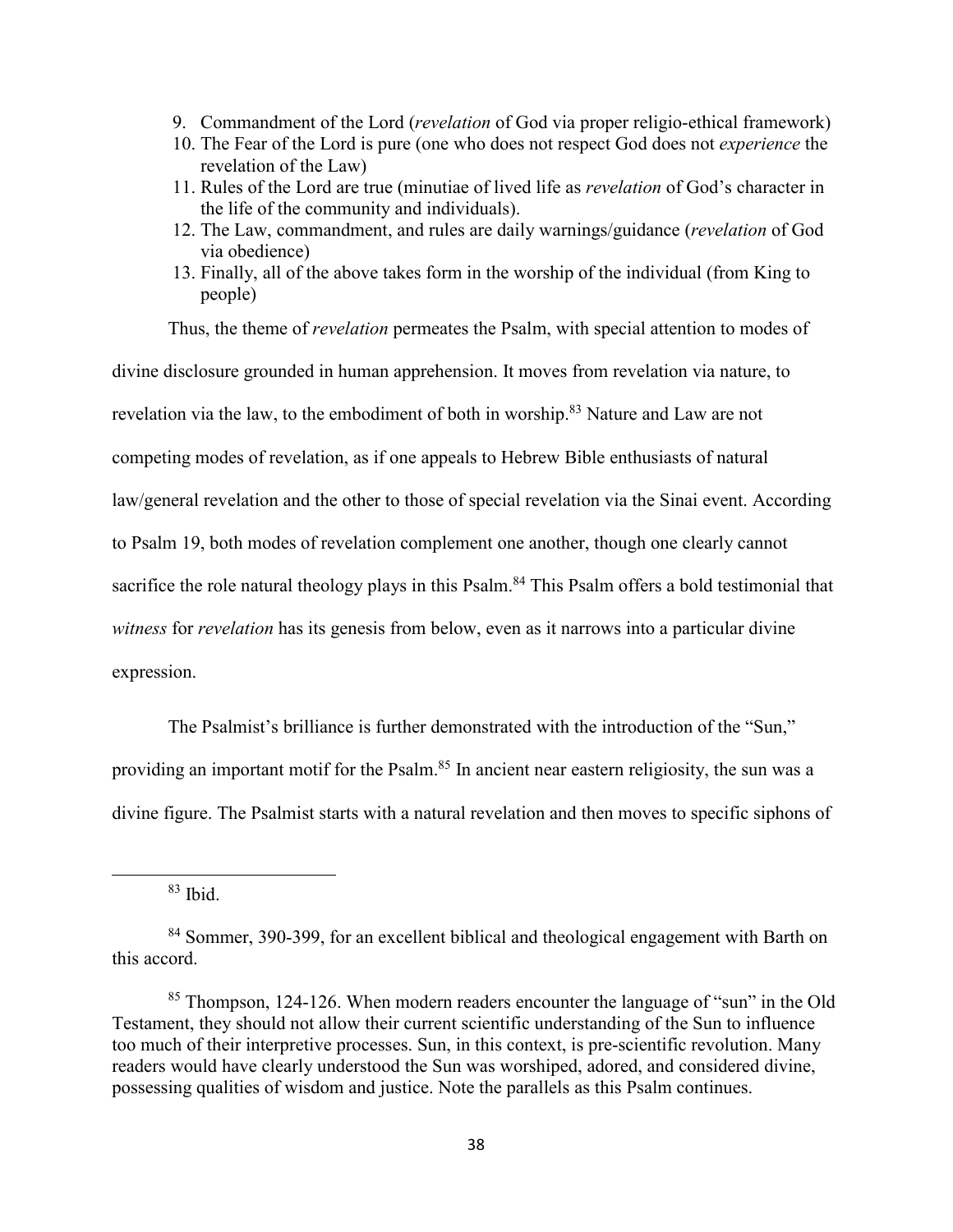9. Commandment of the Lord (*revelation* of God via proper religio-ethical framework)
10. The Fear of the Lord is pure (one who does not respect God does not *experience* the revelation of the Law)
11. Rules of the Lord are true (minutiae of lived life as *revelation* of God's character in the life of the community and individuals).
12. The Law, commandment, and rules are daily warnings/guidance (*revelation* of God via obedience)
13. Finally, all of the above takes form in the worship of the individual (from King to people)

Thus, the theme of *revelation* permeates the Psalm, with special attention to modes of divine disclosure grounded in human apprehension. It moves from revelation via nature, to revelation via the law, to the embodiment of both in worship.[83] Nature and Law are not competing modes of revelation, as if one appeals to Hebrew Bible enthusiasts of natural law/general revelation and the other to those of special revelation via the Sinai event. According to Psalm 19, both modes of revelation complement one another, though one clearly cannot sacrifice the role natural theology plays in this Psalm.[84] This Psalm offers a bold testimonial that *witness* for *revelation* has its genesis from below, even as it narrows into a particular divine expression.

The Psalmist's brilliance is further demonstrated with the introduction of the "Sun," providing an important motif for the Psalm.[85] In ancient near eastern religiosity, the sun was a divine figure. The Psalmist starts with a natural revelation and then moves to specific siphons of

---

[83] Ibid.

[84] Sommer, 390-399, for an excellent biblical and theological engagement with Barth on this accord.

[85] Thompson, 124-126. When modern readers encounter the language of "sun" in the Old Testament, they should not allow their current scientific understanding of the Sun to influence too much of their interpretive processes. Sun, in this context, is pre-scientific revolution. Many readers would have clearly understood the Sun was worshiped, adored, and considered divine, possessing qualities of wisdom and justice. Note the parallels as this Psalm continues.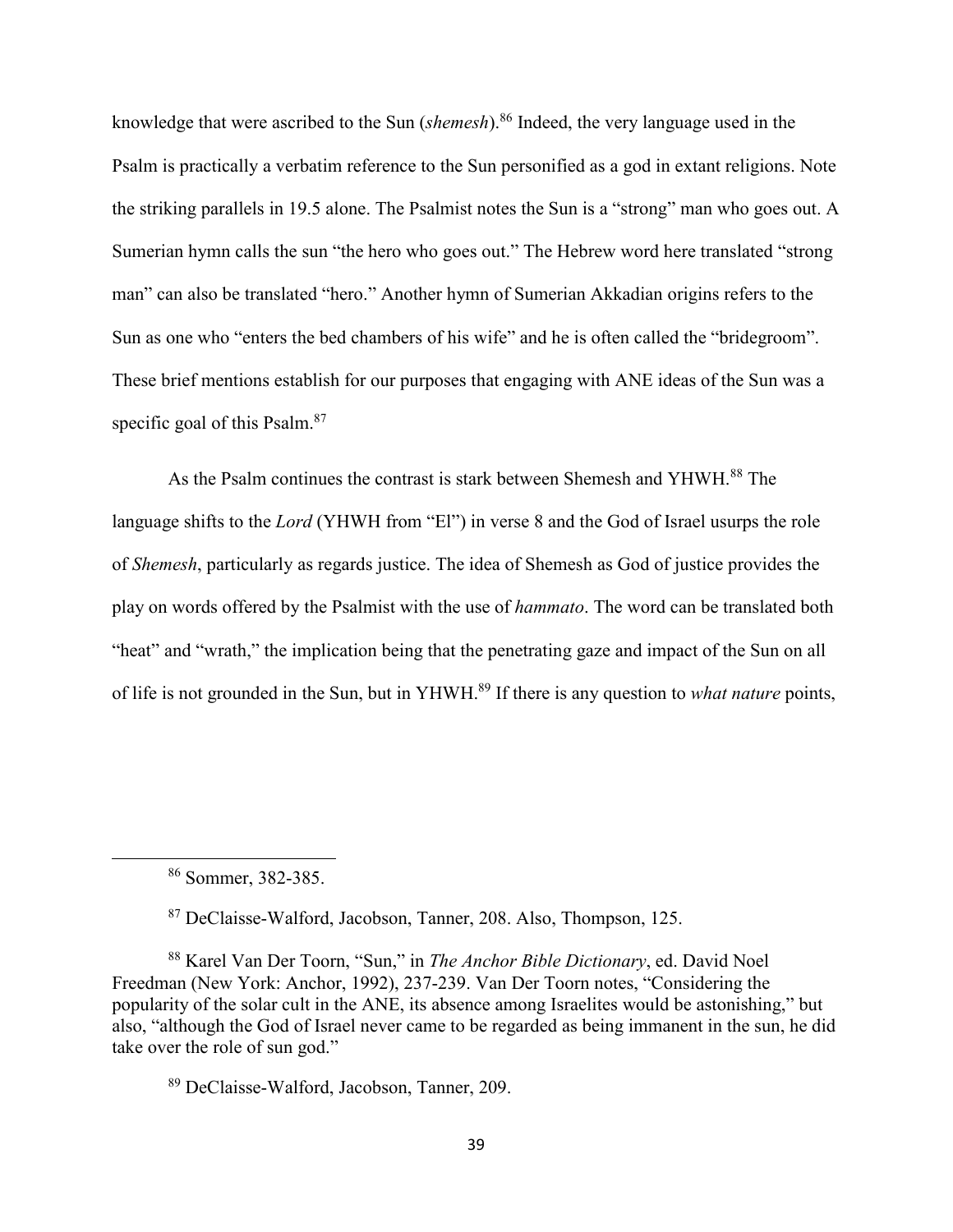knowledge that were ascribed to the Sun (*shemesh*).[86] Indeed, the very language used in the Psalm is practically a verbatim reference to the Sun personified as a god in extant religions. Note the striking parallels in 19.5 alone. The Psalmist notes the Sun is a "strong" man who goes out. A Sumerian hymn calls the sun "the hero who goes out." The Hebrew word here translated "strong man" can also be translated "hero." Another hymn of Sumerian Akkadian origins refers to the Sun as one who "enters the bed chambers of his wife" and he is often called the "bridegroom". These brief mentions establish for our purposes that engaging with ANE ideas of the Sun was a specific goal of this Psalm.[87]

As the Psalm continues the contrast is stark between Shemesh and YHWH.[88] The language shifts to the *Lord* (YHWH from "El") in verse 8 and the God of Israel usurps the role of *Shemesh*, particularly as regards justice. The idea of Shemesh as God of justice provides the play on words offered by the Psalmist with the use of *hammato*. The word can be translated both "heat" and "wrath," the implication being that the penetrating gaze and impact of the Sun on all of life is not grounded in the Sun, but in YHWH.[89] If there is any question to *what nature* points,

---

[86] Sommer, 382-385.

[87] DeClaisse-Walford, Jacobson, Tanner, 208. Also, Thompson, 125.

[88] Karel Van Der Toorn, "Sun," in *The Anchor Bible Dictionary*, ed. David Noel Freedman (New York: Anchor, 1992), 237-239. Van Der Toorn notes, "Considering the popularity of the solar cult in the ANE, its absence among Israelites would be astonishing," but also, "although the God of Israel never came to be regarded as being immanent in the sun, he did take over the role of sun god."

[89] DeClaisse-Walford, Jacobson, Tanner, 209.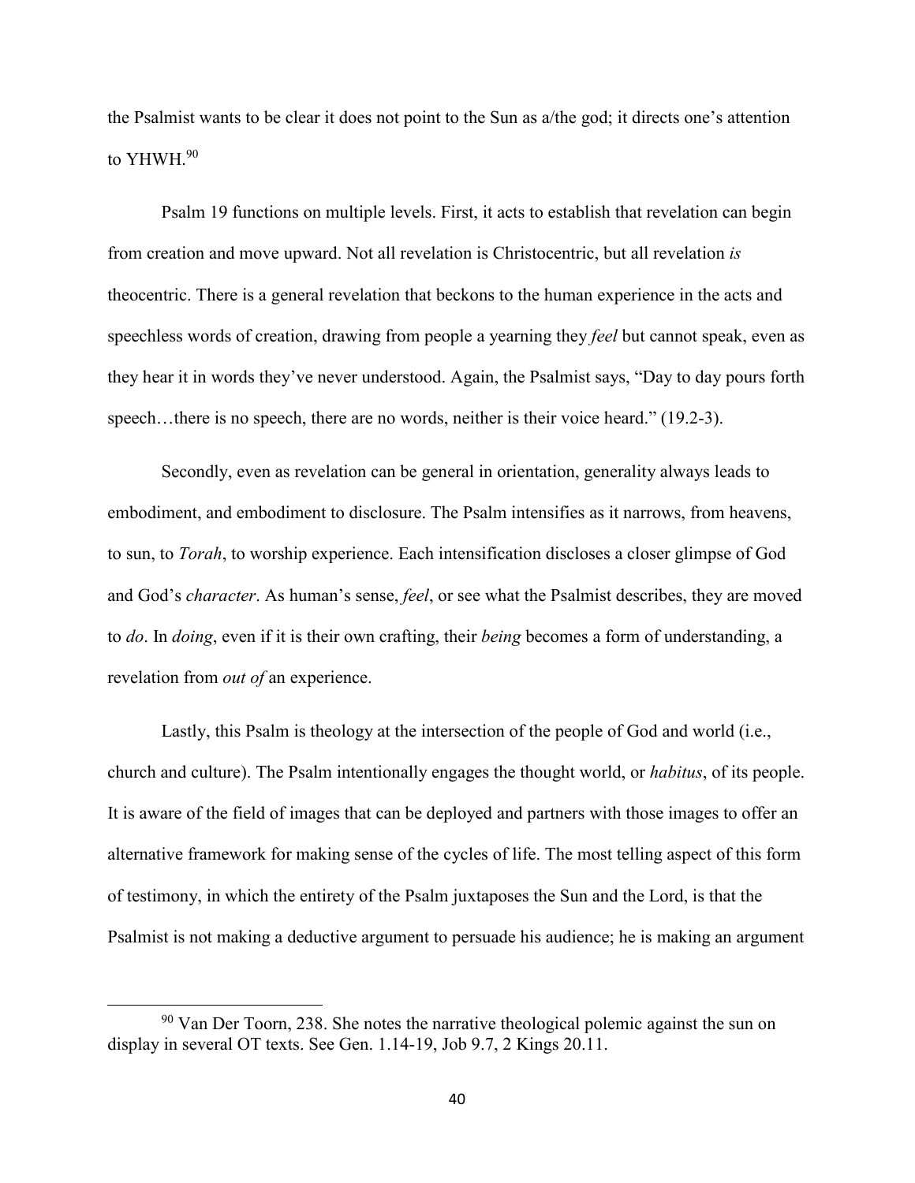the Psalmist wants to be clear it does not point to the Sun as a/the god; it directs one's attention to YHWH.[90]

Psalm 19 functions on multiple levels. First, it acts to establish that revelation can begin from creation and move upward. Not all revelation is Christocentric, but all revelation *is* theocentric. There is a general revelation that beckons to the human experience in the acts and speechless words of creation, drawing from people a yearning they *feel* but cannot speak, even as they hear it in words they've never understood. Again, the Psalmist says, "Day to day pours forth speech…there is no speech, there are no words, neither is their voice heard." (19.2-3).

Secondly, even as revelation can be general in orientation, generality always leads to embodiment, and embodiment to disclosure. The Psalm intensifies as it narrows, from heavens, to sun, to *Torah*, to worship experience. Each intensification discloses a closer glimpse of God and God's *character*. As human's sense, *feel*, or see what the Psalmist describes, they are moved to *do*. In *doing*, even if it is their own crafting, their *being* becomes a form of understanding, a revelation from *out of* an experience.

Lastly, this Psalm is theology at the intersection of the people of God and world (i.e., church and culture). The Psalm intentionally engages the thought world, or *habitus*, of its people. It is aware of the field of images that can be deployed and partners with those images to offer an alternative framework for making sense of the cycles of life. The most telling aspect of this form of testimony, in which the entirety of the Psalm juxtaposes the Sun and the Lord, is that the Psalmist is not making a deductive argument to persuade his audience; he is making an argument

[90] Van Der Toorn, 238. She notes the narrative theological polemic against the sun on display in several OT texts. See Gen. 1.14-19, Job 9.7, 2 Kings 20.11.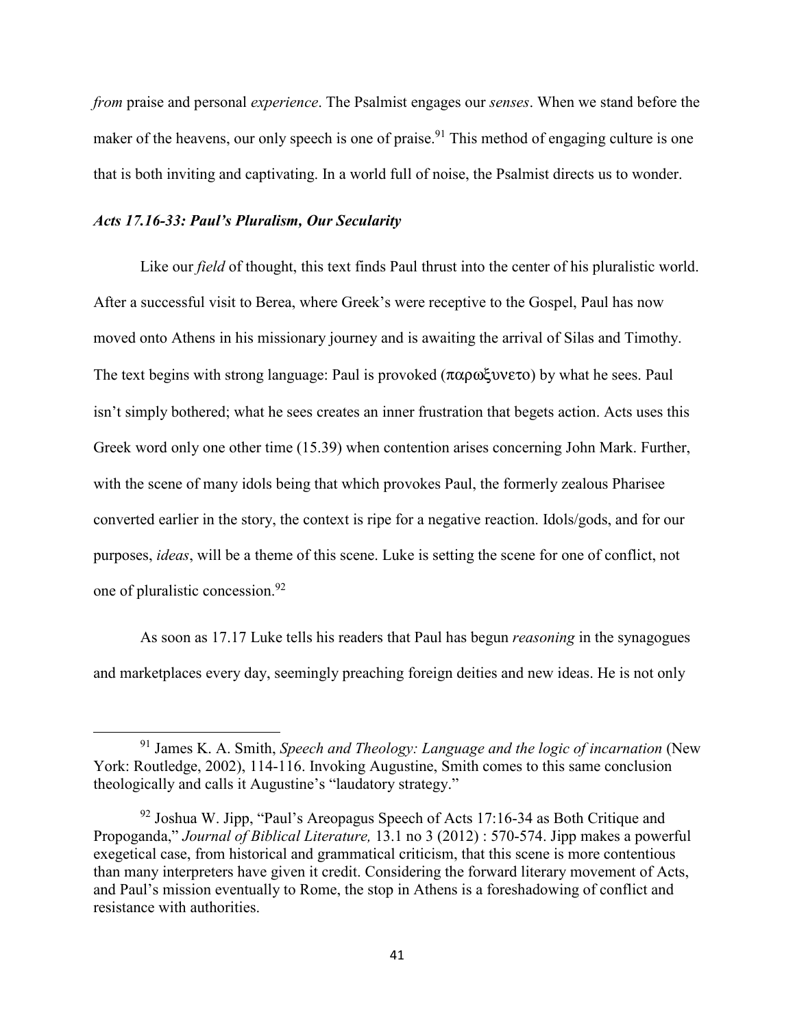*from* praise and personal *experience*. The Psalmist engages our *senses*. When we stand before the maker of the heavens, our only speech is one of praise.[91] This method of engaging culture is one that is both inviting and captivating. In a world full of noise, the Psalmist directs us to wonder.

### *Acts 17.16-33: Paul's Pluralism, Our Secularity*

Like our *field* of thought, this text finds Paul thrust into the center of his pluralistic world. After a successful visit to Berea, where Greek's were receptive to the Gospel, Paul has now moved onto Athens in his missionary journey and is awaiting the arrival of Silas and Timothy. The text begins with strong language: Paul is provoked (παρωξυνετο) by what he sees. Paul isn't simply bothered; what he sees creates an inner frustration that begets action. Acts uses this Greek word only one other time (15.39) when contention arises concerning John Mark. Further, with the scene of many idols being that which provokes Paul, the formerly zealous Pharisee converted earlier in the story, the context is ripe for a negative reaction. Idols/gods, and for our purposes, *ideas*, will be a theme of this scene. Luke is setting the scene for one of conflict, not one of pluralistic concession.[92]

As soon as 17.17 Luke tells his readers that Paul has begun *reasoning* in the synagogues and marketplaces every day, seemingly preaching foreign deities and new ideas. He is not only

---

[91] James K. A. Smith, *Speech and Theology: Language and the logic of incarnation* (New York: Routledge, 2002), 114-116. Invoking Augustine, Smith comes to this same conclusion theologically and calls it Augustine's "laudatory strategy."

[92] Joshua W. Jipp, "Paul's Areopagus Speech of Acts 17:16-34 as Both Critique and Propoganda," *Journal of Biblical Literature,* 13.1 no 3 (2012) : 570-574. Jipp makes a powerful exegetical case, from historical and grammatical criticism, that this scene is more contentious than many interpreters have given it credit. Considering the forward literary movement of Acts, and Paul's mission eventually to Rome, the stop in Athens is a foreshadowing of conflict and resistance with authorities.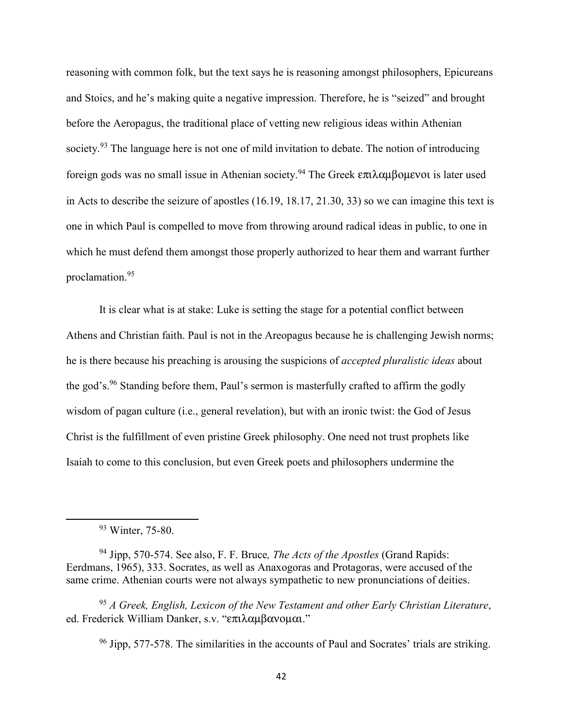reasoning with common folk, but the text says he is reasoning amongst philosophers, Epicureans and Stoics, and he's making quite a negative impression. Therefore, he is "seized" and brought before the Aeropagus, the traditional place of vetting new religious ideas within Athenian society.[93] The language here is not one of mild invitation to debate. The notion of introducing foreign gods was no small issue in Athenian society.[94] The Greek επιλαμβομενοι is later used in Acts to describe the seizure of apostles (16.19, 18.17, 21.30, 33) so we can imagine this text is one in which Paul is compelled to move from throwing around radical ideas in public, to one in which he must defend them amongst those properly authorized to hear them and warrant further proclamation.[95]

It is clear what is at stake: Luke is setting the stage for a potential conflict between Athens and Christian faith. Paul is not in the Areopagus because he is challenging Jewish norms; he is there because his preaching is arousing the suspicions of *accepted pluralistic ideas* about the god's.[96] Standing before them, Paul's sermon is masterfully crafted to affirm the godly wisdom of pagan culture (i.e., general revelation), but with an ironic twist: the God of Jesus Christ is the fulfillment of even pristine Greek philosophy. One need not trust prophets like Isaiah to come to this conclusion, but even Greek poets and philosophers undermine the

---

[93] Winter, 75-80.

[94] Jipp, 570-574. See also, F. F. Bruce*, The Acts of the Apostles* (Grand Rapids: Eerdmans, 1965), 333. Socrates, as well as Anaxogoras and Protagoras, were accused of the same crime. Athenian courts were not always sympathetic to new pronunciations of deities.

[95] *A Greek, English, Lexicon of the New Testament and other Early Christian Literature*, ed. Frederick William Danker, s.v. "επιλαμβανομαι."

[96] Jipp, 577-578. The similarities in the accounts of Paul and Socrates' trials are striking.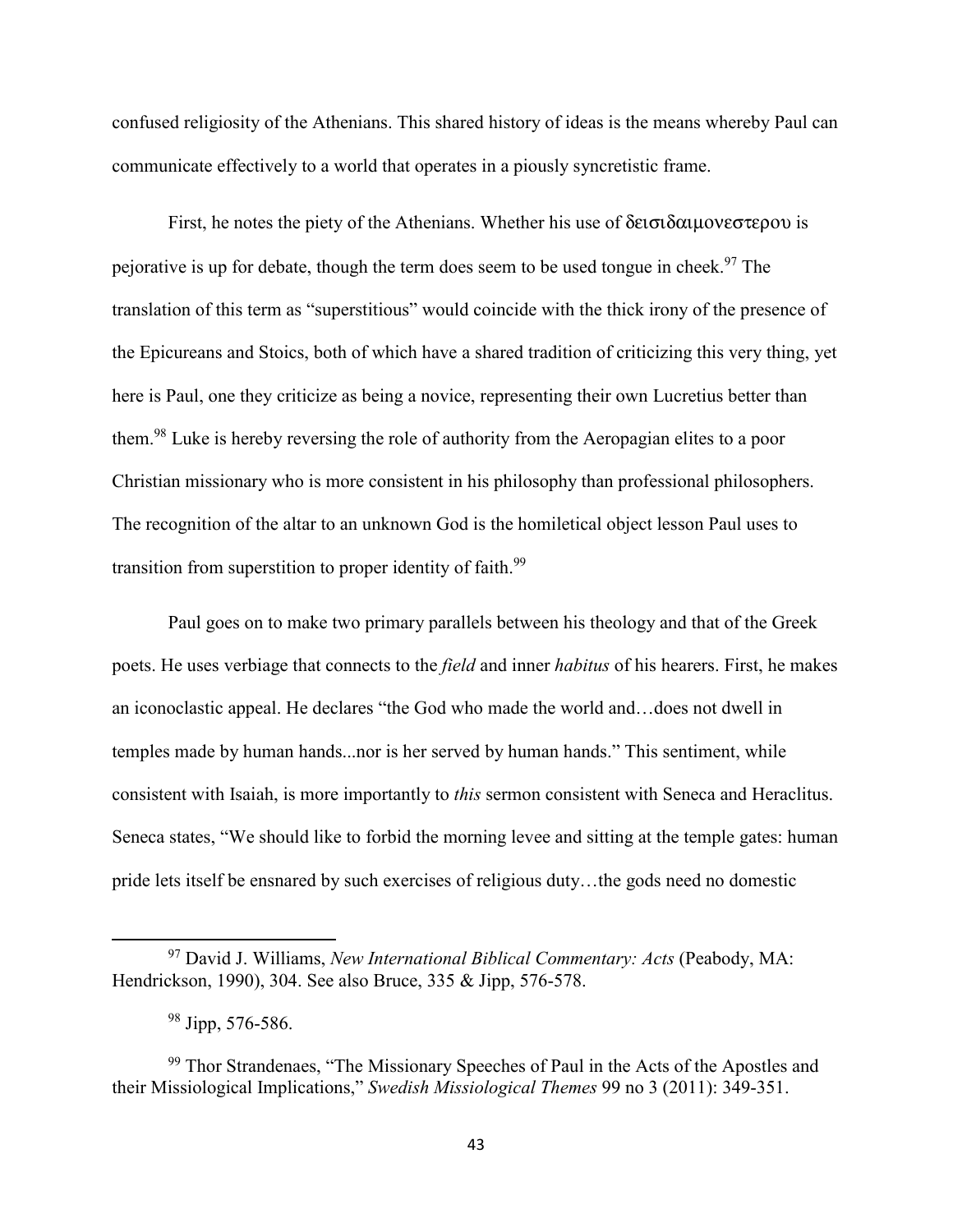confused religiosity of the Athenians. This shared history of ideas is the means whereby Paul can communicate effectively to a world that operates in a piously syncretistic frame.

First, he notes the piety of the Athenians. Whether his use of δεισιδαιμονεστερου is pejorative is up for debate, though the term does seem to be used tongue in cheek.[97] The translation of this term as "superstitious" would coincide with the thick irony of the presence of the Epicureans and Stoics, both of which have a shared tradition of criticizing this very thing, yet here is Paul, one they criticize as being a novice, representing their own Lucretius better than them.[98] Luke is hereby reversing the role of authority from the Aeropagian elites to a poor Christian missionary who is more consistent in his philosophy than professional philosophers. The recognition of the altar to an unknown God is the homiletical object lesson Paul uses to transition from superstition to proper identity of faith.[99]

Paul goes on to make two primary parallels between his theology and that of the Greek poets. He uses verbiage that connects to the *field* and inner *habitus* of his hearers. First, he makes an iconoclastic appeal. He declares "the God who made the world and…does not dwell in temples made by human hands...nor is her served by human hands." This sentiment, while consistent with Isaiah, is more importantly to *this* sermon consistent with Seneca and Heraclitus. Seneca states, "We should like to forbid the morning levee and sitting at the temple gates: human pride lets itself be ensnared by such exercises of religious duty…the gods need no domestic

---

[97] David J. Williams, *New International Biblical Commentary: Acts* (Peabody, MA: Hendrickson, 1990), 304. See also Bruce, 335 & Jipp, 576-578.

[98] Jipp, 576-586.

[99] Thor Strandenaes, "The Missionary Speeches of Paul in the Acts of the Apostles and their Missiological Implications," *Swedish Missiological Themes* 99 no 3 (2011): 349-351.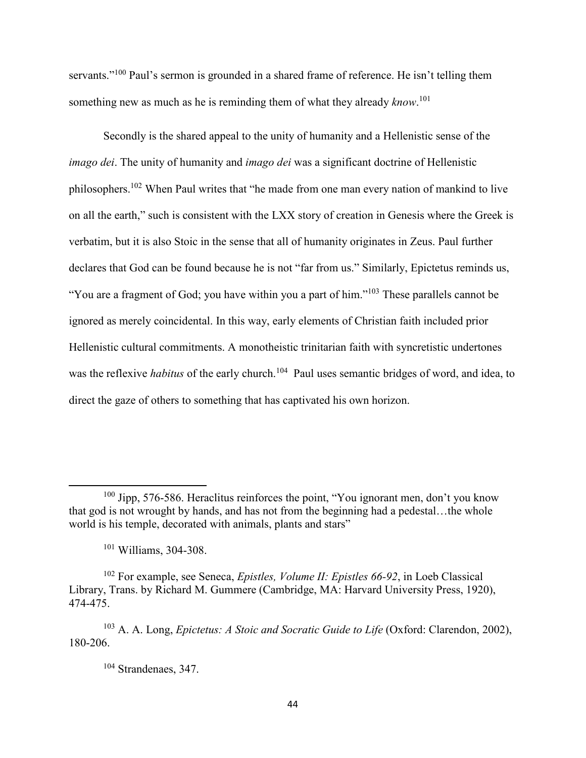servants."[100] Paul's sermon is grounded in a shared frame of reference. He isn't telling them something new as much as he is reminding them of what they already *know*.[101]

Secondly is the shared appeal to the unity of humanity and a Hellenistic sense of the *imago dei*. The unity of humanity and *imago dei* was a significant doctrine of Hellenistic philosophers.[102] When Paul writes that "he made from one man every nation of mankind to live on all the earth," such is consistent with the LXX story of creation in Genesis where the Greek is verbatim, but it is also Stoic in the sense that all of humanity originates in Zeus. Paul further declares that God can be found because he is not "far from us." Similarly, Epictetus reminds us, "You are a fragment of God; you have within you a part of him."[103] These parallels cannot be ignored as merely coincidental. In this way, early elements of Christian faith included prior Hellenistic cultural commitments. A monotheistic trinitarian faith with syncretistic undertones was the reflexive *habitus* of the early church.[104] Paul uses semantic bridges of word, and idea, to direct the gaze of others to something that has captivated his own horizon.

---

[100] Jipp, 576-586. Heraclitus reinforces the point, "You ignorant men, don't you know that god is not wrought by hands, and has not from the beginning had a pedestal…the whole world is his temple, decorated with animals, plants and stars"

[101] Williams, 304-308.

[102] For example, see Seneca, *Epistles, Volume II: Epistles 66-92*, in Loeb Classical Library, Trans. by Richard M. Gummere (Cambridge, MA: Harvard University Press, 1920), 474-475.

[103] A. A. Long, *Epictetus: A Stoic and Socratic Guide to Life* (Oxford: Clarendon, 2002), 180-206.

[104] Strandenaes, 347.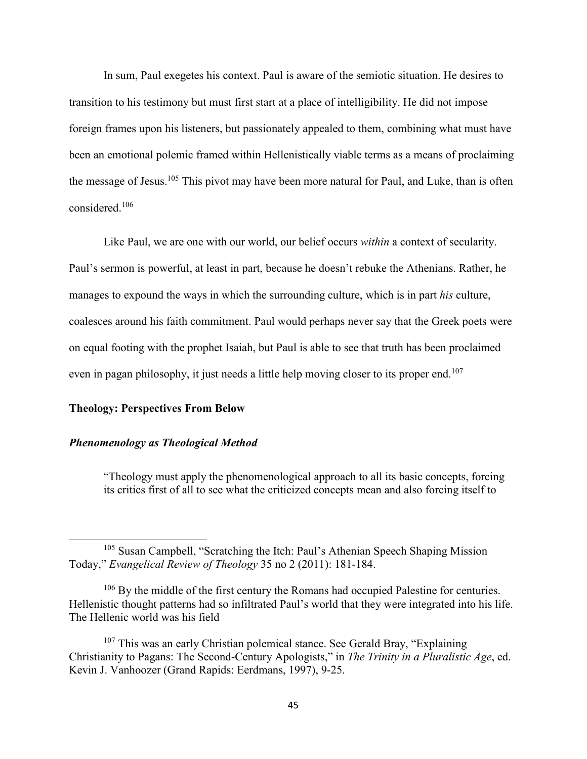In sum, Paul exegetes his context. Paul is aware of the semiotic situation. He desires to transition to his testimony but must first start at a place of intelligibility. He did not impose foreign frames upon his listeners, but passionately appealed to them, combining what must have been an emotional polemic framed within Hellenistically viable terms as a means of proclaiming the message of Jesus.[105] This pivot may have been more natural for Paul, and Luke, than is often considered.[106]

Like Paul, we are one with our world, our belief occurs *within* a context of secularity. Paul's sermon is powerful, at least in part, because he doesn't rebuke the Athenians. Rather, he manages to expound the ways in which the surrounding culture, which is in part *his* culture, coalesces around his faith commitment. Paul would perhaps never say that the Greek poets were on equal footing with the prophet Isaiah, but Paul is able to see that truth has been proclaimed even in pagan philosophy, it just needs a little help moving closer to its proper end.[107]

## Theology: Perspectives From Below

### *Phenomenology as Theological Method*

> "Theology must apply the phenomenological approach to all its basic concepts, forcing its critics first of all to see what the criticized concepts mean and also forcing itself to

---

[105] Susan Campbell, "Scratching the Itch: Paul's Athenian Speech Shaping Mission Today," *Evangelical Review of Theology* 35 no 2 (2011): 181-184.

[106] By the middle of the first century the Romans had occupied Palestine for centuries. Hellenistic thought patterns had so infiltrated Paul's world that they were integrated into his life. The Hellenic world was his field

[107] This was an early Christian polemical stance. See Gerald Bray, "Explaining Christianity to Pagans: The Second-Century Apologists," in *The Trinity in a Pluralistic Age*, ed. Kevin J. Vanhoozer (Grand Rapids: Eerdmans, 1997), 9-25.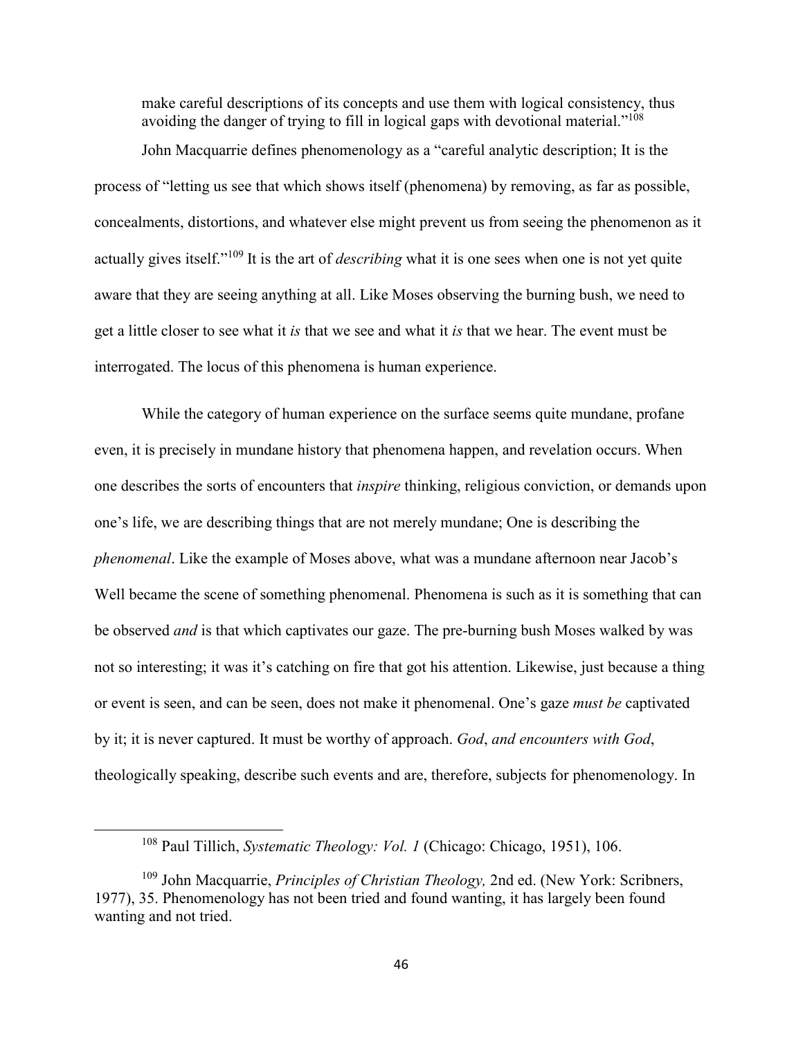make careful descriptions of its concepts and use them with logical consistency, thus avoiding the danger of trying to fill in logical gaps with devotional material."[108]

John Macquarrie defines phenomenology as a "careful analytic description; It is the process of "letting us see that which shows itself (phenomena) by removing, as far as possible, concealments, distortions, and whatever else might prevent us from seeing the phenomenon as it actually gives itself."[109] It is the art of *describing* what it is one sees when one is not yet quite aware that they are seeing anything at all. Like Moses observing the burning bush, we need to get a little closer to see what it *is* that we see and what it *is* that we hear. The event must be interrogated. The locus of this phenomena is human experience.

While the category of human experience on the surface seems quite mundane, profane even, it is precisely in mundane history that phenomena happen, and revelation occurs. When one describes the sorts of encounters that *inspire* thinking, religious conviction, or demands upon one's life, we are describing things that are not merely mundane; One is describing the *phenomenal*. Like the example of Moses above, what was a mundane afternoon near Jacob's Well became the scene of something phenomenal. Phenomena is such as it is something that can be observed *and* is that which captivates our gaze. The pre-burning bush Moses walked by was not so interesting; it was it's catching on fire that got his attention. Likewise, just because a thing or event is seen, and can be seen, does not make it phenomenal. One's gaze *must be* captivated by it; it is never captured. It must be worthy of approach. *God*, *and encounters with God*, theologically speaking, describe such events and are, therefore, subjects for phenomenology. In

---

[108] Paul Tillich, *Systematic Theology: Vol. 1* (Chicago: Chicago, 1951), 106.

[109] John Macquarrie, *Principles of Christian Theology,* 2nd ed. (New York: Scribners, 1977), 35. Phenomenology has not been tried and found wanting, it has largely been found wanting and not tried.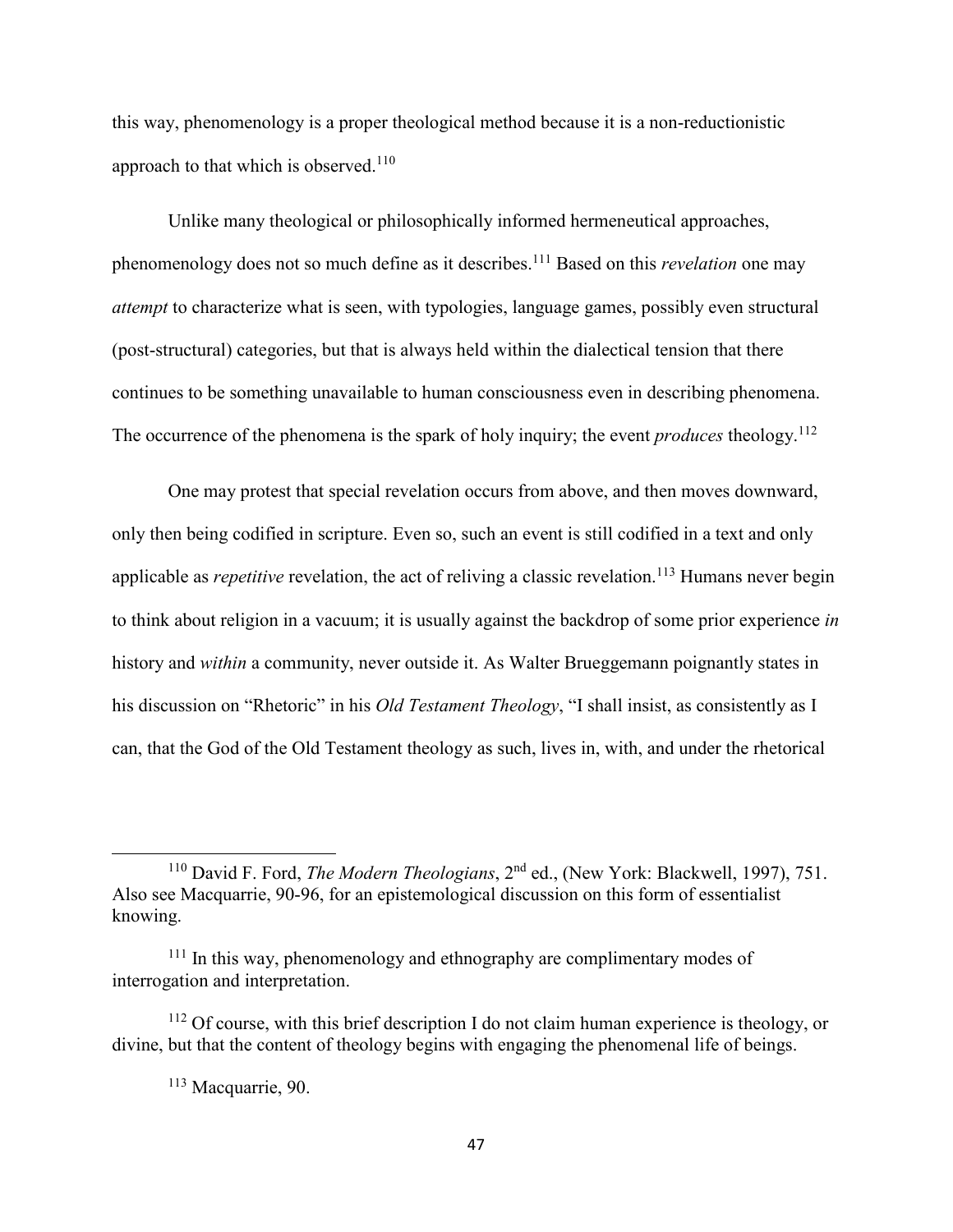this way, phenomenology is a proper theological method because it is a non-reductionistic approach to that which is observed.[110]

Unlike many theological or philosophically informed hermeneutical approaches, phenomenology does not so much define as it describes.[111] Based on this *revelation* one may *attempt* to characterize what is seen, with typologies, language games, possibly even structural (post-structural) categories, but that is always held within the dialectical tension that there continues to be something unavailable to human consciousness even in describing phenomena. The occurrence of the phenomena is the spark of holy inquiry; the event *produces* theology.[112]

One may protest that special revelation occurs from above, and then moves downward, only then being codified in scripture. Even so, such an event is still codified in a text and only applicable as *repetitive* revelation, the act of reliving a classic revelation.[113] Humans never begin to think about religion in a vacuum; it is usually against the backdrop of some prior experience *in* history and *within* a community, never outside it. As Walter Brueggemann poignantly states in his discussion on "Rhetoric" in his *Old Testament Theology*, "I shall insist, as consistently as I can, that the God of the Old Testament theology as such, lives in, with, and under the rhetorical

---

[110] David F. Ford, *The Modern Theologians*, 2nd ed., (New York: Blackwell, 1997), 751. Also see Macquarrie, 90-96, for an epistemological discussion on this form of essentialist knowing.

[111] In this way, phenomenology and ethnography are complimentary modes of interrogation and interpretation.

[112] Of course, with this brief description I do not claim human experience is theology, or divine, but that the content of theology begins with engaging the phenomenal life of beings.

[113] Macquarrie, 90.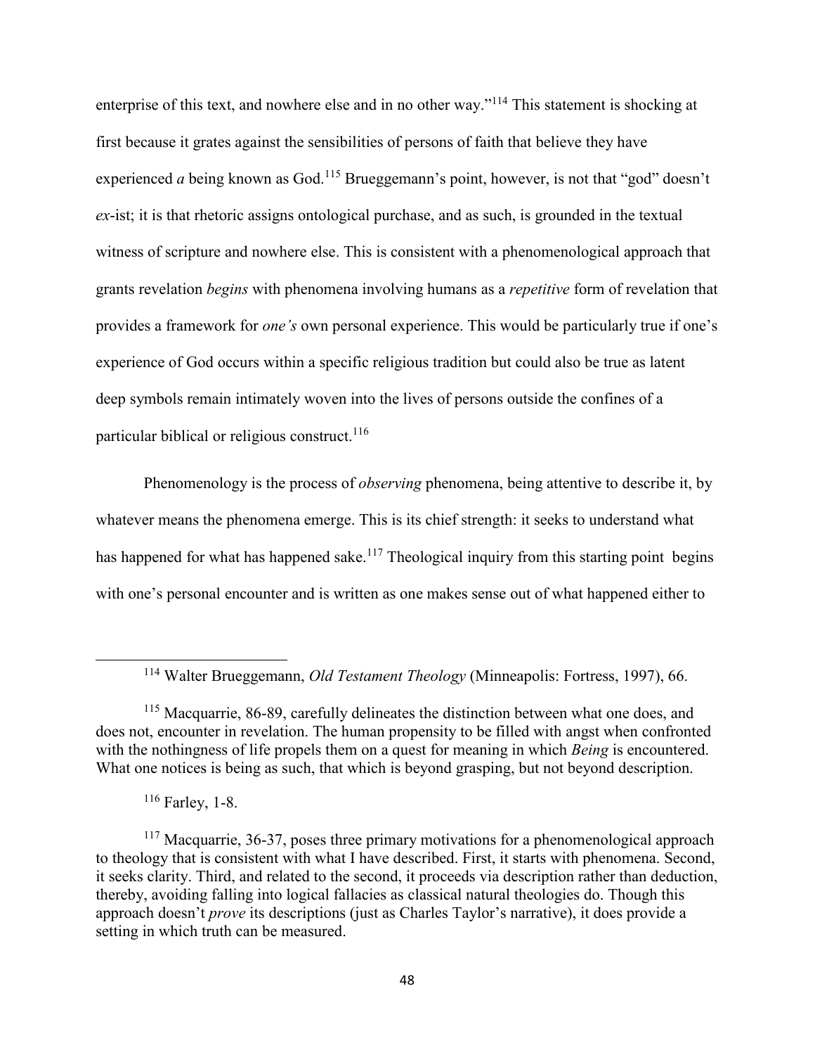enterprise of this text, and nowhere else and in no other way."[114] This statement is shocking at first because it grates against the sensibilities of persons of faith that believe they have experienced *a* being known as God.[115] Brueggemann's point, however, is not that "god" doesn't *ex*-ist; it is that rhetoric assigns ontological purchase, and as such, is grounded in the textual witness of scripture and nowhere else. This is consistent with a phenomenological approach that grants revelation *begins* with phenomena involving humans as a *repetitive* form of revelation that provides a framework for *one's* own personal experience. This would be particularly true if one's experience of God occurs within a specific religious tradition but could also be true as latent deep symbols remain intimately woven into the lives of persons outside the confines of a particular biblical or religious construct.[116]

Phenomenology is the process of *observing* phenomena, being attentive to describe it, by whatever means the phenomena emerge. This is its chief strength: it seeks to understand what has happened for what has happened sake.[117] Theological inquiry from this starting point begins with one's personal encounter and is written as one makes sense out of what happened either to

---

[114] Walter Brueggemann, *Old Testament Theology* (Minneapolis: Fortress, 1997), 66.

[115] Macquarrie, 86-89, carefully delineates the distinction between what one does, and does not, encounter in revelation. The human propensity to be filled with angst when confronted with the nothingness of life propels them on a quest for meaning in which *Being* is encountered. What one notices is being as such, that which is beyond grasping, but not beyond description.

[116] Farley, 1-8.

[117] Macquarrie, 36-37, poses three primary motivations for a phenomenological approach to theology that is consistent with what I have described. First, it starts with phenomena. Second, it seeks clarity. Third, and related to the second, it proceeds via description rather than deduction, thereby, avoiding falling into logical fallacies as classical natural theologies do. Though this approach doesn't *prove* its descriptions (just as Charles Taylor's narrative), it does provide a setting in which truth can be measured.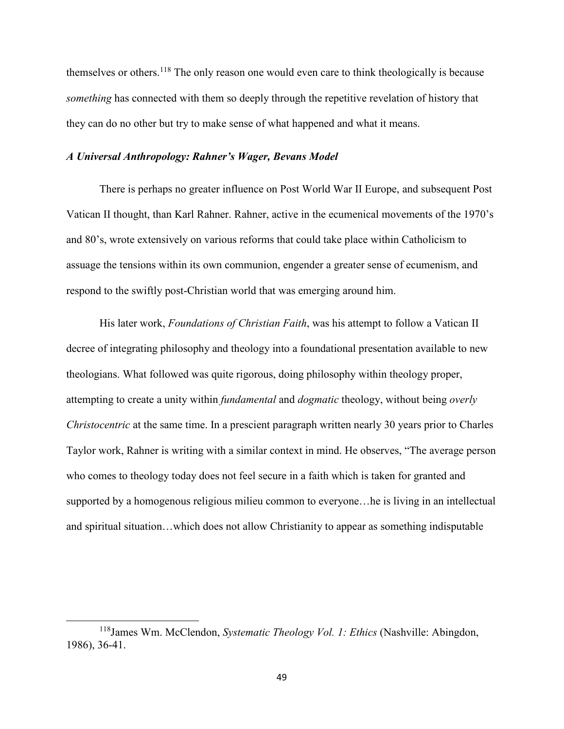themselves or others.[118] The only reason one would even care to think theologically is because *something* has connected with them so deeply through the repetitive revelation of history that they can do no other but try to make sense of what happened and what it means.

### *A Universal Anthropology: Rahner's Wager, Bevans Model*

There is perhaps no greater influence on Post World War II Europe, and subsequent Post Vatican II thought, than Karl Rahner. Rahner, active in the ecumenical movements of the 1970's and 80's, wrote extensively on various reforms that could take place within Catholicism to assuage the tensions within its own communion, engender a greater sense of ecumenism, and respond to the swiftly post-Christian world that was emerging around him.

His later work, *Foundations of Christian Faith*, was his attempt to follow a Vatican II decree of integrating philosophy and theology into a foundational presentation available to new theologians. What followed was quite rigorous, doing philosophy within theology proper, attempting to create a unity within *fundamental* and *dogmatic* theology, without being *overly Christocentric* at the same time. In a prescient paragraph written nearly 30 years prior to Charles Taylor work, Rahner is writing with a similar context in mind. He observes, "The average person who comes to theology today does not feel secure in a faith which is taken for granted and supported by a homogenous religious milieu common to everyone…he is living in an intellectual and spiritual situation…which does not allow Christianity to appear as something indisputable

---

[118] James Wm. McClendon, *Systematic Theology Vol. 1: Ethics* (Nashville: Abingdon, 1986), 36-41.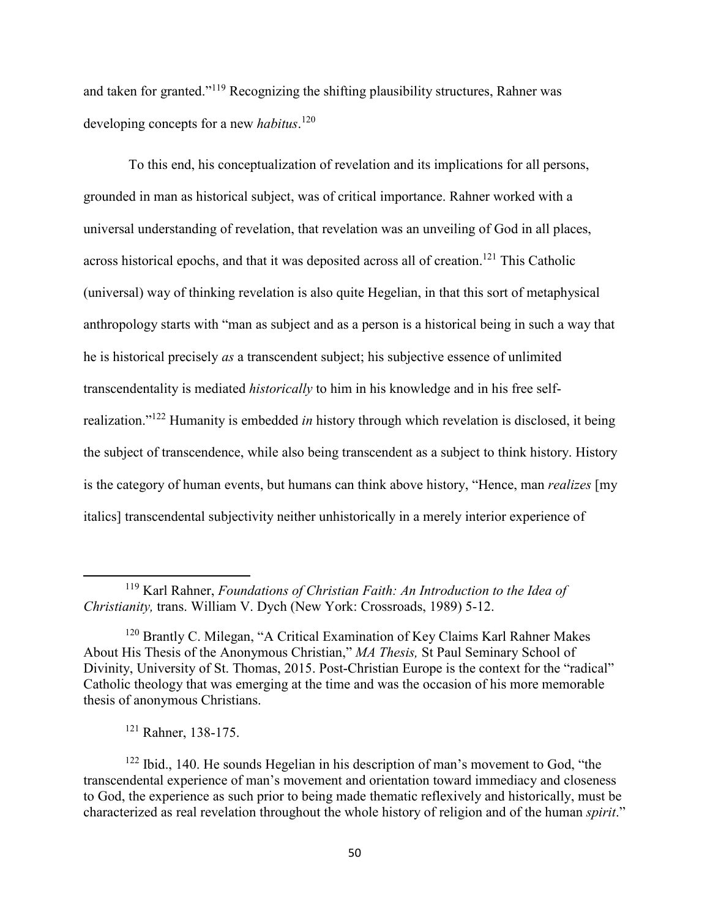and taken for granted."[119] Recognizing the shifting plausibility structures, Rahner was developing concepts for a new *habitus*.[120]

To this end, his conceptualization of revelation and its implications for all persons, grounded in man as historical subject, was of critical importance. Rahner worked with a universal understanding of revelation, that revelation was an unveiling of God in all places, across historical epochs, and that it was deposited across all of creation.[121] This Catholic (universal) way of thinking revelation is also quite Hegelian, in that this sort of metaphysical anthropology starts with "man as subject and as a person is a historical being in such a way that he is historical precisely *as* a transcendent subject; his subjective essence of unlimited transcendentality is mediated *historically* to him in his knowledge and in his free self-realization."[122] Humanity is embedded *in* history through which revelation is disclosed, it being the subject of transcendence, while also being transcendent as a subject to think history. History is the category of human events, but humans can think above history, "Hence, man *realizes* [my italics] transcendental subjectivity neither unhistorically in a merely interior experience of

---

[119] Karl Rahner, *Foundations of Christian Faith: An Introduction to the Idea of Christianity,* trans. William V. Dych (New York: Crossroads, 1989) 5-12.

[120] Brantly C. Milegan, "A Critical Examination of Key Claims Karl Rahner Makes About His Thesis of the Anonymous Christian," *MA Thesis,* St Paul Seminary School of Divinity, University of St. Thomas, 2015. Post-Christian Europe is the context for the "radical" Catholic theology that was emerging at the time and was the occasion of his more memorable thesis of anonymous Christians.

[121] Rahner, 138-175.

[122] Ibid., 140. He sounds Hegelian in his description of man's movement to God, "the transcendental experience of man's movement and orientation toward immediacy and closeness to God, the experience as such prior to being made thematic reflexively and historically, must be characterized as real revelation throughout the whole history of religion and of the human *spirit*."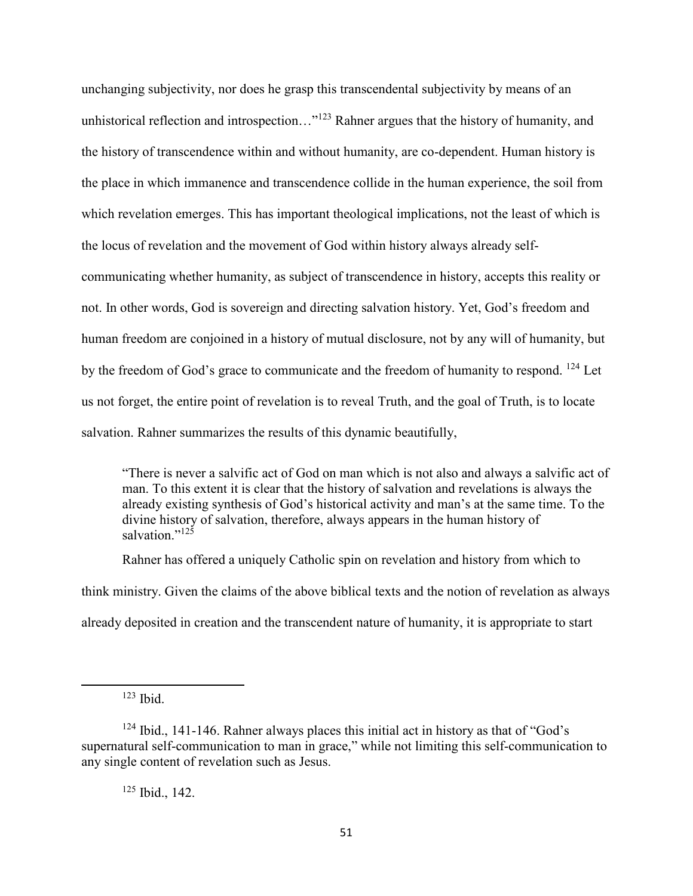unchanging subjectivity, nor does he grasp this transcendental subjectivity by means of an unhistorical reflection and introspection…"[123] Rahner argues that the history of humanity, and the history of transcendence within and without humanity, are co-dependent. Human history is the place in which immanence and transcendence collide in the human experience, the soil from which revelation emerges. This has important theological implications, not the least of which is the locus of revelation and the movement of God within history always already self-communicating whether humanity, as subject of transcendence in history, accepts this reality or not. In other words, God is sovereign and directing salvation history. Yet, God's freedom and human freedom are conjoined in a history of mutual disclosure, not by any will of humanity, but by the freedom of God's grace to communicate and the freedom of humanity to respond. [124] Let us not forget, the entire point of revelation is to reveal Truth, and the goal of Truth, is to locate salvation. Rahner summarizes the results of this dynamic beautifully,

> "There is never a salvific act of God on man which is not also and always a salvific act of man. To this extent it is clear that the history of salvation and revelations is always the already existing synthesis of God's historical activity and man's at the same time. To the divine history of salvation, therefore, always appears in the human history of salvation."[125]

Rahner has offered a uniquely Catholic spin on revelation and history from which to think ministry. Given the claims of the above biblical texts and the notion of revelation as always already deposited in creation and the transcendent nature of humanity, it is appropriate to start

---

[123] Ibid.

[124] Ibid., 141-146. Rahner always places this initial act in history as that of "God's supernatural self-communication to man in grace," while not limiting this self-communication to any single content of revelation such as Jesus.

[125] Ibid., 142.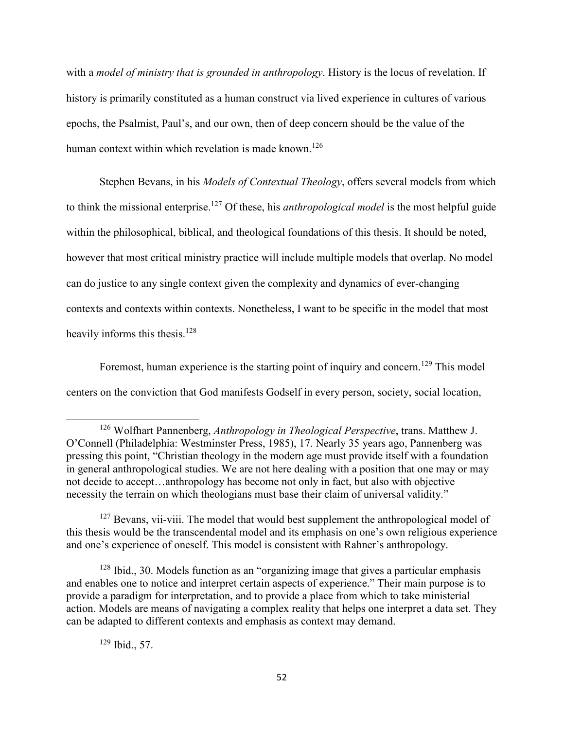with a *model of ministry that is grounded in anthropology*. History is the locus of revelation. If history is primarily constituted as a human construct via lived experience in cultures of various epochs, the Psalmist, Paul's, and our own, then of deep concern should be the value of the human context within which revelation is made known.[126]

Stephen Bevans, in his *Models of Contextual Theology*, offers several models from which to think the missional enterprise.[127] Of these, his *anthropological model* is the most helpful guide within the philosophical, biblical, and theological foundations of this thesis. It should be noted, however that most critical ministry practice will include multiple models that overlap. No model can do justice to any single context given the complexity and dynamics of ever-changing contexts and contexts within contexts. Nonetheless, I want to be specific in the model that most heavily informs this thesis.[128]

Foremost, human experience is the starting point of inquiry and concern.[129] This model centers on the conviction that God manifests Godself in every person, society, social location,

---

[126] Wolfhart Pannenberg, *Anthropology in Theological Perspective*, trans. Matthew J. O'Connell (Philadelphia: Westminster Press, 1985), 17. Nearly 35 years ago, Pannenberg was pressing this point, "Christian theology in the modern age must provide itself with a foundation in general anthropological studies. We are not here dealing with a position that one may or may not decide to accept…anthropology has become not only in fact, but also with objective necessity the terrain on which theologians must base their claim of universal validity."

[127] Bevans, vii-viii. The model that would best supplement the anthropological model of this thesis would be the transcendental model and its emphasis on one's own religious experience and one's experience of oneself. This model is consistent with Rahner's anthropology.

[128] Ibid., 30. Models function as an "organizing image that gives a particular emphasis and enables one to notice and interpret certain aspects of experience." Their main purpose is to provide a paradigm for interpretation, and to provide a place from which to take ministerial action. Models are means of navigating a complex reality that helps one interpret a data set. They can be adapted to different contexts and emphasis as context may demand.

[129] Ibid., 57.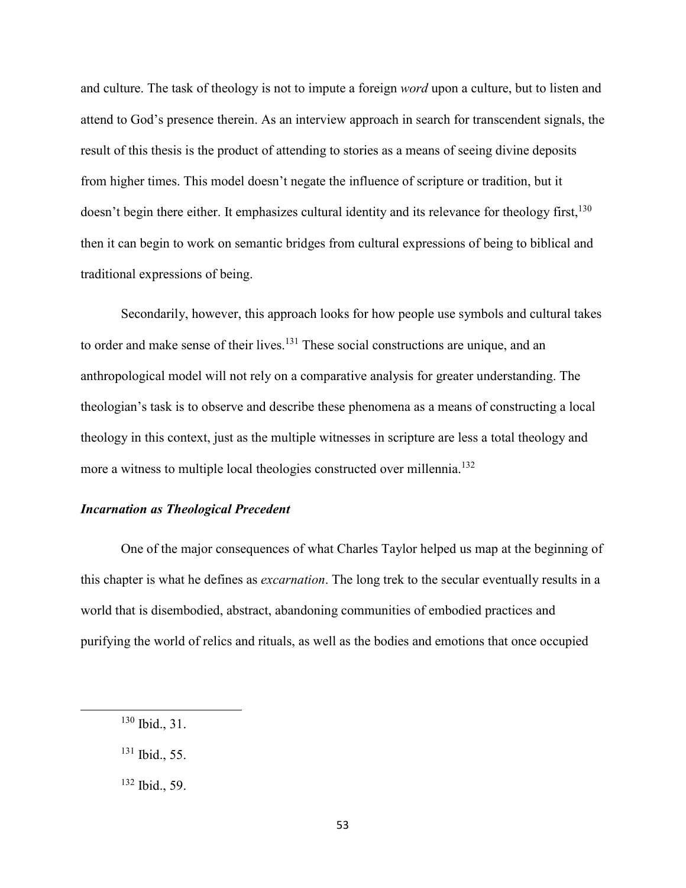and culture. The task of theology is not to impute a foreign *word* upon a culture, but to listen and attend to God's presence therein. As an interview approach in search for transcendent signals, the result of this thesis is the product of attending to stories as a means of seeing divine deposits from higher times. This model doesn't negate the influence of scripture or tradition, but it doesn't begin there either. It emphasizes cultural identity and its relevance for theology first,[130] then it can begin to work on semantic bridges from cultural expressions of being to biblical and traditional expressions of being.

Secondarily, however, this approach looks for how people use symbols and cultural takes to order and make sense of their lives.[131] These social constructions are unique, and an anthropological model will not rely on a comparative analysis for greater understanding. The theologian's task is to observe and describe these phenomena as a means of constructing a local theology in this context, just as the multiple witnesses in scripture are less a total theology and more a witness to multiple local theologies constructed over millennia.[132]

### *Incarnation as Theological Precedent*

One of the major consequences of what Charles Taylor helped us map at the beginning of this chapter is what he defines as *excarnation*. The long trek to the secular eventually results in a world that is disembodied, abstract, abandoning communities of embodied practices and purifying the world of relics and rituals, as well as the bodies and emotions that once occupied

---

[130] Ibid., 31.

[131] Ibid., 55.

[132] Ibid., 59.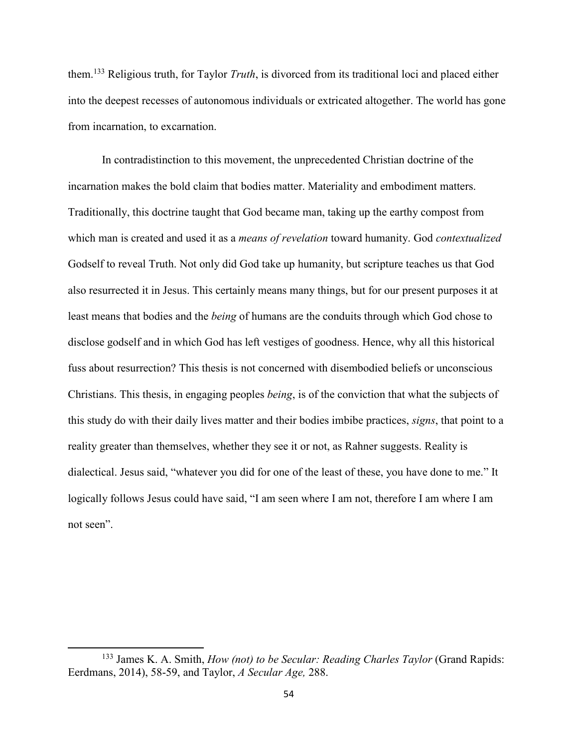them.[133] Religious truth, for Taylor *Truth*, is divorced from its traditional loci and placed either into the deepest recesses of autonomous individuals or extricated altogether. The world has gone from incarnation, to excarnation.

In contradistinction to this movement, the unprecedented Christian doctrine of the incarnation makes the bold claim that bodies matter. Materiality and embodiment matters. Traditionally, this doctrine taught that God became man, taking up the earthy compost from which man is created and used it as a *means of revelation* toward humanity. God *contextualized* Godself to reveal Truth. Not only did God take up humanity, but scripture teaches us that God also resurrected it in Jesus. This certainly means many things, but for our present purposes it at least means that bodies and the *being* of humans are the conduits through which God chose to disclose godself and in which God has left vestiges of goodness. Hence, why all this historical fuss about resurrection? This thesis is not concerned with disembodied beliefs or unconscious Christians. This thesis, in engaging peoples *being*, is of the conviction that what the subjects of this study do with their daily lives matter and their bodies imbibe practices, *signs*, that point to a reality greater than themselves, whether they see it or not, as Rahner suggests. Reality is dialectical. Jesus said, "whatever you did for one of the least of these, you have done to me." It logically follows Jesus could have said, "I am seen where I am not, therefore I am where I am not seen".

---

[133] James K. A. Smith, *How (not) to be Secular: Reading Charles Taylor* (Grand Rapids: Eerdmans, 2014), 58-59, and Taylor, *A Secular Age,* 288.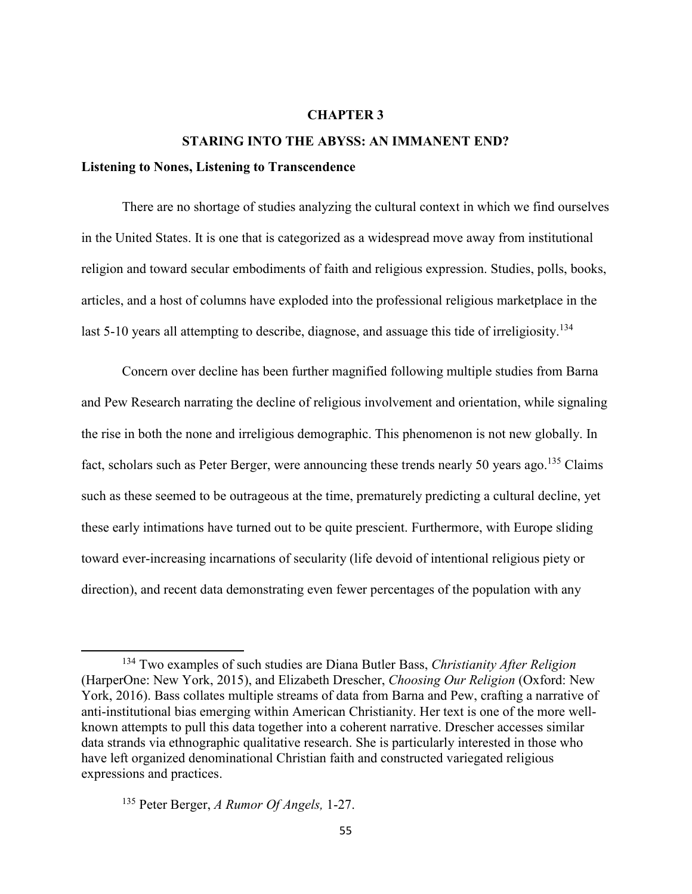# CHAPTER 3

# STARING INTO THE ABYSS: AN IMMANENT END?

### Listening to Nones, Listening to Transcendence

There are no shortage of studies analyzing the cultural context in which we find ourselves in the United States. It is one that is categorized as a widespread move away from institutional religion and toward secular embodiments of faith and religious expression. Studies, polls, books, articles, and a host of columns have exploded into the professional religious marketplace in the last 5-10 years all attempting to describe, diagnose, and assuage this tide of irreligiosity.[134]

Concern over decline has been further magnified following multiple studies from Barna and Pew Research narrating the decline of religious involvement and orientation, while signaling the rise in both the none and irreligious demographic. This phenomenon is not new globally. In fact, scholars such as Peter Berger, were announcing these trends nearly 50 years ago.[135] Claims such as these seemed to be outrageous at the time, prematurely predicting a cultural decline, yet these early intimations have turned out to be quite prescient. Furthermore, with Europe sliding toward ever-increasing incarnations of secularity (life devoid of intentional religious piety or direction), and recent data demonstrating even fewer percentages of the population with any

---

[134] Two examples of such studies are Diana Butler Bass, *Christianity After Religion* (HarperOne: New York, 2015), and Elizabeth Drescher, *Choosing Our Religion* (Oxford: New York, 2016). Bass collates multiple streams of data from Barna and Pew, crafting a narrative of anti-institutional bias emerging within American Christianity. Her text is one of the more well-known attempts to pull this data together into a coherent narrative. Drescher accesses similar data strands via ethnographic qualitative research. She is particularly interested in those who have left organized denominational Christian faith and constructed variegated religious expressions and practices.

[135] Peter Berger, *A Rumor Of Angels,* 1-27.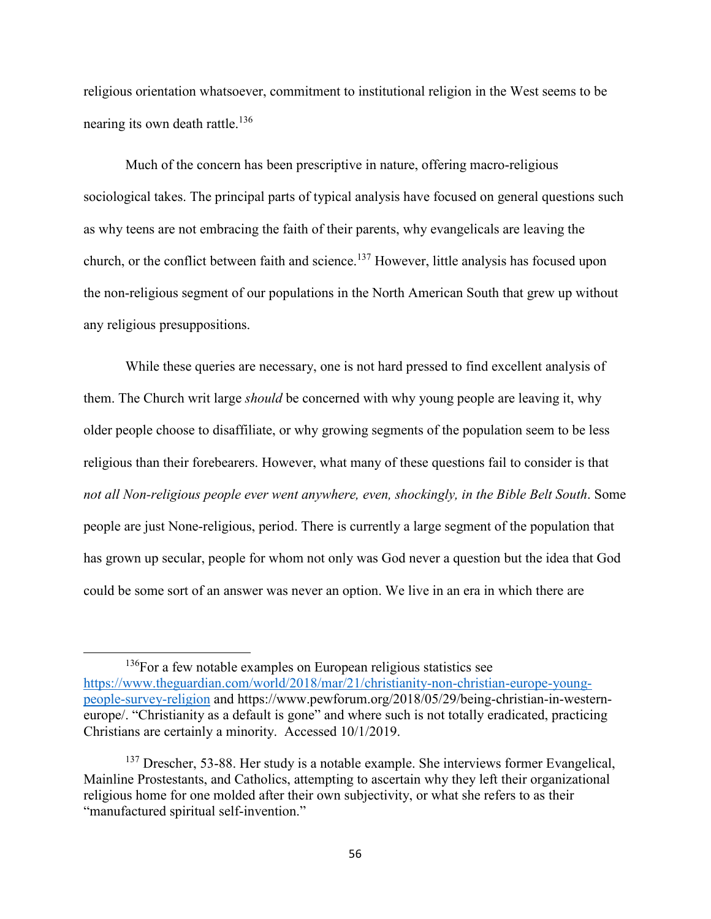religious orientation whatsoever, commitment to institutional religion in the West seems to be nearing its own death rattle.[136]

Much of the concern has been prescriptive in nature, offering macro-religious sociological takes. The principal parts of typical analysis have focused on general questions such as why teens are not embracing the faith of their parents, why evangelicals are leaving the church, or the conflict between faith and science.[137] However, little analysis has focused upon the non-religious segment of our populations in the North American South that grew up without any religious presuppositions.

While these queries are necessary, one is not hard pressed to find excellent analysis of them. The Church writ large *should* be concerned with why young people are leaving it, why older people choose to disaffiliate, or why growing segments of the population seem to be less religious than their forebearers. However, what many of these questions fail to consider is that *not all Non-religious people ever went anywhere, even, shockingly, in the Bible Belt South*. Some people are just None-religious, period. There is currently a large segment of the population that has grown up secular, people for whom not only was God never a question but the idea that God could be some sort of an answer was never an option. We live in an era in which there are

---

[136]For a few notable examples on European religious statistics see https://www.theguardian.com/world/2018/mar/21/christianity-non-christian-europe-young-people-survey-religion and https://www.pewforum.org/2018/05/29/being-christian-in-western-europe/. "Christianity as a default is gone" and where such is not totally eradicated, practicing Christians are certainly a minority. Accessed 10/1/2019.

[137] Drescher, 53-88. Her study is a notable example. She interviews former Evangelical, Mainline Protestants, and Catholics, attempting to ascertain why they left their organizational religious home for one molded after their own subjectivity, or what she refers to as their "manufactured spiritual self-invention."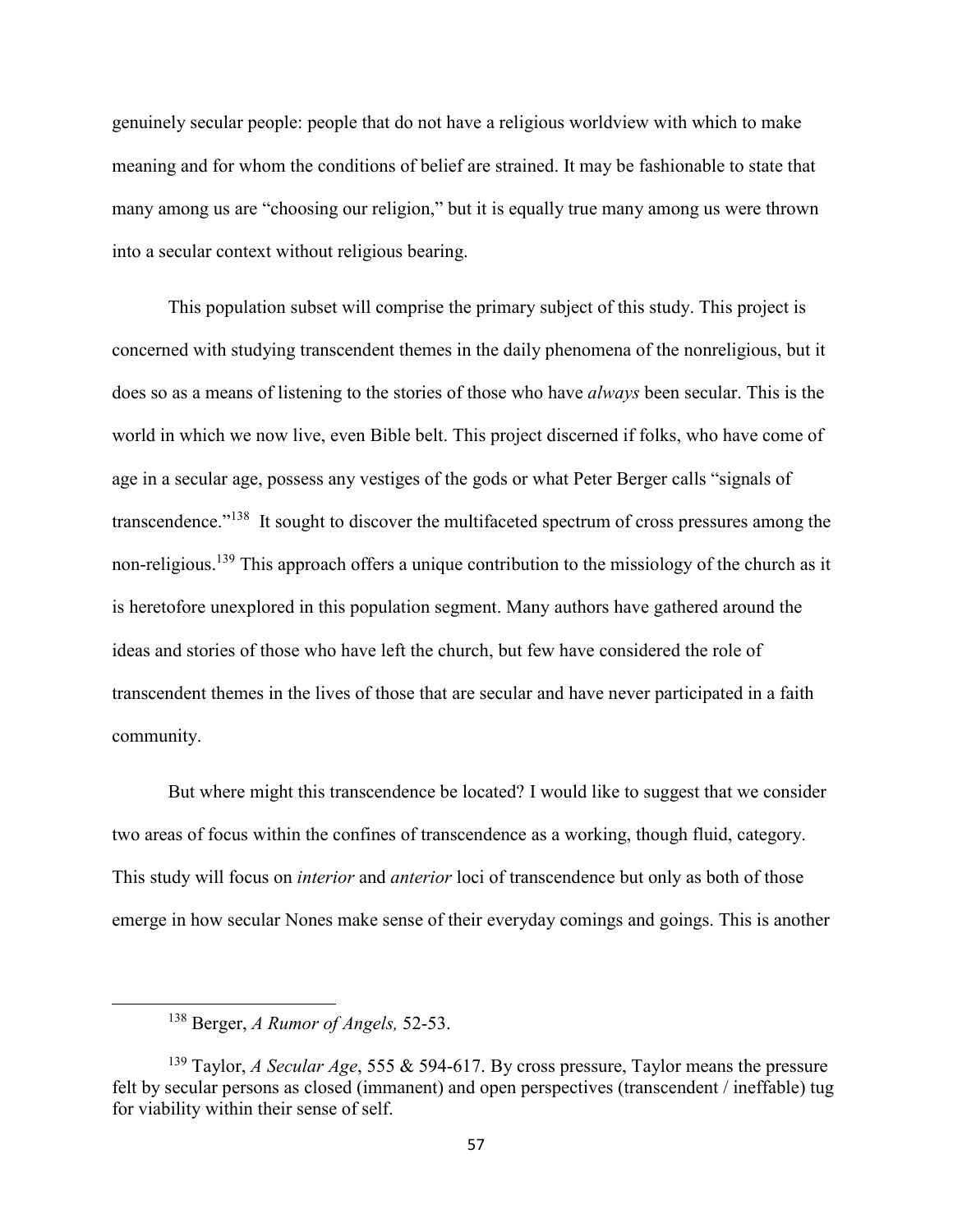genuinely secular people: people that do not have a religious worldview with which to make meaning and for whom the conditions of belief are strained. It may be fashionable to state that many among us are "choosing our religion," but it is equally true many among us were thrown into a secular context without religious bearing.

This population subset will comprise the primary subject of this study. This project is concerned with studying transcendent themes in the daily phenomena of the nonreligious, but it does so as a means of listening to the stories of those who have *always* been secular. This is the world in which we now live, even Bible belt. This project discerned if folks, who have come of age in a secular age, possess any vestiges of the gods or what Peter Berger calls "signals of transcendence."[138] It sought to discover the multifaceted spectrum of cross pressures among the non-religious.[139] This approach offers a unique contribution to the missiology of the church as it is heretofore unexplored in this population segment. Many authors have gathered around the ideas and stories of those who have left the church, but few have considered the role of transcendent themes in the lives of those that are secular and have never participated in a faith community.

But where might this transcendence be located? I would like to suggest that we consider two areas of focus within the confines of transcendence as a working, though fluid, category. This study will focus on *interior* and *anterior* loci of transcendence but only as both of those emerge in how secular Nones make sense of their everyday comings and goings. This is another

---

[138] Berger, *A Rumor of Angels,* 52-53.

[139] Taylor, *A Secular Age*, 555 & 594-617. By cross pressure, Taylor means the pressure felt by secular persons as closed (immanent) and open perspectives (transcendent / ineffable) tug for viability within their sense of self.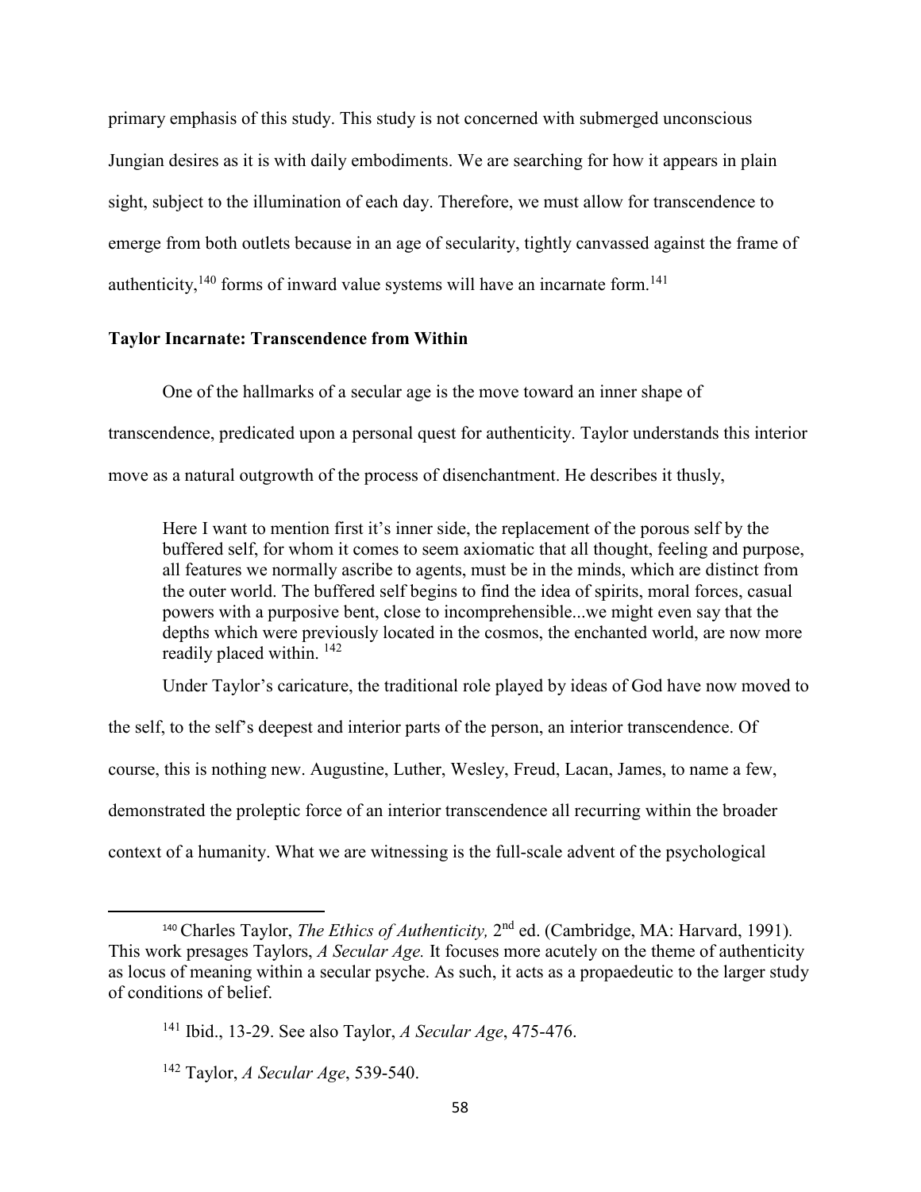primary emphasis of this study. This study is not concerned with submerged unconscious Jungian desires as it is with daily embodiments. We are searching for how it appears in plain sight, subject to the illumination of each day. Therefore, we must allow for transcendence to emerge from both outlets because in an age of secularity, tightly canvassed against the frame of authenticity,[140] forms of inward value systems will have an incarnate form.[141]

**Taylor Incarnate: Transcendence from Within**

One of the hallmarks of a secular age is the move toward an inner shape of transcendence, predicated upon a personal quest for authenticity. Taylor understands this interior move as a natural outgrowth of the process of disenchantment. He describes it thusly,

> Here I want to mention first it's inner side, the replacement of the porous self by the buffered self, for whom it comes to seem axiomatic that all thought, feeling and purpose, all features we normally ascribe to agents, must be in the minds, which are distinct from the outer world. The buffered self begins to find the idea of spirits, moral forces, casual powers with a purposive bent, close to incomprehensible...we might even say that the depths which were previously located in the cosmos, the enchanted world, are now more readily placed within. [142]

Under Taylor's caricature, the traditional role played by ideas of God have now moved to the self, to the self's deepest and interior parts of the person, an interior transcendence. Of course, this is nothing new. Augustine, Luther, Wesley, Freud, Lacan, James, to name a few, demonstrated the proleptic force of an interior transcendence all recurring within the broader context of a humanity. What we are witnessing is the full-scale advent of the psychological

---

[140] Charles Taylor, *The Ethics of Authenticity,* 2nd ed. (Cambridge, MA: Harvard, 1991). This work presages Taylors, *A Secular Age.* It focuses more acutely on the theme of authenticity as locus of meaning within a secular psyche. As such, it acts as a propaedeutic to the larger study of conditions of belief.

[141] Ibid., 13-29. See also Taylor, *A Secular Age*, 475-476.

[142] Taylor, *A Secular Age*, 539-540.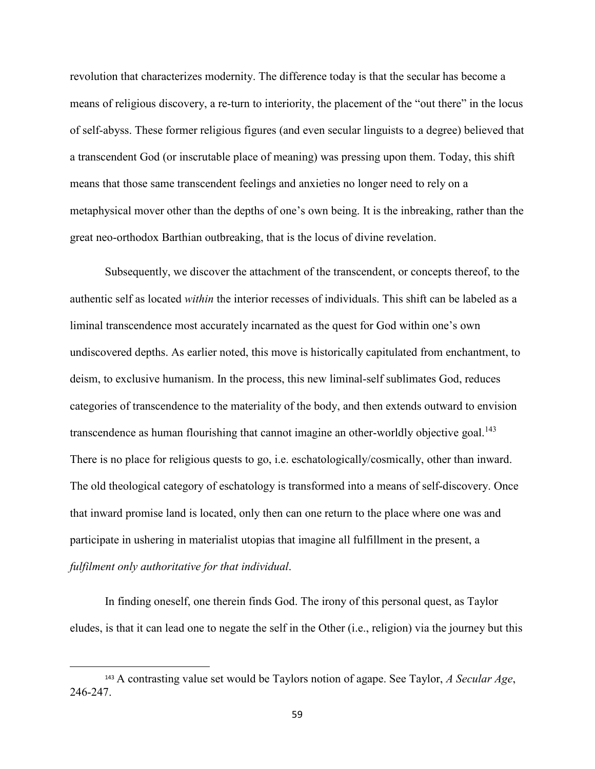revolution that characterizes modernity. The difference today is that the secular has become a means of religious discovery, a re-turn to interiority, the placement of the "out there" in the locus of self-abyss. These former religious figures (and even secular linguists to a degree) believed that a transcendent God (or inscrutable place of meaning) was pressing upon them. Today, this shift means that those same transcendent feelings and anxieties no longer need to rely on a metaphysical mover other than the depths of one's own being. It is the inbreaking, rather than the great neo-orthodox Barthian outbreaking, that is the locus of divine revelation.

Subsequently, we discover the attachment of the transcendent, or concepts thereof, to the authentic self as located *within* the interior recesses of individuals. This shift can be labeled as a liminal transcendence most accurately incarnated as the quest for God within one's own undiscovered depths. As earlier noted, this move is historically capitulated from enchantment, to deism, to exclusive humanism. In the process, this new liminal-self sublimates God, reduces categories of transcendence to the materiality of the body, and then extends outward to envision transcendence as human flourishing that cannot imagine an other-worldly objective goal.[143] There is no place for religious quests to go, i.e. eschatologically/cosmically, other than inward. The old theological category of eschatology is transformed into a means of self-discovery. Once that inward promise land is located, only then can one return to the place where one was and participate in ushering in materialist utopias that imagine all fulfillment in the present, a *fulfilment only authoritative for that individual*.

In finding oneself, one therein finds God. The irony of this personal quest, as Taylor eludes, is that it can lead one to negate the self in the Other (i.e., religion) via the journey but this

[143] A contrasting value set would be Taylors notion of agape. See Taylor, *A Secular Age*, 246-247.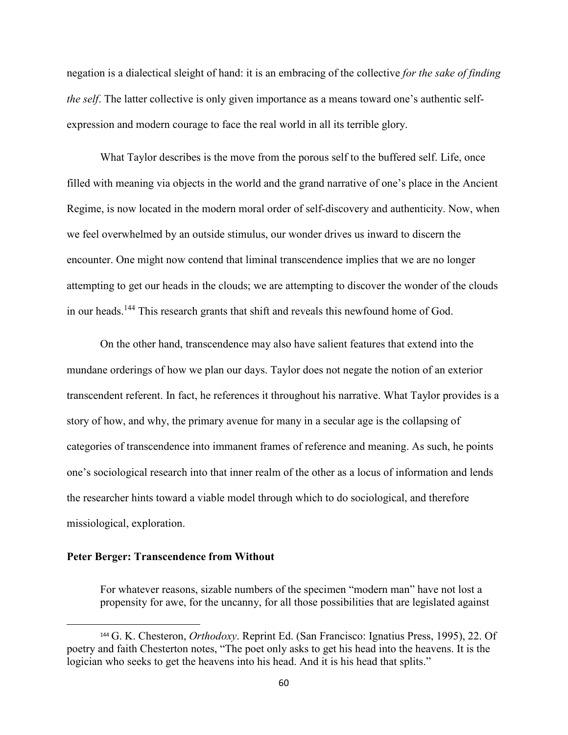negation is a dialectical sleight of hand: it is an embracing of the collective *for the sake of finding the self*. The latter collective is only given importance as a means toward one's authentic self-expression and modern courage to face the real world in all its terrible glory.

What Taylor describes is the move from the porous self to the buffered self. Life, once filled with meaning via objects in the world and the grand narrative of one's place in the Ancient Regime, is now located in the modern moral order of self-discovery and authenticity. Now, when we feel overwhelmed by an outside stimulus, our wonder drives us inward to discern the encounter. One might now contend that liminal transcendence implies that we are no longer attempting to get our heads in the clouds; we are attempting to discover the wonder of the clouds in our heads.[144] This research grants that shift and reveals this newfound home of God.

On the other hand, transcendence may also have salient features that extend into the mundane orderings of how we plan our days. Taylor does not negate the notion of an exterior transcendent referent. In fact, he references it throughout his narrative. What Taylor provides is a story of how, and why, the primary avenue for many in a secular age is the collapsing of categories of transcendence into immanent frames of reference and meaning. As such, he points one's sociological research into that inner realm of the other as a locus of information and lends the researcher hints toward a viable model through which to do sociological, and therefore missiological, exploration.

**Peter Berger: Transcendence from Without**

> For whatever reasons, sizable numbers of the specimen "modern man" have not lost a propensity for awe, for the uncanny, for all those possibilities that are legislated against

[144] G. K. Chesteron, *Orthodoxy*. Reprint Ed. (San Francisco: Ignatius Press, 1995), 22. Of poetry and faith Chesterton notes, "The poet only asks to get his head into the heavens. It is the logician who seeks to get the heavens into his head. And it is his head that splits."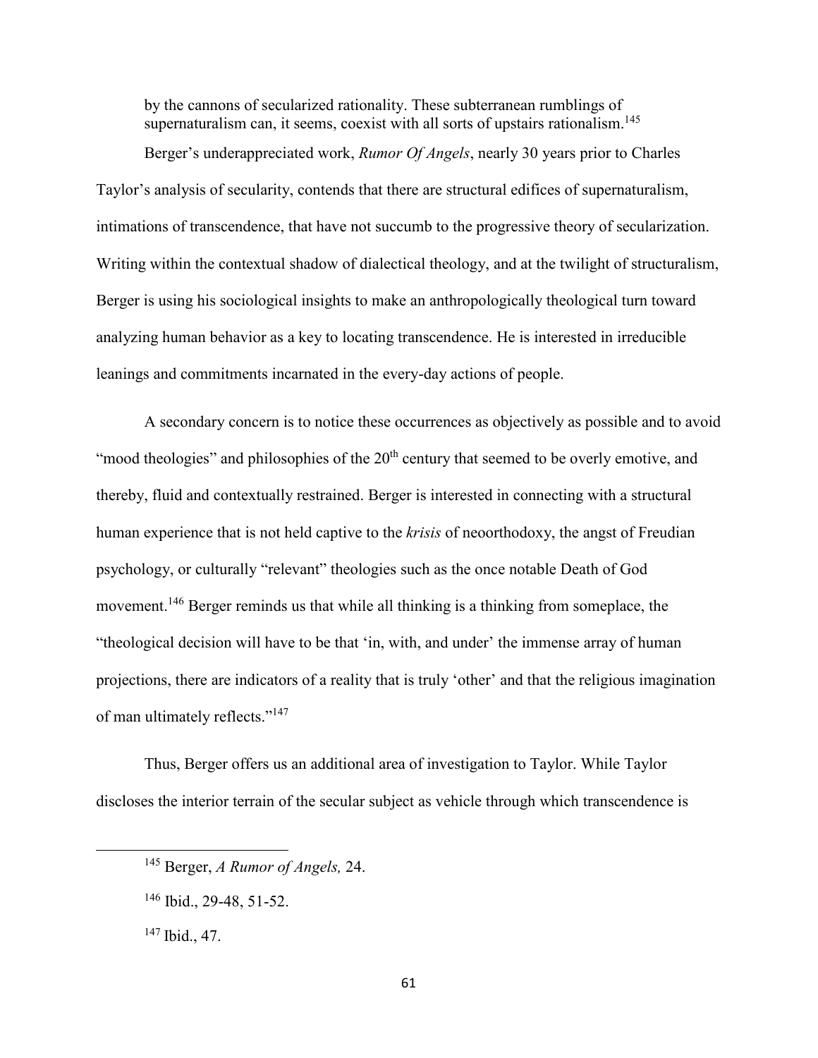by the cannons of secularized rationality. These subterranean rumblings of supernaturalism can, it seems, coexist with all sorts of upstairs rationalism.[145]

Berger's underappreciated work, *Rumor Of Angels*, nearly 30 years prior to Charles Taylor's analysis of secularity, contends that there are structural edifices of supernaturalism, intimations of transcendence, that have not succumb to the progressive theory of secularization. Writing within the contextual shadow of dialectical theology, and at the twilight of structuralism, Berger is using his sociological insights to make an anthropologically theological turn toward analyzing human behavior as a key to locating transcendence. He is interested in irreducible leanings and commitments incarnated in the every-day actions of people.

A secondary concern is to notice these occurrences as objectively as possible and to avoid "mood theologies" and philosophies of the 20th century that seemed to be overly emotive, and thereby, fluid and contextually restrained. Berger is interested in connecting with a structural human experience that is not held captive to the *krisis* of neoorthodoxy, the angst of Freudian psychology, or culturally "relevant" theologies such as the once notable Death of God movement.[146] Berger reminds us that while all thinking is a thinking from someplace, the "theological decision will have to be that 'in, with, and under' the immense array of human projections, there are indicators of a reality that is truly 'other' and that the religious imagination of man ultimately reflects."[147]

Thus, Berger offers us an additional area of investigation to Taylor. While Taylor discloses the interior terrain of the secular subject as vehicle through which transcendence is

---

[145] Berger, *A Rumor of Angels,* 24.

[146] Ibid., 29-48, 51-52.

[147] Ibid., 47.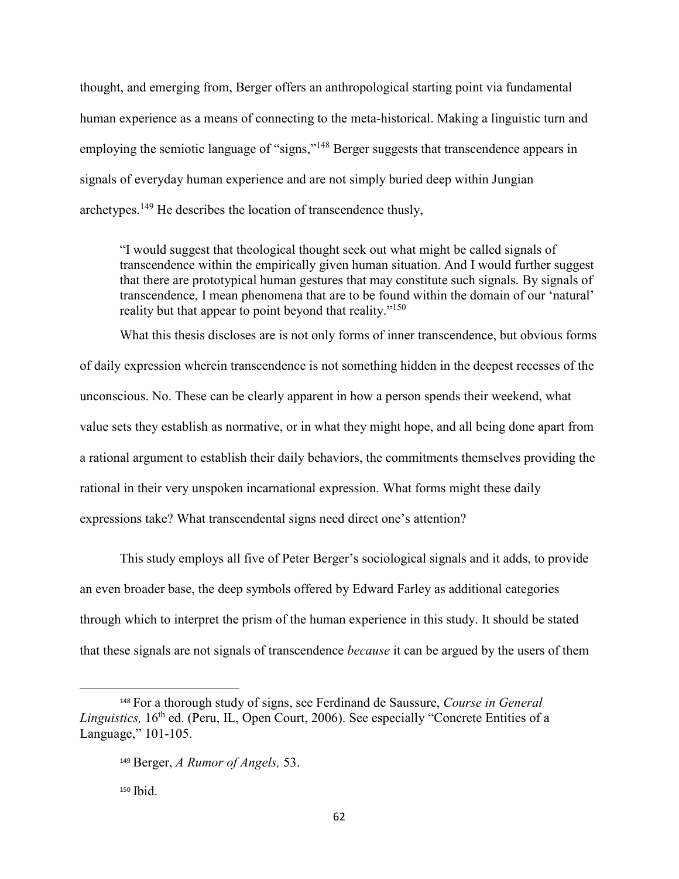thought, and emerging from, Berger offers an anthropological starting point via fundamental human experience as a means of connecting to the meta-historical. Making a linguistic turn and employing the semiotic language of "signs,"[148] Berger suggests that transcendence appears in signals of everyday human experience and are not simply buried deep within Jungian archetypes.[149] He describes the location of transcendence thusly,

> "I would suggest that theological thought seek out what might be called signals of transcendence within the empirically given human situation. And I would further suggest that there are prototypical human gestures that may constitute such signals. By signals of transcendence, I mean phenomena that are to be found within the domain of our 'natural' reality but that appear to point beyond that reality."[150]

What this thesis discloses are is not only forms of inner transcendence, but obvious forms of daily expression wherein transcendence is not something hidden in the deepest recesses of the unconscious. No. These can be clearly apparent in how a person spends their weekend, what value sets they establish as normative, or in what they might hope, and all being done apart from a rational argument to establish their daily behaviors, the commitments themselves providing the rational in their very unspoken incarnational expression. What forms might these daily expressions take? What transcendental signs need direct one's attention?

This study employs all five of Peter Berger's sociological signals and it adds, to provide an even broader base, the deep symbols offered by Edward Farley as additional categories through which to interpret the prism of the human experience in this study. It should be stated that these signals are not signals of transcendence *because* it can be argued by the users of them

---

[148] For a thorough study of signs, see Ferdinand de Saussure, *Course in General Linguistics,* 16th ed. (Peru, IL, Open Court, 2006). See especially "Concrete Entities of a Language," 101-105.

[149] Berger, *A Rumor of Angels,* 53.

[150] Ibid.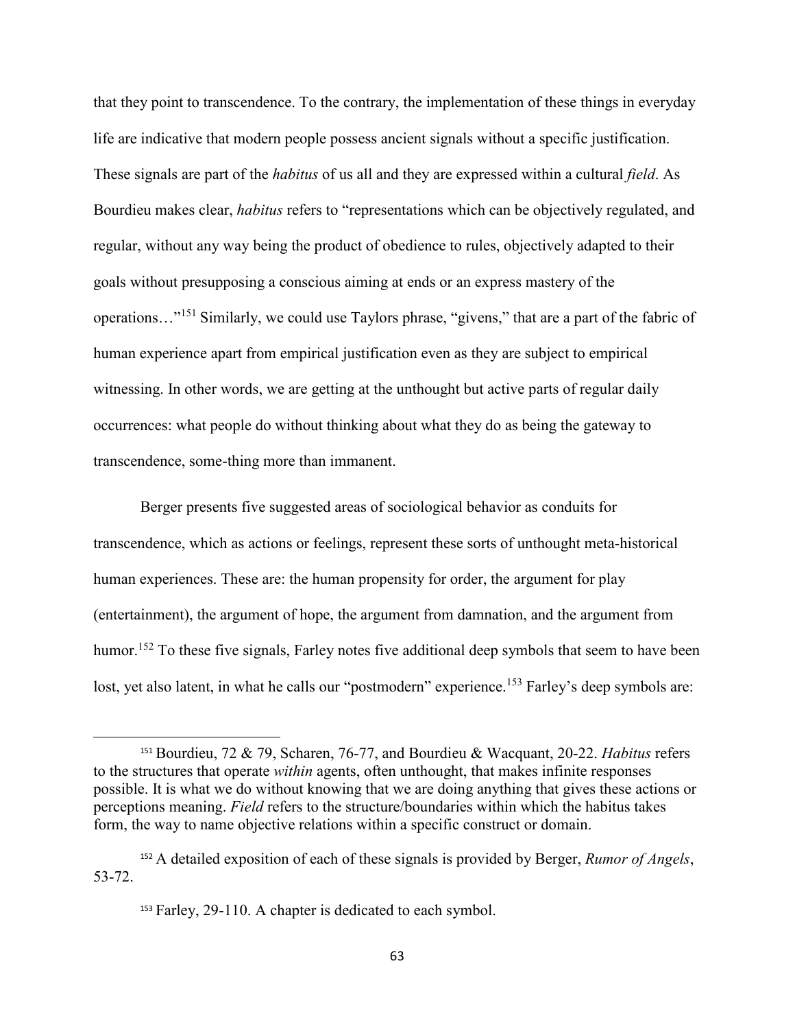that they point to transcendence. To the contrary, the implementation of these things in everyday life are indicative that modern people possess ancient signals without a specific justification. These signals are part of the *habitus* of us all and they are expressed within a cultural *field*. As Bourdieu makes clear, *habitus* refers to "representations which can be objectively regulated, and regular, without any way being the product of obedience to rules, objectively adapted to their goals without presupposing a conscious aiming at ends or an express mastery of the operations…"[151] Similarly, we could use Taylors phrase, "givens," that are a part of the fabric of human experience apart from empirical justification even as they are subject to empirical witnessing. In other words, we are getting at the unthought but active parts of regular daily occurrences: what people do without thinking about what they do as being the gateway to transcendence, some-thing more than immanent.

Berger presents five suggested areas of sociological behavior as conduits for transcendence, which as actions or feelings, represent these sorts of unthought meta-historical human experiences. These are: the human propensity for order, the argument for play (entertainment), the argument of hope, the argument from damnation, and the argument from humor.[152] To these five signals, Farley notes five additional deep symbols that seem to have been lost, yet also latent, in what he calls our "postmodern" experience.[153] Farley's deep symbols are:

---

[151] Bourdieu, 72 & 79, Scharen, 76-77, and Bourdieu & Wacquant, 20-22. *Habitus* refers to the structures that operate *within* agents, often unthought, that makes infinite responses possible. It is what we do without knowing that we are doing anything that gives these actions or perceptions meaning. *Field* refers to the structure/boundaries within which the habitus takes form, the way to name objective relations within a specific construct or domain.

[152] A detailed exposition of each of these signals is provided by Berger, *Rumor of Angels*, 53-72.

[153] Farley, 29-110. A chapter is dedicated to each symbol.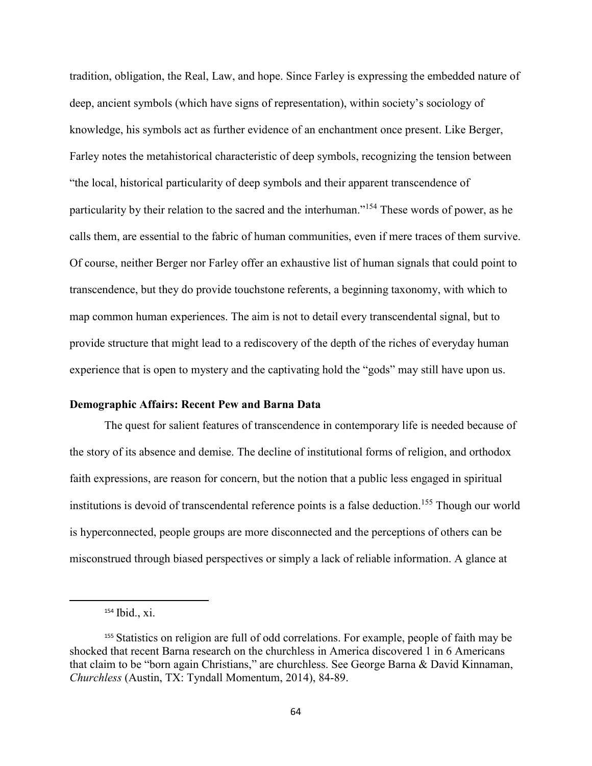tradition, obligation, the Real, Law, and hope. Since Farley is expressing the embedded nature of deep, ancient symbols (which have signs of representation), within society's sociology of knowledge, his symbols act as further evidence of an enchantment once present. Like Berger, Farley notes the metahistorical characteristic of deep symbols, recognizing the tension between "the local, historical particularity of deep symbols and their apparent transcendence of particularity by their relation to the sacred and the interhuman."[154] These words of power, as he calls them, are essential to the fabric of human communities, even if mere traces of them survive. Of course, neither Berger nor Farley offer an exhaustive list of human signals that could point to transcendence, but they do provide touchstone referents, a beginning taxonomy, with which to map common human experiences. The aim is not to detail every transcendental signal, but to provide structure that might lead to a rediscovery of the depth of the riches of everyday human experience that is open to mystery and the captivating hold the "gods" may still have upon us.

### Demographic Affairs: Recent Pew and Barna Data

The quest for salient features of transcendence in contemporary life is needed because of the story of its absence and demise. The decline of institutional forms of religion, and orthodox faith expressions, are reason for concern, but the notion that a public less engaged in spiritual institutions is devoid of transcendental reference points is a false deduction.[155] Though our world is hyperconnected, people groups are more disconnected and the perceptions of others can be misconstrued through biased perspectives or simply a lack of reliable information. A glance at

---

[154] Ibid., xi.

[155] Statistics on religion are full of odd correlations. For example, people of faith may be shocked that recent Barna research on the churchless in America discovered 1 in 6 Americans that claim to be "born again Christians," are churchless. See George Barna & David Kinnaman, *Churchless* (Austin, TX: Tyndall Momentum, 2014), 84-89.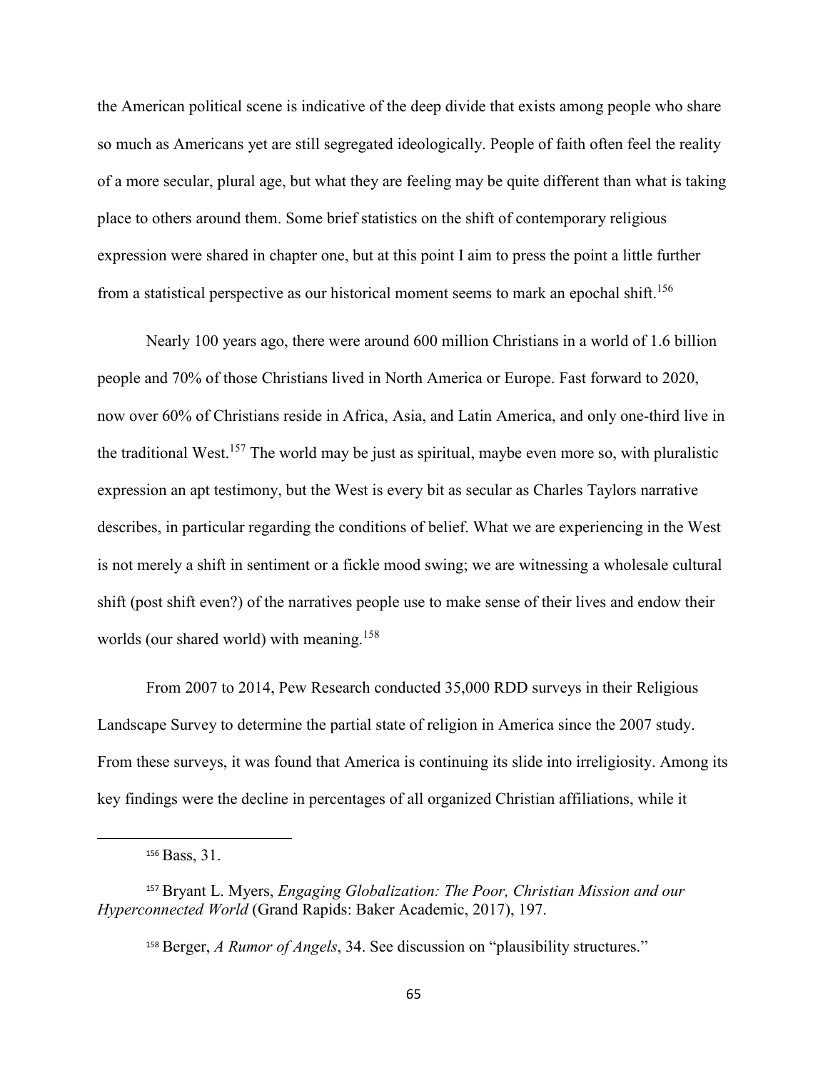the American political scene is indicative of the deep divide that exists among people who share so much as Americans yet are still segregated ideologically. People of faith often feel the reality of a more secular, plural age, but what they are feeling may be quite different than what is taking place to others around them. Some brief statistics on the shift of contemporary religious expression were shared in chapter one, but at this point I aim to press the point a little further from a statistical perspective as our historical moment seems to mark an epochal shift.[156]

Nearly 100 years ago, there were around 600 million Christians in a world of 1.6 billion people and 70% of those Christians lived in North America or Europe. Fast forward to 2020, now over 60% of Christians reside in Africa, Asia, and Latin America, and only one-third live in the traditional West.[157] The world may be just as spiritual, maybe even more so, with pluralistic expression an apt testimony, but the West is every bit as secular as Charles Taylors narrative describes, in particular regarding the conditions of belief. What we are experiencing in the West is not merely a shift in sentiment or a fickle mood swing; we are witnessing a wholesale cultural shift (post shift even?) of the narratives people use to make sense of their lives and endow their worlds (our shared world) with meaning.[158]

From 2007 to 2014, Pew Research conducted 35,000 RDD surveys in their Religious Landscape Survey to determine the partial state of religion in America since the 2007 study. From these surveys, it was found that America is continuing its slide into irreligiosity. Among its key findings were the decline in percentages of all organized Christian affiliations, while it

---

[156] Bass, 31.

[157] Bryant L. Myers, *Engaging Globalization: The Poor, Christian Mission and our Hyperconnected World* (Grand Rapids: Baker Academic, 2017), 197.

[158] Berger, *A Rumor of Angels*, 34. See discussion on "plausibility structures."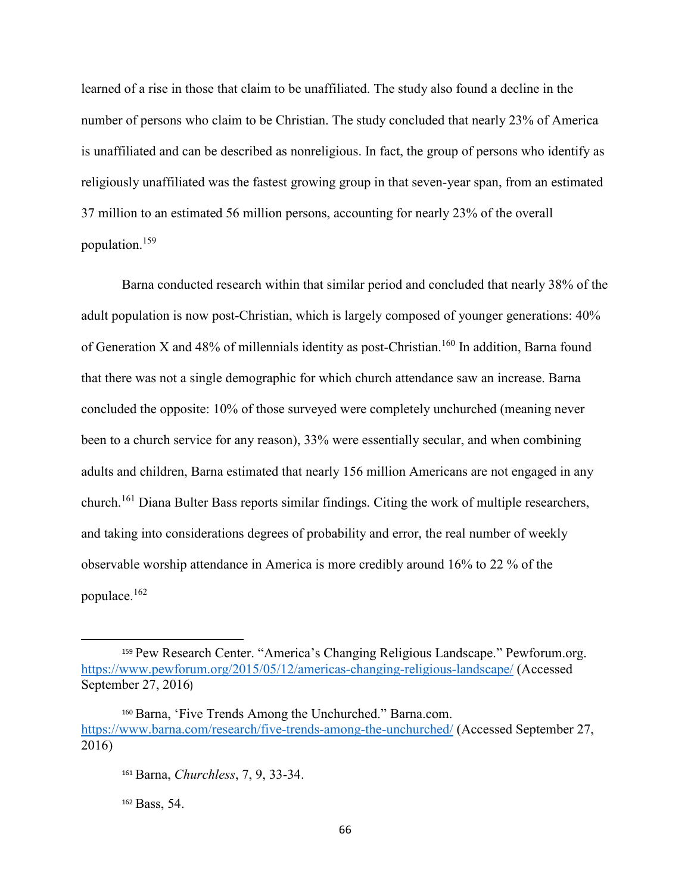learned of a rise in those that claim to be unaffiliated. The study also found a decline in the number of persons who claim to be Christian. The study concluded that nearly 23% of America is unaffiliated and can be described as nonreligious. In fact, the group of persons who identify as religiously unaffiliated was the fastest growing group in that seven-year span, from an estimated 37 million to an estimated 56 million persons, accounting for nearly 23% of the overall population.[159]

Barna conducted research within that similar period and concluded that nearly 38% of the adult population is now post-Christian, which is largely composed of younger generations: 40% of Generation X and 48% of millennials identity as post-Christian.[160] In addition, Barna found that there was not a single demographic for which church attendance saw an increase. Barna concluded the opposite: 10% of those surveyed were completely unchurched (meaning never been to a church service for any reason), 33% were essentially secular, and when combining adults and children, Barna estimated that nearly 156 million Americans are not engaged in any church.[161] Diana Bulter Bass reports similar findings. Citing the work of multiple researchers, and taking into considerations degrees of probability and error, the real number of weekly observable worship attendance in America is more credibly around 16% to 22 % of the populace.[162]

---

[159] Pew Research Center. "America's Changing Religious Landscape." Pewforum.org. https://www.pewforum.org/2015/05/12/americas-changing-religious-landscape/ (Accessed September 27, 2016)

[160] Barna, 'Five Trends Among the Unchurched." Barna.com. https://www.barna.com/research/five-trends-among-the-unchurched/ (Accessed September 27, 2016)

[161] Barna, *Churchless*, 7, 9, 33-34.

[162] Bass, 54.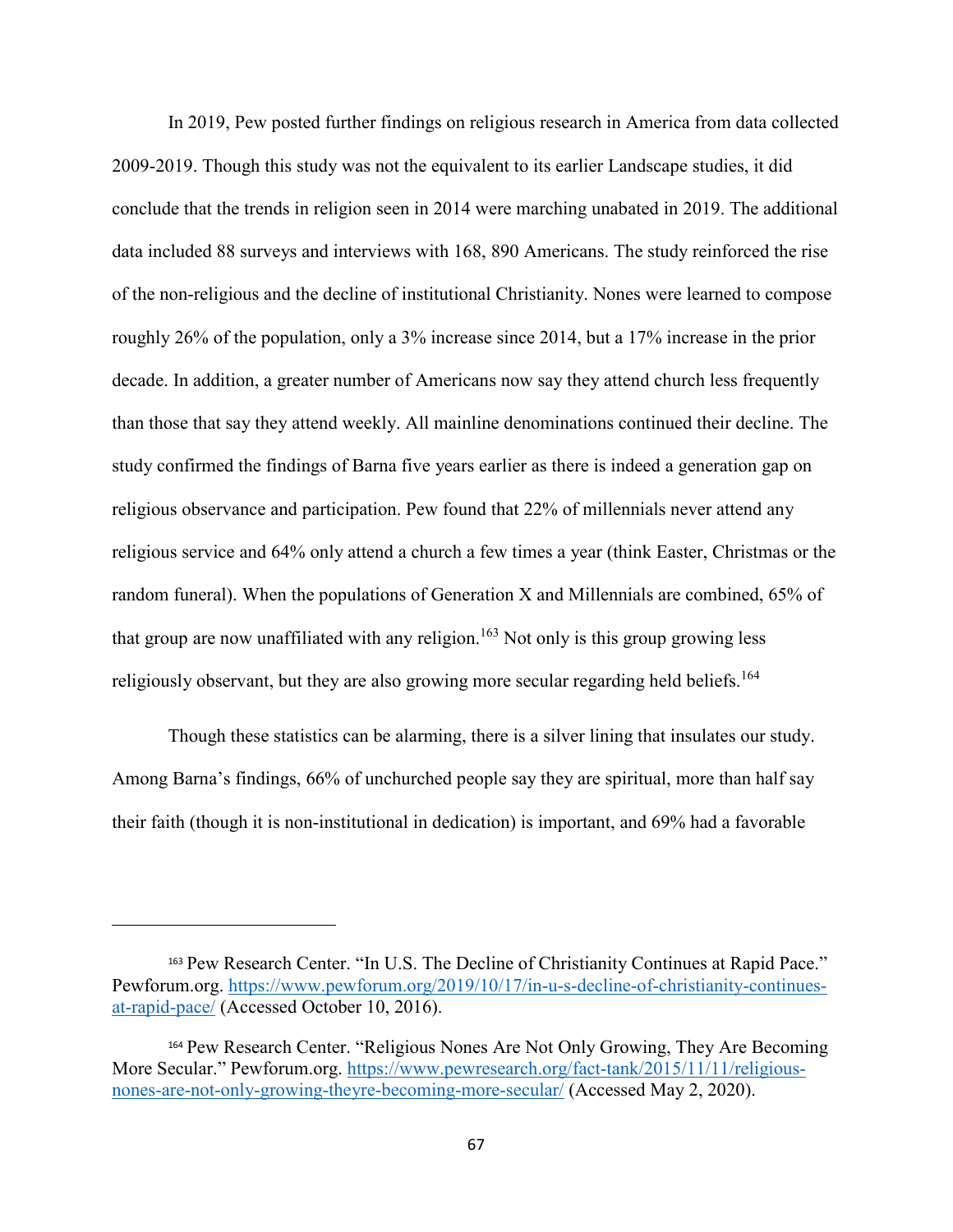In 2019, Pew posted further findings on religious research in America from data collected 2009-2019. Though this study was not the equivalent to its earlier Landscape studies, it did conclude that the trends in religion seen in 2014 were marching unabated in 2019. The additional data included 88 surveys and interviews with 168, 890 Americans. The study reinforced the rise of the non-religious and the decline of institutional Christianity. Nones were learned to compose roughly 26% of the population, only a 3% increase since 2014, but a 17% increase in the prior decade. In addition, a greater number of Americans now say they attend church less frequently than those that say they attend weekly. All mainline denominations continued their decline. The study confirmed the findings of Barna five years earlier as there is indeed a generation gap on religious observance and participation. Pew found that 22% of millennials never attend any religious service and 64% only attend a church a few times a year (think Easter, Christmas or the random funeral). When the populations of Generation X and Millennials are combined, 65% of that group are now unaffiliated with any religion.[163] Not only is this group growing less religiously observant, but they are also growing more secular regarding held beliefs.[164]

Though these statistics can be alarming, there is a silver lining that insulates our study. Among Barna's findings, 66% of unchurched people say they are spiritual, more than half say their faith (though it is non-institutional in dedication) is important, and 69% had a favorable

---

[163] Pew Research Center. "In U.S. The Decline of Christianity Continues at Rapid Pace." Pewforum.org. https://www.pewforum.org/2019/10/17/in-u-s-decline-of-christianity-continues-at-rapid-pace/ (Accessed October 10, 2016).

[164] Pew Research Center. "Religious Nones Are Not Only Growing, They Are Becoming More Secular." Pewforum.org. https://www.pewresearch.org/fact-tank/2015/11/11/religious-nones-are-not-only-growing-theyre-becoming-more-secular/ (Accessed May 2, 2020).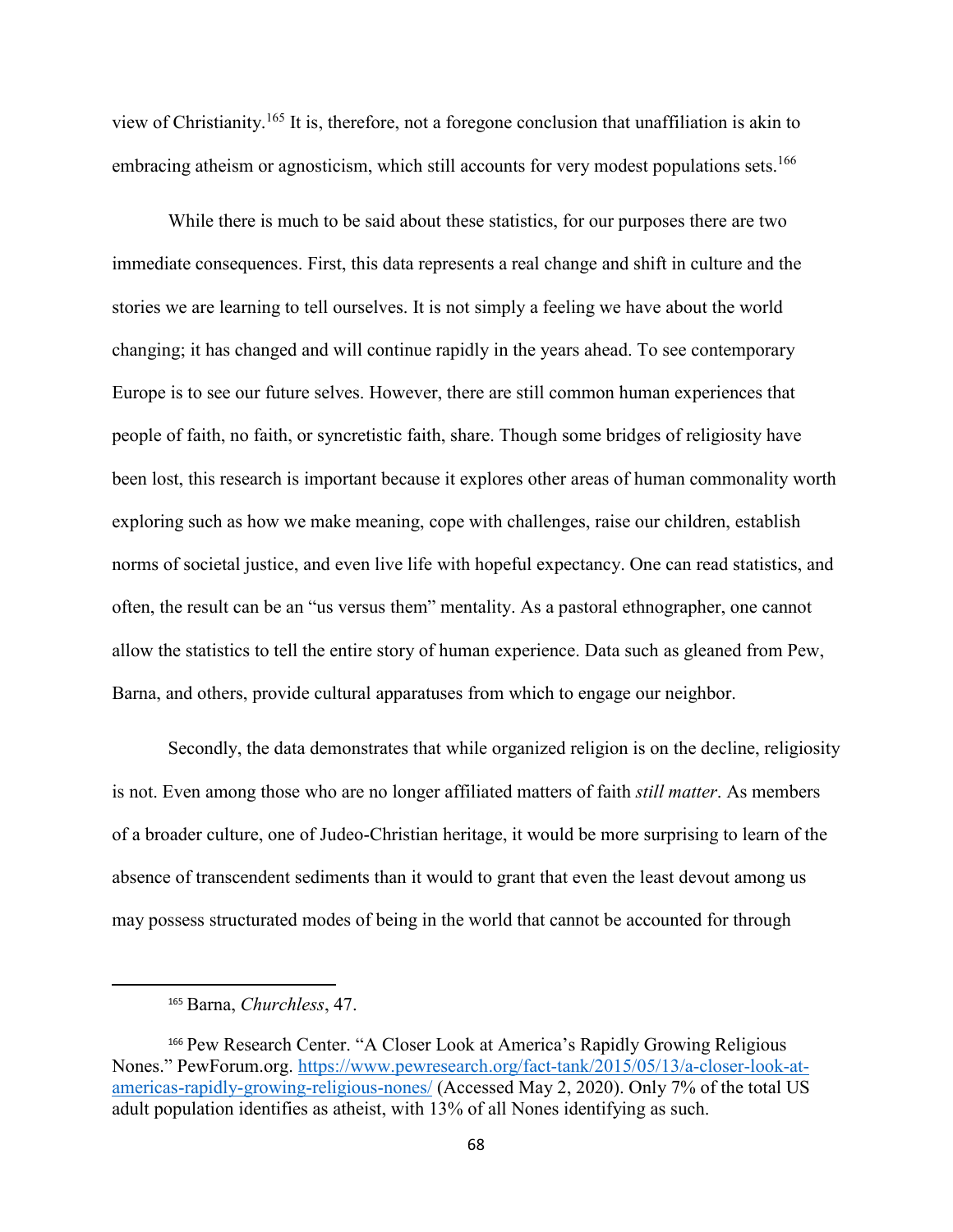view of Christianity.[165] It is, therefore, not a foregone conclusion that unaffiliation is akin to embracing atheism or agnosticism, which still accounts for very modest populations sets.[166]

While there is much to be said about these statistics, for our purposes there are two immediate consequences. First, this data represents a real change and shift in culture and the stories we are learning to tell ourselves. It is not simply a feeling we have about the world changing; it has changed and will continue rapidly in the years ahead. To see contemporary Europe is to see our future selves. However, there are still common human experiences that people of faith, no faith, or syncretistic faith, share. Though some bridges of religiosity have been lost, this research is important because it explores other areas of human commonality worth exploring such as how we make meaning, cope with challenges, raise our children, establish norms of societal justice, and even live life with hopeful expectancy. One can read statistics, and often, the result can be an "us versus them" mentality. As a pastoral ethnographer, one cannot allow the statistics to tell the entire story of human experience. Data such as gleaned from Pew, Barna, and others, provide cultural apparatuses from which to engage our neighbor.

Secondly, the data demonstrates that while organized religion is on the decline, religiosity is not. Even among those who are no longer affiliated matters of faith *still matter*. As members of a broader culture, one of Judeo-Christian heritage, it would be more surprising to learn of the absence of transcendent sediments than it would to grant that even the least devout among us may possess structurated modes of being in the world that cannot be accounted for through

---

[165] Barna, *Churchless*, 47.

[166] Pew Research Center. "A Closer Look at America's Rapidly Growing Religious Nones." PewForum.org. https://www.pewresearch.org/fact-tank/2015/05/13/a-closer-look-at-americas-rapidly-growing-religious-nones/ (Accessed May 2, 2020). Only 7% of the total US adult population identifies as atheist, with 13% of all Nones identifying as such.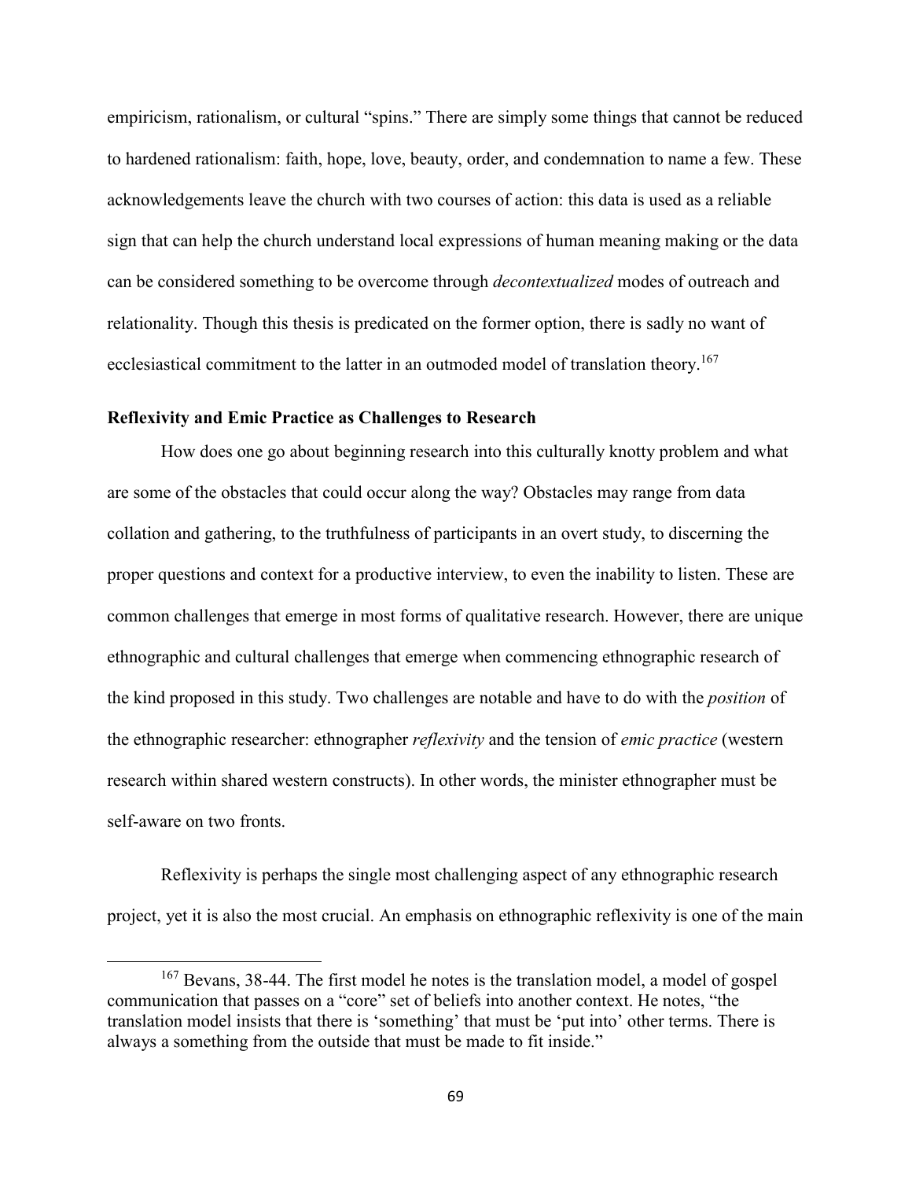empiricism, rationalism, or cultural "spins." There are simply some things that cannot be reduced to hardened rationalism: faith, hope, love, beauty, order, and condemnation to name a few. These acknowledgements leave the church with two courses of action: this data is used as a reliable sign that can help the church understand local expressions of human meaning making or the data can be considered something to be overcome through *decontextualized* modes of outreach and relationality. Though this thesis is predicated on the former option, there is sadly no want of ecclesiastical commitment to the latter in an outmoded model of translation theory.[167]

### Reflexivity and Emic Practice as Challenges to Research

How does one go about beginning research into this culturally knotty problem and what are some of the obstacles that could occur along the way? Obstacles may range from data collation and gathering, to the truthfulness of participants in an overt study, to discerning the proper questions and context for a productive interview, to even the inability to listen. These are common challenges that emerge in most forms of qualitative research. However, there are unique ethnographic and cultural challenges that emerge when commencing ethnographic research of the kind proposed in this study. Two challenges are notable and have to do with the *position* of the ethnographic researcher: ethnographer *reflexivity* and the tension of *emic practice* (western research within shared western constructs). In other words, the minister ethnographer must be self-aware on two fronts.

Reflexivity is perhaps the single most challenging aspect of any ethnographic research project, yet it is also the most crucial. An emphasis on ethnographic reflexivity is one of the main

---

[167] Bevans, 38-44. The first model he notes is the translation model, a model of gospel communication that passes on a "core" set of beliefs into another context. He notes, "the translation model insists that there is 'something' that must be 'put into' other terms. There is always a something from the outside that must be made to fit inside."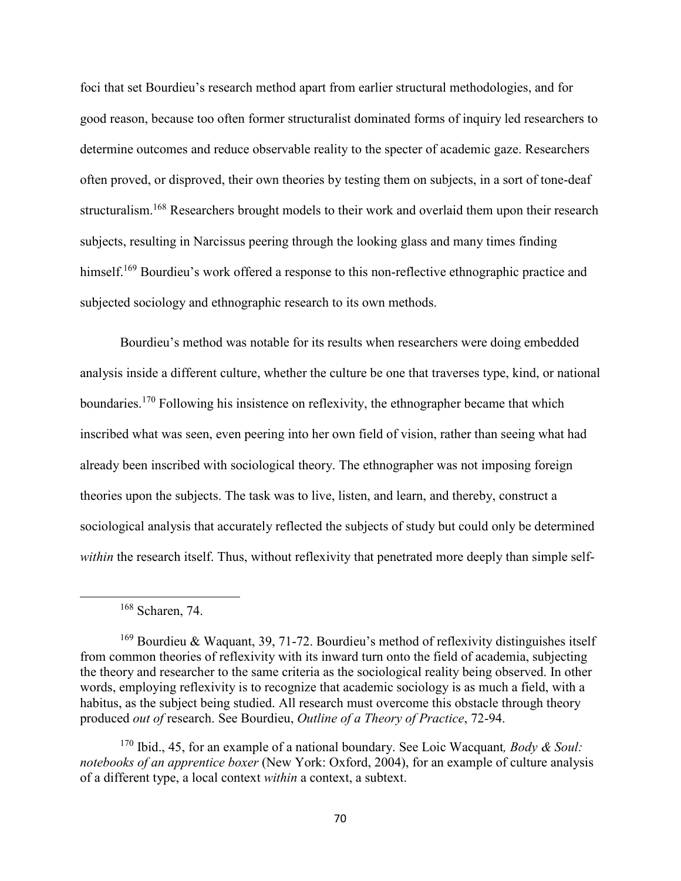foci that set Bourdieu's research method apart from earlier structural methodologies, and for good reason, because too often former structuralist dominated forms of inquiry led researchers to determine outcomes and reduce observable reality to the specter of academic gaze. Researchers often proved, or disproved, their own theories by testing them on subjects, in a sort of tone-deaf structuralism.[168] Researchers brought models to their work and overlaid them upon their research subjects, resulting in Narcissus peering through the looking glass and many times finding himself.[169] Bourdieu's work offered a response to this non-reflective ethnographic practice and subjected sociology and ethnographic research to its own methods.

Bourdieu's method was notable for its results when researchers were doing embedded analysis inside a different culture, whether the culture be one that traverses type, kind, or national boundaries.[170] Following his insistence on reflexivity, the ethnographer became that which inscribed what was seen, even peering into her own field of vision, rather than seeing what had already been inscribed with sociological theory. The ethnographer was not imposing foreign theories upon the subjects. The task was to live, listen, and learn, and thereby, construct a sociological analysis that accurately reflected the subjects of study but could only be determined *within* the research itself. Thus, without reflexivity that penetrated more deeply than simple self-

---

[168] Scharen, 74.

[169] Bourdieu & Waquant, 39, 71-72. Bourdieu's method of reflexivity distinguishes itself from common theories of reflexivity with its inward turn onto the field of academia, subjecting the theory and researcher to the same criteria as the sociological reality being observed. In other words, employing reflexivity is to recognize that academic sociology is as much a field, with a habitus, as the subject being studied. All research must overcome this obstacle through theory produced *out of* research. See Bourdieu, *Outline of a Theory of Practice*, 72-94.

[170] Ibid., 45, for an example of a national boundary. See Loic Wacquant*, Body & Soul: notebooks of an apprentice boxer* (New York: Oxford, 2004), for an example of culture analysis of a different type, a local context *within* a context, a subtext.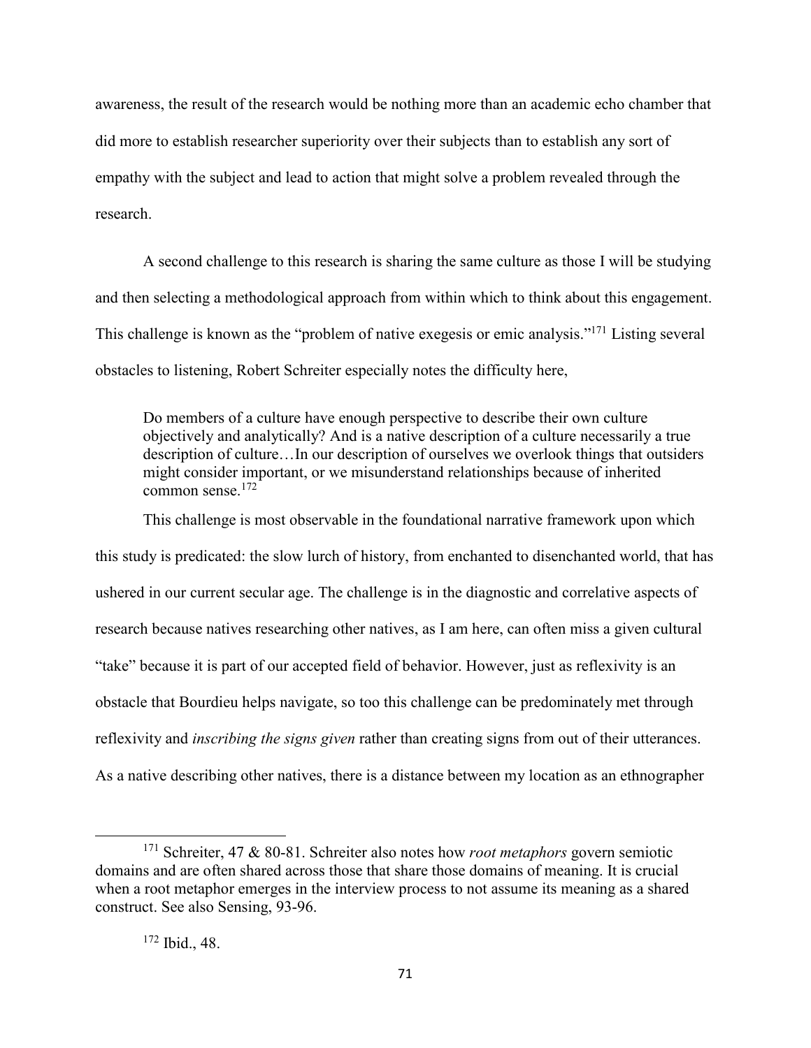awareness, the result of the research would be nothing more than an academic echo chamber that did more to establish researcher superiority over their subjects than to establish any sort of empathy with the subject and lead to action that might solve a problem revealed through the research.

A second challenge to this research is sharing the same culture as those I will be studying and then selecting a methodological approach from within which to think about this engagement. This challenge is known as the "problem of native exegesis or emic analysis."[171] Listing several obstacles to listening, Robert Schreiter especially notes the difficulty here,

> Do members of a culture have enough perspective to describe their own culture objectively and analytically? And is a native description of a culture necessarily a true description of culture…In our description of ourselves we overlook things that outsiders might consider important, or we misunderstand relationships because of inherited common sense.[172]

This challenge is most observable in the foundational narrative framework upon which this study is predicated: the slow lurch of history, from enchanted to disenchanted world, that has ushered in our current secular age. The challenge is in the diagnostic and correlative aspects of research because natives researching other natives, as I am here, can often miss a given cultural "take" because it is part of our accepted field of behavior. However, just as reflexivity is an obstacle that Bourdieu helps navigate, so too this challenge can be predominately met through reflexivity and *inscribing the signs given* rather than creating signs from out of their utterances. As a native describing other natives, there is a distance between my location as an ethnographer

---

[171] Schreiter, 47 & 80-81. Schreiter also notes how *root metaphors* govern semiotic domains and are often shared across those that share those domains of meaning. It is crucial when a root metaphor emerges in the interview process to not assume its meaning as a shared construct. See also Sensing, 93-96.

[172] Ibid., 48.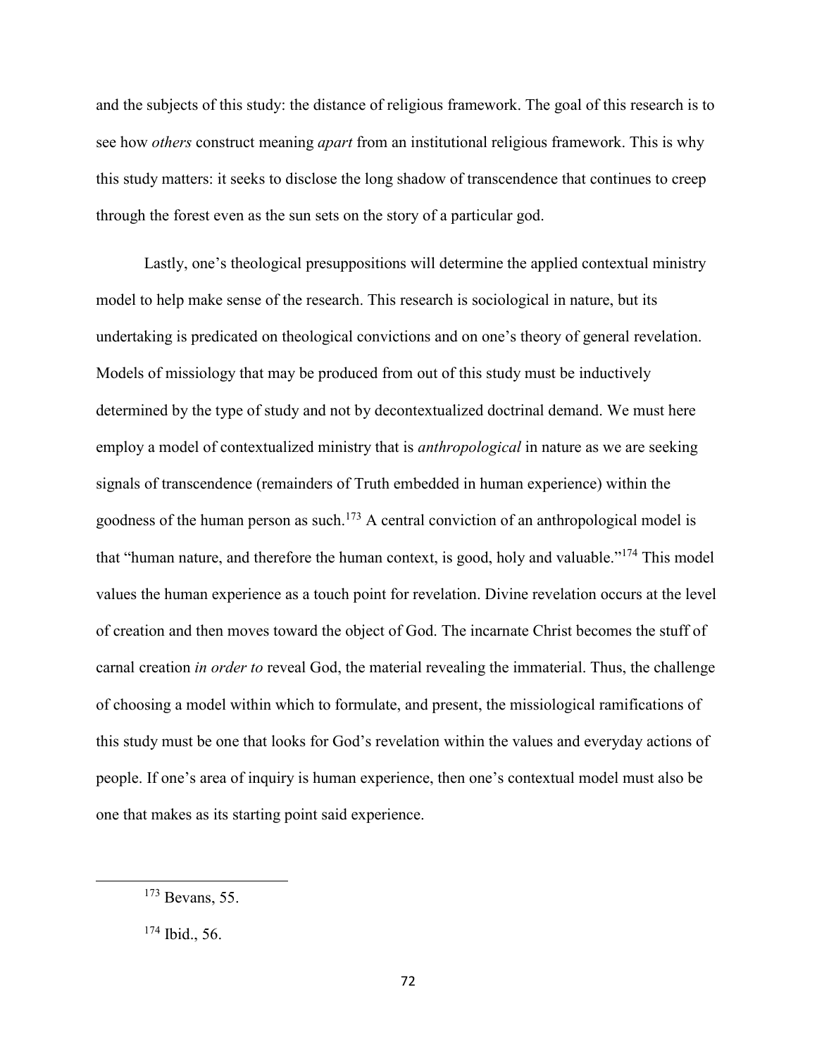and the subjects of this study: the distance of religious framework. The goal of this research is to see how *others* construct meaning *apart* from an institutional religious framework. This is why this study matters: it seeks to disclose the long shadow of transcendence that continues to creep through the forest even as the sun sets on the story of a particular god.

Lastly, one's theological presuppositions will determine the applied contextual ministry model to help make sense of the research. This research is sociological in nature, but its undertaking is predicated on theological convictions and on one's theory of general revelation. Models of missiology that may be produced from out of this study must be inductively determined by the type of study and not by decontextualized doctrinal demand. We must here employ a model of contextualized ministry that is *anthropological* in nature as we are seeking signals of transcendence (remainders of Truth embedded in human experience) within the goodness of the human person as such.[173] A central conviction of an anthropological model is that "human nature, and therefore the human context, is good, holy and valuable."[174] This model values the human experience as a touch point for revelation. Divine revelation occurs at the level of creation and then moves toward the object of God. The incarnate Christ becomes the stuff of carnal creation *in order to* reveal God, the material revealing the immaterial. Thus, the challenge of choosing a model within which to formulate, and present, the missiological ramifications of this study must be one that looks for God's revelation within the values and everyday actions of people. If one's area of inquiry is human experience, then one's contextual model must also be one that makes as its starting point said experience.

---

[173] Bevans, 55.

[174] Ibid., 56.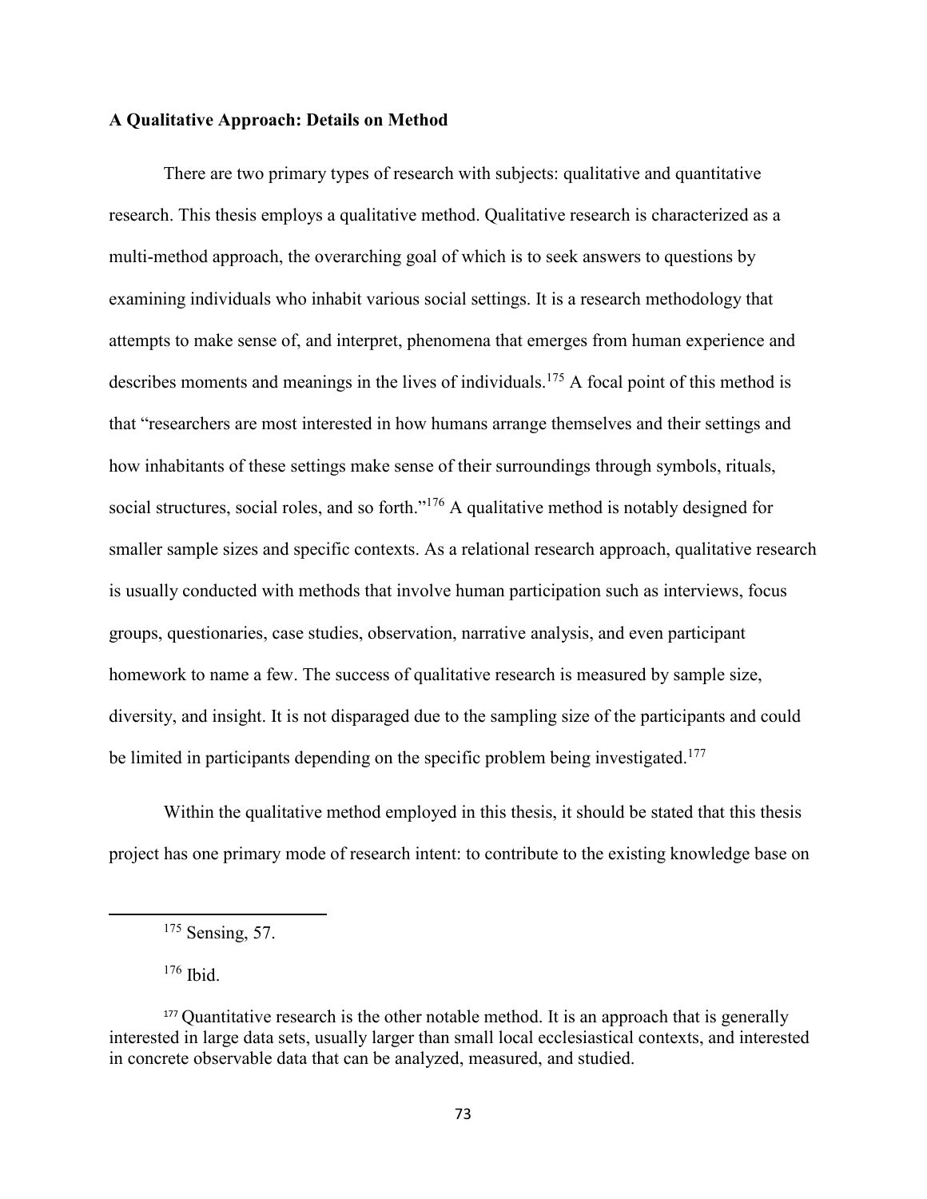**A Qualitative Approach: Details on Method**

There are two primary types of research with subjects: qualitative and quantitative research. This thesis employs a qualitative method. Qualitative research is characterized as a multi-method approach, the overarching goal of which is to seek answers to questions by examining individuals who inhabit various social settings. It is a research methodology that attempts to make sense of, and interpret, phenomena that emerges from human experience and describes moments and meanings in the lives of individuals.[175] A focal point of this method is that "researchers are most interested in how humans arrange themselves and their settings and how inhabitants of these settings make sense of their surroundings through symbols, rituals, social structures, social roles, and so forth."[176] A qualitative method is notably designed for smaller sample sizes and specific contexts. As a relational research approach, qualitative research is usually conducted with methods that involve human participation such as interviews, focus groups, questionaries, case studies, observation, narrative analysis, and even participant homework to name a few. The success of qualitative research is measured by sample size, diversity, and insight. It is not disparaged due to the sampling size of the participants and could be limited in participants depending on the specific problem being investigated.[177]

Within the qualitative method employed in this thesis, it should be stated that this thesis project has one primary mode of research intent: to contribute to the existing knowledge base on

---

[175] Sensing, 57.

[176] Ibid.

[177] Quantitative research is the other notable method. It is an approach that is generally interested in large data sets, usually larger than small local ecclesiastical contexts, and interested in concrete observable data that can be analyzed, measured, and studied.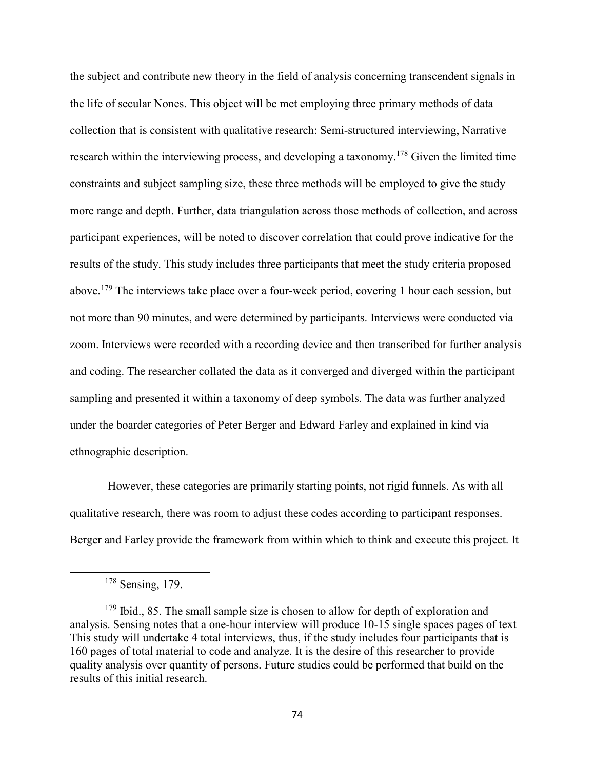the subject and contribute new theory in the field of analysis concerning transcendent signals in the life of secular Nones. This object will be met employing three primary methods of data collection that is consistent with qualitative research: Semi-structured interviewing, Narrative research within the interviewing process, and developing a taxonomy.[178] Given the limited time constraints and subject sampling size, these three methods will be employed to give the study more range and depth. Further, data triangulation across those methods of collection, and across participant experiences, will be noted to discover correlation that could prove indicative for the results of the study. This study includes three participants that meet the study criteria proposed above.[179] The interviews take place over a four-week period, covering 1 hour each session, but not more than 90 minutes, and were determined by participants. Interviews were conducted via zoom. Interviews were recorded with a recording device and then transcribed for further analysis and coding. The researcher collated the data as it converged and diverged within the participant sampling and presented it within a taxonomy of deep symbols. The data was further analyzed under the boarder categories of Peter Berger and Edward Farley and explained in kind via ethnographic description.

However, these categories are primarily starting points, not rigid funnels. As with all qualitative research, there was room to adjust these codes according to participant responses. Berger and Farley provide the framework from within which to think and execute this project. It

---

[178] Sensing, 179.

[179] Ibid., 85. The small sample size is chosen to allow for depth of exploration and analysis. Sensing notes that a one-hour interview will produce 10-15 single spaces pages of text This study will undertake 4 total interviews, thus, if the study includes four participants that is 160 pages of total material to code and analyze. It is the desire of this researcher to provide quality analysis over quantity of persons. Future studies could be performed that build on the results of this initial research.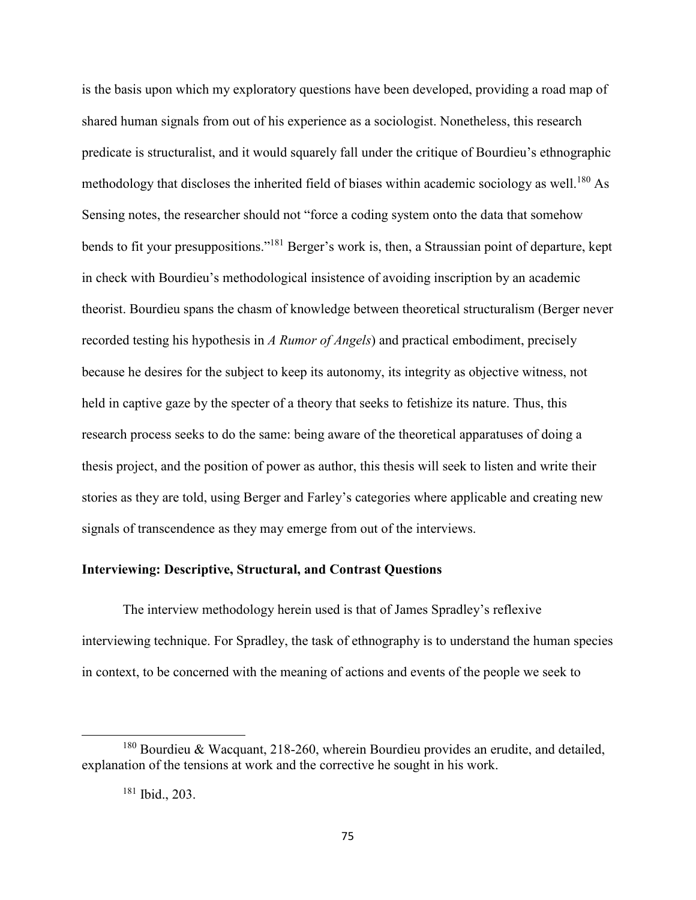is the basis upon which my exploratory questions have been developed, providing a road map of shared human signals from out of his experience as a sociologist. Nonetheless, this research predicate is structuralist, and it would squarely fall under the critique of Bourdieu's ethnographic methodology that discloses the inherited field of biases within academic sociology as well.[180] As Sensing notes, the researcher should not "force a coding system onto the data that somehow bends to fit your presuppositions."[181] Berger's work is, then, a Straussian point of departure, kept in check with Bourdieu's methodological insistence of avoiding inscription by an academic theorist. Bourdieu spans the chasm of knowledge between theoretical structuralism (Berger never recorded testing his hypothesis in *A Rumor of Angels*) and practical embodiment, precisely because he desires for the subject to keep its autonomy, its integrity as objective witness, not held in captive gaze by the specter of a theory that seeks to fetishize its nature. Thus, this research process seeks to do the same: being aware of the theoretical apparatuses of doing a thesis project, and the position of power as author, this thesis will seek to listen and write their stories as they are told, using Berger and Farley's categories where applicable and creating new signals of transcendence as they may emerge from out of the interviews.

**Interviewing: Descriptive, Structural, and Contrast Questions**

The interview methodology herein used is that of James Spradley's reflexive interviewing technique. For Spradley, the task of ethnography is to understand the human species in context, to be concerned with the meaning of actions and events of the people we seek to

---

[180] Bourdieu & Wacquant, 218-260, wherein Bourdieu provides an erudite, and detailed, explanation of the tensions at work and the corrective he sought in his work.

[181] Ibid., 203.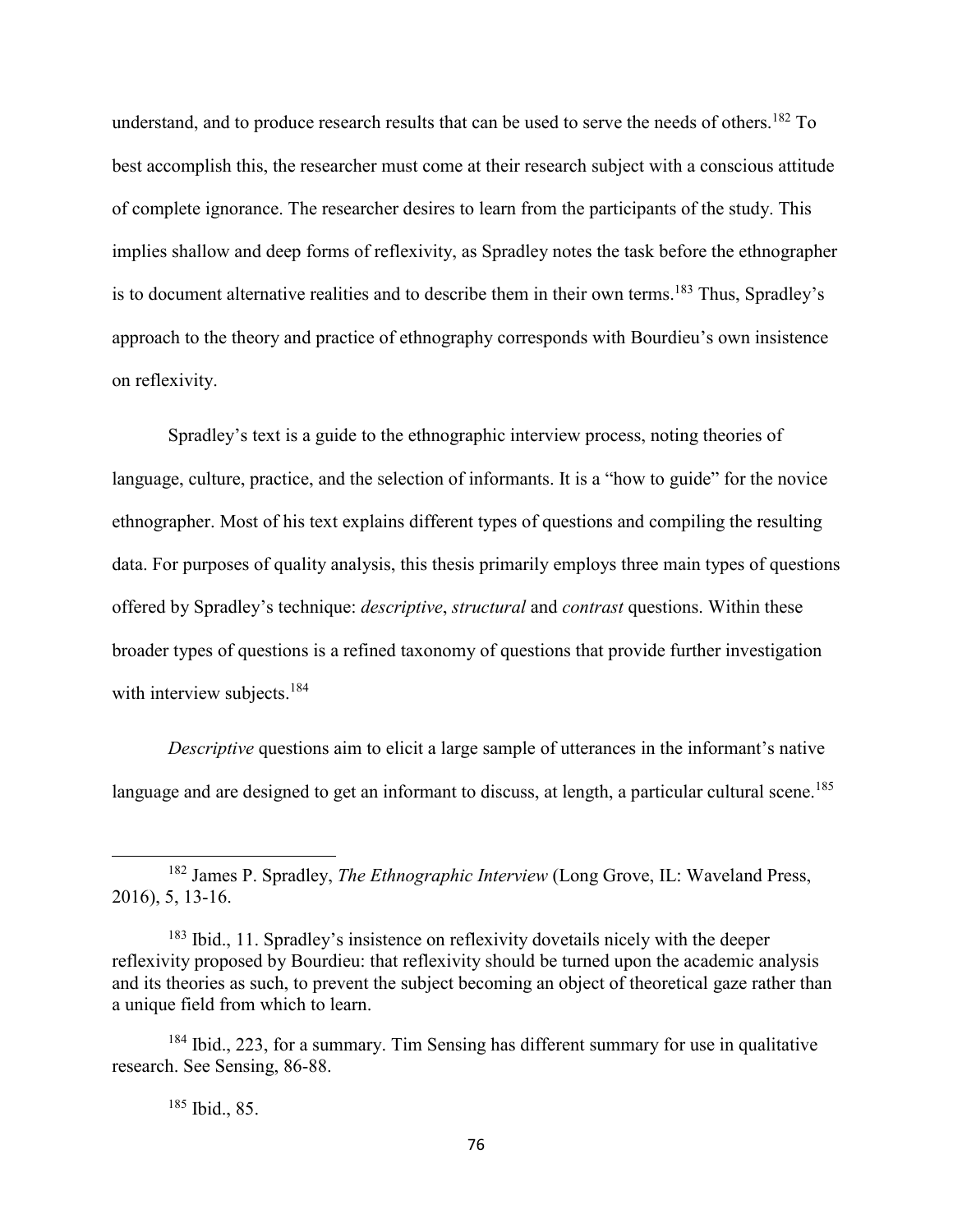understand, and to produce research results that can be used to serve the needs of others.[182] To best accomplish this, the researcher must come at their research subject with a conscious attitude of complete ignorance. The researcher desires to learn from the participants of the study. This implies shallow and deep forms of reflexivity, as Spradley notes the task before the ethnographer is to document alternative realities and to describe them in their own terms.[183] Thus, Spradley's approach to the theory and practice of ethnography corresponds with Bourdieu's own insistence on reflexivity.

Spradley's text is a guide to the ethnographic interview process, noting theories of language, culture, practice, and the selection of informants. It is a "how to guide" for the novice ethnographer. Most of his text explains different types of questions and compiling the resulting data. For purposes of quality analysis, this thesis primarily employs three main types of questions offered by Spradley's technique: *descriptive*, *structural* and *contrast* questions. Within these broader types of questions is a refined taxonomy of questions that provide further investigation with interview subjects.[184]

*Descriptive* questions aim to elicit a large sample of utterances in the informant's native language and are designed to get an informant to discuss, at length, a particular cultural scene.[185]

---

[182] James P. Spradley, *The Ethnographic Interview* (Long Grove, IL: Waveland Press, 2016), 5, 13-16.

[183] Ibid., 11. Spradley's insistence on reflexivity dovetails nicely with the deeper reflexivity proposed by Bourdieu: that reflexivity should be turned upon the academic analysis and its theories as such, to prevent the subject becoming an object of theoretical gaze rather than a unique field from which to learn.

[184] Ibid., 223, for a summary. Tim Sensing has different summary for use in qualitative research. See Sensing, 86-88.

[185] Ibid., 85.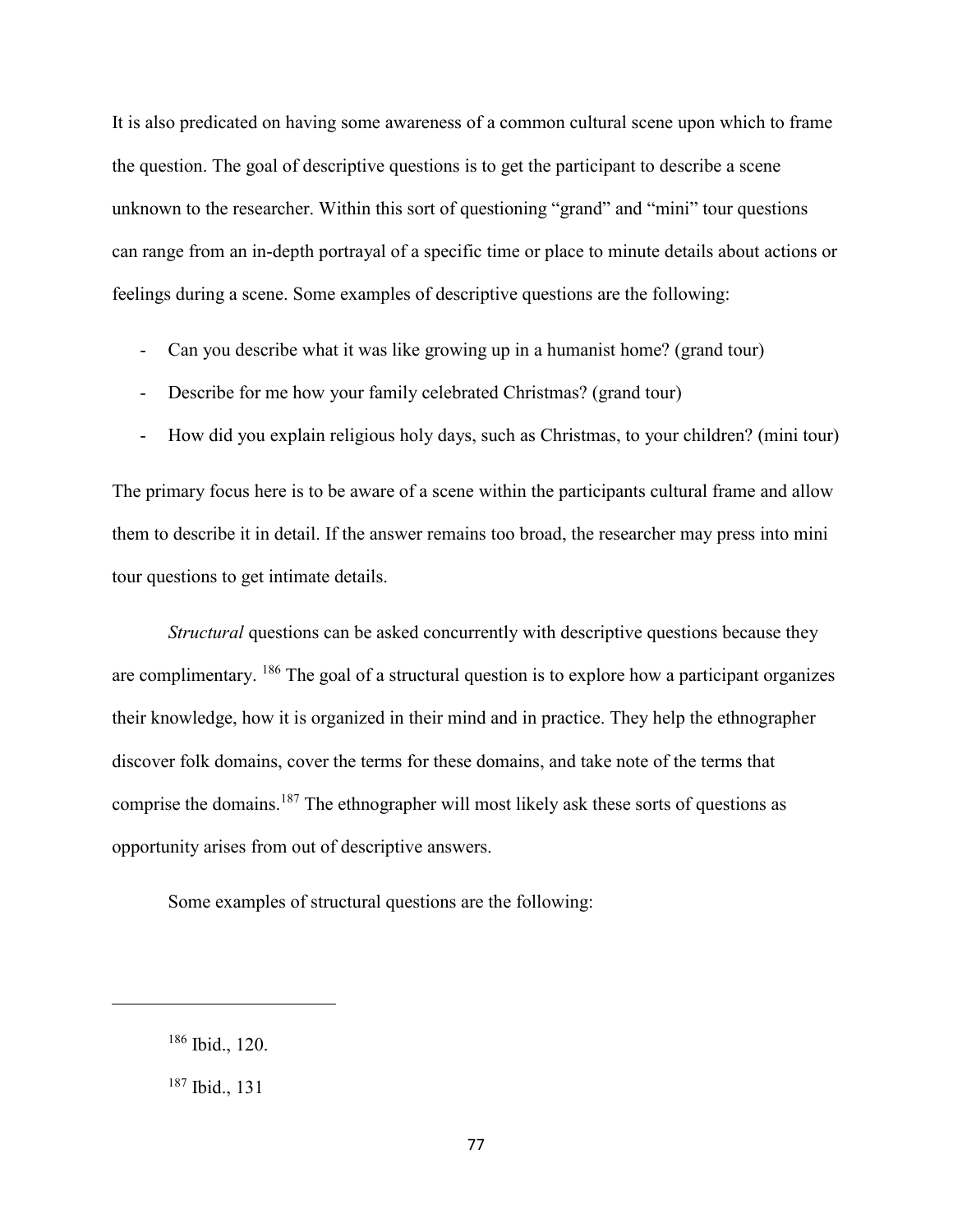It is also predicated on having some awareness of a common cultural scene upon which to frame the question. The goal of descriptive questions is to get the participant to describe a scene unknown to the researcher. Within this sort of questioning "grand" and "mini" tour questions can range from an in-depth portrayal of a specific time or place to minute details about actions or feelings during a scene. Some examples of descriptive questions are the following:

- Can you describe what it was like growing up in a humanist home? (grand tour)
- Describe for me how your family celebrated Christmas? (grand tour)
- How did you explain religious holy days, such as Christmas, to your children? (mini tour)

The primary focus here is to be aware of a scene within the participants cultural frame and allow them to describe it in detail. If the answer remains too broad, the researcher may press into mini tour questions to get intimate details.

*Structural* questions can be asked concurrently with descriptive questions because they are complimentary. [186] The goal of a structural question is to explore how a participant organizes their knowledge, how it is organized in their mind and in practice. They help the ethnographer discover folk domains, cover the terms for these domains, and take note of the terms that comprise the domains.[187] The ethnographer will most likely ask these sorts of questions as opportunity arises from out of descriptive answers.

Some examples of structural questions are the following:

---

[186] Ibid., 120.

[187] Ibid., 131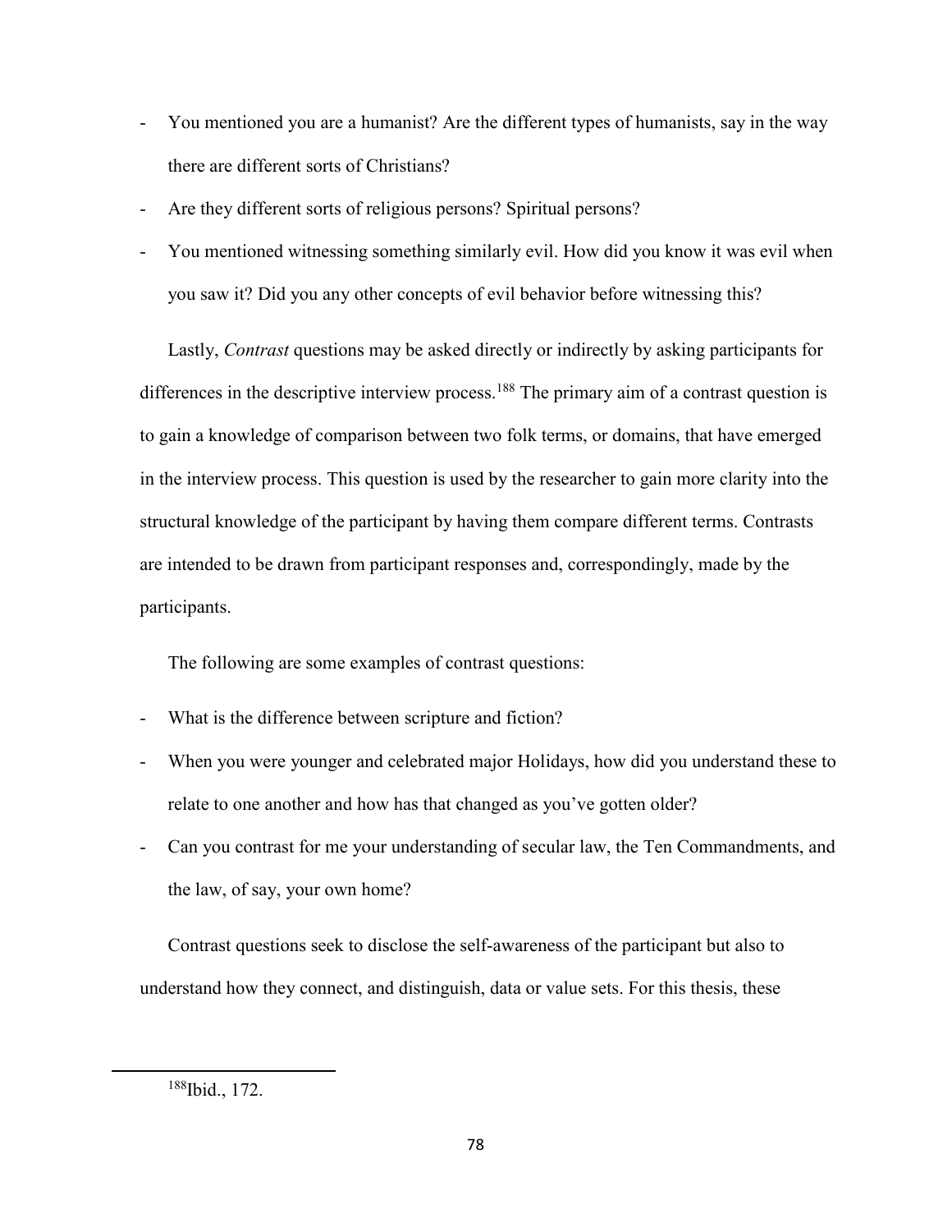- You mentioned you are a humanist? Are the different types of humanists, say in the way there are different sorts of Christians?
- Are they different sorts of religious persons? Spiritual persons?
- You mentioned witnessing something similarly evil. How did you know it was evil when you saw it? Did you any other concepts of evil behavior before witnessing this?

Lastly, *Contrast* questions may be asked directly or indirectly by asking participants for differences in the descriptive interview process.[188] The primary aim of a contrast question is to gain a knowledge of comparison between two folk terms, or domains, that have emerged in the interview process. This question is used by the researcher to gain more clarity into the structural knowledge of the participant by having them compare different terms. Contrasts are intended to be drawn from participant responses and, correspondingly, made by the participants.

The following are some examples of contrast questions:

- What is the difference between scripture and fiction?
- When you were younger and celebrated major Holidays, how did you understand these to relate to one another and how has that changed as you've gotten older?
- Can you contrast for me your understanding of secular law, the Ten Commandments, and the law, of say, your own home?

Contrast questions seek to disclose the self-awareness of the participant but also to understand how they connect, and distinguish, data or value sets. For this thesis, these

[188]Ibid., 172.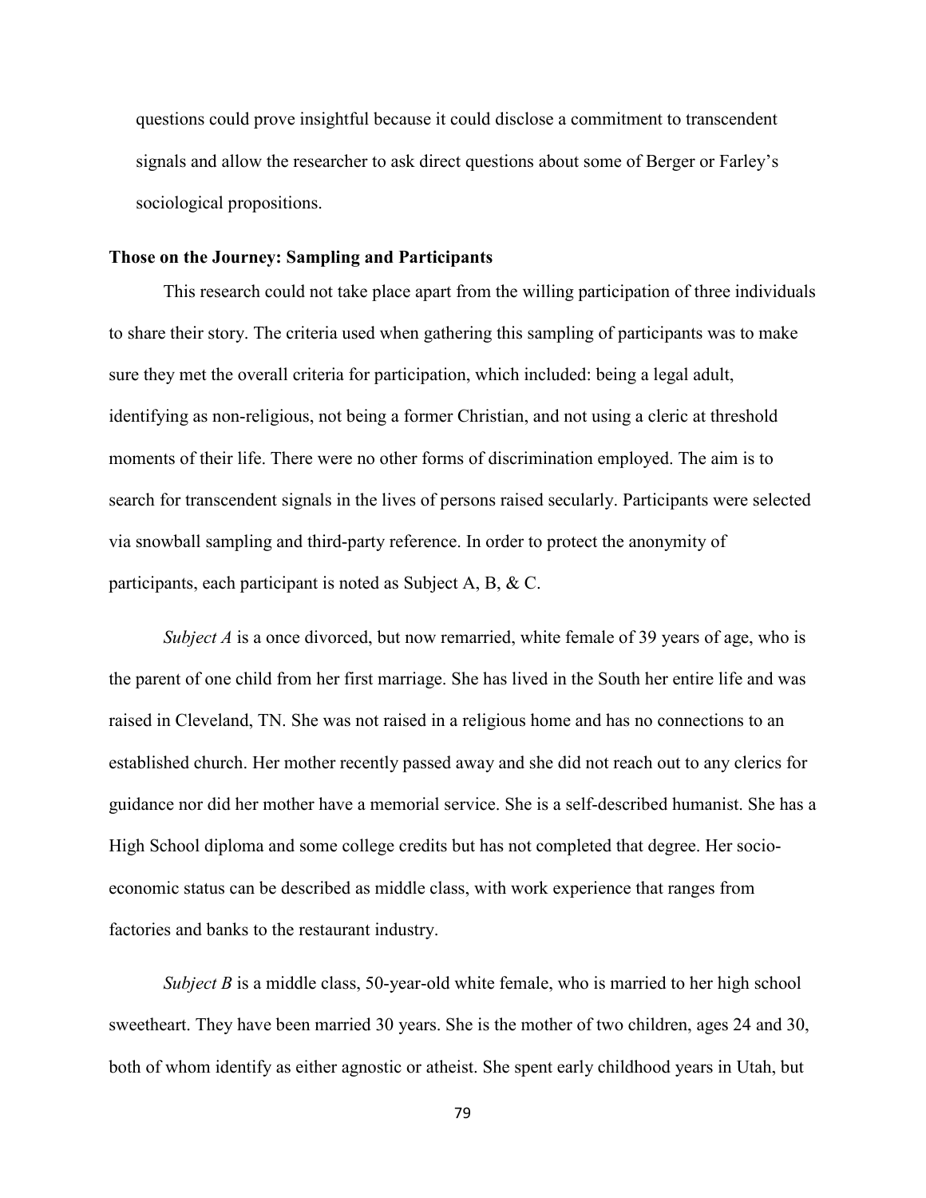questions could prove insightful because it could disclose a commitment to transcendent signals and allow the researcher to ask direct questions about some of Berger or Farley's sociological propositions.

### Those on the Journey: Sampling and Participants

This research could not take place apart from the willing participation of three individuals to share their story. The criteria used when gathering this sampling of participants was to make sure they met the overall criteria for participation, which included: being a legal adult, identifying as non-religious, not being a former Christian, and not using a cleric at threshold moments of their life. There were no other forms of discrimination employed. The aim is to search for transcendent signals in the lives of persons raised secularly. Participants were selected via snowball sampling and third-party reference. In order to protect the anonymity of participants, each participant is noted as Subject A, B, & C.

*Subject A* is a once divorced, but now remarried, white female of 39 years of age, who is the parent of one child from her first marriage. She has lived in the South her entire life and was raised in Cleveland, TN. She was not raised in a religious home and has no connections to an established church. Her mother recently passed away and she did not reach out to any clerics for guidance nor did her mother have a memorial service. She is a self-described humanist. She has a High School diploma and some college credits but has not completed that degree. Her socio-economic status can be described as middle class, with work experience that ranges from factories and banks to the restaurant industry.

*Subject B* is a middle class, 50-year-old white female, who is married to her high school sweetheart. They have been married 30 years. She is the mother of two children, ages 24 and 30, both of whom identify as either agnostic or atheist. She spent early childhood years in Utah, but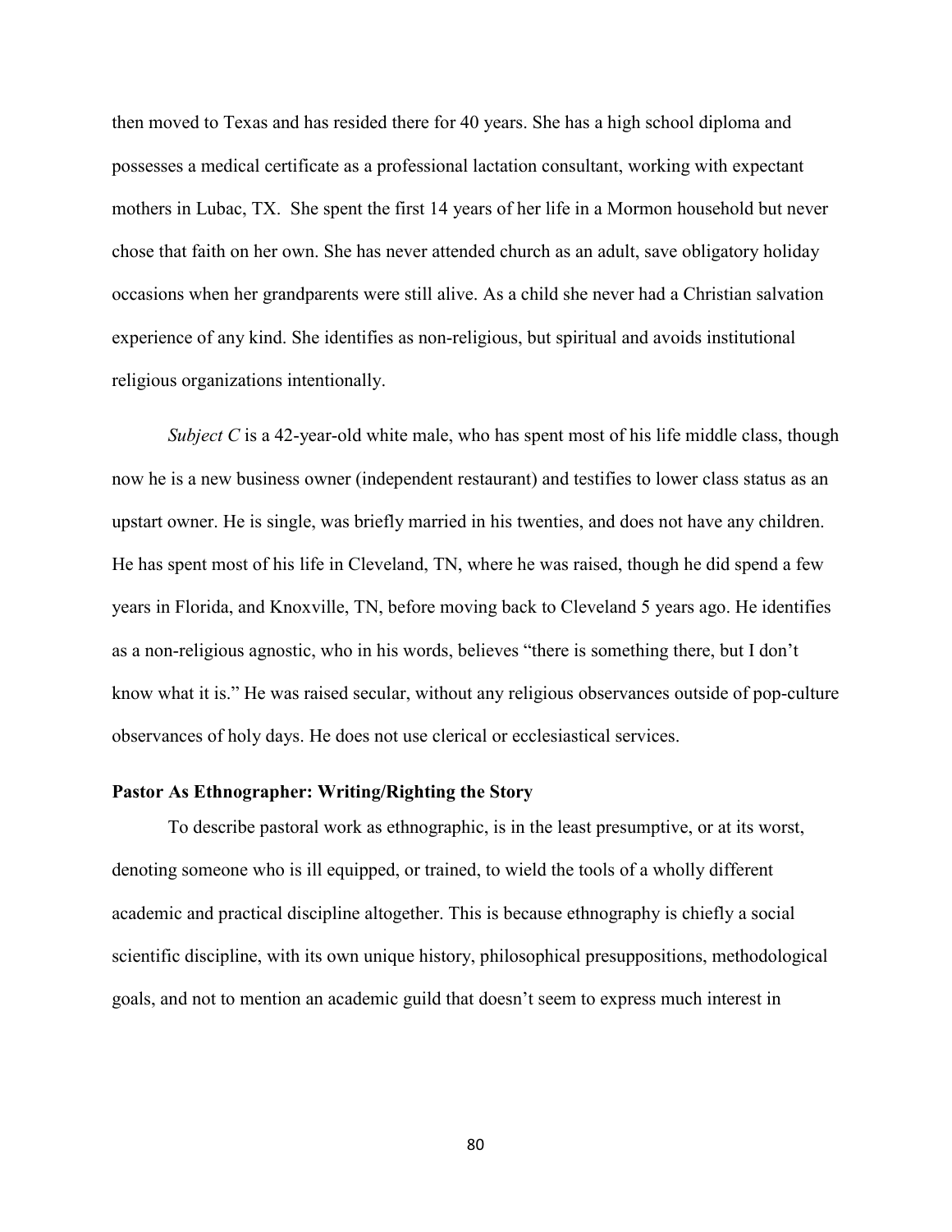then moved to Texas and has resided there for 40 years. She has a high school diploma and possesses a medical certificate as a professional lactation consultant, working with expectant mothers in Lubac, TX. She spent the first 14 years of her life in a Mormon household but never chose that faith on her own. She has never attended church as an adult, save obligatory holiday occasions when her grandparents were still alive. As a child she never had a Christian salvation experience of any kind. She identifies as non-religious, but spiritual and avoids institutional religious organizations intentionally.

*Subject C* is a 42-year-old white male, who has spent most of his life middle class, though now he is a new business owner (independent restaurant) and testifies to lower class status as an upstart owner. He is single, was briefly married in his twenties, and does not have any children. He has spent most of his life in Cleveland, TN, where he was raised, though he did spend a few years in Florida, and Knoxville, TN, before moving back to Cleveland 5 years ago. He identifies as a non-religious agnostic, who in his words, believes "there is something there, but I don't know what it is." He was raised secular, without any religious observances outside of pop-culture observances of holy days. He does not use clerical or ecclesiastical services.

**Pastor As Ethnographer: Writing/Righting the Story**

To describe pastoral work as ethnographic, is in the least presumptive, or at its worst, denoting someone who is ill equipped, or trained, to wield the tools of a wholly different academic and practical discipline altogether. This is because ethnography is chiefly a social scientific discipline, with its own unique history, philosophical presuppositions, methodological goals, and not to mention an academic guild that doesn't seem to express much interest in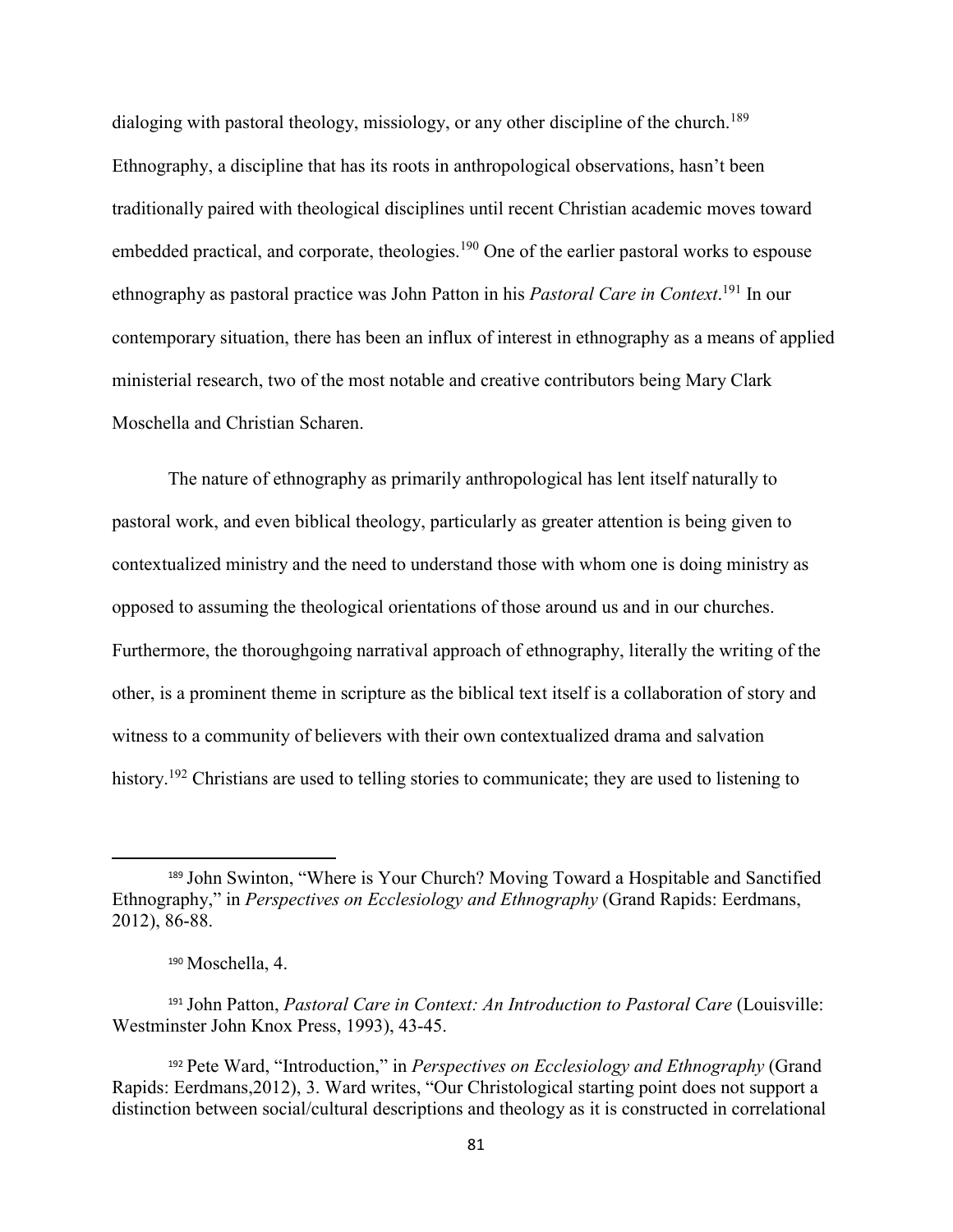dialoging with pastoral theology, missiology, or any other discipline of the church.[189] Ethnography, a discipline that has its roots in anthropological observations, hasn't been traditionally paired with theological disciplines until recent Christian academic moves toward embedded practical, and corporate, theologies.[190] One of the earlier pastoral works to espouse ethnography as pastoral practice was John Patton in his *Pastoral Care in Context*.[191] In our contemporary situation, there has been an influx of interest in ethnography as a means of applied ministerial research, two of the most notable and creative contributors being Mary Clark Moschella and Christian Scharen.

The nature of ethnography as primarily anthropological has lent itself naturally to pastoral work, and even biblical theology, particularly as greater attention is being given to contextualized ministry and the need to understand those with whom one is doing ministry as opposed to assuming the theological orientations of those around us and in our churches. Furthermore, the thoroughgoing narratival approach of ethnography, literally the writing of the other, is a prominent theme in scripture as the biblical text itself is a collaboration of story and witness to a community of believers with their own contextualized drama and salvation history.[192] Christians are used to telling stories to communicate; they are used to listening to

---

[189] John Swinton, "Where is Your Church? Moving Toward a Hospitable and Sanctified Ethnography," in *Perspectives on Ecclesiology and Ethnography* (Grand Rapids: Eerdmans, 2012), 86-88.

[190] Moschella, 4.

[191] John Patton, *Pastoral Care in Context: An Introduction to Pastoral Care* (Louisville: Westminster John Knox Press, 1993), 43-45.

[192] Pete Ward, "Introduction," in *Perspectives on Ecclesiology and Ethnography* (Grand Rapids: Eerdmans,2012), 3. Ward writes, "Our Christological starting point does not support a distinction between social/cultural descriptions and theology as it is constructed in correlational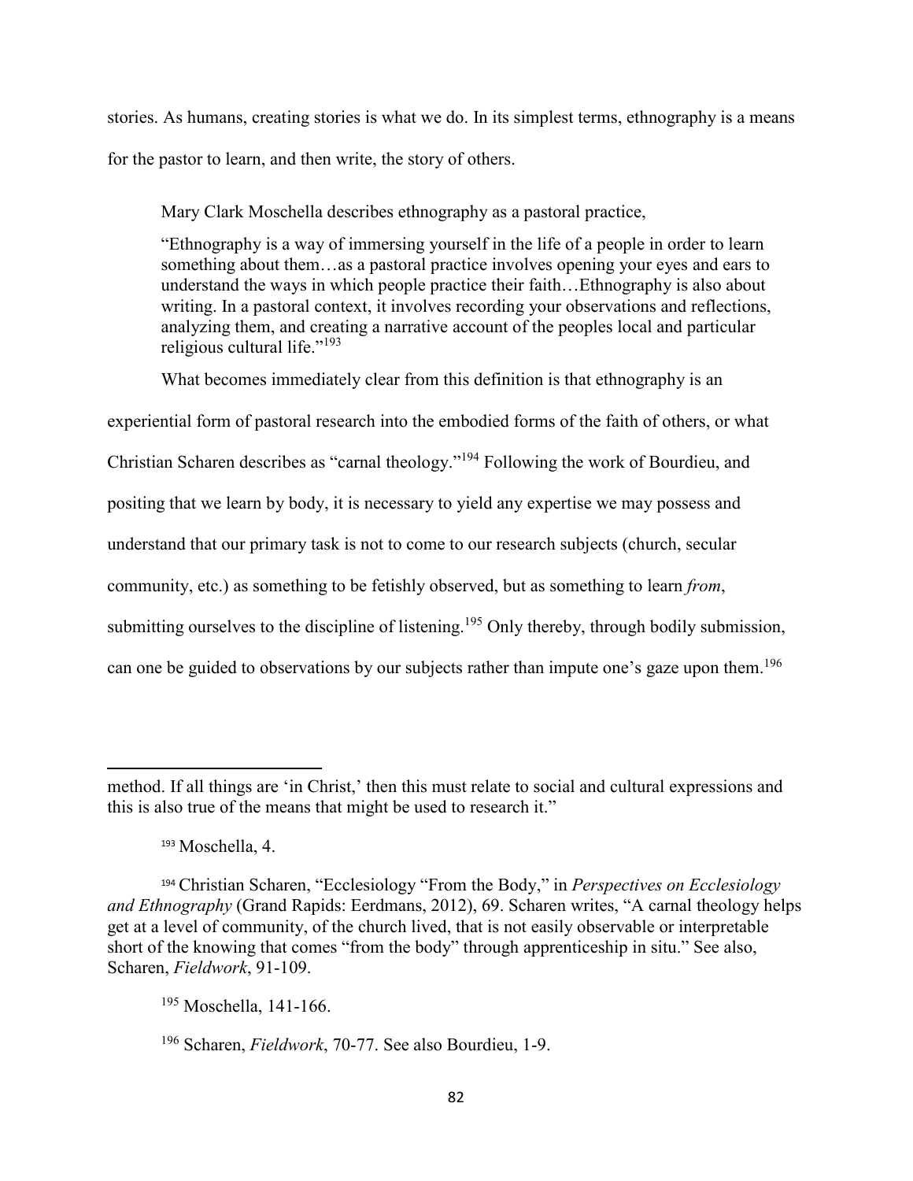stories. As humans, creating stories is what we do. In its simplest terms, ethnography is a means for the pastor to learn, and then write, the story of others.

Mary Clark Moschella describes ethnography as a pastoral practice,

> "Ethnography is a way of immersing yourself in the life of a people in order to learn something about them…as a pastoral practice involves opening your eyes and ears to understand the ways in which people practice their faith…Ethnography is also about writing. In a pastoral context, it involves recording your observations and reflections, analyzing them, and creating a narrative account of the peoples local and particular religious cultural life."[193]

What becomes immediately clear from this definition is that ethnography is an experiential form of pastoral research into the embodied forms of the faith of others, or what Christian Scharen describes as "carnal theology."[194] Following the work of Bourdieu, and positing that we learn by body, it is necessary to yield any expertise we may possess and understand that our primary task is not to come to our research subjects (church, secular community, etc.) as something to be fetishly observed, but as something to learn *from*, submitting ourselves to the discipline of listening.[195] Only thereby, through bodily submission, can one be guided to observations by our subjects rather than impute one's gaze upon them.[196]

---

method. If all things are 'in Christ,' then this must relate to social and cultural expressions and this is also true of the means that might be used to research it."

[193] Moschella, 4.

[194] Christian Scharen, "Ecclesiology "From the Body," in *Perspectives on Ecclesiology and Ethnography* (Grand Rapids: Eerdmans, 2012), 69. Scharen writes, "A carnal theology helps get at a level of community, of the church lived, that is not easily observable or interpretable short of the knowing that comes "from the body" through apprenticeship in situ." See also, Scharen, *Fieldwork*, 91-109.

[195] Moschella, 141-166.

[196] Scharen, *Fieldwork*, 70-77. See also Bourdieu, 1-9.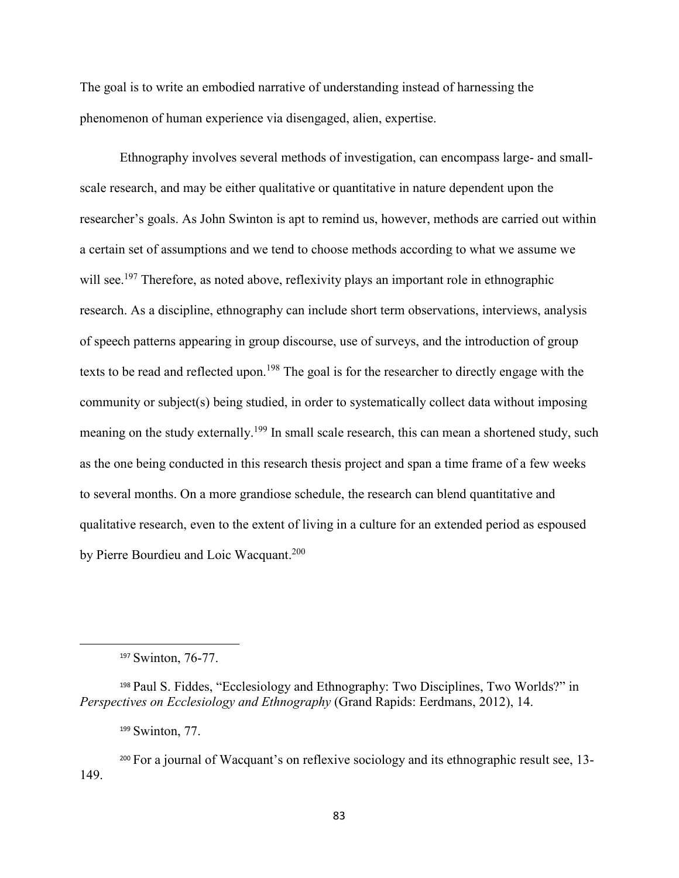The goal is to write an embodied narrative of understanding instead of harnessing the phenomenon of human experience via disengaged, alien, expertise.

Ethnography involves several methods of investigation, can encompass large- and small-scale research, and may be either qualitative or quantitative in nature dependent upon the researcher's goals. As John Swinton is apt to remind us, however, methods are carried out within a certain set of assumptions and we tend to choose methods according to what we assume we will see.[197] Therefore, as noted above, reflexivity plays an important role in ethnographic research. As a discipline, ethnography can include short term observations, interviews, analysis of speech patterns appearing in group discourse, use of surveys, and the introduction of group texts to be read and reflected upon.[198] The goal is for the researcher to directly engage with the community or subject(s) being studied, in order to systematically collect data without imposing meaning on the study externally.[199] In small scale research, this can mean a shortened study, such as the one being conducted in this research thesis project and span a time frame of a few weeks to several months. On a more grandiose schedule, the research can blend quantitative and qualitative research, even to the extent of living in a culture for an extended period as espoused by Pierre Bourdieu and Loic Wacquant.[200]

---

[197] Swinton, 76-77.

[198] Paul S. Fiddes, "Ecclesiology and Ethnography: Two Disciplines, Two Worlds?" in *Perspectives on Ecclesiology and Ethnography* (Grand Rapids: Eerdmans, 2012), 14.

[199] Swinton, 77.

[200] For a journal of Wacquant's on reflexive sociology and its ethnographic result see, 13-149.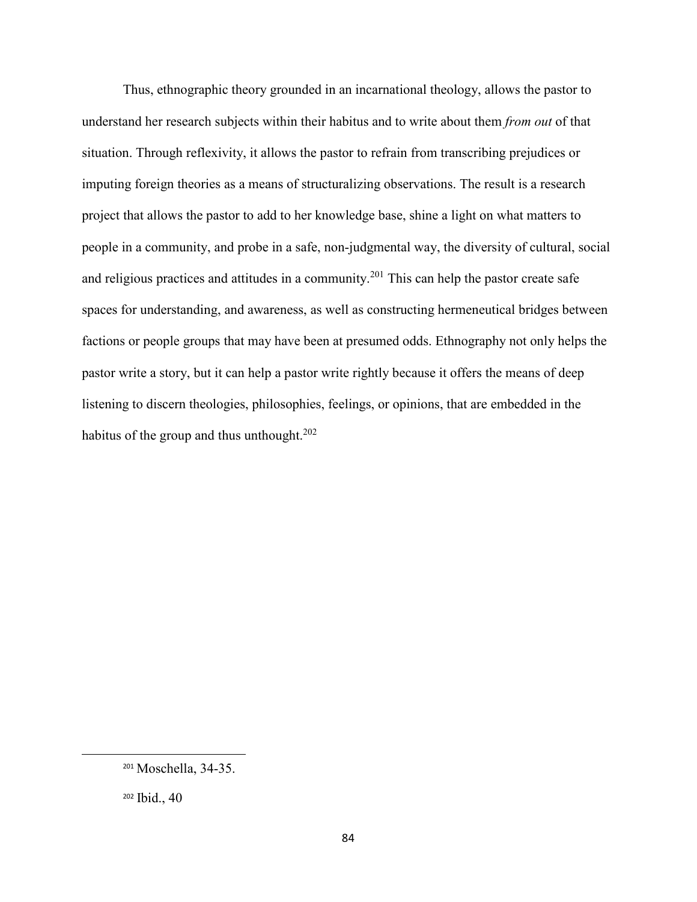Thus, ethnographic theory grounded in an incarnational theology, allows the pastor to understand her research subjects within their habitus and to write about them *from out* of that situation. Through reflexivity, it allows the pastor to refrain from transcribing prejudices or imputing foreign theories as a means of structuralizing observations. The result is a research project that allows the pastor to add to her knowledge base, shine a light on what matters to people in a community, and probe in a safe, non-judgmental way, the diversity of cultural, social and religious practices and attitudes in a community.[201] This can help the pastor create safe spaces for understanding, and awareness, as well as constructing hermeneutical bridges between factions or people groups that may have been at presumed odds. Ethnography not only helps the pastor write a story, but it can help a pastor write rightly because it offers the means of deep listening to discern theologies, philosophies, feelings, or opinions, that are embedded in the habitus of the group and thus unthought.[202]

---

[201] Moschella, 34-35.

[202] Ibid., 40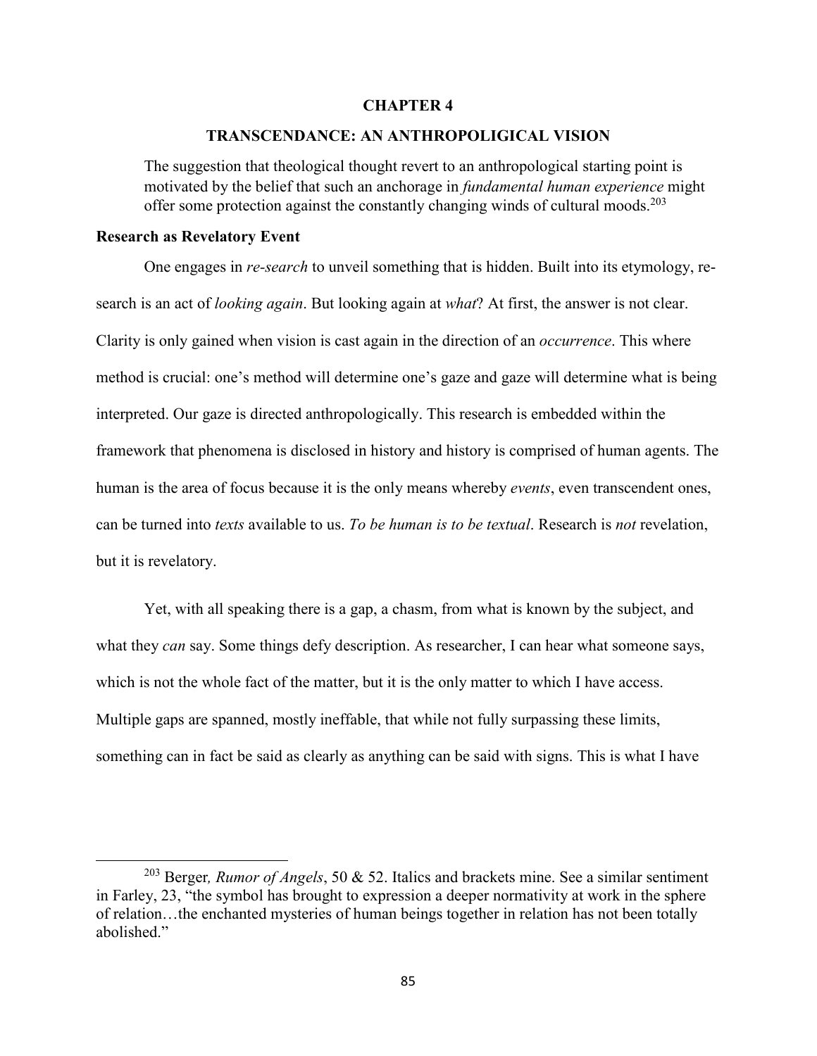# CHAPTER 4

## TRANSCENDANCE: AN ANTHROPOLIGICAL VISION

> The suggestion that theological thought revert to an anthropological starting point is motivated by the belief that such an anchorage in *fundamental human experience* might offer some protection against the constantly changing winds of cultural moods.[203]

### Research as Revelatory Event

One engages in *re-search* to unveil something that is hidden. Built into its etymology, re-search is an act of *looking again*. But looking again at *what*? At first, the answer is not clear. Clarity is only gained when vision is cast again in the direction of an *occurrence*. This where method is crucial: one's method will determine one's gaze and gaze will determine what is being interpreted. Our gaze is directed anthropologically. This research is embedded within the framework that phenomena is disclosed in history and history is comprised of human agents. The human is the area of focus because it is the only means whereby *events*, even transcendent ones, can be turned into *texts* available to us. *To be human is to be textual*. Research is *not* revelation, but it is revelatory.

Yet, with all speaking there is a gap, a chasm, from what is known by the subject, and what they *can* say. Some things defy description. As researcher, I can hear what someone says, which is not the whole fact of the matter, but it is the only matter to which I have access. Multiple gaps are spanned, mostly ineffable, that while not fully surpassing these limits, something can in fact be said as clearly as anything can be said with signs. This is what I have

---

[203] Berger, *Rumor of Angels*, 50 & 52. Italics and brackets mine. See a similar sentiment in Farley, 23, "the symbol has brought to expression a deeper normativity at work in the sphere of relation…the enchanted mysteries of human beings together in relation has not been totally abolished."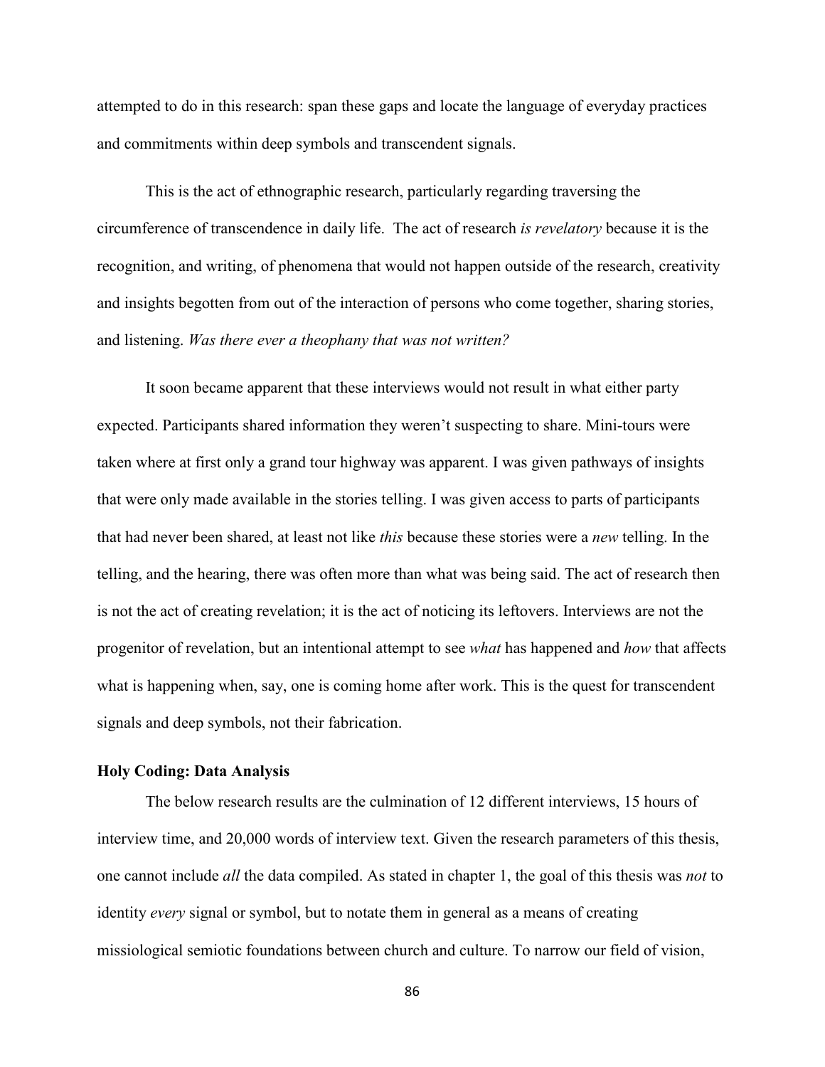attempted to do in this research: span these gaps and locate the language of everyday practices and commitments within deep symbols and transcendent signals.

This is the act of ethnographic research, particularly regarding traversing the circumference of transcendence in daily life. The act of research *is revelatory* because it is the recognition, and writing, of phenomena that would not happen outside of the research, creativity and insights begotten from out of the interaction of persons who come together, sharing stories, and listening. *Was there ever a theophany that was not written?*

It soon became apparent that these interviews would not result in what either party expected. Participants shared information they weren't suspecting to share. Mini-tours were taken where at first only a grand tour highway was apparent. I was given pathways of insights that were only made available in the stories telling. I was given access to parts of participants that had never been shared, at least not like *this* because these stories were a *new* telling. In the telling, and the hearing, there was often more than what was being said. The act of research then is not the act of creating revelation; it is the act of noticing its leftovers. Interviews are not the progenitor of revelation, but an intentional attempt to see *what* has happened and *how* that affects what is happening when, say, one is coming home after work. This is the quest for transcendent signals and deep symbols, not their fabrication.

### Holy Coding: Data Analysis

The below research results are the culmination of 12 different interviews, 15 hours of interview time, and 20,000 words of interview text. Given the research parameters of this thesis, one cannot include *all* the data compiled. As stated in chapter 1, the goal of this thesis was *not* to identity *every* signal or symbol, but to notate them in general as a means of creating missiological semiotic foundations between church and culture. To narrow our field of vision,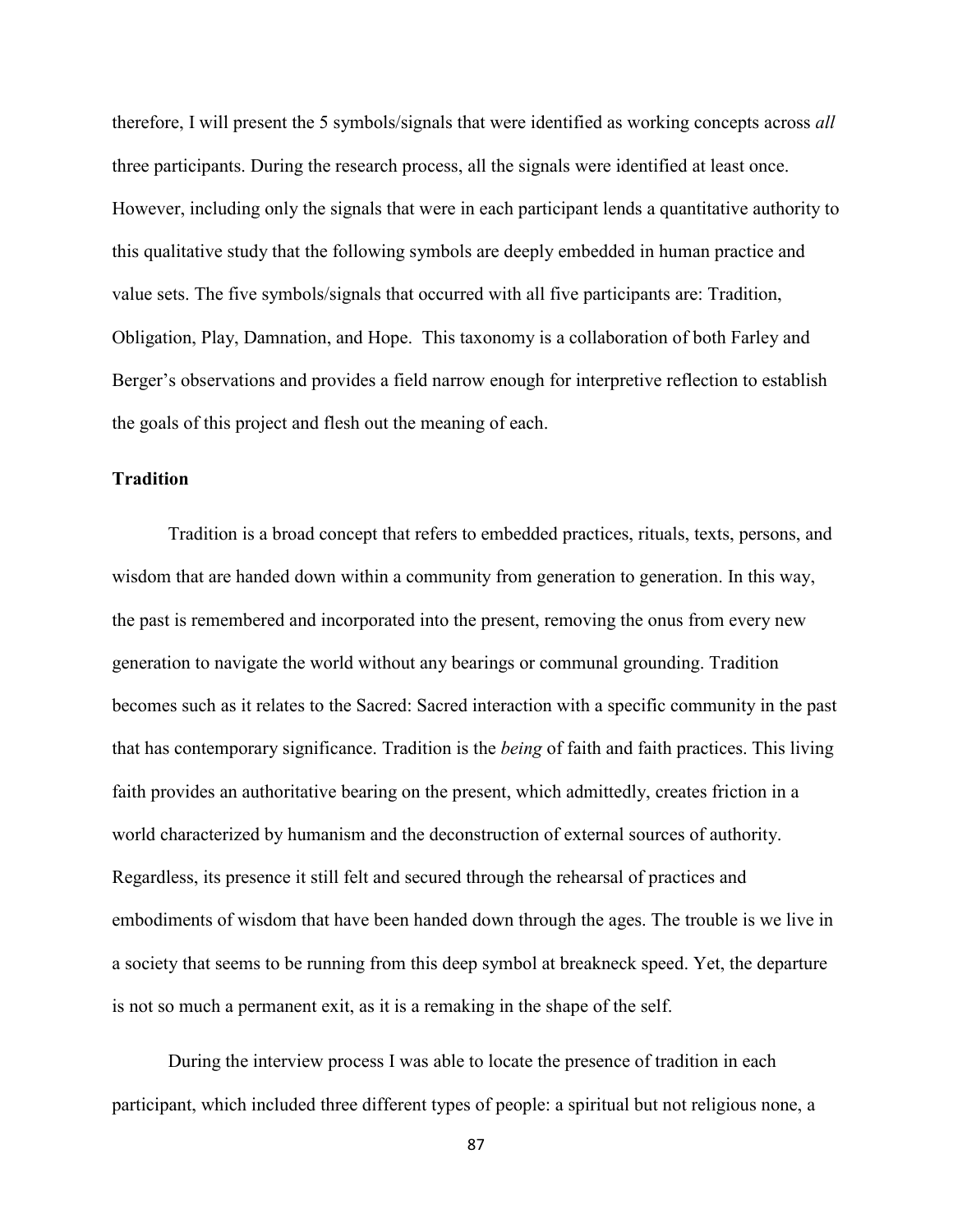therefore, I will present the 5 symbols/signals that were identified as working concepts across *all* three participants. During the research process, all the signals were identified at least once. However, including only the signals that were in each participant lends a quantitative authority to this qualitative study that the following symbols are deeply embedded in human practice and value sets. The five symbols/signals that occurred with all five participants are: Tradition, Obligation, Play, Damnation, and Hope. This taxonomy is a collaboration of both Farley and Berger's observations and provides a field narrow enough for interpretive reflection to establish the goals of this project and flesh out the meaning of each.

**Tradition**

Tradition is a broad concept that refers to embedded practices, rituals, texts, persons, and wisdom that are handed down within a community from generation to generation. In this way, the past is remembered and incorporated into the present, removing the onus from every new generation to navigate the world without any bearings or communal grounding. Tradition becomes such as it relates to the Sacred: Sacred interaction with a specific community in the past that has contemporary significance. Tradition is the *being* of faith and faith practices. This living faith provides an authoritative bearing on the present, which admittedly, creates friction in a world characterized by humanism and the deconstruction of external sources of authority. Regardless, its presence it still felt and secured through the rehearsal of practices and embodiments of wisdom that have been handed down through the ages. The trouble is we live in a society that seems to be running from this deep symbol at breakneck speed. Yet, the departure is not so much a permanent exit, as it is a remaking in the shape of the self.

During the interview process I was able to locate the presence of tradition in each participant, which included three different types of people: a spiritual but not religious none, a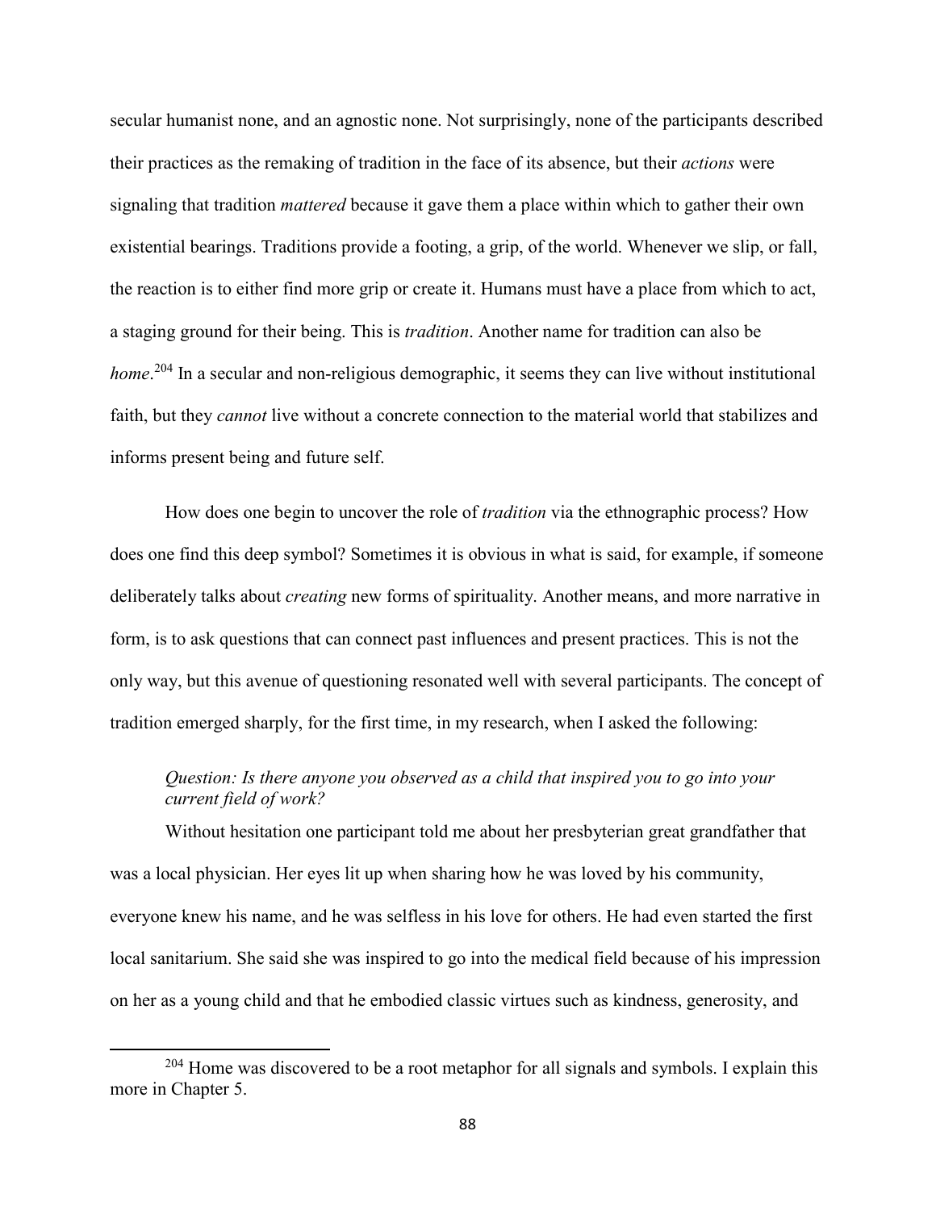secular humanist none, and an agnostic none. Not surprisingly, none of the participants described their practices as the remaking of tradition in the face of its absence, but their *actions* were signaling that tradition *mattered* because it gave them a place within which to gather their own existential bearings. Traditions provide a footing, a grip, of the world. Whenever we slip, or fall, the reaction is to either find more grip or create it. Humans must have a place from which to act, a staging ground for their being. This is *tradition*. Another name for tradition can also be *home*.[204] In a secular and non-religious demographic, it seems they can live without institutional faith, but they *cannot* live without a concrete connection to the material world that stabilizes and informs present being and future self.

How does one begin to uncover the role of *tradition* via the ethnographic process? How does one find this deep symbol? Sometimes it is obvious in what is said, for example, if someone deliberately talks about *creating* new forms of spirituality. Another means, and more narrative in form, is to ask questions that can connect past influences and present practices. This is not the only way, but this avenue of questioning resonated well with several participants. The concept of tradition emerged sharply, for the first time, in my research, when I asked the following:

> *Question: Is there anyone you observed as a child that inspired you to go into your current field of work?*

Without hesitation one participant told me about her presbyterian great grandfather that was a local physician. Her eyes lit up when sharing how he was loved by his community, everyone knew his name, and he was selfless in his love for others. He had even started the first local sanitarium. She said she was inspired to go into the medical field because of his impression on her as a young child and that he embodied classic virtues such as kindness, generosity, and

[204] Home was discovered to be a root metaphor for all signals and symbols. I explain this more in Chapter 5.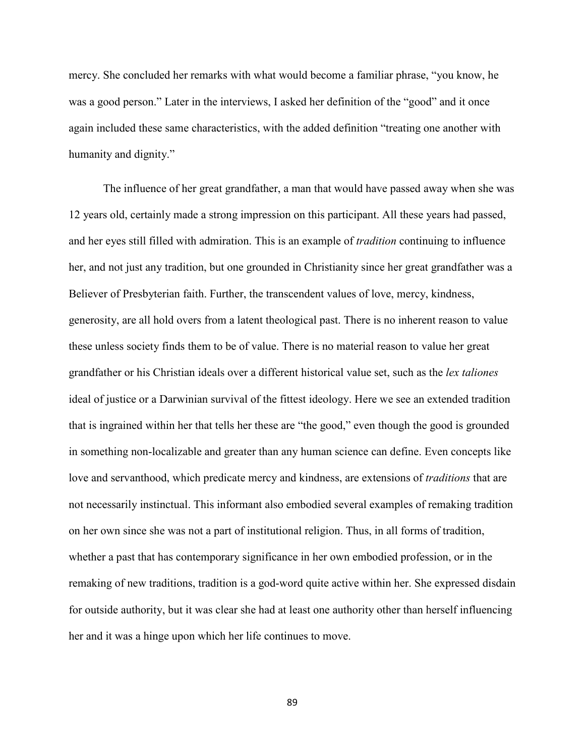mercy. She concluded her remarks with what would become a familiar phrase, "you know, he was a good person." Later in the interviews, I asked her definition of the "good" and it once again included these same characteristics, with the added definition "treating one another with humanity and dignity."

The influence of her great grandfather, a man that would have passed away when she was 12 years old, certainly made a strong impression on this participant. All these years had passed, and her eyes still filled with admiration. This is an example of *tradition* continuing to influence her, and not just any tradition, but one grounded in Christianity since her great grandfather was a Believer of Presbyterian faith. Further, the transcendent values of love, mercy, kindness, generosity, are all hold overs from a latent theological past. There is no inherent reason to value these unless society finds them to be of value. There is no material reason to value her great grandfather or his Christian ideals over a different historical value set, such as the *lex taliones* ideal of justice or a Darwinian survival of the fittest ideology. Here we see an extended tradition that is ingrained within her that tells her these are "the good," even though the good is grounded in something non-localizable and greater than any human science can define. Even concepts like love and servanthood, which predicate mercy and kindness, are extensions of *traditions* that are not necessarily instinctual. This informant also embodied several examples of remaking tradition on her own since she was not a part of institutional religion. Thus, in all forms of tradition, whether a past that has contemporary significance in her own embodied profession, or in the remaking of new traditions, tradition is a god-word quite active within her. She expressed disdain for outside authority, but it was clear she had at least one authority other than herself influencing her and it was a hinge upon which her life continues to move.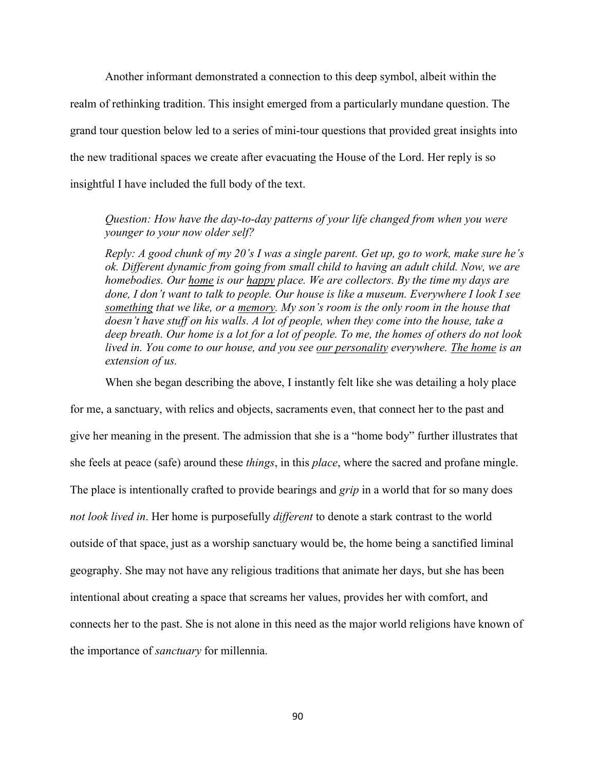Another informant demonstrated a connection to this deep symbol, albeit within the realm of rethinking tradition. This insight emerged from a particularly mundane question. The grand tour question below led to a series of mini-tour questions that provided great insights into the new traditional spaces we create after evacuating the House of the Lord. Her reply is so insightful I have included the full body of the text.

> *Question: How have the day-to-day patterns of your life changed from when you were younger to your now older self?*
>
> *Reply: A good chunk of my 20's I was a single parent. Get up, go to work, make sure he's ok. Different dynamic from going from small child to having an adult child. Now, we are homebodies. Our <u>home</u> is our <u>happy</u> place. We are collectors. By the time my days are done, I don't want to talk to people. Our house is like a museum. Everywhere I look I see <u>something</u> that we like, or a <u>memory</u>. My son's room is the only room in the house that doesn't have stuff on his walls. A lot of people, when they come into the house, take a deep breath. Our home is a lot for a lot of people. To me, the homes of others do not look lived in. You come to our house, and you see <u>our personality</u> everywhere. <u>The home</u> is an extension of us.*

When she began describing the above, I instantly felt like she was detailing a holy place for me, a sanctuary, with relics and objects, sacraments even, that connect her to the past and give her meaning in the present. The admission that she is a "home body" further illustrates that she feels at peace (safe) around these *things*, in this *place*, where the sacred and profane mingle. The place is intentionally crafted to provide bearings and *grip* in a world that for so many does *not look lived in*. Her home is purposefully *different* to denote a stark contrast to the world outside of that space, just as a worship sanctuary would be, the home being a sanctified liminal geography. She may not have any religious traditions that animate her days, but she has been intentional about creating a space that screams her values, provides her with comfort, and connects her to the past. She is not alone in this need as the major world religions have known of the importance of *sanctuary* for millennia.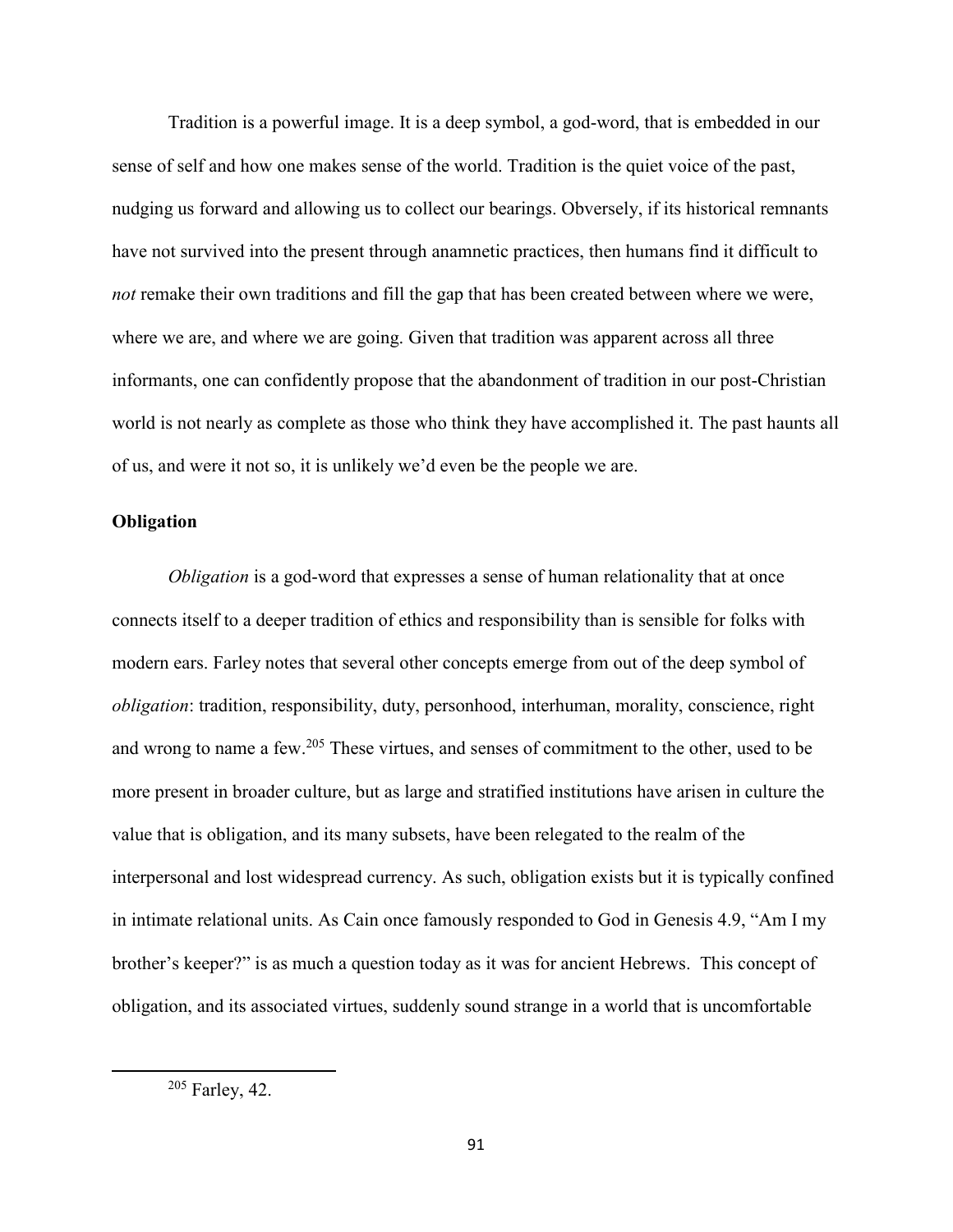Tradition is a powerful image. It is a deep symbol, a god-word, that is embedded in our sense of self and how one makes sense of the world. Tradition is the quiet voice of the past, nudging us forward and allowing us to collect our bearings. Obversely, if its historical remnants have not survived into the present through anamnetic practices, then humans find it difficult to *not* remake their own traditions and fill the gap that has been created between where we were, where we are, and where we are going. Given that tradition was apparent across all three informants, one can confidently propose that the abandonment of tradition in our post-Christian world is not nearly as complete as those who think they have accomplished it. The past haunts all of us, and were it not so, it is unlikely we'd even be the people we are.

### Obligation

*Obligation* is a god-word that expresses a sense of human relationality that at once connects itself to a deeper tradition of ethics and responsibility than is sensible for folks with modern ears. Farley notes that several other concepts emerge from out of the deep symbol of *obligation*: tradition, responsibility, duty, personhood, interhuman, morality, conscience, right and wrong to name a few.[205] These virtues, and senses of commitment to the other, used to be more present in broader culture, but as large and stratified institutions have arisen in culture the value that is obligation, and its many subsets, have been relegated to the realm of the interpersonal and lost widespread currency. As such, obligation exists but it is typically confined in intimate relational units. As Cain once famously responded to God in Genesis 4.9, "Am I my brother's keeper?" is as much a question today as it was for ancient Hebrews. This concept of obligation, and its associated virtues, suddenly sound strange in a world that is uncomfortable

[205] Farley, 42.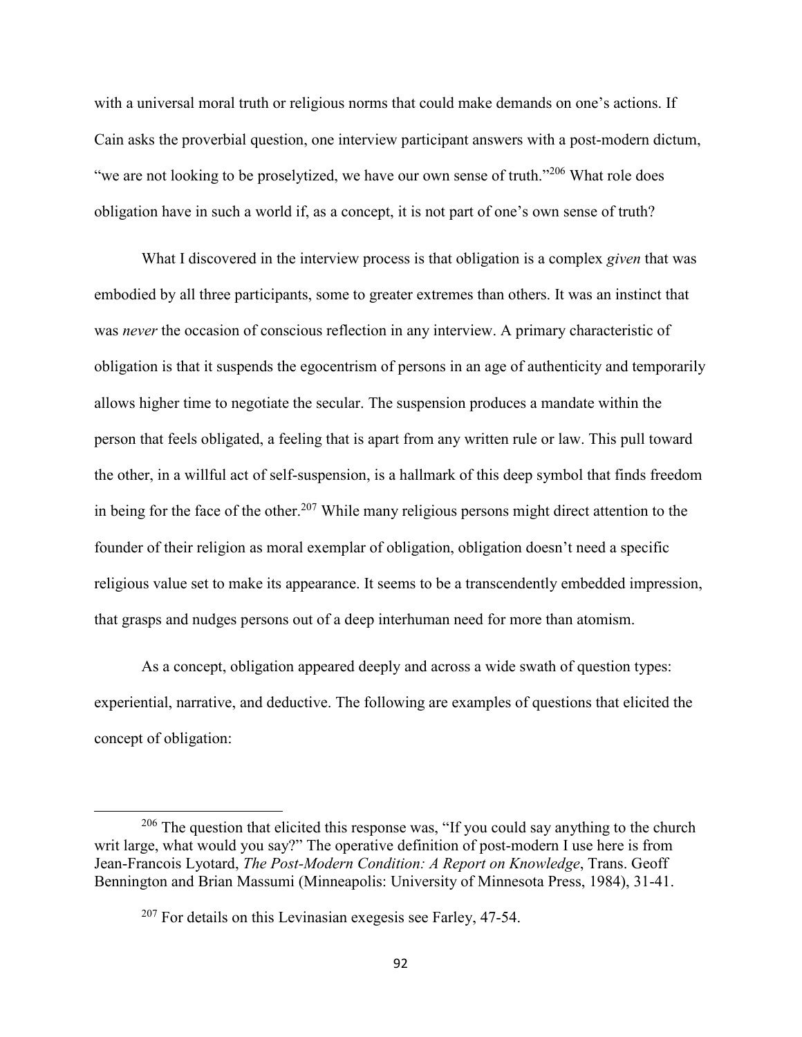with a universal moral truth or religious norms that could make demands on one's actions. If Cain asks the proverbial question, one interview participant answers with a post-modern dictum, "we are not looking to be proselytized, we have our own sense of truth."[206] What role does obligation have in such a world if, as a concept, it is not part of one's own sense of truth?

What I discovered in the interview process is that obligation is a complex *given* that was embodied by all three participants, some to greater extremes than others. It was an instinct that was *never* the occasion of conscious reflection in any interview. A primary characteristic of obligation is that it suspends the egocentrism of persons in an age of authenticity and temporarily allows higher time to negotiate the secular. The suspension produces a mandate within the person that feels obligated, a feeling that is apart from any written rule or law. This pull toward the other, in a willful act of self-suspension, is a hallmark of this deep symbol that finds freedom in being for the face of the other.[207] While many religious persons might direct attention to the founder of their religion as moral exemplar of obligation, obligation doesn't need a specific religious value set to make its appearance. It seems to be a transcendently embedded impression, that grasps and nudges persons out of a deep interhuman need for more than atomism.

As a concept, obligation appeared deeply and across a wide swath of question types: experiential, narrative, and deductive. The following are examples of questions that elicited the concept of obligation:

---

[206] The question that elicited this response was, "If you could say anything to the church writ large, what would you say?" The operative definition of post-modern I use here is from Jean-Francois Lyotard, *The Post-Modern Condition: A Report on Knowledge*, Trans. Geoff Bennington and Brian Massumi (Minneapolis: University of Minnesota Press, 1984), 31-41.

[207] For details on this Levinasian exegesis see Farley, 47-54.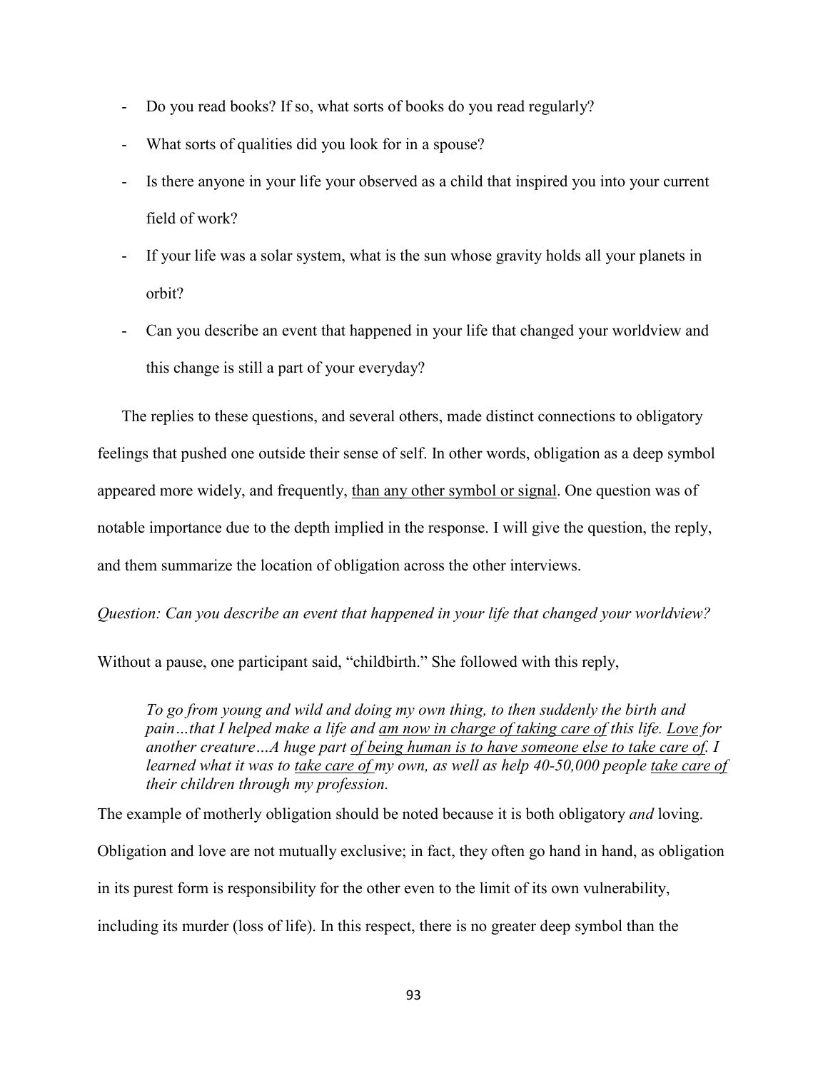- Do you read books? If so, what sorts of books do you read regularly?
- What sorts of qualities did you look for in a spouse?
- Is there anyone in your life your observed as a child that inspired you into your current field of work?
- If your life was a solar system, what is the sun whose gravity holds all your planets in orbit?
- Can you describe an event that happened in your life that changed your worldview and this change is still a part of your everyday?

The replies to these questions, and several others, made distinct connections to obligatory feelings that pushed one outside their sense of self. In other words, obligation as a deep symbol appeared more widely, and frequently, <u>than any other symbol or signal</u>. One question was of notable importance due to the depth implied in the response. I will give the question, the reply, and them summarize the location of obligation across the other interviews.

*Question: Can you describe an event that happened in your life that changed your worldview?*

Without a pause, one participant said, "childbirth." She followed with this reply,

> *To go from young and wild and doing my own thing, to then suddenly the birth and pain…that I helped make a life and <u>am now in charge of taking care of</u> this life. <u>Love</u> for another creature…A huge part <u>of being human is to have someone else to take care of</u>. I learned what it was to <u>take care of</u> my own, as well as help 40-50,000 people <u>take care of</u> their children through my profession.*

The example of motherly obligation should be noted because it is both obligatory *and* loving. Obligation and love are not mutually exclusive; in fact, they often go hand in hand, as obligation in its purest form is responsibility for the other even to the limit of its own vulnerability, including its murder (loss of life). In this respect, there is no greater deep symbol than the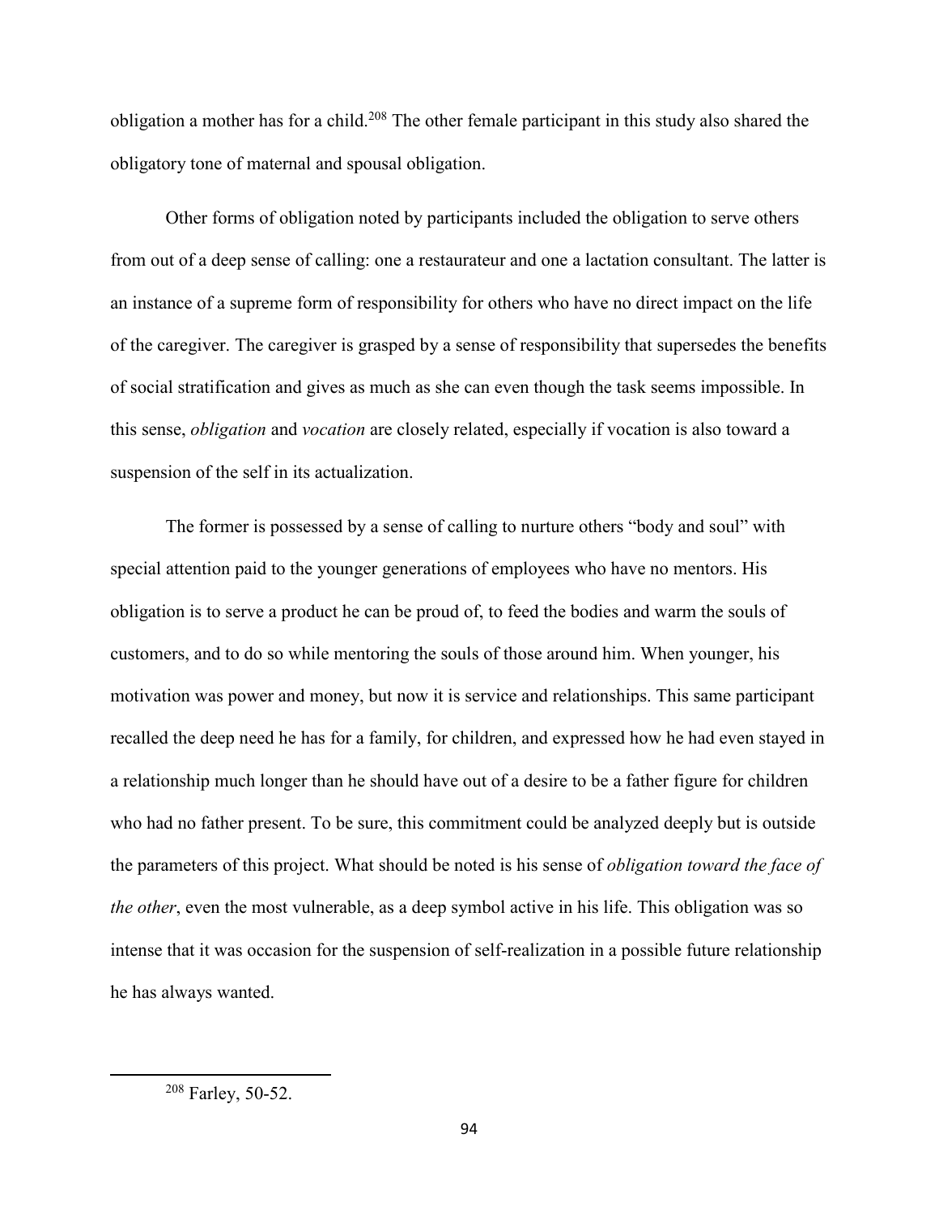obligation a mother has for a child.[208] The other female participant in this study also shared the obligatory tone of maternal and spousal obligation.

Other forms of obligation noted by participants included the obligation to serve others from out of a deep sense of calling: one a restaurateur and one a lactation consultant. The latter is an instance of a supreme form of responsibility for others who have no direct impact on the life of the caregiver. The caregiver is grasped by a sense of responsibility that supersedes the benefits of social stratification and gives as much as she can even though the task seems impossible. In this sense, *obligation* and *vocation* are closely related, especially if vocation is also toward a suspension of the self in its actualization.

The former is possessed by a sense of calling to nurture others "body and soul" with special attention paid to the younger generations of employees who have no mentors. His obligation is to serve a product he can be proud of, to feed the bodies and warm the souls of customers, and to do so while mentoring the souls of those around him. When younger, his motivation was power and money, but now it is service and relationships. This same participant recalled the deep need he has for a family, for children, and expressed how he had even stayed in a relationship much longer than he should have out of a desire to be a father figure for children who had no father present. To be sure, this commitment could be analyzed deeply but is outside the parameters of this project. What should be noted is his sense of *obligation toward the face of the other*, even the most vulnerable, as a deep symbol active in his life. This obligation was so intense that it was occasion for the suspension of self-realization in a possible future relationship he has always wanted.

---

[208] Farley, 50-52.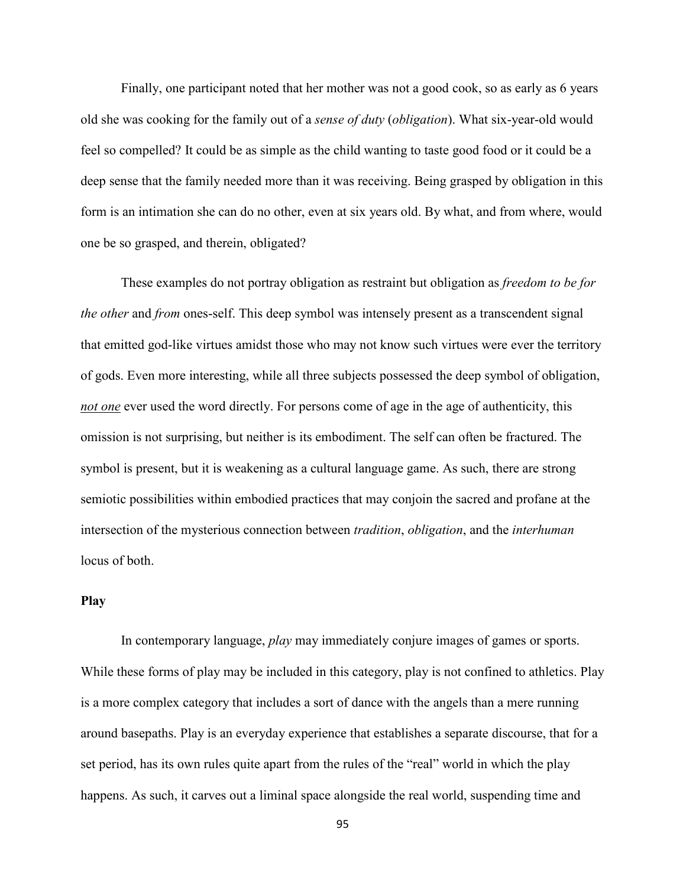Finally, one participant noted that her mother was not a good cook, so as early as 6 years old she was cooking for the family out of a *sense of duty* (*obligation*). What six-year-old would feel so compelled? It could be as simple as the child wanting to taste good food or it could be a deep sense that the family needed more than it was receiving. Being grasped by obligation in this form is an intimation she can do no other, even at six years old. By what, and from where, would one be so grasped, and therein, obligated?

These examples do not portray obligation as restraint but obligation as *freedom to be for the other* and *from* ones-self. This deep symbol was intensely present as a transcendent signal that emitted god-like virtues amidst those who may not know such virtues were ever the territory of gods. Even more interesting, while all three subjects possessed the deep symbol of obligation, <u>*not one*</u> ever used the word directly. For persons come of age in the age of authenticity, this omission is not surprising, but neither is its embodiment. The self can often be fractured. The symbol is present, but it is weakening as a cultural language game. As such, there are strong semiotic possibilities within embodied practices that may conjoin the sacred and profane at the intersection of the mysterious connection between *tradition*, *obligation*, and the *interhuman* locus of both.

**Play**

In contemporary language, *play* may immediately conjure images of games or sports. While these forms of play may be included in this category, play is not confined to athletics. Play is a more complex category that includes a sort of dance with the angels than a mere running around basepaths. Play is an everyday experience that establishes a separate discourse, that for a set period, has its own rules quite apart from the rules of the "real" world in which the play happens. As such, it carves out a liminal space alongside the real world, suspending time and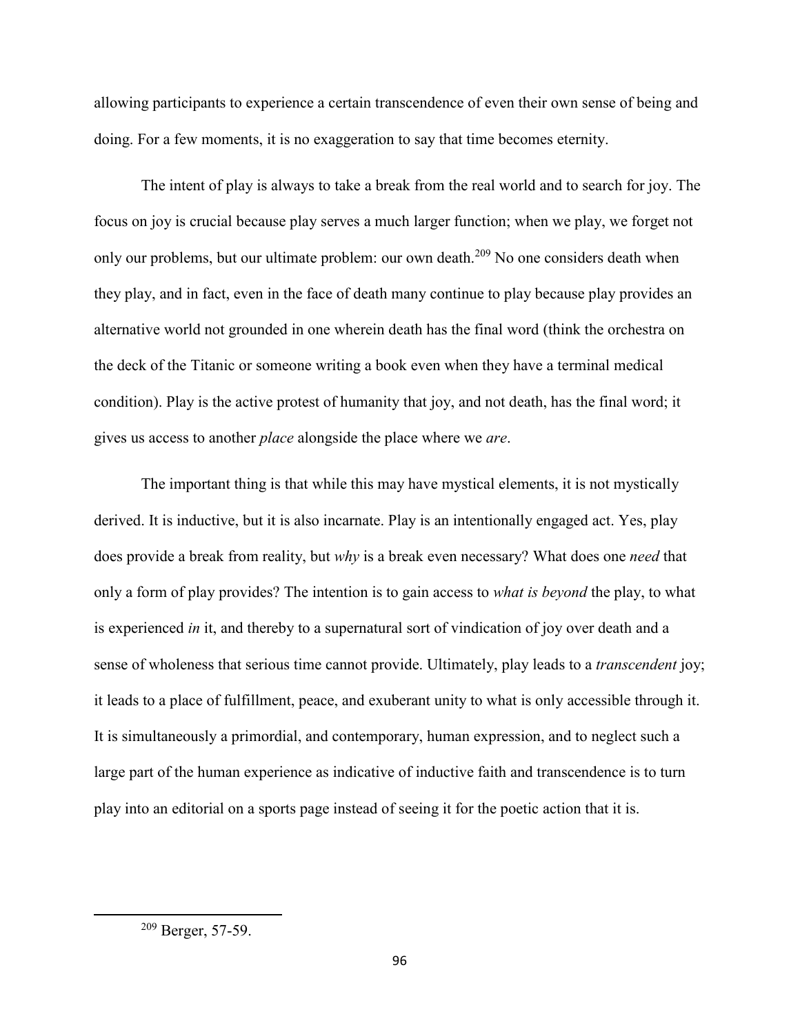allowing participants to experience a certain transcendence of even their own sense of being and doing. For a few moments, it is no exaggeration to say that time becomes eternity.

The intent of play is always to take a break from the real world and to search for joy. The focus on joy is crucial because play serves a much larger function; when we play, we forget not only our problems, but our ultimate problem: our own death.[209] No one considers death when they play, and in fact, even in the face of death many continue to play because play provides an alternative world not grounded in one wherein death has the final word (think the orchestra on the deck of the Titanic or someone writing a book even when they have a terminal medical condition). Play is the active protest of humanity that joy, and not death, has the final word; it gives us access to another *place* alongside the place where we *are*.

The important thing is that while this may have mystical elements, it is not mystically derived. It is inductive, but it is also incarnate. Play is an intentionally engaged act. Yes, play does provide a break from reality, but *why* is a break even necessary? What does one *need* that only a form of play provides? The intention is to gain access to *what is beyond* the play, to what is experienced *in* it, and thereby to a supernatural sort of vindication of joy over death and a sense of wholeness that serious time cannot provide. Ultimately, play leads to a *transcendent* joy; it leads to a place of fulfillment, peace, and exuberant unity to what is only accessible through it. It is simultaneously a primordial, and contemporary, human expression, and to neglect such a large part of the human experience as indicative of inductive faith and transcendence is to turn play into an editorial on a sports page instead of seeing it for the poetic action that it is.

---

[209] Berger, 57-59.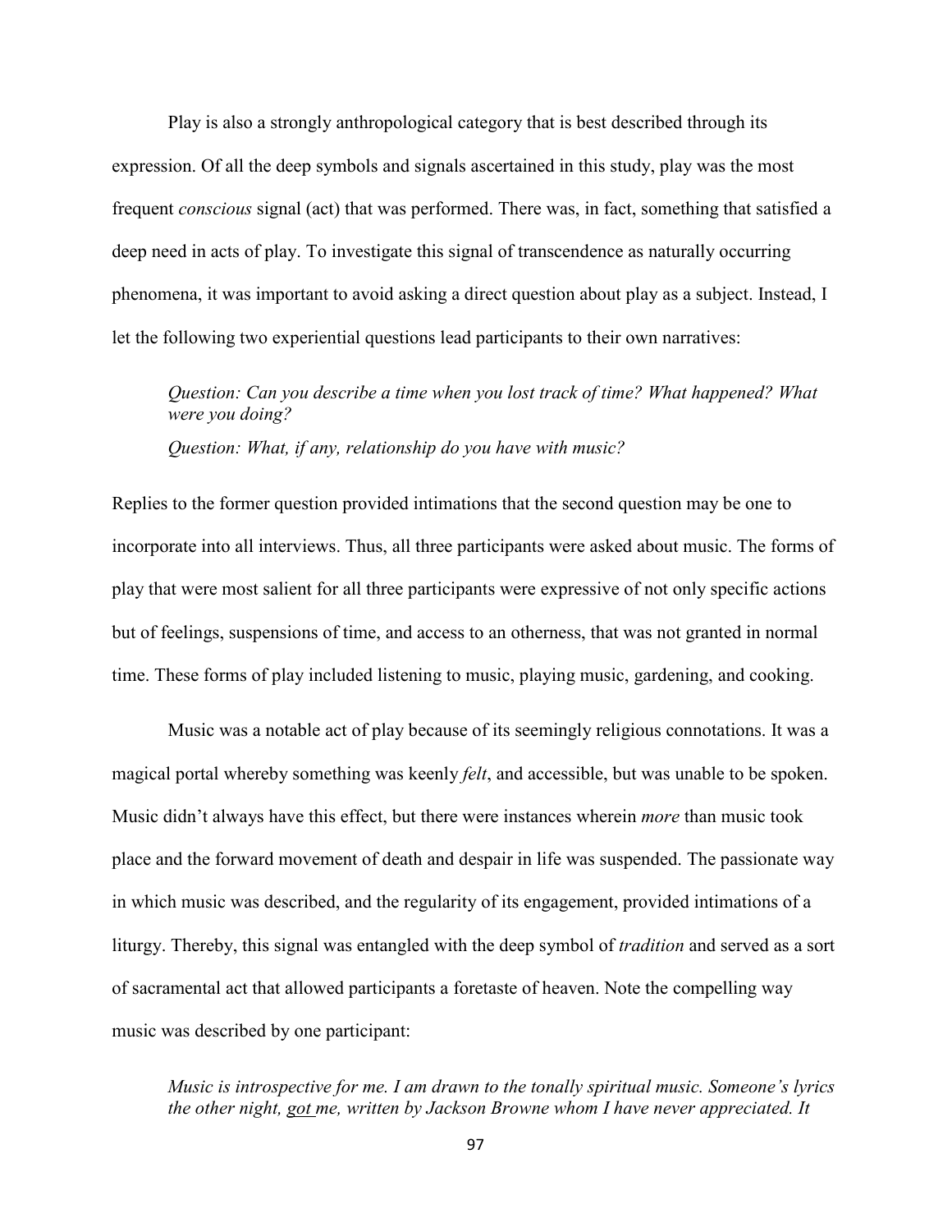Play is also a strongly anthropological category that is best described through its expression. Of all the deep symbols and signals ascertained in this study, play was the most frequent *conscious* signal (act) that was performed. There was, in fact, something that satisfied a deep need in acts of play. To investigate this signal of transcendence as naturally occurring phenomena, it was important to avoid asking a direct question about play as a subject. Instead, I let the following two experiential questions lead participants to their own narratives:

> *Question: Can you describe a time when you lost track of time? What happened? What were you doing?*
>
> *Question: What, if any, relationship do you have with music?*

Replies to the former question provided intimations that the second question may be one to incorporate into all interviews. Thus, all three participants were asked about music. The forms of play that were most salient for all three participants were expressive of not only specific actions but of feelings, suspensions of time, and access to an otherness, that was not granted in normal time. These forms of play included listening to music, playing music, gardening, and cooking.

Music was a notable act of play because of its seemingly religious connotations. It was a magical portal whereby something was keenly *felt*, and accessible, but was unable to be spoken. Music didn't always have this effect, but there were instances wherein *more* than music took place and the forward movement of death and despair in life was suspended. The passionate way in which music was described, and the regularity of its engagement, provided intimations of a liturgy. Thereby, this signal was entangled with the deep symbol of *tradition* and served as a sort of sacramental act that allowed participants a foretaste of heaven. Note the compelling way music was described by one participant:

> *Music is introspective for me. I am drawn to the tonally spiritual music. Someone's lyrics the other night, got me, written by Jackson Browne whom I have never appreciated. It*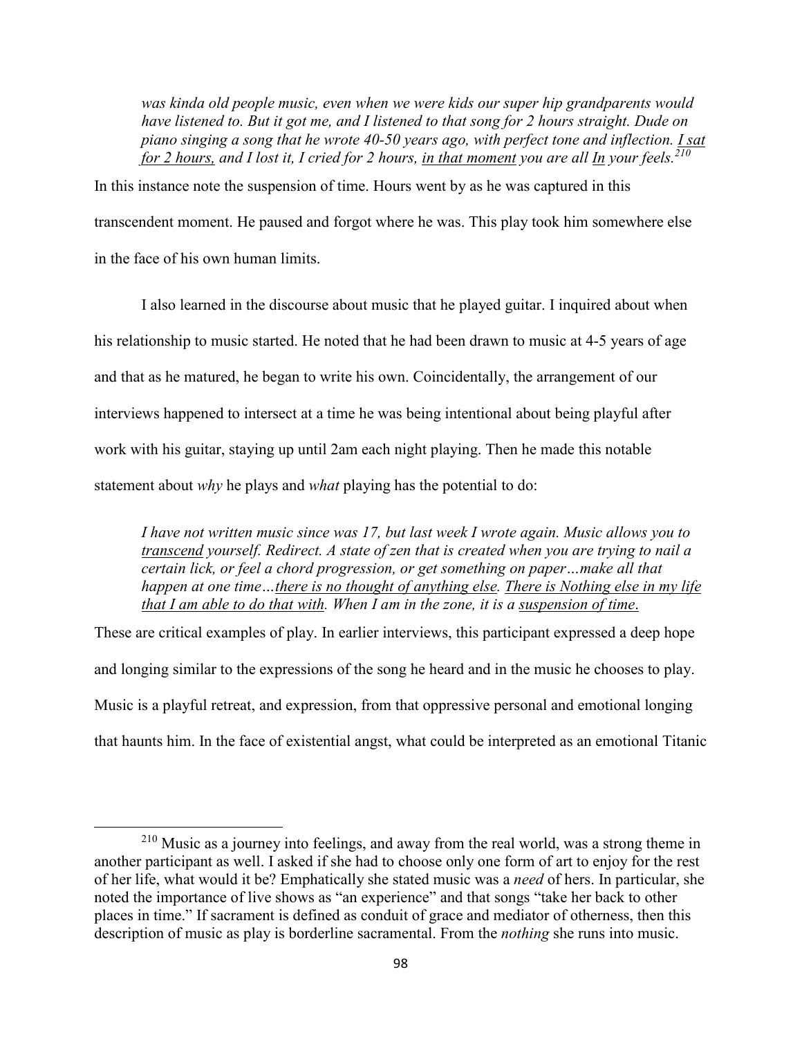> *was kinda old people music, even when we were kids our super hip grandparents would have listened to. But it got me, and I listened to that song for 2 hours straight. Dude on piano singing a song that he wrote 40-50 years ago, with perfect tone and inflection. <u>I sat for 2 hours,</u> and I lost it, I cried for 2 hours, <u>in that moment</u> you are all <u>In</u> your feels.*[210]

In this instance note the suspension of time. Hours went by as he was captured in this transcendent moment. He paused and forgot where he was. This play took him somewhere else in the face of his own human limits.

I also learned in the discourse about music that he played guitar. I inquired about when his relationship to music started. He noted that he had been drawn to music at 4-5 years of age and that as he matured, he began to write his own. Coincidentally, the arrangement of our interviews happened to intersect at a time he was being intentional about being playful after work with his guitar, staying up until 2am each night playing. Then he made this notable statement about *why* he plays and *what* playing has the potential to do:

> *I have not written music since was 17, but last week I wrote again. Music allows you to <u>transcend</u> yourself. Redirect. A state of zen that is created when you are trying to nail a certain lick, or feel a chord progression, or get something on paper…make all that happen at one time…<u>there is no thought of anything else</u>. <u>There is Nothing else in my life that I am able to do that with</u>. When I am in the zone, it is a <u>suspension of time</u>.*

These are critical examples of play. In earlier interviews, this participant expressed a deep hope and longing similar to the expressions of the song he heard and in the music he chooses to play. Music is a playful retreat, and expression, from that oppressive personal and emotional longing that haunts him. In the face of existential angst, what could be interpreted as an emotional Titanic

---

[210] Music as a journey into feelings, and away from the real world, was a strong theme in another participant as well. I asked if she had to choose only one form of art to enjoy for the rest of her life, what would it be? Emphatically she stated music was a *need* of hers. In particular, she noted the importance of live shows as "an experience" and that songs "take her back to other places in time." If sacrament is defined as conduit of grace and mediator of otherness, then this description of music as play is borderline sacramental. From the *nothing* she runs into music.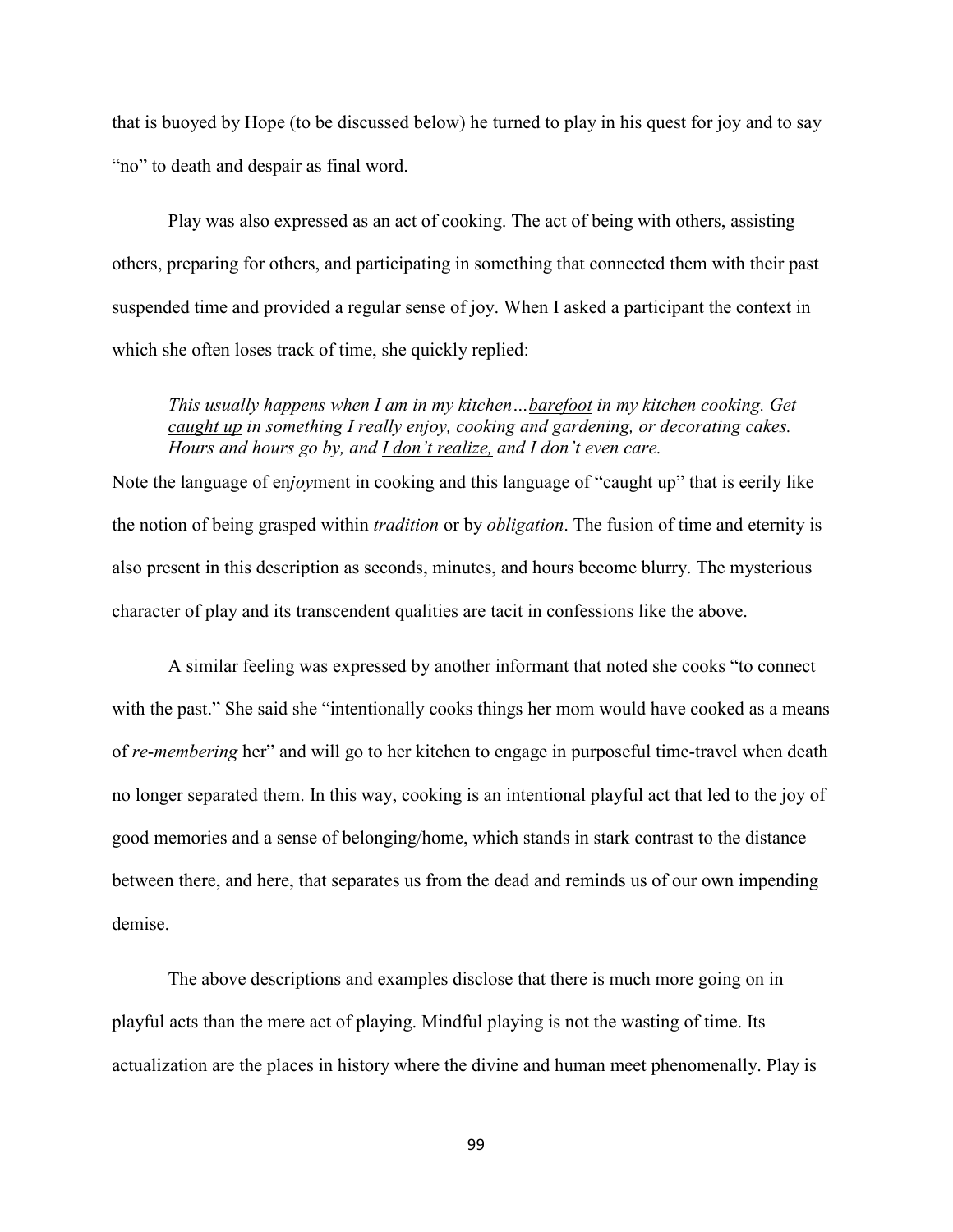that is buoyed by Hope (to be discussed below) he turned to play in his quest for joy and to say "no" to death and despair as final word.

Play was also expressed as an act of cooking. The act of being with others, assisting others, preparing for others, and participating in something that connected them with their past suspended time and provided a regular sense of joy. When I asked a participant the context in which she often loses track of time, she quickly replied:

> *This usually happens when I am in my kitchen…<u>barefoot</u> in my kitchen cooking. Get <u>caught up</u> in something I really enjoy, cooking and gardening, or decorating cakes. Hours and hours go by, and <u>I don't realize,</u> and I don't even care.*

Note the language of en*joy*ment in cooking and this language of "caught up" that is eerily like the notion of being grasped within *tradition* or by *obligation*. The fusion of time and eternity is also present in this description as seconds, minutes, and hours become blurry. The mysterious character of play and its transcendent qualities are tacit in confessions like the above.

A similar feeling was expressed by another informant that noted she cooks "to connect with the past." She said she "intentionally cooks things her mom would have cooked as a means of *re-membering* her" and will go to her kitchen to engage in purposeful time-travel when death no longer separated them. In this way, cooking is an intentional playful act that led to the joy of good memories and a sense of belonging/home, which stands in stark contrast to the distance between there, and here, that separates us from the dead and reminds us of our own impending demise.

The above descriptions and examples disclose that there is much more going on in playful acts than the mere act of playing. Mindful playing is not the wasting of time. Its actualization are the places in history where the divine and human meet phenomenally. Play is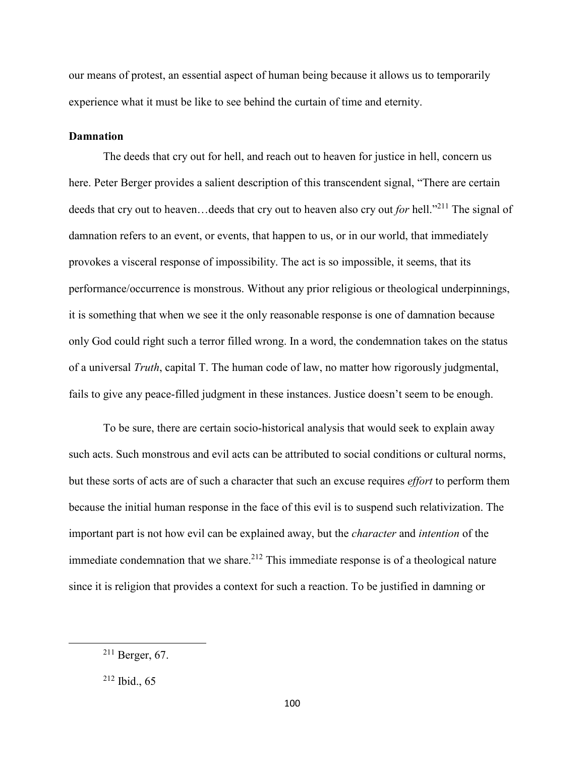our means of protest, an essential aspect of human being because it allows us to temporarily experience what it must be like to see behind the curtain of time and eternity.

**Damnation**

The deeds that cry out for hell, and reach out to heaven for justice in hell, concern us here. Peter Berger provides a salient description of this transcendent signal, "There are certain deeds that cry out to heaven…deeds that cry out to heaven also cry out *for* hell."[211] The signal of damnation refers to an event, or events, that happen to us, or in our world, that immediately provokes a visceral response of impossibility. The act is so impossible, it seems, that its performance/occurrence is monstrous. Without any prior religious or theological underpinnings, it is something that when we see it the only reasonable response is one of damnation because only God could right such a terror filled wrong. In a word, the condemnation takes on the status of a universal *Truth*, capital T. The human code of law, no matter how rigorously judgmental, fails to give any peace-filled judgment in these instances. Justice doesn't seem to be enough.

To be sure, there are certain socio-historical analysis that would seek to explain away such acts. Such monstrous and evil acts can be attributed to social conditions or cultural norms, but these sorts of acts are of such a character that such an excuse requires *effort* to perform them because the initial human response in the face of this evil is to suspend such relativization. The important part is not how evil can be explained away, but the *character* and *intention* of the immediate condemnation that we share.[212] This immediate response is of a theological nature since it is religion that provides a context for such a reaction. To be justified in damning or

[211] Berger, 67.

[212] Ibid., 65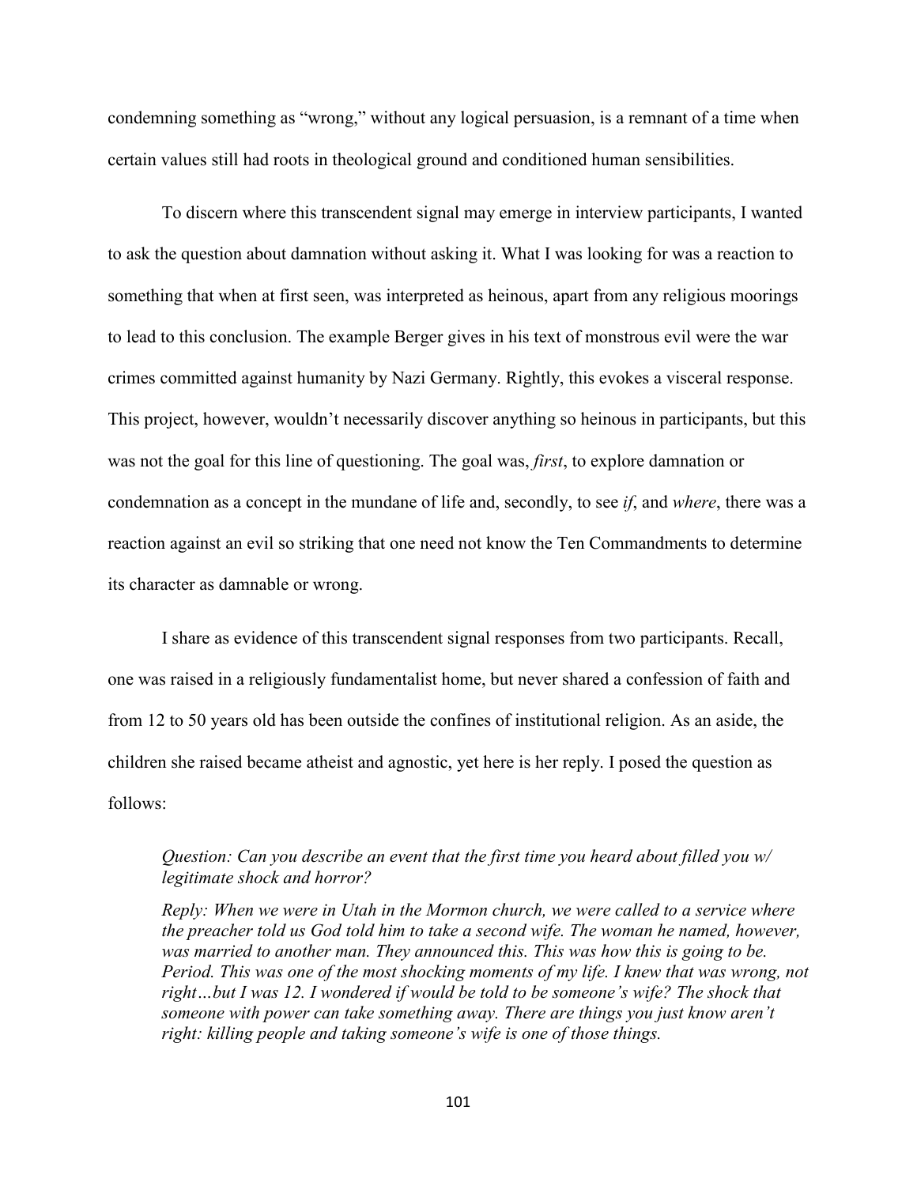condemning something as "wrong," without any logical persuasion, is a remnant of a time when certain values still had roots in theological ground and conditioned human sensibilities.

To discern where this transcendent signal may emerge in interview participants, I wanted to ask the question about damnation without asking it. What I was looking for was a reaction to something that when at first seen, was interpreted as heinous, apart from any religious moorings to lead to this conclusion. The example Berger gives in his text of monstrous evil were the war crimes committed against humanity by Nazi Germany. Rightly, this evokes a visceral response. This project, however, wouldn't necessarily discover anything so heinous in participants, but this was not the goal for this line of questioning. The goal was, *first*, to explore damnation or condemnation as a concept in the mundane of life and, secondly, to see *if*, and *where*, there was a reaction against an evil so striking that one need not know the Ten Commandments to determine its character as damnable or wrong.

I share as evidence of this transcendent signal responses from two participants. Recall, one was raised in a religiously fundamentalist home, but never shared a confession of faith and from 12 to 50 years old has been outside the confines of institutional religion. As an aside, the children she raised became atheist and agnostic, yet here is her reply. I posed the question as follows:

> *Question: Can you describe an event that the first time you heard about filled you w/ legitimate shock and horror?*
>
> *Reply: When we were in Utah in the Mormon church, we were called to a service where the preacher told us God told him to take a second wife. The woman he named, however, was married to another man. They announced this. This was how this is going to be. Period. This was one of the most shocking moments of my life. I knew that was wrong, not right…but I was 12. I wondered if would be told to be someone's wife? The shock that someone with power can take something away. There are things you just know aren't right: killing people and taking someone's wife is one of those things.*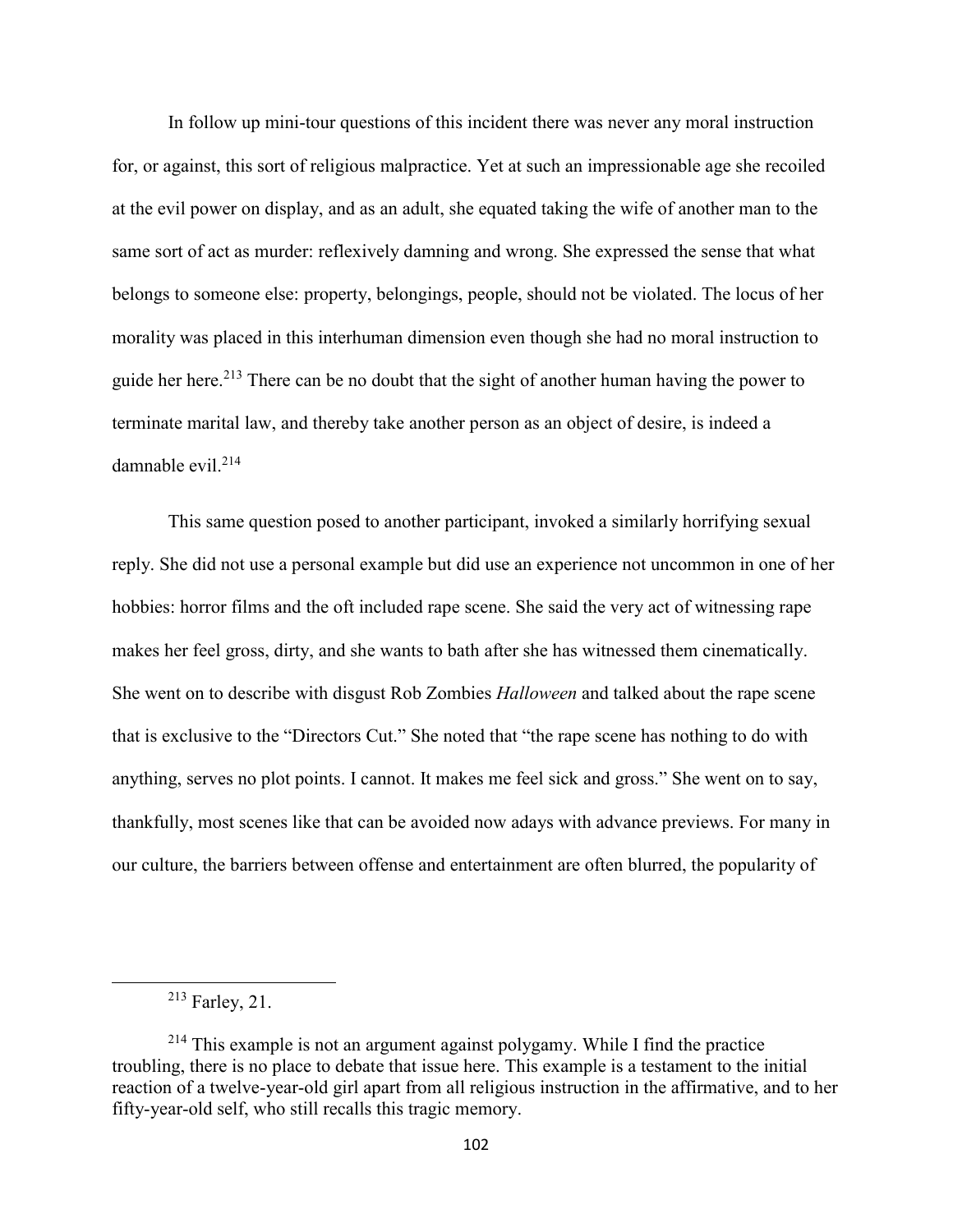In follow up mini-tour questions of this incident there was never any moral instruction for, or against, this sort of religious malpractice. Yet at such an impressionable age she recoiled at the evil power on display, and as an adult, she equated taking the wife of another man to the same sort of act as murder: reflexively damning and wrong. She expressed the sense that what belongs to someone else: property, belongings, people, should not be violated. The locus of her morality was placed in this interhuman dimension even though she had no moral instruction to guide her here.[213] There can be no doubt that the sight of another human having the power to terminate marital law, and thereby take another person as an object of desire, is indeed a damnable evil.[214]

This same question posed to another participant, invoked a similarly horrifying sexual reply. She did not use a personal example but did use an experience not uncommon in one of her hobbies: horror films and the oft included rape scene. She said the very act of witnessing rape makes her feel gross, dirty, and she wants to bath after she has witnessed them cinematically. She went on to describe with disgust Rob Zombies *Halloween* and talked about the rape scene that is exclusive to the "Directors Cut." She noted that "the rape scene has nothing to do with anything, serves no plot points. I cannot. It makes me feel sick and gross." She went on to say, thankfully, most scenes like that can be avoided now adays with advance previews. For many in our culture, the barriers between offense and entertainment are often blurred, the popularity of

---

[213] Farley, 21.

[214] This example is not an argument against polygamy. While I find the practice troubling, there is no place to debate that issue here. This example is a testament to the initial reaction of a twelve-year-old girl apart from all religious instruction in the affirmative, and to her fifty-year-old self, who still recalls this tragic memory.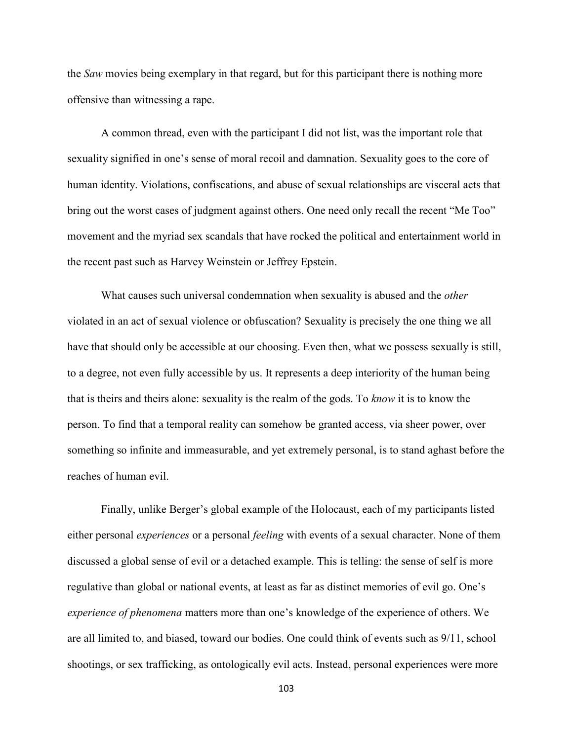the *Saw* movies being exemplary in that regard, but for this participant there is nothing more offensive than witnessing a rape.

A common thread, even with the participant I did not list, was the important role that sexuality signified in one's sense of moral recoil and damnation. Sexuality goes to the core of human identity. Violations, confiscations, and abuse of sexual relationships are visceral acts that bring out the worst cases of judgment against others. One need only recall the recent "Me Too" movement and the myriad sex scandals that have rocked the political and entertainment world in the recent past such as Harvey Weinstein or Jeffrey Epstein.

What causes such universal condemnation when sexuality is abused and the *other* violated in an act of sexual violence or obfuscation? Sexuality is precisely the one thing we all have that should only be accessible at our choosing. Even then, what we possess sexually is still, to a degree, not even fully accessible by us. It represents a deep interiority of the human being that is theirs and theirs alone: sexuality is the realm of the gods. To *know* it is to know the person. To find that a temporal reality can somehow be granted access, via sheer power, over something so infinite and immeasurable, and yet extremely personal, is to stand aghast before the reaches of human evil.

Finally, unlike Berger's global example of the Holocaust, each of my participants listed either personal *experiences* or a personal *feeling* with events of a sexual character. None of them discussed a global sense of evil or a detached example. This is telling: the sense of self is more regulative than global or national events, at least as far as distinct memories of evil go. One's *experience of phenomena* matters more than one's knowledge of the experience of others. We are all limited to, and biased, toward our bodies. One could think of events such as 9/11, school shootings, or sex trafficking, as ontologically evil acts. Instead, personal experiences were more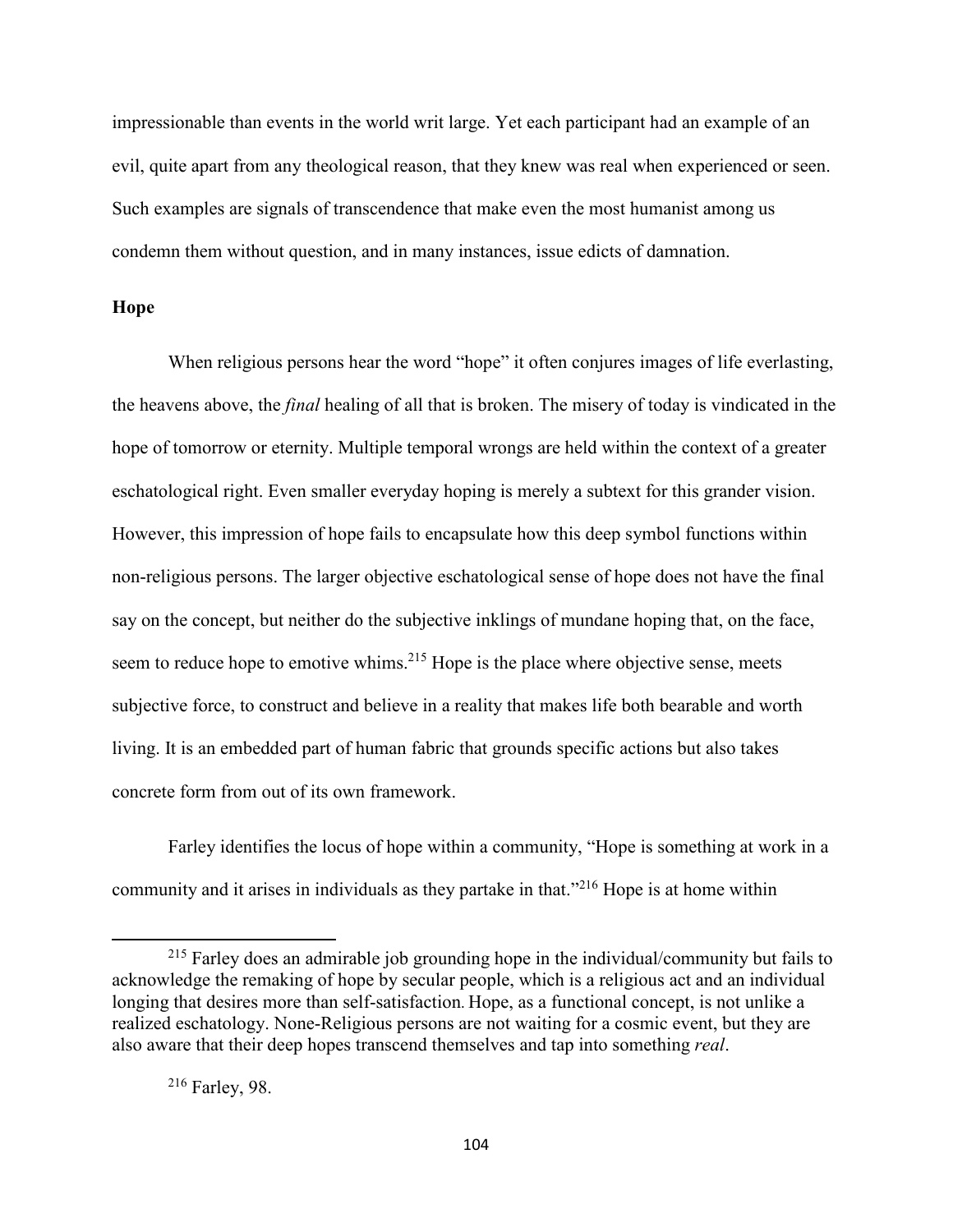impressionable than events in the world writ large. Yet each participant had an example of an evil, quite apart from any theological reason, that they knew was real when experienced or seen. Such examples are signals of transcendence that make even the most humanist among us condemn them without question, and in many instances, issue edicts of damnation.

### Hope

When religious persons hear the word "hope" it often conjures images of life everlasting, the heavens above, the *final* healing of all that is broken. The misery of today is vindicated in the hope of tomorrow or eternity. Multiple temporal wrongs are held within the context of a greater eschatological right. Even smaller everyday hoping is merely a subtext for this grander vision. However, this impression of hope fails to encapsulate how this deep symbol functions within non-religious persons. The larger objective eschatological sense of hope does not have the final say on the concept, but neither do the subjective inklings of mundane hoping that, on the face, seem to reduce hope to emotive whims.[215] Hope is the place where objective sense, meets subjective force, to construct and believe in a reality that makes life both bearable and worth living. It is an embedded part of human fabric that grounds specific actions but also takes concrete form from out of its own framework.

Farley identifies the locus of hope within a community, "Hope is something at work in a community and it arises in individuals as they partake in that."[216] Hope is at home within

---

[215] Farley does an admirable job grounding hope in the individual/community but fails to acknowledge the remaking of hope by secular people, which is a religious act and an individual longing that desires more than self-satisfaction. Hope, as a functional concept, is not unlike a realized eschatology. None-Religious persons are not waiting for a cosmic event, but they are also aware that their deep hopes transcend themselves and tap into something *real*.

[216] Farley, 98.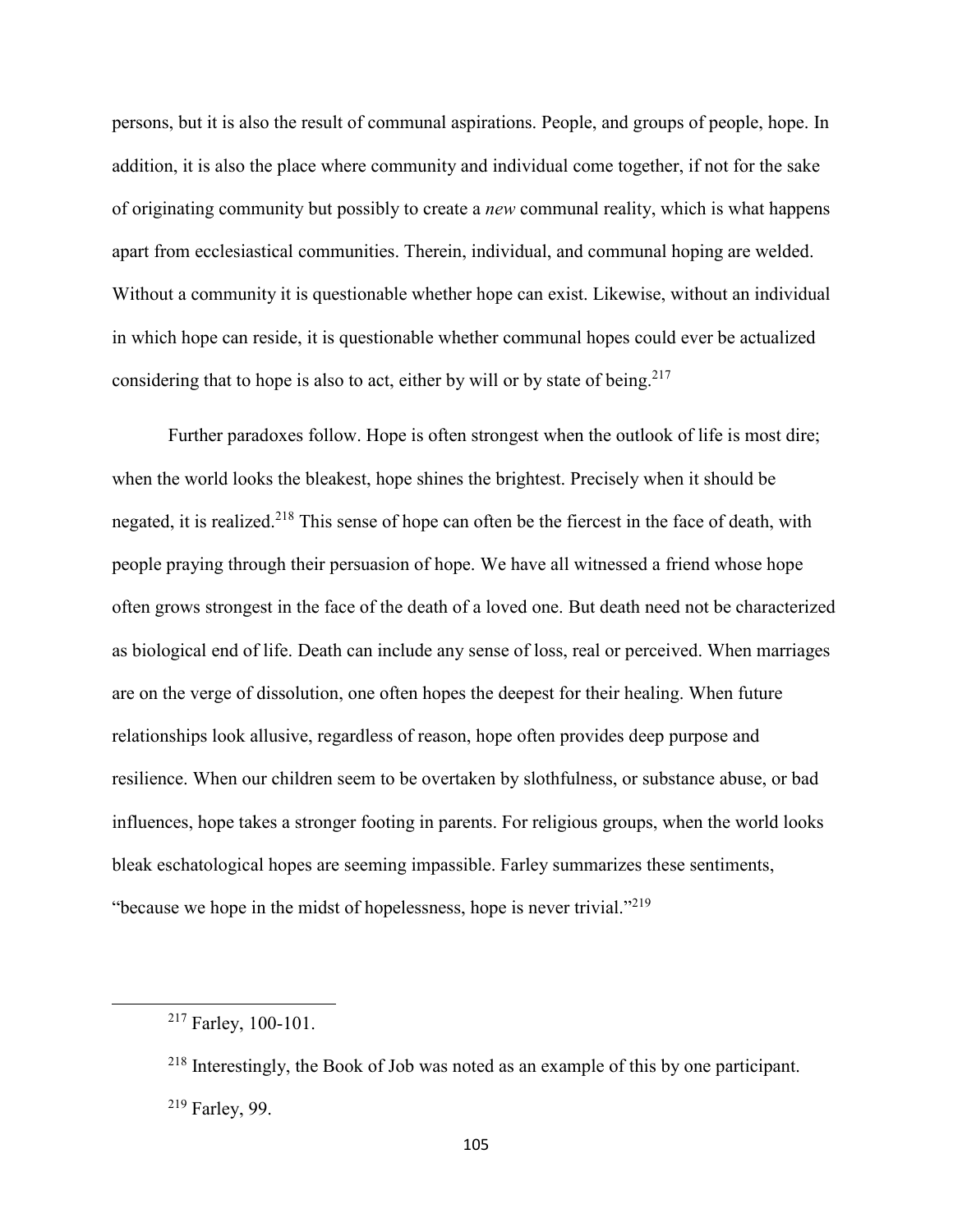persons, but it is also the result of communal aspirations. People, and groups of people, hope. In addition, it is also the place where community and individual come together, if not for the sake of originating community but possibly to create a *new* communal reality, which is what happens apart from ecclesiastical communities. Therein, individual, and communal hoping are welded. Without a community it is questionable whether hope can exist. Likewise, without an individual in which hope can reside, it is questionable whether communal hopes could ever be actualized considering that to hope is also to act, either by will or by state of being.[217]

Further paradoxes follow. Hope is often strongest when the outlook of life is most dire; when the world looks the bleakest, hope shines the brightest. Precisely when it should be negated, it is realized.[218] This sense of hope can often be the fiercest in the face of death, with people praying through their persuasion of hope. We have all witnessed a friend whose hope often grows strongest in the face of the death of a loved one. But death need not be characterized as biological end of life. Death can include any sense of loss, real or perceived. When marriages are on the verge of dissolution, one often hopes the deepest for their healing. When future relationships look allusive, regardless of reason, hope often provides deep purpose and resilience. When our children seem to be overtaken by slothfulness, or substance abuse, or bad influences, hope takes a stronger footing in parents. For religious groups, when the world looks bleak eschatological hopes are seeming impassible. Farley summarizes these sentiments, "because we hope in the midst of hopelessness, hope is never trivial."[219]

[217] Farley, 100-101.

[218] Interestingly, the Book of Job was noted as an example of this by one participant.

[219] Farley, 99.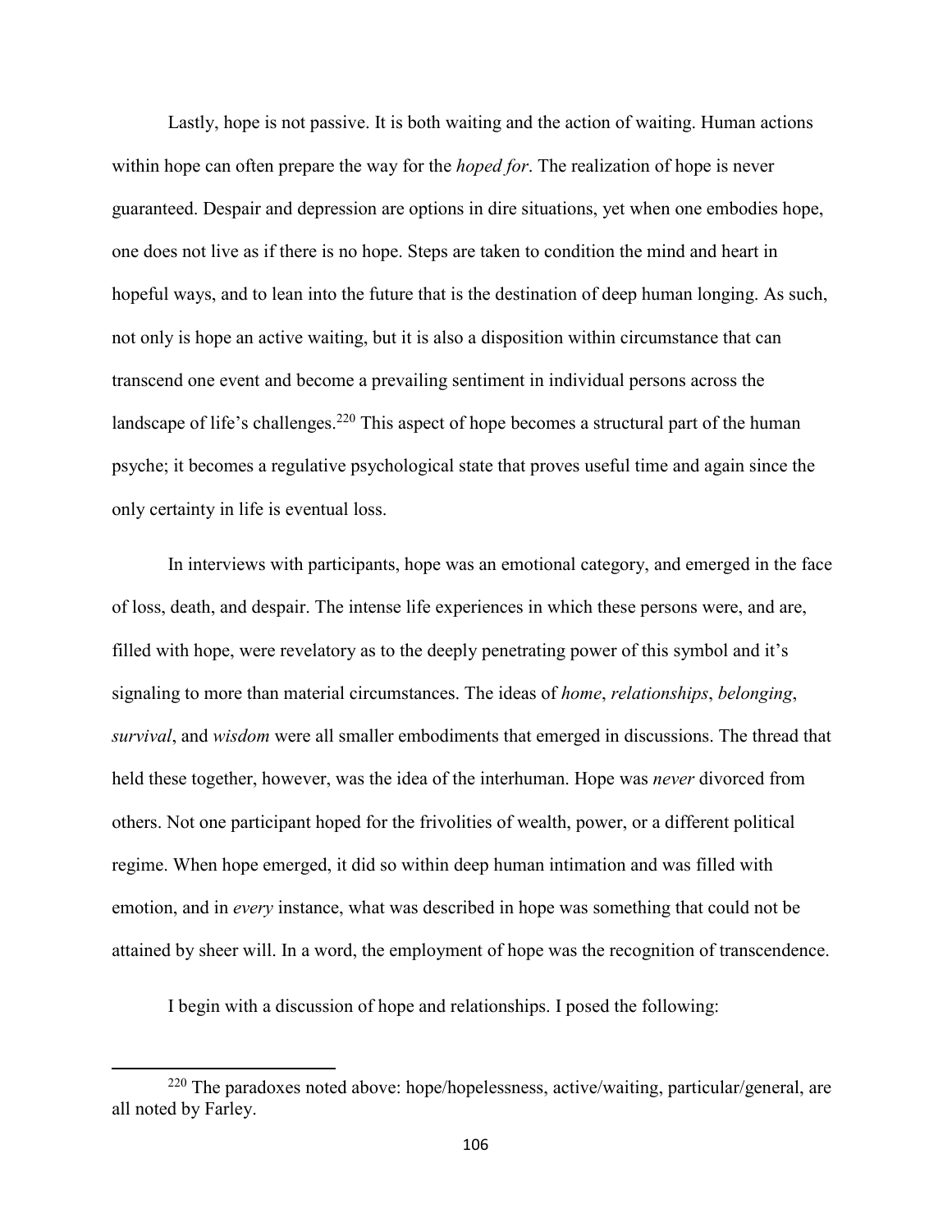Lastly, hope is not passive. It is both waiting and the action of waiting. Human actions within hope can often prepare the way for the *hoped for*. The realization of hope is never guaranteed. Despair and depression are options in dire situations, yet when one embodies hope, one does not live as if there is no hope. Steps are taken to condition the mind and heart in hopeful ways, and to lean into the future that is the destination of deep human longing. As such, not only is hope an active waiting, but it is also a disposition within circumstance that can transcend one event and become a prevailing sentiment in individual persons across the landscape of life's challenges.[220] This aspect of hope becomes a structural part of the human psyche; it becomes a regulative psychological state that proves useful time and again since the only certainty in life is eventual loss.

In interviews with participants, hope was an emotional category, and emerged in the face of loss, death, and despair. The intense life experiences in which these persons were, and are, filled with hope, were revelatory as to the deeply penetrating power of this symbol and it's signaling to more than material circumstances. The ideas of *home*, *relationships*, *belonging*, *survival*, and *wisdom* were all smaller embodiments that emerged in discussions. The thread that held these together, however, was the idea of the interhuman. Hope was *never* divorced from others. Not one participant hoped for the frivolities of wealth, power, or a different political regime. When hope emerged, it did so within deep human intimation and was filled with emotion, and in *every* instance, what was described in hope was something that could not be attained by sheer will. In a word, the employment of hope was the recognition of transcendence.

I begin with a discussion of hope and relationships. I posed the following:

---

[220] The paradoxes noted above: hope/hopelessness, active/waiting, particular/general, are all noted by Farley.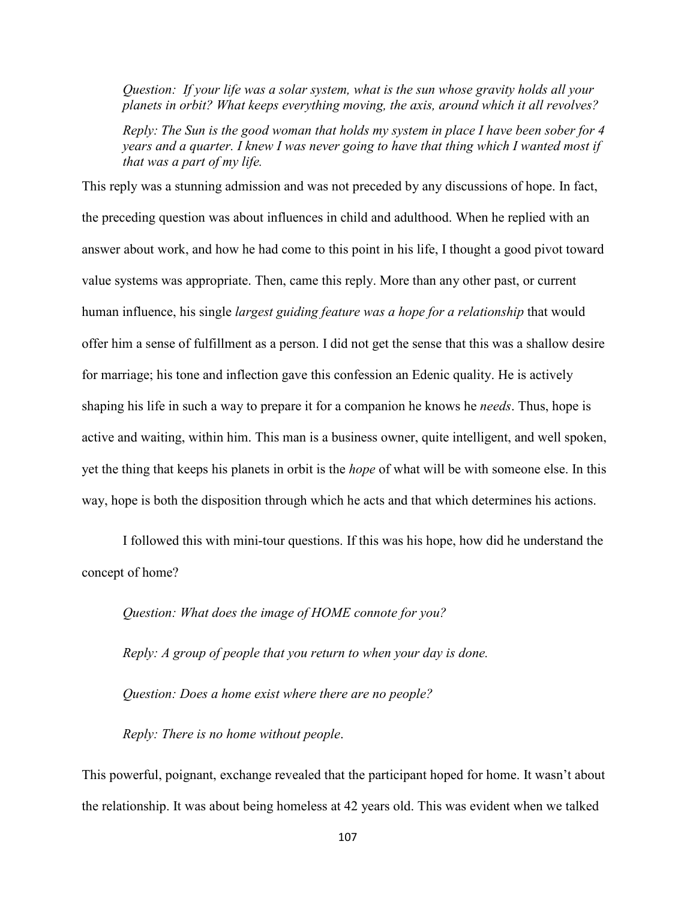*Question: If your life was a solar system, what is the sun whose gravity holds all your planets in orbit? What keeps everything moving, the axis, around which it all revolves?*

*Reply: The Sun is the good woman that holds my system in place I have been sober for 4 years and a quarter. I knew I was never going to have that thing which I wanted most if that was a part of my life.*

This reply was a stunning admission and was not preceded by any discussions of hope. In fact, the preceding question was about influences in child and adulthood. When he replied with an answer about work, and how he had come to this point in his life, I thought a good pivot toward value systems was appropriate. Then, came this reply. More than any other past, or current human influence, his single *largest guiding feature was a hope for a relationship* that would offer him a sense of fulfillment as a person. I did not get the sense that this was a shallow desire for marriage; his tone and inflection gave this confession an Edenic quality. He is actively shaping his life in such a way to prepare it for a companion he knows he *needs*. Thus, hope is active and waiting, within him. This man is a business owner, quite intelligent, and well spoken, yet the thing that keeps his planets in orbit is the *hope* of what will be with someone else. In this way, hope is both the disposition through which he acts and that which determines his actions.

I followed this with mini-tour questions. If this was his hope, how did he understand the concept of home?

*Question: What does the image of HOME connote for you?*

*Reply: A group of people that you return to when your day is done.*

*Question: Does a home exist where there are no people?*

*Reply: There is no home without people*.

This powerful, poignant, exchange revealed that the participant hoped for home. It wasn't about the relationship. It was about being homeless at 42 years old. This was evident when we talked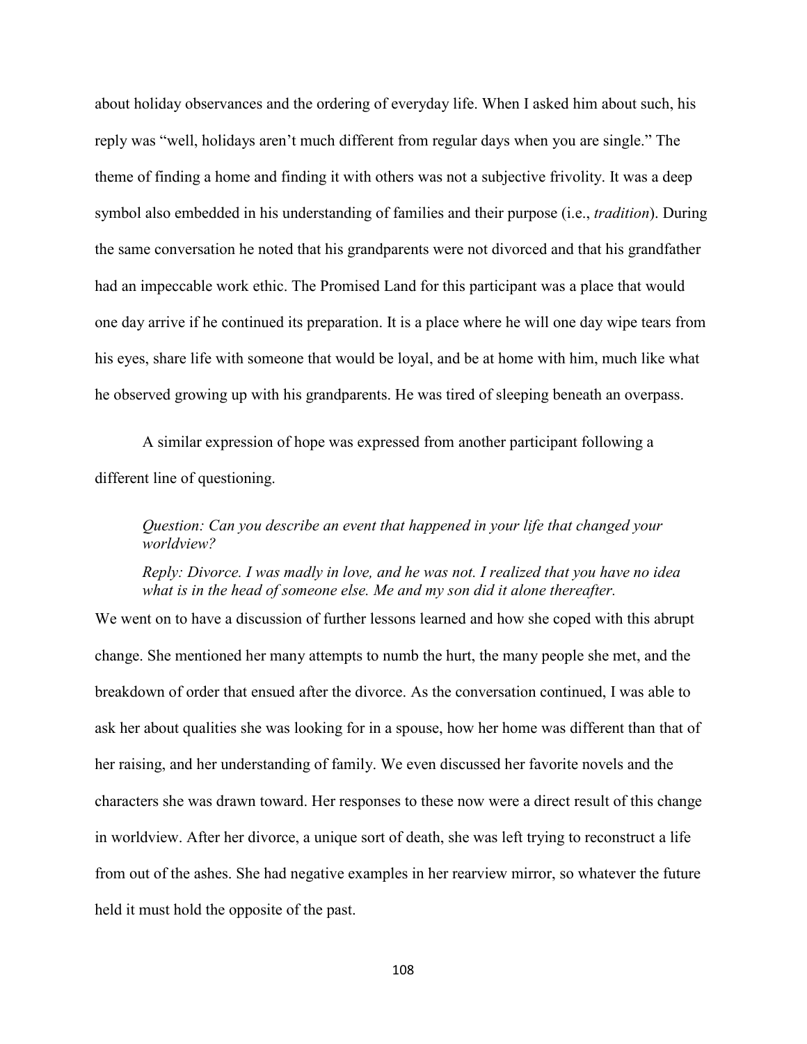about holiday observances and the ordering of everyday life. When I asked him about such, his reply was "well, holidays aren't much different from regular days when you are single." The theme of finding a home and finding it with others was not a subjective frivolity. It was a deep symbol also embedded in his understanding of families and their purpose (i.e., *tradition*). During the same conversation he noted that his grandparents were not divorced and that his grandfather had an impeccable work ethic. The Promised Land for this participant was a place that would one day arrive if he continued its preparation. It is a place where he will one day wipe tears from his eyes, share life with someone that would be loyal, and be at home with him, much like what he observed growing up with his grandparents. He was tired of sleeping beneath an overpass.

A similar expression of hope was expressed from another participant following a different line of questioning.

> *Question: Can you describe an event that happened in your life that changed your worldview?*
>
> *Reply: Divorce. I was madly in love, and he was not. I realized that you have no idea what is in the head of someone else. Me and my son did it alone thereafter.*

We went on to have a discussion of further lessons learned and how she coped with this abrupt change. She mentioned her many attempts to numb the hurt, the many people she met, and the breakdown of order that ensued after the divorce. As the conversation continued, I was able to ask her about qualities she was looking for in a spouse, how her home was different than that of her raising, and her understanding of family. We even discussed her favorite novels and the characters she was drawn toward. Her responses to these now were a direct result of this change in worldview. After her divorce, a unique sort of death, she was left trying to reconstruct a life from out of the ashes. She had negative examples in her rearview mirror, so whatever the future held it must hold the opposite of the past.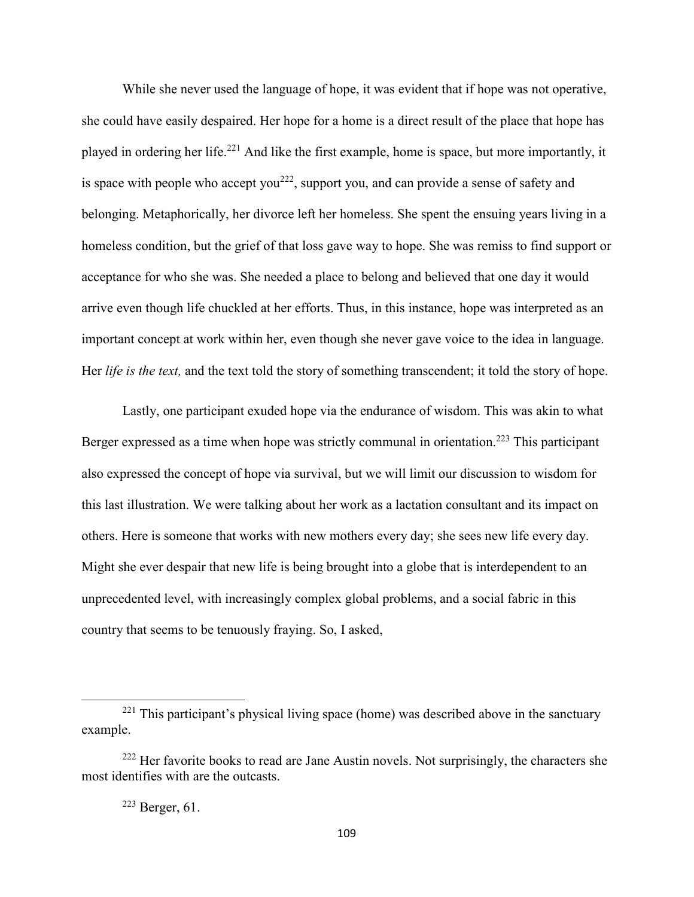While she never used the language of hope, it was evident that if hope was not operative, she could have easily despaired. Her hope for a home is a direct result of the place that hope has played in ordering her life.[221] And like the first example, home is space, but more importantly, it is space with people who accept you[222], support you, and can provide a sense of safety and belonging. Metaphorically, her divorce left her homeless. She spent the ensuing years living in a homeless condition, but the grief of that loss gave way to hope. She was remiss to find support or acceptance for who she was. She needed a place to belong and believed that one day it would arrive even though life chuckled at her efforts. Thus, in this instance, hope was interpreted as an important concept at work within her, even though she never gave voice to the idea in language. Her *life is the text,* and the text told the story of something transcendent; it told the story of hope.

Lastly, one participant exuded hope via the endurance of wisdom. This was akin to what Berger expressed as a time when hope was strictly communal in orientation.[223] This participant also expressed the concept of hope via survival, but we will limit our discussion to wisdom for this last illustration. We were talking about her work as a lactation consultant and its impact on others. Here is someone that works with new mothers every day; she sees new life every day. Might she ever despair that new life is being brought into a globe that is interdependent to an unprecedented level, with increasingly complex global problems, and a social fabric in this country that seems to be tenuously fraying. So, I asked,

---

[221] This participant's physical living space (home) was described above in the sanctuary example.

[222] Her favorite books to read are Jane Austin novels. Not surprisingly, the characters she most identifies with are the outcasts.

[223] Berger, 61.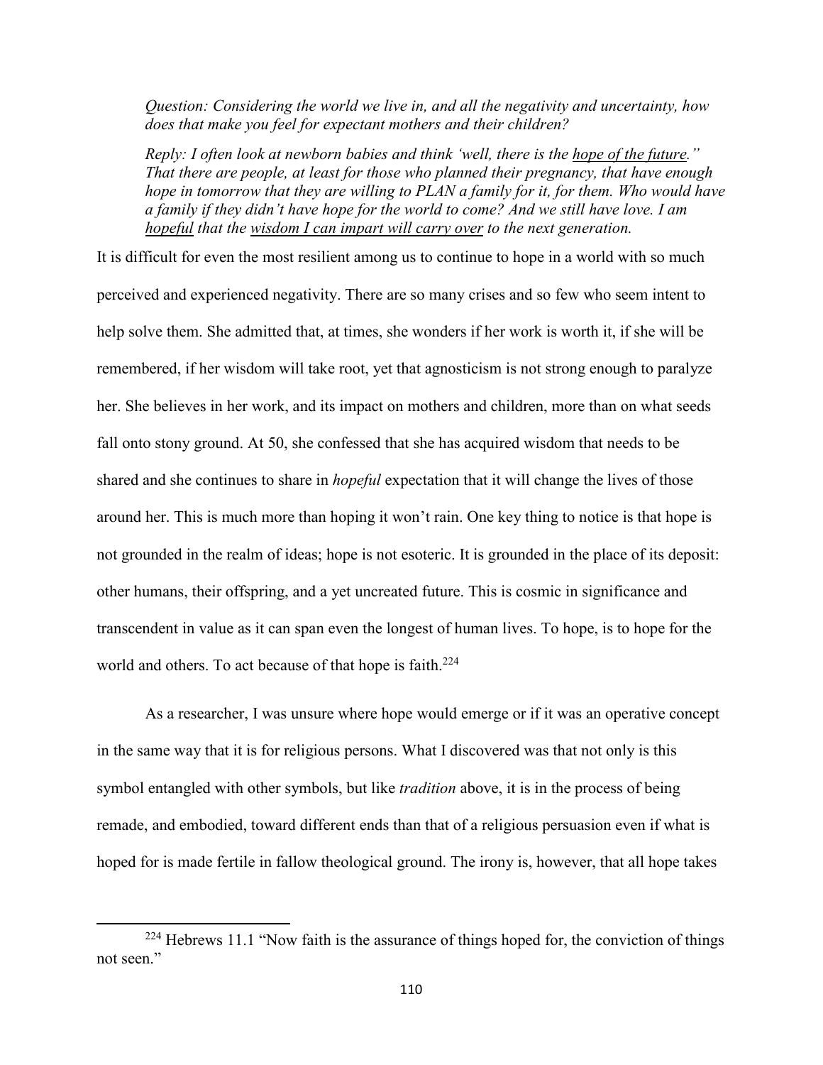*Question: Considering the world we live in, and all the negativity and uncertainty, how does that make you feel for expectant mothers and their children?*

*Reply: I often look at newborn babies and think 'well, there is the <u>hope of the future</u>." That there are people, at least for those who planned their pregnancy, that have enough hope in tomorrow that they are willing to PLAN a family for it, for them. Who would have a family if they didn't have hope for the world to come? And we still have love. I am <u>hopeful</u> that the <u>wisdom I can impart will carry over</u> to the next generation.*

It is difficult for even the most resilient among us to continue to hope in a world with so much perceived and experienced negativity. There are so many crises and so few who seem intent to help solve them. She admitted that, at times, she wonders if her work is worth it, if she will be remembered, if her wisdom will take root, yet that agnosticism is not strong enough to paralyze her. She believes in her work, and its impact on mothers and children, more than on what seeds fall onto stony ground. At 50, she confessed that she has acquired wisdom that needs to be shared and she continues to share in *hopeful* expectation that it will change the lives of those around her. This is much more than hoping it won't rain. One key thing to notice is that hope is not grounded in the realm of ideas; hope is not esoteric. It is grounded in the place of its deposit: other humans, their offspring, and a yet uncreated future. This is cosmic in significance and transcendent in value as it can span even the longest of human lives. To hope, is to hope for the world and others. To act because of that hope is faith.[224]

As a researcher, I was unsure where hope would emerge or if it was an operative concept in the same way that it is for religious persons. What I discovered was that not only is this symbol entangled with other symbols, but like *tradition* above, it is in the process of being remade, and embodied, toward different ends than that of a religious persuasion even if what is hoped for is made fertile in fallow theological ground. The irony is, however, that all hope takes

---

[224] Hebrews 11.1 "Now faith is the assurance of things hoped for, the conviction of things not seen."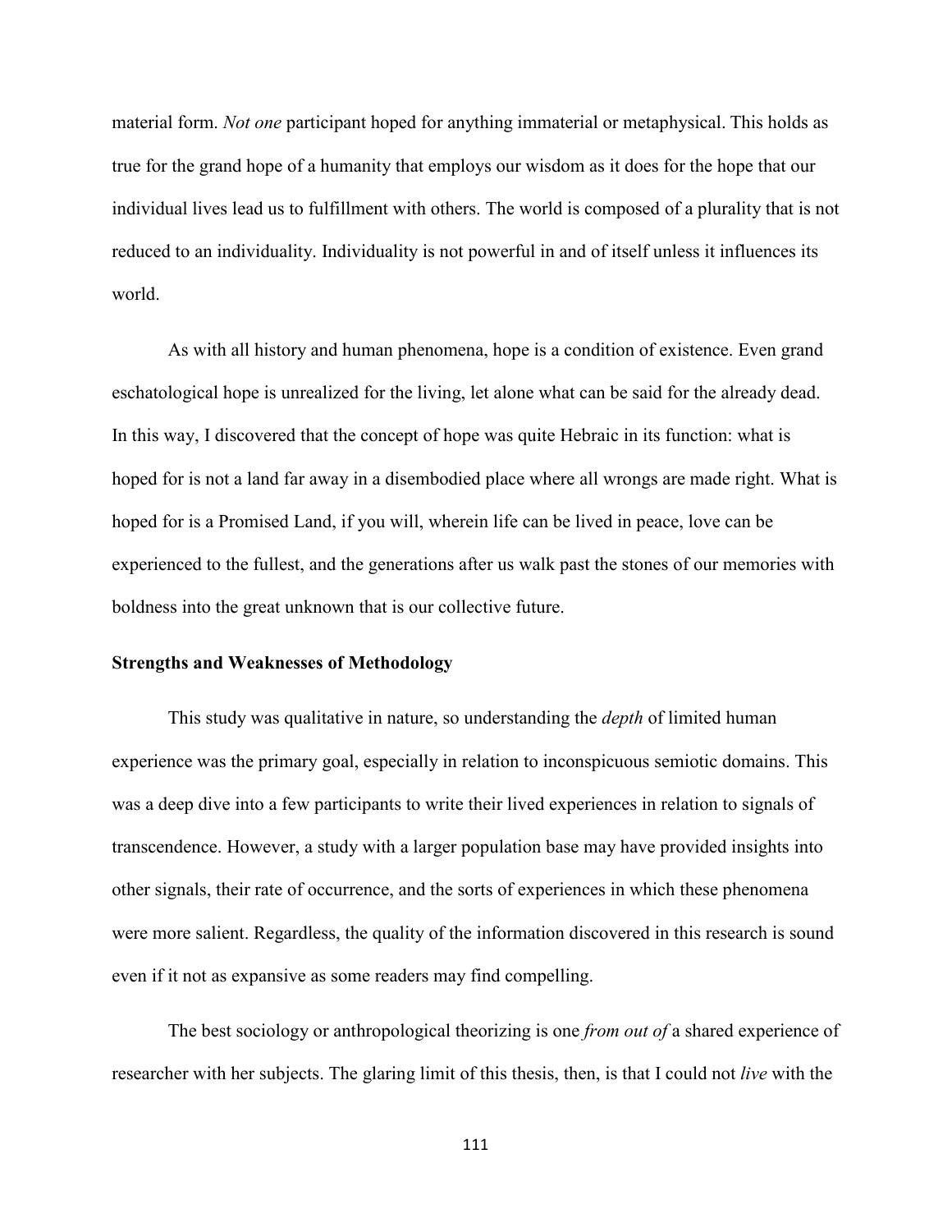material form. *Not one* participant hoped for anything immaterial or metaphysical. This holds as true for the grand hope of a humanity that employs our wisdom as it does for the hope that our individual lives lead us to fulfillment with others. The world is composed of a plurality that is not reduced to an individuality. Individuality is not powerful in and of itself unless it influences its world.

As with all history and human phenomena, hope is a condition of existence. Even grand eschatological hope is unrealized for the living, let alone what can be said for the already dead. In this way, I discovered that the concept of hope was quite Hebraic in its function: what is hoped for is not a land far away in a disembodied place where all wrongs are made right. What is hoped for is a Promised Land, if you will, wherein life can be lived in peace, love can be experienced to the fullest, and the generations after us walk past the stones of our memories with boldness into the great unknown that is our collective future.

**Strengths and Weaknesses of Methodology**

This study was qualitative in nature, so understanding the *depth* of limited human experience was the primary goal, especially in relation to inconspicuous semiotic domains. This was a deep dive into a few participants to write their lived experiences in relation to signals of transcendence. However, a study with a larger population base may have provided insights into other signals, their rate of occurrence, and the sorts of experiences in which these phenomena were more salient. Regardless, the quality of the information discovered in this research is sound even if it not as expansive as some readers may find compelling.

The best sociology or anthropological theorizing is one *from out of* a shared experience of researcher with her subjects. The glaring limit of this thesis, then, is that I could not *live* with the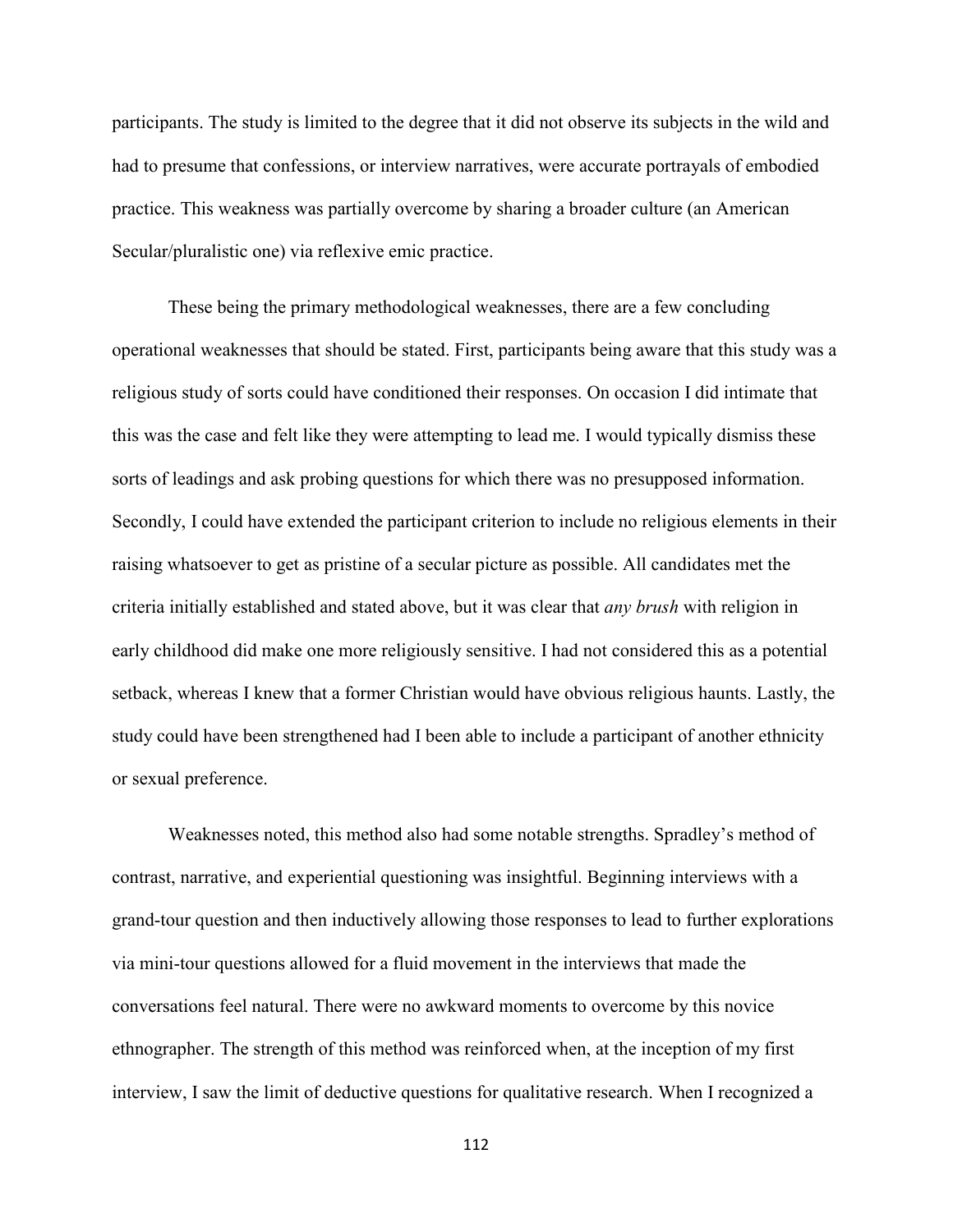participants. The study is limited to the degree that it did not observe its subjects in the wild and had to presume that confessions, or interview narratives, were accurate portrayals of embodied practice. This weakness was partially overcome by sharing a broader culture (an American Secular/pluralistic one) via reflexive emic practice.

These being the primary methodological weaknesses, there are a few concluding operational weaknesses that should be stated. First, participants being aware that this study was a religious study of sorts could have conditioned their responses. On occasion I did intimate that this was the case and felt like they were attempting to lead me. I would typically dismiss these sorts of leadings and ask probing questions for which there was no presupposed information. Secondly, I could have extended the participant criterion to include no religious elements in their raising whatsoever to get as pristine of a secular picture as possible. All candidates met the criteria initially established and stated above, but it was clear that *any brush* with religion in early childhood did make one more religiously sensitive. I had not considered this as a potential setback, whereas I knew that a former Christian would have obvious religious haunts. Lastly, the study could have been strengthened had I been able to include a participant of another ethnicity or sexual preference.

Weaknesses noted, this method also had some notable strengths. Spradley's method of contrast, narrative, and experiential questioning was insightful. Beginning interviews with a grand-tour question and then inductively allowing those responses to lead to further explorations via mini-tour questions allowed for a fluid movement in the interviews that made the conversations feel natural. There were no awkward moments to overcome by this novice ethnographer. The strength of this method was reinforced when, at the inception of my first interview, I saw the limit of deductive questions for qualitative research. When I recognized a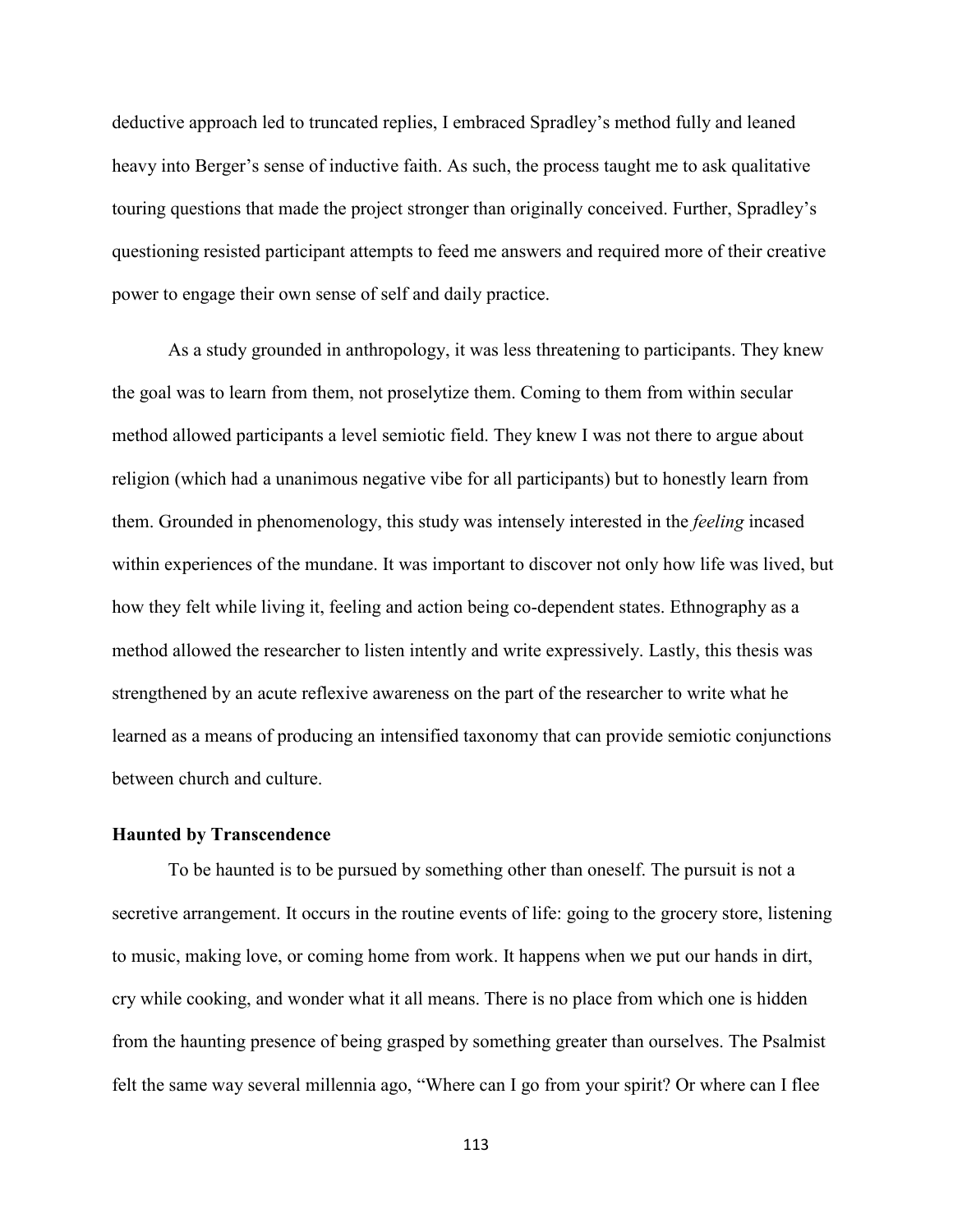deductive approach led to truncated replies, I embraced Spradley's method fully and leaned heavy into Berger's sense of inductive faith. As such, the process taught me to ask qualitative touring questions that made the project stronger than originally conceived. Further, Spradley's questioning resisted participant attempts to feed me answers and required more of their creative power to engage their own sense of self and daily practice.

As a study grounded in anthropology, it was less threatening to participants. They knew the goal was to learn from them, not proselytize them. Coming to them from within secular method allowed participants a level semiotic field. They knew I was not there to argue about religion (which had a unanimous negative vibe for all participants) but to honestly learn from them. Grounded in phenomenology, this study was intensely interested in the *feeling* incased within experiences of the mundane. It was important to discover not only how life was lived, but how they felt while living it, feeling and action being co-dependent states. Ethnography as a method allowed the researcher to listen intently and write expressively. Lastly, this thesis was strengthened by an acute reflexive awareness on the part of the researcher to write what he learned as a means of producing an intensified taxonomy that can provide semiotic conjunctions between church and culture.

### Haunted by Transcendence

To be haunted is to be pursued by something other than oneself. The pursuit is not a secretive arrangement. It occurs in the routine events of life: going to the grocery store, listening to music, making love, or coming home from work. It happens when we put our hands in dirt, cry while cooking, and wonder what it all means. There is no place from which one is hidden from the haunting presence of being grasped by something greater than ourselves. The Psalmist felt the same way several millennia ago, "Where can I go from your spirit? Or where can I flee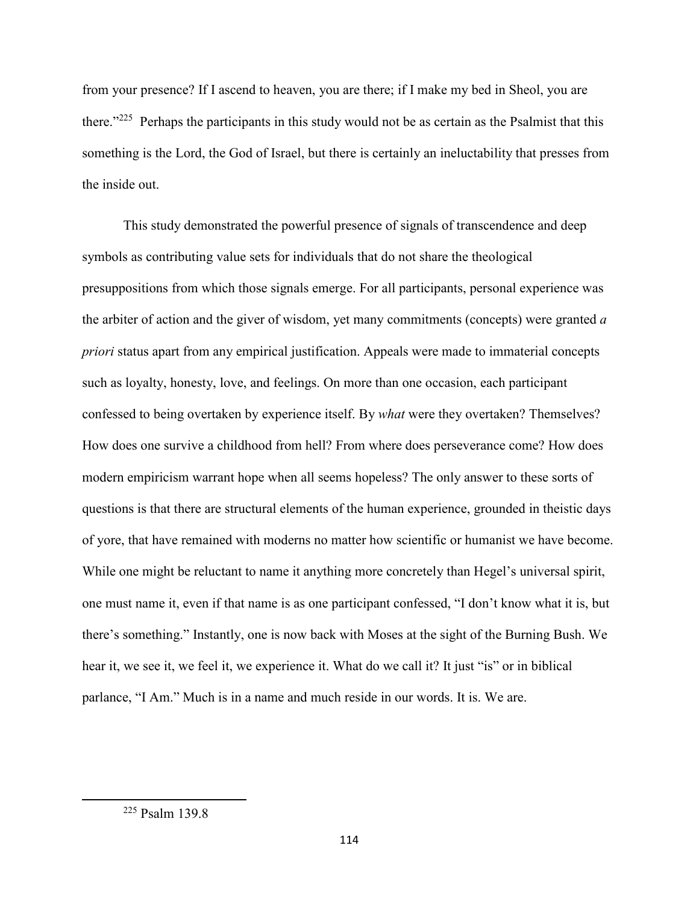from your presence? If I ascend to heaven, you are there; if I make my bed in Sheol, you are there."[225] Perhaps the participants in this study would not be as certain as the Psalmist that this something is the Lord, the God of Israel, but there is certainly an ineluctability that presses from the inside out.

This study demonstrated the powerful presence of signals of transcendence and deep symbols as contributing value sets for individuals that do not share the theological presuppositions from which those signals emerge. For all participants, personal experience was the arbiter of action and the giver of wisdom, yet many commitments (concepts) were granted *a priori* status apart from any empirical justification. Appeals were made to immaterial concepts such as loyalty, honesty, love, and feelings. On more than one occasion, each participant confessed to being overtaken by experience itself. By *what* were they overtaken? Themselves? How does one survive a childhood from hell? From where does perseverance come? How does modern empiricism warrant hope when all seems hopeless? The only answer to these sorts of questions is that there are structural elements of the human experience, grounded in theistic days of yore, that have remained with moderns no matter how scientific or humanist we have become. While one might be reluctant to name it anything more concretely than Hegel's universal spirit, one must name it, even if that name is as one participant confessed, "I don't know what it is, but there's something." Instantly, one is now back with Moses at the sight of the Burning Bush. We hear it, we see it, we feel it, we experience it. What do we call it? It just "is" or in biblical parlance, "I Am." Much is in a name and much reside in our words. It is. We are.

---

[225] Psalm 139.8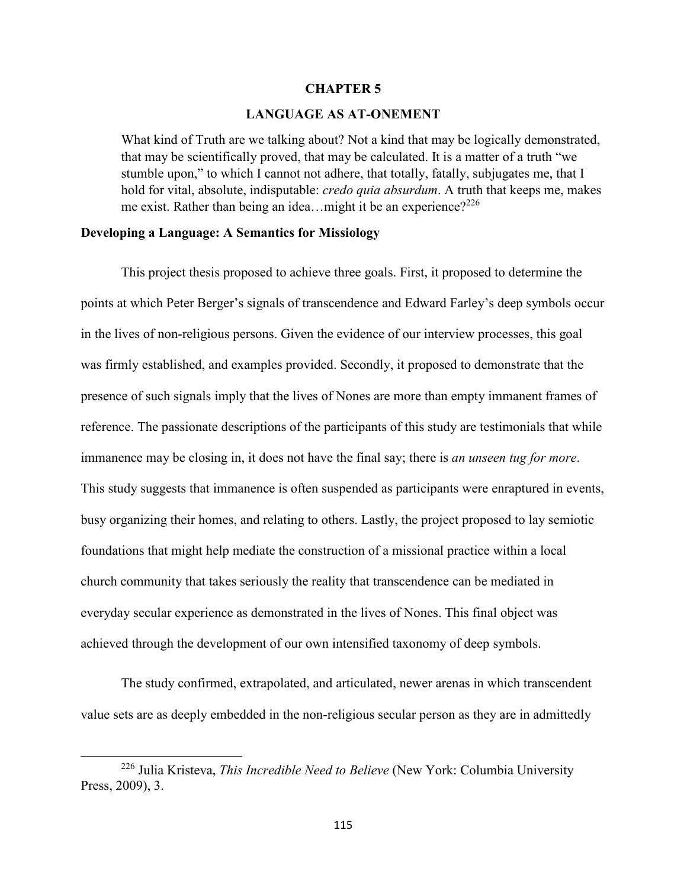# CHAPTER 5

# LANGUAGE AS AT-ONEMENT

> What kind of Truth are we talking about? Not a kind that may be logically demonstrated, that may be scientifically proved, that may be calculated. It is a matter of a truth "we stumble upon," to which I cannot not adhere, that totally, fatally, subjugates me, that I hold for vital, absolute, indisputable: *credo quia absurdum*. A truth that keeps me, makes me exist. Rather than being an idea…might it be an experience?[226]

## Developing a Language: A Semantics for Missiology

This project thesis proposed to achieve three goals. First, it proposed to determine the points at which Peter Berger's signals of transcendence and Edward Farley's deep symbols occur in the lives of non-religious persons. Given the evidence of our interview processes, this goal was firmly established, and examples provided. Secondly, it proposed to demonstrate that the presence of such signals imply that the lives of Nones are more than empty immanent frames of reference. The passionate descriptions of the participants of this study are testimonials that while immanence may be closing in, it does not have the final say; there is *an unseen tug for more*. This study suggests that immanence is often suspended as participants were enraptured in events, busy organizing their homes, and relating to others. Lastly, the project proposed to lay semiotic foundations that might help mediate the construction of a missional practice within a local church community that takes seriously the reality that transcendence can be mediated in everyday secular experience as demonstrated in the lives of Nones. This final object was achieved through the development of our own intensified taxonomy of deep symbols.

The study confirmed, extrapolated, and articulated, newer arenas in which transcendent value sets are as deeply embedded in the non-religious secular person as they are in admittedly

---

[226] Julia Kristeva, *This Incredible Need to Believe* (New York: Columbia University Press, 2009), 3.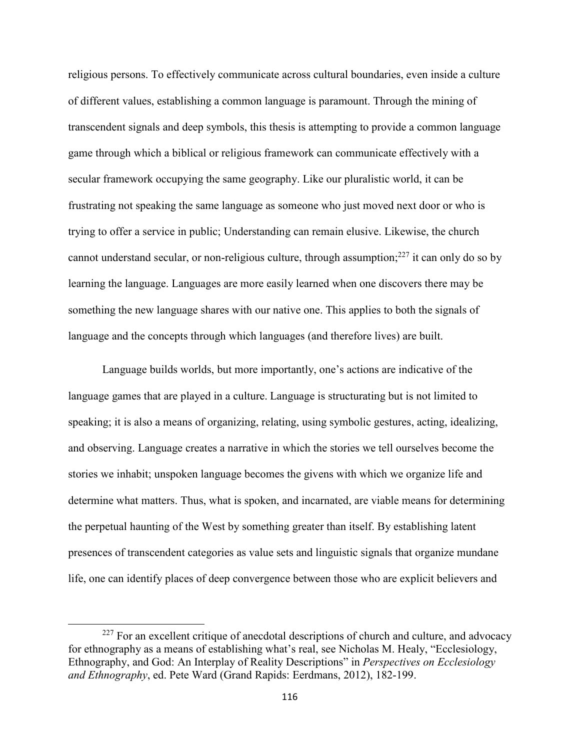religious persons. To effectively communicate across cultural boundaries, even inside a culture of different values, establishing a common language is paramount. Through the mining of transcendent signals and deep symbols, this thesis is attempting to provide a common language game through which a biblical or religious framework can communicate effectively with a secular framework occupying the same geography. Like our pluralistic world, it can be frustrating not speaking the same language as someone who just moved next door or who is trying to offer a service in public; Understanding can remain elusive. Likewise, the church cannot understand secular, or non-religious culture, through assumption;[227] it can only do so by learning the language. Languages are more easily learned when one discovers there may be something the new language shares with our native one. This applies to both the signals of language and the concepts through which languages (and therefore lives) are built.

Language builds worlds, but more importantly, one's actions are indicative of the language games that are played in a culture. Language is structurating but is not limited to speaking; it is also a means of organizing, relating, using symbolic gestures, acting, idealizing, and observing. Language creates a narrative in which the stories we tell ourselves become the stories we inhabit; unspoken language becomes the givens with which we organize life and determine what matters. Thus, what is spoken, and incarnated, are viable means for determining the perpetual haunting of the West by something greater than itself. By establishing latent presences of transcendent categories as value sets and linguistic signals that organize mundane life, one can identify places of deep convergence between those who are explicit believers and

[227] For an excellent critique of anecdotal descriptions of church and culture, and advocacy for ethnography as a means of establishing what's real, see Nicholas M. Healy, "Ecclesiology, Ethnography, and God: An Interplay of Reality Descriptions" in *Perspectives on Ecclesiology and Ethnography*, ed. Pete Ward (Grand Rapids: Eerdmans, 2012), 182-199.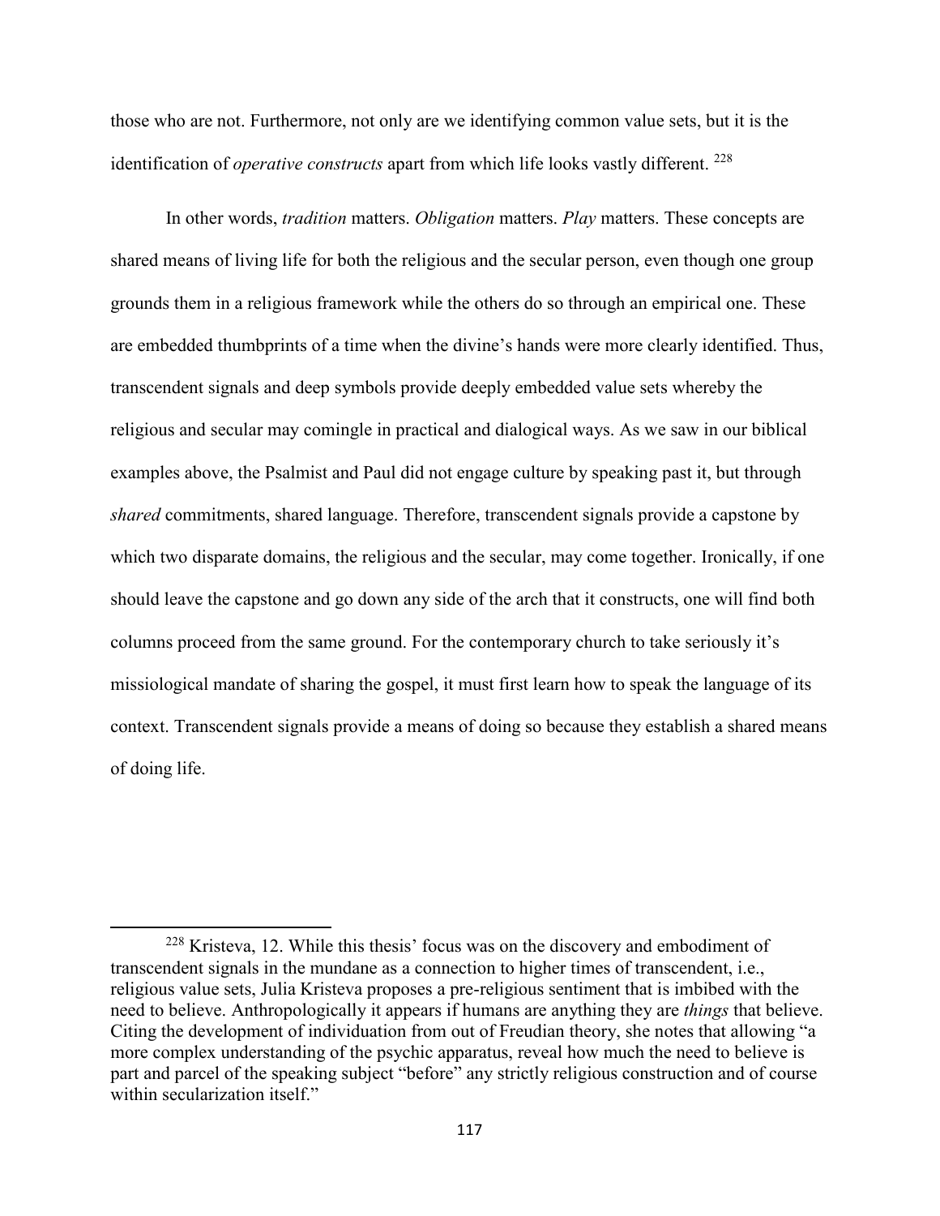those who are not. Furthermore, not only are we identifying common value sets, but it is the identification of *operative constructs* apart from which life looks vastly different. [228]

In other words, *tradition* matters. *Obligation* matters. *Play* matters. These concepts are shared means of living life for both the religious and the secular person, even though one group grounds them in a religious framework while the others do so through an empirical one. These are embedded thumbprints of a time when the divine's hands were more clearly identified. Thus, transcendent signals and deep symbols provide deeply embedded value sets whereby the religious and secular may comingle in practical and dialogical ways. As we saw in our biblical examples above, the Psalmist and Paul did not engage culture by speaking past it, but through *shared* commitments, shared language. Therefore, transcendent signals provide a capstone by which two disparate domains, the religious and the secular, may come together. Ironically, if one should leave the capstone and go down any side of the arch that it constructs, one will find both columns proceed from the same ground. For the contemporary church to take seriously it's missiological mandate of sharing the gospel, it must first learn how to speak the language of its context. Transcendent signals provide a means of doing so because they establish a shared means of doing life.

---

[228] Kristeva, 12. While this thesis' focus was on the discovery and embodiment of transcendent signals in the mundane as a connection to higher times of transcendent, i.e., religious value sets, Julia Kristeva proposes a pre-religious sentiment that is imbibed with the need to believe. Anthropologically it appears if humans are anything they are *things* that believe. Citing the development of individuation from out of Freudian theory, she notes that allowing "a more complex understanding of the psychic apparatus, reveal how much the need to believe is part and parcel of the speaking subject "before" any strictly religious construction and of course within secularization itself."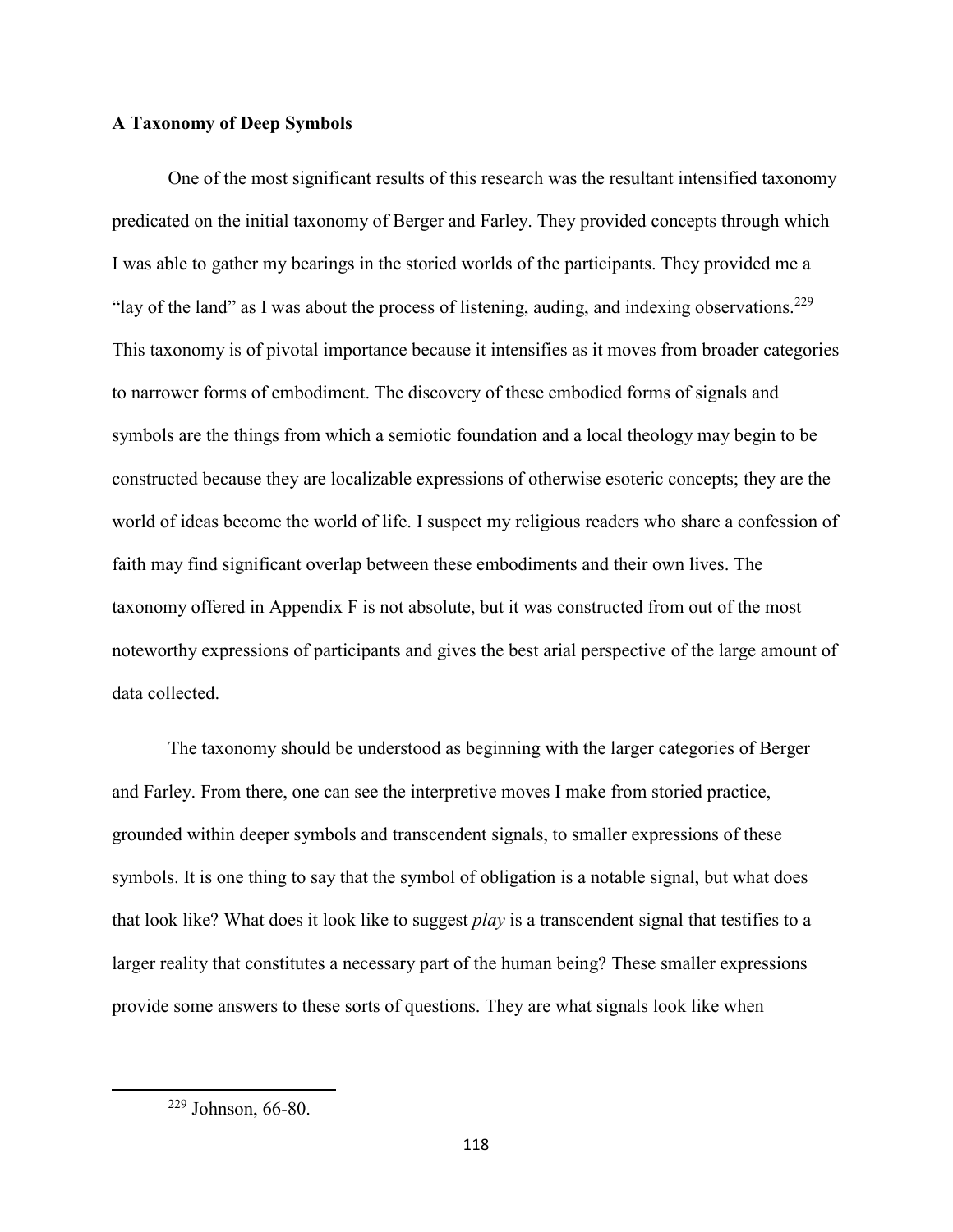**A Taxonomy of Deep Symbols**

One of the most significant results of this research was the resultant intensified taxonomy predicated on the initial taxonomy of Berger and Farley. They provided concepts through which I was able to gather my bearings in the storied worlds of the participants. They provided me a "lay of the land" as I was about the process of listening, auding, and indexing observations.[229] This taxonomy is of pivotal importance because it intensifies as it moves from broader categories to narrower forms of embodiment. The discovery of these embodied forms of signals and symbols are the things from which a semiotic foundation and a local theology may begin to be constructed because they are localizable expressions of otherwise esoteric concepts; they are the world of ideas become the world of life. I suspect my religious readers who share a confession of faith may find significant overlap between these embodiments and their own lives. The taxonomy offered in Appendix F is not absolute, but it was constructed from out of the most noteworthy expressions of participants and gives the best arial perspective of the large amount of data collected.

The taxonomy should be understood as beginning with the larger categories of Berger and Farley. From there, one can see the interpretive moves I make from storied practice, grounded within deeper symbols and transcendent signals, to smaller expressions of these symbols. It is one thing to say that the symbol of obligation is a notable signal, but what does that look like? What does it look like to suggest *play* is a transcendent signal that testifies to a larger reality that constitutes a necessary part of the human being? These smaller expressions provide some answers to these sorts of questions. They are what signals look like when

[229] Johnson, 66-80.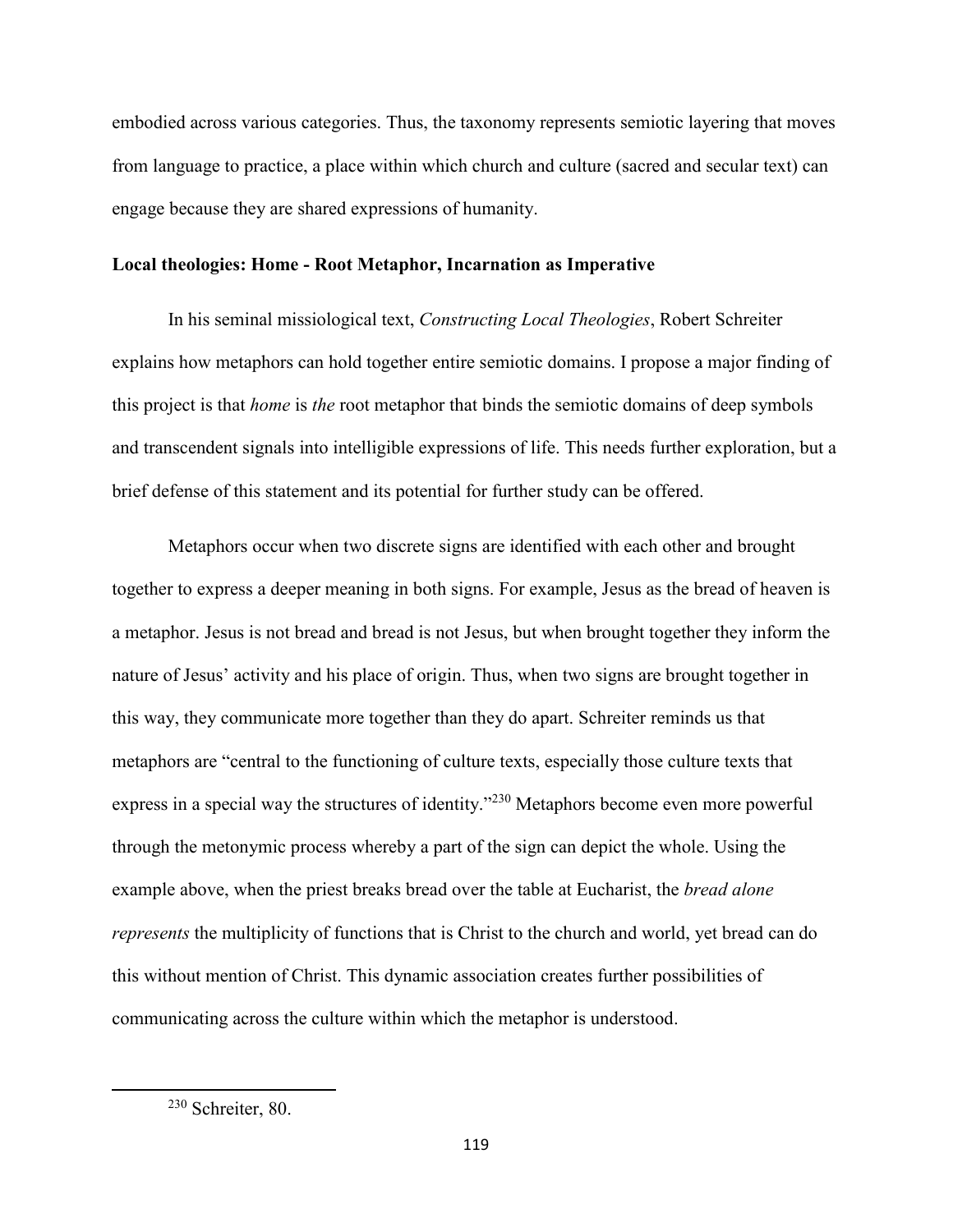embodied across various categories. Thus, the taxonomy represents semiotic layering that moves from language to practice, a place within which church and culture (sacred and secular text) can engage because they are shared expressions of humanity.

### Local theologies: Home - Root Metaphor, Incarnation as Imperative

In his seminal missiological text, *Constructing Local Theologies*, Robert Schreiter explains how metaphors can hold together entire semiotic domains. I propose a major finding of this project is that *home* is *the* root metaphor that binds the semiotic domains of deep symbols and transcendent signals into intelligible expressions of life. This needs further exploration, but a brief defense of this statement and its potential for further study can be offered.

Metaphors occur when two discrete signs are identified with each other and brought together to express a deeper meaning in both signs. For example, Jesus as the bread of heaven is a metaphor. Jesus is not bread and bread is not Jesus, but when brought together they inform the nature of Jesus' activity and his place of origin. Thus, when two signs are brought together in this way, they communicate more together than they do apart. Schreiter reminds us that metaphors are "central to the functioning of culture texts, especially those culture texts that express in a special way the structures of identity."[230] Metaphors become even more powerful through the metonymic process whereby a part of the sign can depict the whole. Using the example above, when the priest breaks bread over the table at Eucharist, the *bread alone represents* the multiplicity of functions that is Christ to the church and world, yet bread can do this without mention of Christ. This dynamic association creates further possibilities of communicating across the culture within which the metaphor is understood.

---

[230] Schreiter, 80.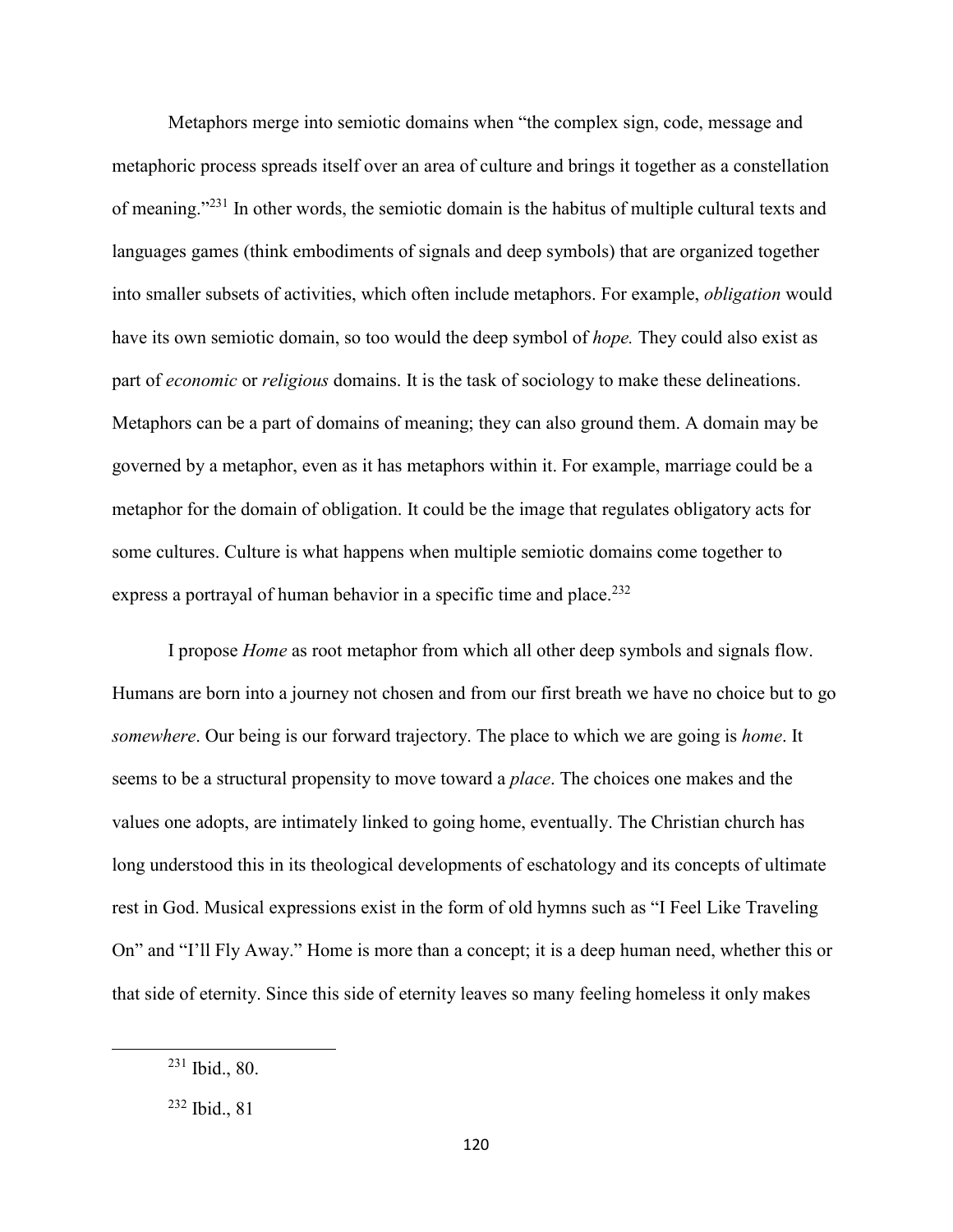Metaphors merge into semiotic domains when "the complex sign, code, message and metaphoric process spreads itself over an area of culture and brings it together as a constellation of meaning."[231] In other words, the semiotic domain is the habitus of multiple cultural texts and languages games (think embodiments of signals and deep symbols) that are organized together into smaller subsets of activities, which often include metaphors. For example, *obligation* would have its own semiotic domain, so too would the deep symbol of *hope.* They could also exist as part of *economic* or *religious* domains. It is the task of sociology to make these delineations. Metaphors can be a part of domains of meaning; they can also ground them. A domain may be governed by a metaphor, even as it has metaphors within it. For example, marriage could be a metaphor for the domain of obligation. It could be the image that regulates obligatory acts for some cultures. Culture is what happens when multiple semiotic domains come together to express a portrayal of human behavior in a specific time and place.[232]

I propose *Home* as root metaphor from which all other deep symbols and signals flow. Humans are born into a journey not chosen and from our first breath we have no choice but to go *somewhere*. Our being is our forward trajectory. The place to which we are going is *home*. It seems to be a structural propensity to move toward a *place*. The choices one makes and the values one adopts, are intimately linked to going home, eventually. The Christian church has long understood this in its theological developments of eschatology and its concepts of ultimate rest in God. Musical expressions exist in the form of old hymns such as "I Feel Like Traveling On" and "I'll Fly Away." Home is more than a concept; it is a deep human need, whether this or that side of eternity. Since this side of eternity leaves so many feeling homeless it only makes

[231] Ibid., 80.

[232] Ibid., 81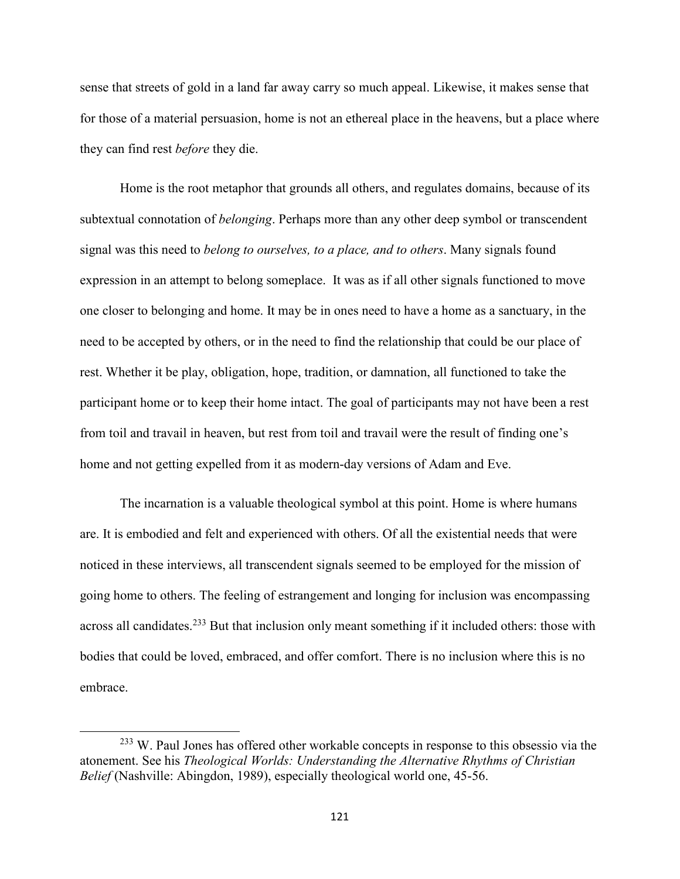sense that streets of gold in a land far away carry so much appeal. Likewise, it makes sense that for those of a material persuasion, home is not an ethereal place in the heavens, but a place where they can find rest *before* they die.

Home is the root metaphor that grounds all others, and regulates domains, because of its subtextual connotation of *belonging*. Perhaps more than any other deep symbol or transcendent signal was this need to *belong to ourselves, to a place, and to others*. Many signals found expression in an attempt to belong someplace. It was as if all other signals functioned to move one closer to belonging and home. It may be in ones need to have a home as a sanctuary, in the need to be accepted by others, or in the need to find the relationship that could be our place of rest. Whether it be play, obligation, hope, tradition, or damnation, all functioned to take the participant home or to keep their home intact. The goal of participants may not have been a rest from toil and travail in heaven, but rest from toil and travail were the result of finding one's home and not getting expelled from it as modern-day versions of Adam and Eve.

The incarnation is a valuable theological symbol at this point. Home is where humans are. It is embodied and felt and experienced with others. Of all the existential needs that were noticed in these interviews, all transcendent signals seemed to be employed for the mission of going home to others. The feeling of estrangement and longing for inclusion was encompassing across all candidates.[233] But that inclusion only meant something if it included others: those with bodies that could be loved, embraced, and offer comfort. There is no inclusion where this is no embrace.

---

[233] W. Paul Jones has offered other workable concepts in response to this obsessio via the atonement. See his *Theological Worlds: Understanding the Alternative Rhythms of Christian Belief* (Nashville: Abingdon, 1989), especially theological world one, 45-56.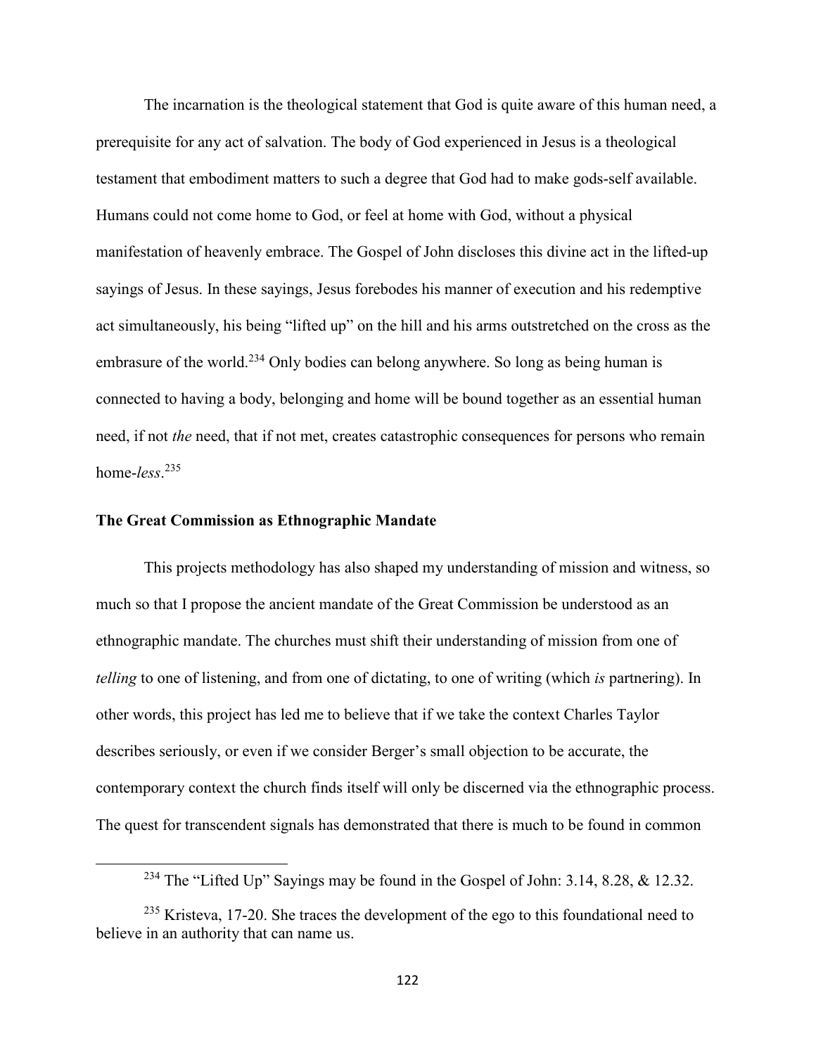The incarnation is the theological statement that God is quite aware of this human need, a prerequisite for any act of salvation. The body of God experienced in Jesus is a theological testament that embodiment matters to such a degree that God had to make gods-self available. Humans could not come home to God, or feel at home with God, without a physical manifestation of heavenly embrace. The Gospel of John discloses this divine act in the lifted-up sayings of Jesus. In these sayings, Jesus forebodes his manner of execution and his redemptive act simultaneously, his being "lifted up" on the hill and his arms outstretched on the cross as the embrasure of the world.[234] Only bodies can belong anywhere. So long as being human is connected to having a body, belonging and home will be bound together as an essential human need, if not *the* need, that if not met, creates catastrophic consequences for persons who remain home-*less*.[235]

### The Great Commission as Ethnographic Mandate

This projects methodology has also shaped my understanding of mission and witness, so much so that I propose the ancient mandate of the Great Commission be understood as an ethnographic mandate. The churches must shift their understanding of mission from one of *telling* to one of listening, and from one of dictating, to one of writing (which *is* partnering). In other words, this project has led me to believe that if we take the context Charles Taylor describes seriously, or even if we consider Berger's small objection to be accurate, the contemporary context the church finds itself will only be discerned via the ethnographic process. The quest for transcendent signals has demonstrated that there is much to be found in common

---

[234] The "Lifted Up" Sayings may be found in the Gospel of John: 3.14, 8.28, & 12.32.

[235] Kristeva, 17-20. She traces the development of the ego to this foundational need to believe in an authority that can name us.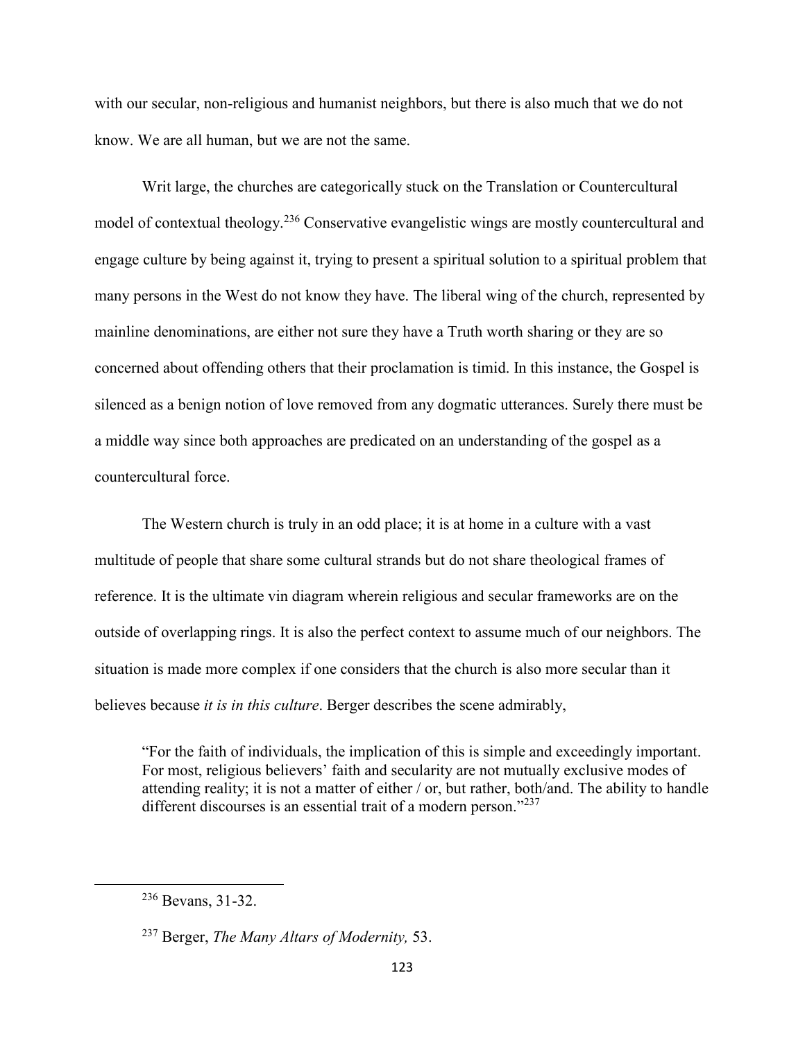with our secular, non-religious and humanist neighbors, but there is also much that we do not know. We are all human, but we are not the same.

Writ large, the churches are categorically stuck on the Translation or Countercultural model of contextual theology.[236] Conservative evangelistic wings are mostly countercultural and engage culture by being against it, trying to present a spiritual solution to a spiritual problem that many persons in the West do not know they have. The liberal wing of the church, represented by mainline denominations, are either not sure they have a Truth worth sharing or they are so concerned about offending others that their proclamation is timid. In this instance, the Gospel is silenced as a benign notion of love removed from any dogmatic utterances. Surely there must be a middle way since both approaches are predicated on an understanding of the gospel as a countercultural force.

The Western church is truly in an odd place; it is at home in a culture with a vast multitude of people that share some cultural strands but do not share theological frames of reference. It is the ultimate vin diagram wherein religious and secular frameworks are on the outside of overlapping rings. It is also the perfect context to assume much of our neighbors. The situation is made more complex if one considers that the church is also more secular than it believes because *it is in this culture*. Berger describes the scene admirably,

> "For the faith of individuals, the implication of this is simple and exceedingly important. For most, religious believers' faith and secularity are not mutually exclusive modes of attending reality; it is not a matter of either / or, but rather, both/and. The ability to handle different discourses is an essential trait of a modern person."[237]

---

[236] Bevans, 31-32.

[237] Berger, *The Many Altars of Modernity,* 53.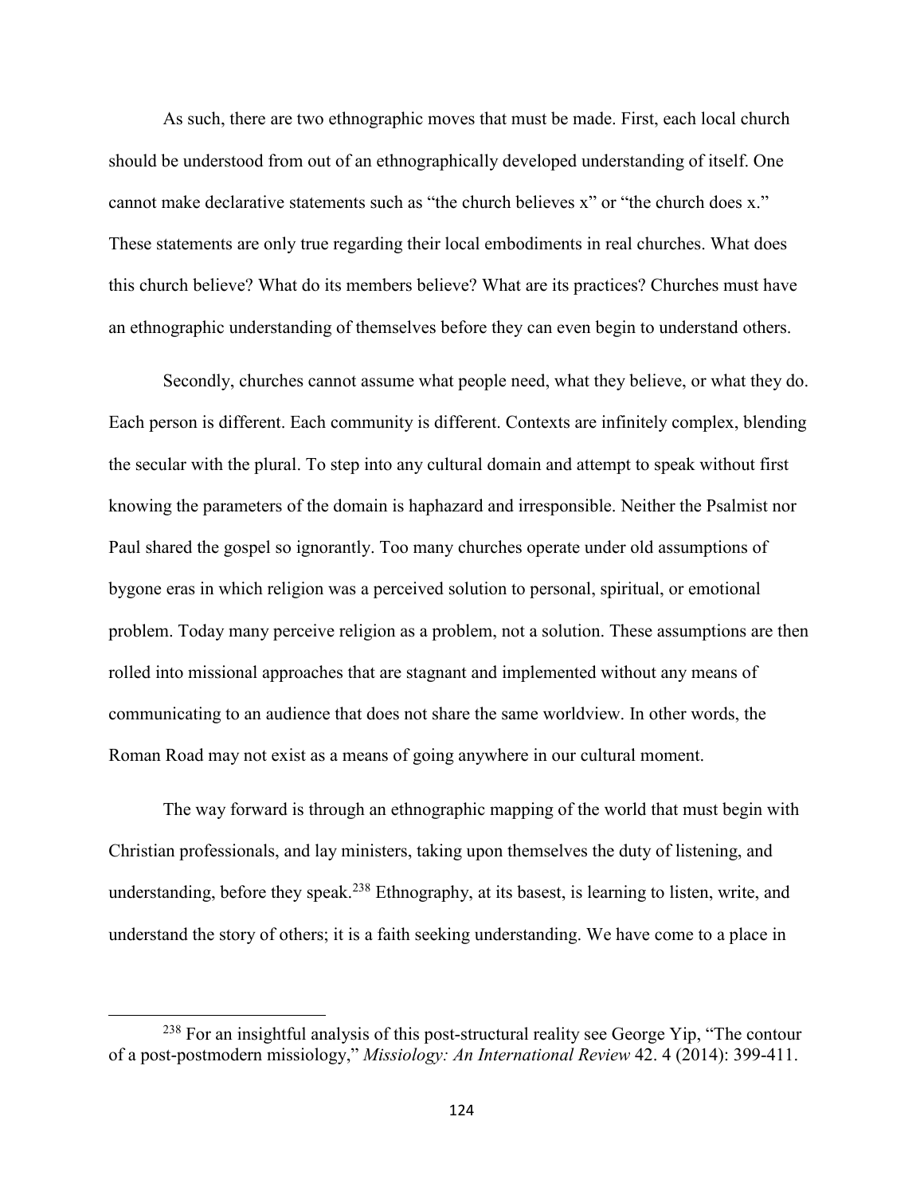As such, there are two ethnographic moves that must be made. First, each local church should be understood from out of an ethnographically developed understanding of itself. One cannot make declarative statements such as "the church believes x" or "the church does x." These statements are only true regarding their local embodiments in real churches. What does this church believe? What do its members believe? What are its practices? Churches must have an ethnographic understanding of themselves before they can even begin to understand others.

Secondly, churches cannot assume what people need, what they believe, or what they do. Each person is different. Each community is different. Contexts are infinitely complex, blending the secular with the plural. To step into any cultural domain and attempt to speak without first knowing the parameters of the domain is haphazard and irresponsible. Neither the Psalmist nor Paul shared the gospel so ignorantly. Too many churches operate under old assumptions of bygone eras in which religion was a perceived solution to personal, spiritual, or emotional problem. Today many perceive religion as a problem, not a solution. These assumptions are then rolled into missional approaches that are stagnant and implemented without any means of communicating to an audience that does not share the same worldview. In other words, the Roman Road may not exist as a means of going anywhere in our cultural moment.

The way forward is through an ethnographic mapping of the world that must begin with Christian professionals, and lay ministers, taking upon themselves the duty of listening, and understanding, before they speak.[238] Ethnography, at its basest, is learning to listen, write, and understand the story of others; it is a faith seeking understanding. We have come to a place in

[238] For an insightful analysis of this post-structural reality see George Yip, "The contour of a post-postmodern missiology," *Missiology: An International Review* 42. 4 (2014): 399-411.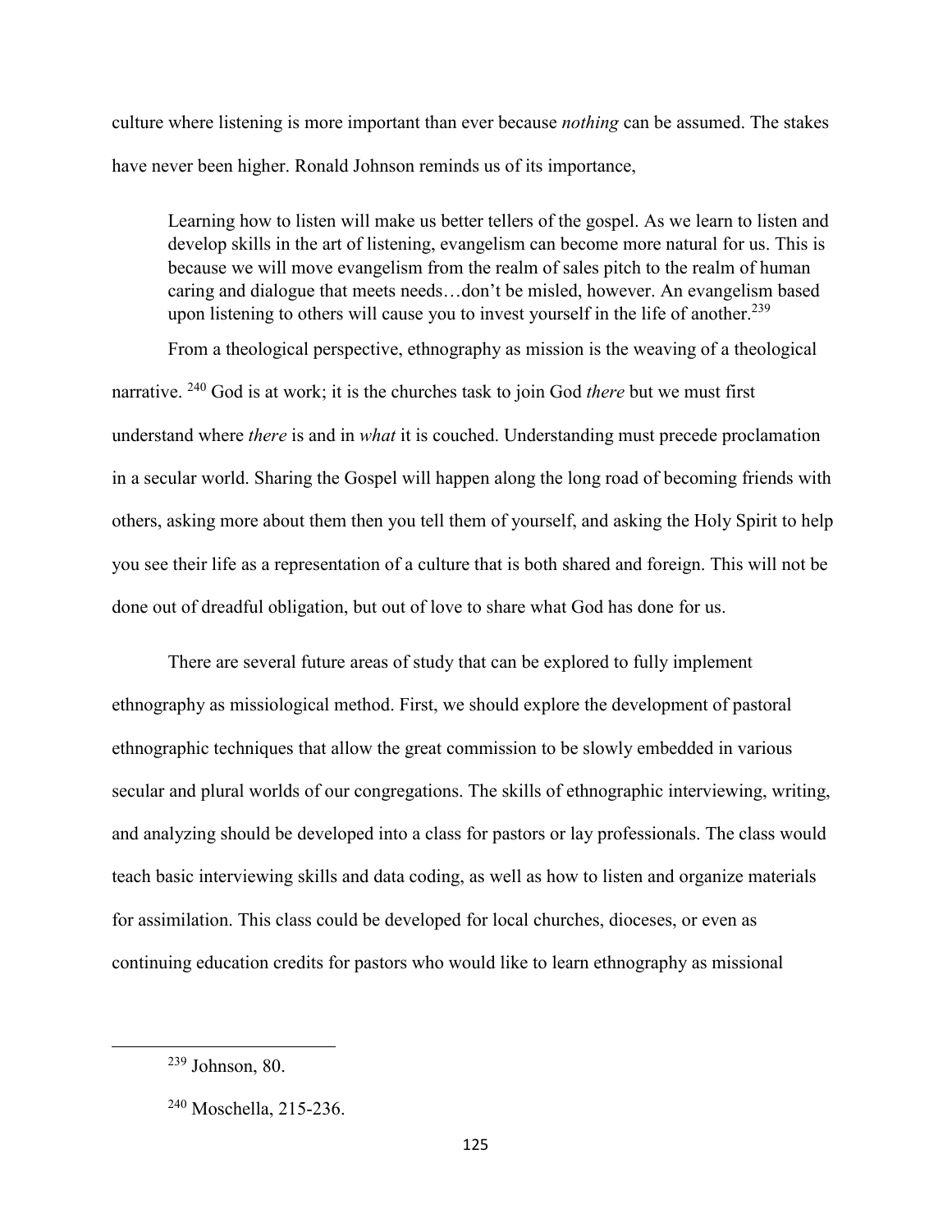culture where listening is more important than ever because *nothing* can be assumed. The stakes have never been higher. Ronald Johnson reminds us of its importance,

> Learning how to listen will make us better tellers of the gospel. As we learn to listen and develop skills in the art of listening, evangelism can become more natural for us. This is because we will move evangelism from the realm of sales pitch to the realm of human caring and dialogue that meets needs…don't be misled, however. An evangelism based upon listening to others will cause you to invest yourself in the life of another.[239]

From a theological perspective, ethnography as mission is the weaving of a theological narrative. [240] God is at work; it is the churches task to join God *there* but we must first understand where *there* is and in *what* it is couched. Understanding must precede proclamation in a secular world. Sharing the Gospel will happen along the long road of becoming friends with others, asking more about them then you tell them of yourself, and asking the Holy Spirit to help you see their life as a representation of a culture that is both shared and foreign. This will not be done out of dreadful obligation, but out of love to share what God has done for us.

There are several future areas of study that can be explored to fully implement ethnography as missiological method. First, we should explore the development of pastoral ethnographic techniques that allow the great commission to be slowly embedded in various secular and plural worlds of our congregations. The skills of ethnographic interviewing, writing, and analyzing should be developed into a class for pastors or lay professionals. The class would teach basic interviewing skills and data coding, as well as how to listen and organize materials for assimilation. This class could be developed for local churches, dioceses, or even as continuing education credits for pastors who would like to learn ethnography as missional

---

[239] Johnson, 80.

[240] Moschella, 215-236.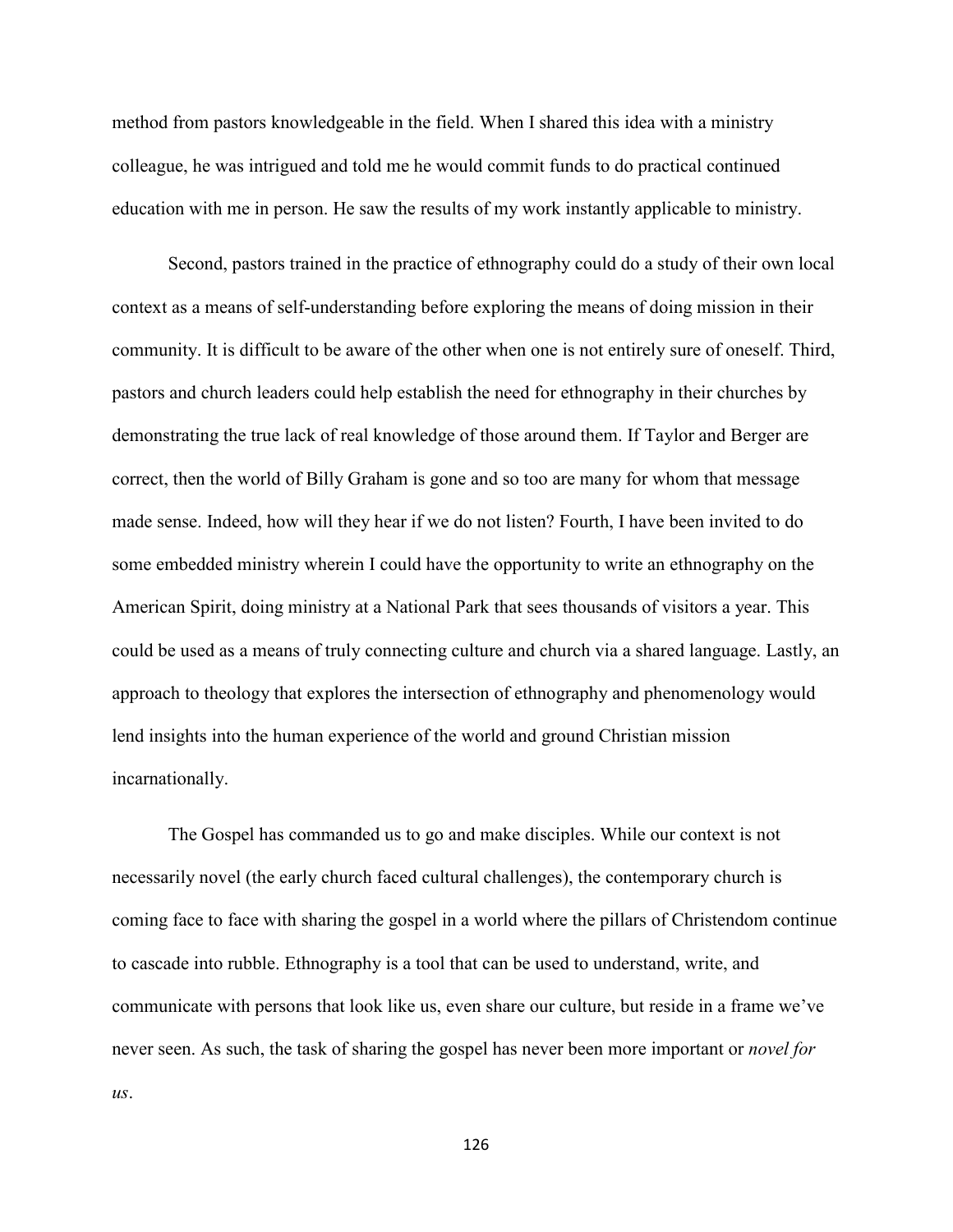method from pastors knowledgeable in the field. When I shared this idea with a ministry colleague, he was intrigued and told me he would commit funds to do practical continued education with me in person. He saw the results of my work instantly applicable to ministry.

Second, pastors trained in the practice of ethnography could do a study of their own local context as a means of self-understanding before exploring the means of doing mission in their community. It is difficult to be aware of the other when one is not entirely sure of oneself. Third, pastors and church leaders could help establish the need for ethnography in their churches by demonstrating the true lack of real knowledge of those around them. If Taylor and Berger are correct, then the world of Billy Graham is gone and so too are many for whom that message made sense. Indeed, how will they hear if we do not listen? Fourth, I have been invited to do some embedded ministry wherein I could have the opportunity to write an ethnography on the American Spirit, doing ministry at a National Park that sees thousands of visitors a year. This could be used as a means of truly connecting culture and church via a shared language. Lastly, an approach to theology that explores the intersection of ethnography and phenomenology would lend insights into the human experience of the world and ground Christian mission incarnationally.

The Gospel has commanded us to go and make disciples. While our context is not necessarily novel (the early church faced cultural challenges), the contemporary church is coming face to face with sharing the gospel in a world where the pillars of Christendom continue to cascade into rubble. Ethnography is a tool that can be used to understand, write, and communicate with persons that look like us, even share our culture, but reside in a frame we've never seen. As such, the task of sharing the gospel has never been more important or *novel for us*.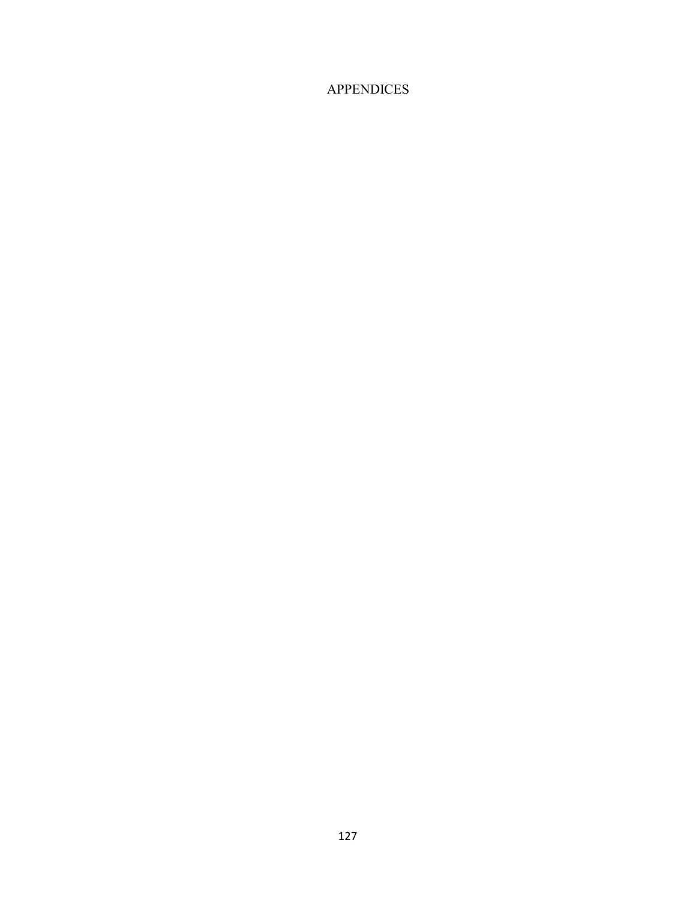# APPENDICES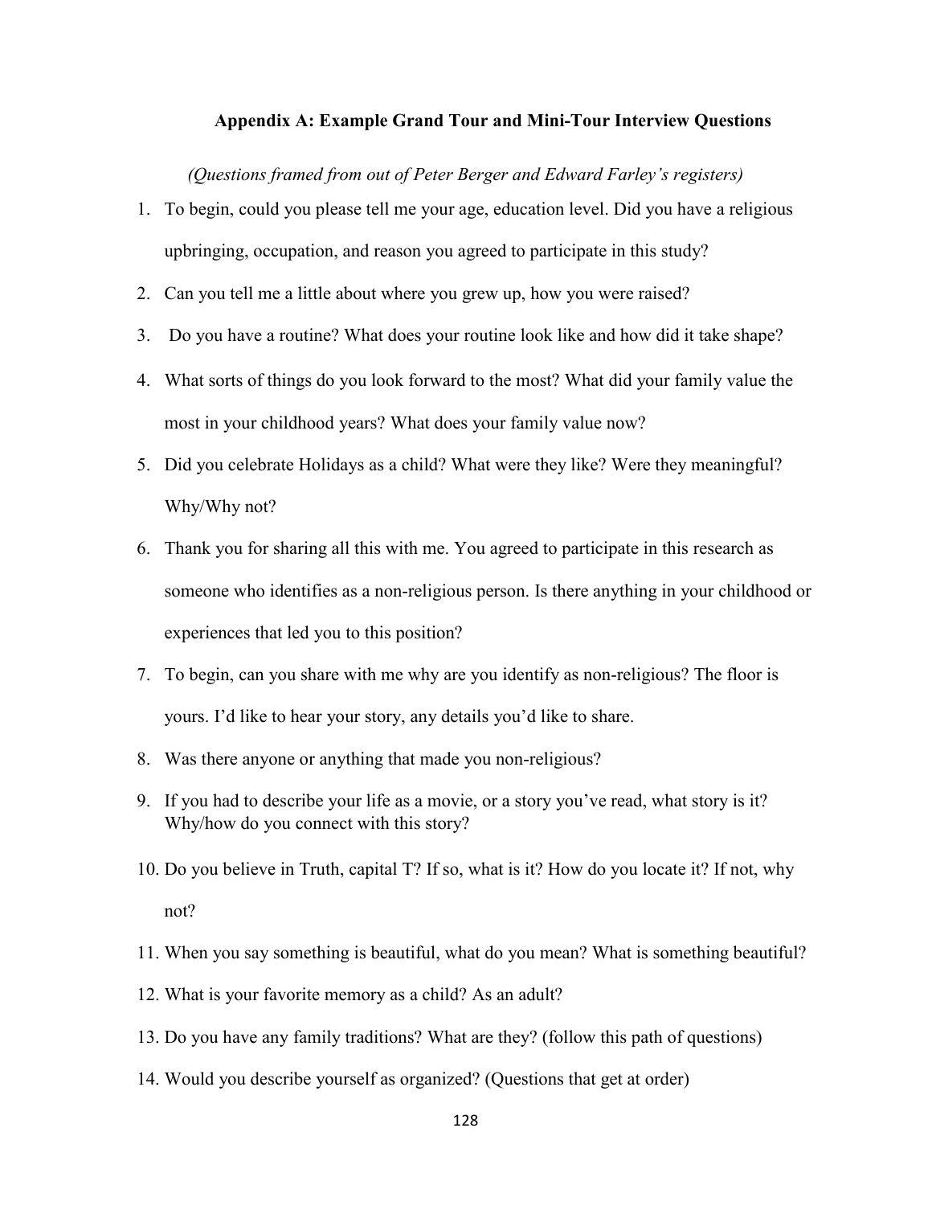## Appendix A: Example Grand Tour and Mini-Tour Interview Questions

*(Questions framed from out of Peter Berger and Edward Farley's registers)*

1. To begin, could you please tell me your age, education level. Did you have a religious upbringing, occupation, and reason you agreed to participate in this study?
2. Can you tell me a little about where you grew up, how you were raised?
3. Do you have a routine? What does your routine look like and how did it take shape?
4. What sorts of things do you look forward to the most? What did your family value the most in your childhood years? What does your family value now?
5. Did you celebrate Holidays as a child? What were they like? Were they meaningful? Why/Why not?
6. Thank you for sharing all this with me. You agreed to participate in this research as someone who identifies as a non-religious person. Is there anything in your childhood or experiences that led you to this position?
7. To begin, can you share with me why are you identify as non-religious? The floor is yours. I'd like to hear your story, any details you'd like to share.
8. Was there anyone or anything that made you non-religious?
9. If you had to describe your life as a movie, or a story you've read, what story is it? Why/how do you connect with this story?
10. Do you believe in Truth, capital T? If so, what is it? How do you locate it? If not, why not?
11. When you say something is beautiful, what do you mean? What is something beautiful?
12. What is your favorite memory as a child? As an adult?
13. Do you have any family traditions? What are they? (follow this path of questions)
14. Would you describe yourself as organized? (Questions that get at order)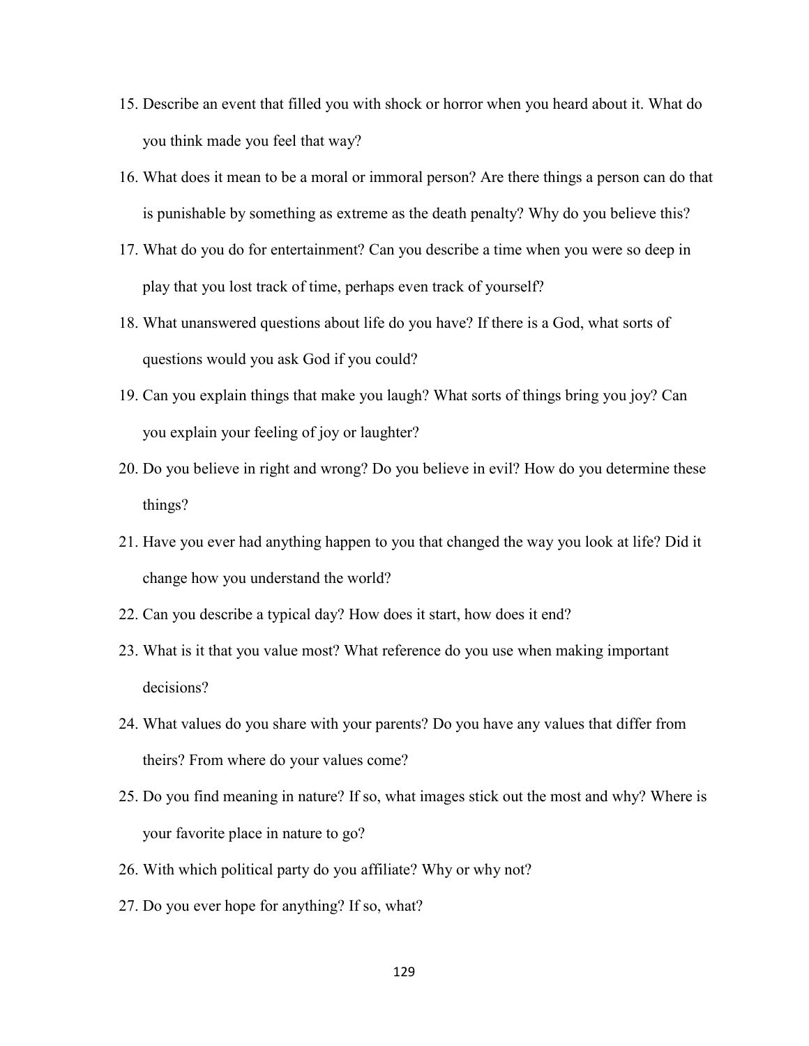15. Describe an event that filled you with shock or horror when you heard about it. What do you think made you feel that way?
16. What does it mean to be a moral or immoral person? Are there things a person can do that is punishable by something as extreme as the death penalty? Why do you believe this?
17. What do you do for entertainment? Can you describe a time when you were so deep in play that you lost track of time, perhaps even track of yourself?
18. What unanswered questions about life do you have? If there is a God, what sorts of questions would you ask God if you could?
19. Can you explain things that make you laugh? What sorts of things bring you joy? Can you explain your feeling of joy or laughter?
20. Do you believe in right and wrong? Do you believe in evil? How do you determine these things?
21. Have you ever had anything happen to you that changed the way you look at life? Did it change how you understand the world?
22. Can you describe a typical day? How does it start, how does it end?
23. What is it that you value most? What reference do you use when making important decisions?
24. What values do you share with your parents? Do you have any values that differ from theirs? From where do your values come?
25. Do you find meaning in nature? If so, what images stick out the most and why? Where is your favorite place in nature to go?
26. With which political party do you affiliate? Why or why not?
27. Do you ever hope for anything? If so, what?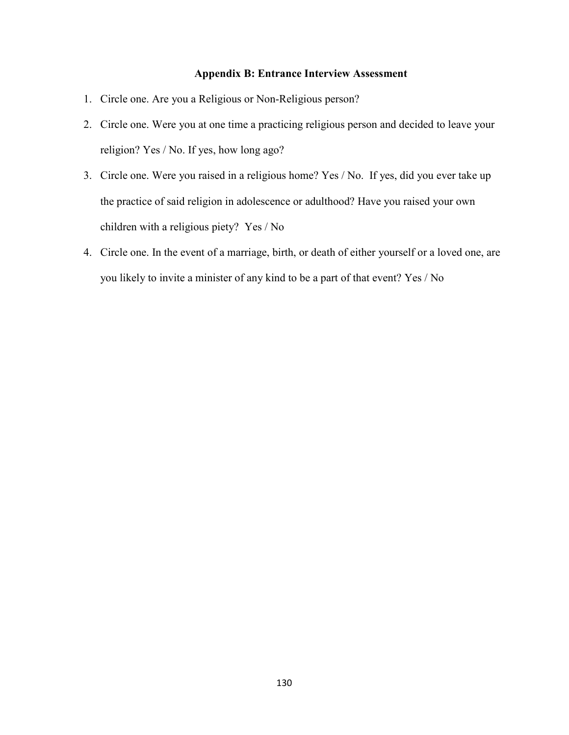## Appendix B: Entrance Interview Assessment

1. Circle one. Are you a Religious or Non-Religious person?
2. Circle one. Were you at one time a practicing religious person and decided to leave your religion? Yes / No. If yes, how long ago?
3. Circle one. Were you raised in a religious home? Yes / No. If yes, did you ever take up the practice of said religion in adolescence or adulthood? Have you raised your own children with a religious piety? Yes / No
4. Circle one. In the event of a marriage, birth, or death of either yourself or a loved one, are you likely to invite a minister of any kind to be a part of that event? Yes / No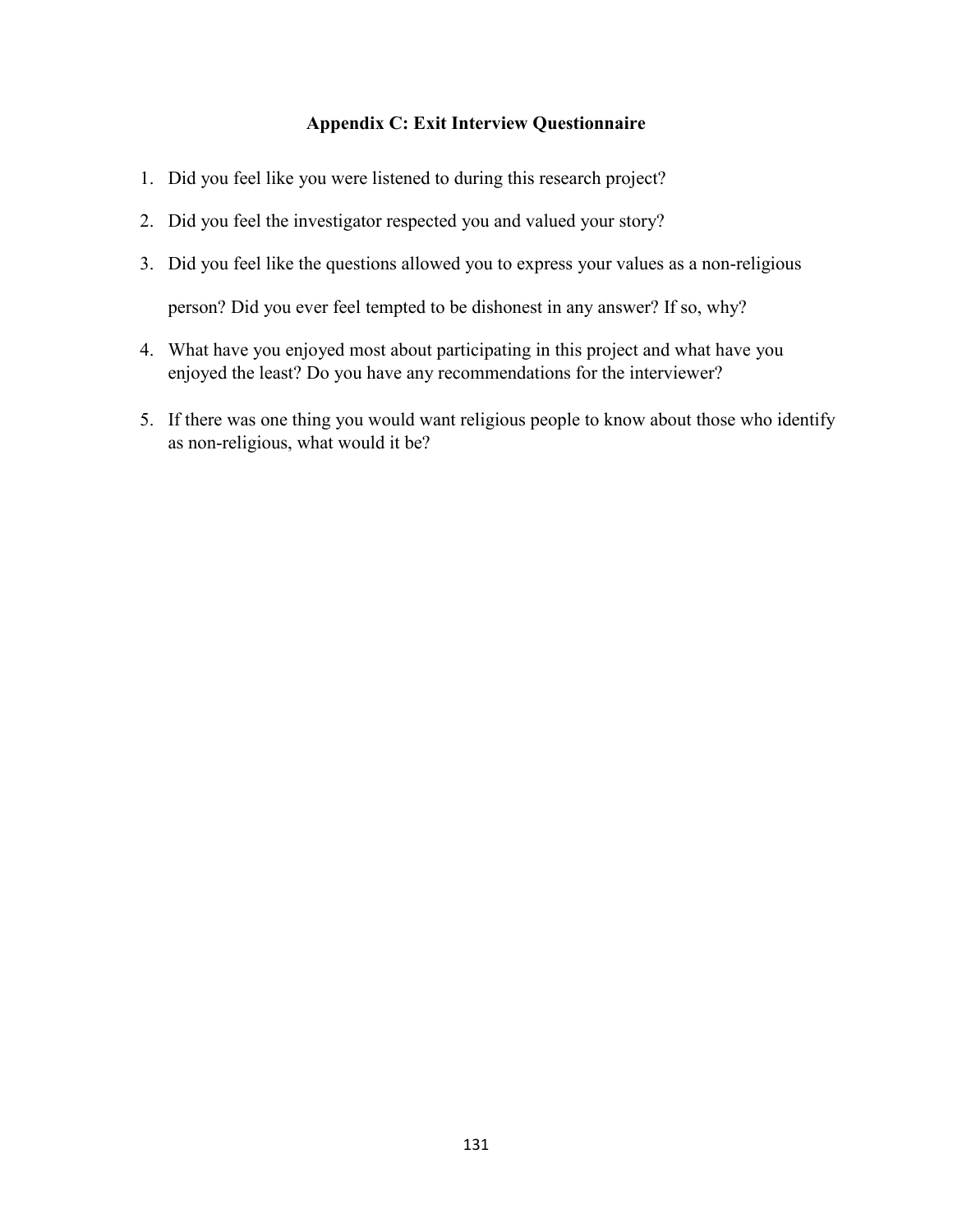## Appendix C: Exit Interview Questionnaire

1. Did you feel like you were listened to during this research project?
2. Did you feel the investigator respected you and valued your story?
3. Did you feel like the questions allowed you to express your values as a non-religious person? Did you ever feel tempted to be dishonest in any answer? If so, why?
4. What have you enjoyed most about participating in this project and what have you enjoyed the least? Do you have any recommendations for the interviewer?
5. If there was one thing you would want religious people to know about those who identify as non-religious, what would it be?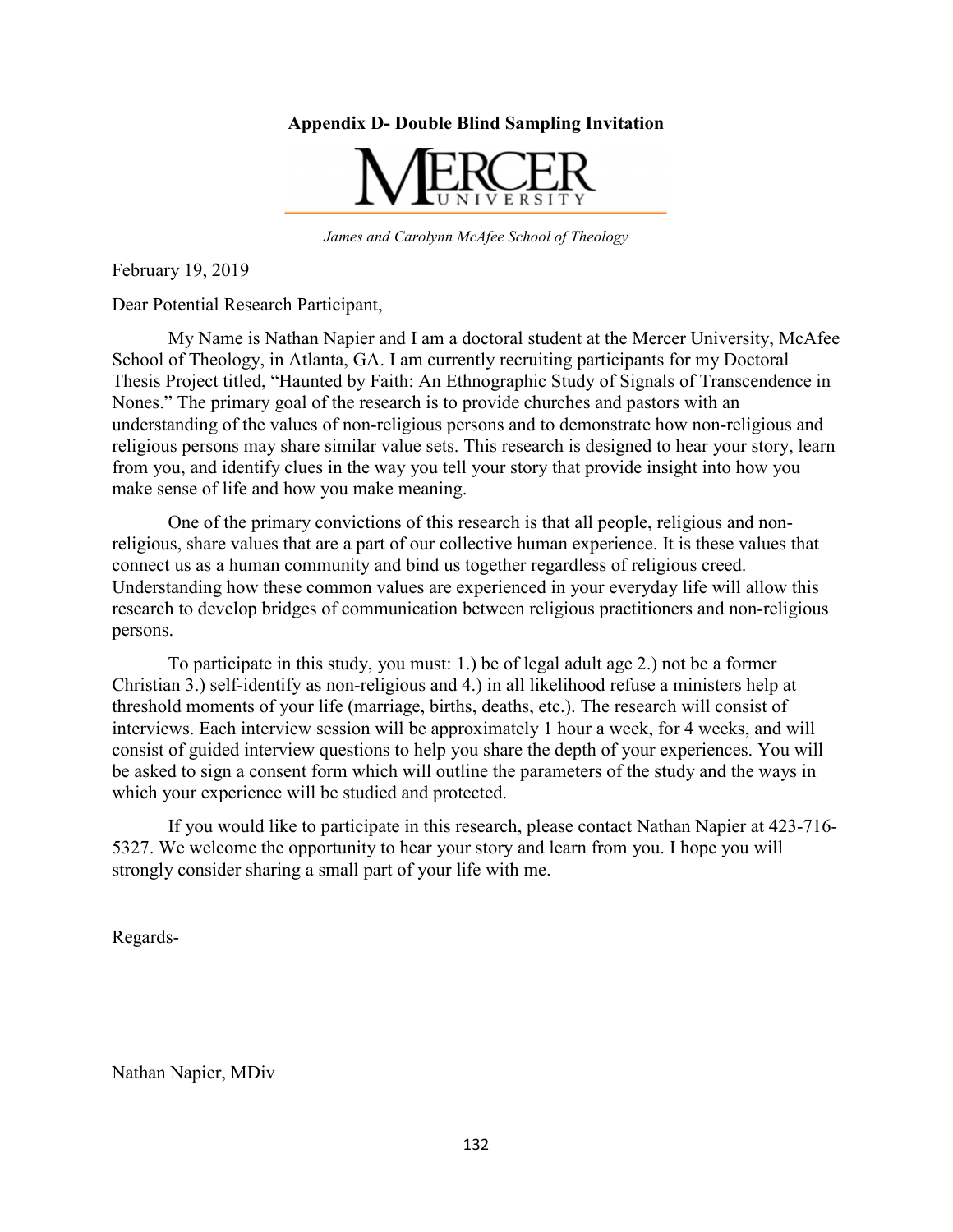**Appendix D- Double Blind Sampling Invitation**

MERCER UNIVERSITY

*James and Carolynn McAfee School of Theology*

February 19, 2019

Dear Potential Research Participant,

My Name is Nathan Napier and I am a doctoral student at the Mercer University, McAfee School of Theology, in Atlanta, GA. I am currently recruiting participants for my Doctoral Thesis Project titled, "Haunted by Faith: An Ethnographic Study of Signals of Transcendence in Nones." The primary goal of the research is to provide churches and pastors with an understanding of the values of non-religious persons and to demonstrate how non-religious and religious persons may share similar value sets. This research is designed to hear your story, learn from you, and identify clues in the way you tell your story that provide insight into how you make sense of life and how you make meaning.

One of the primary convictions of this research is that all people, religious and non-religious, share values that are a part of our collective human experience. It is these values that connect us as a human community and bind us together regardless of religious creed. Understanding how these common values are experienced in your everyday life will allow this research to develop bridges of communication between religious practitioners and non-religious persons.

To participate in this study, you must: 1.) be of legal adult age 2.) not be a former Christian 3.) self-identify as non-religious and 4.) in all likelihood refuse a ministers help at threshold moments of your life (marriage, births, deaths, etc.). The research will consist of interviews. Each interview session will be approximately 1 hour a week, for 4 weeks, and will consist of guided interview questions to help you share the depth of your experiences. You will be asked to sign a consent form which will outline the parameters of the study and the ways in which your experience will be studied and protected.

If you would like to participate in this research, please contact Nathan Napier at 423-716-5327. We welcome the opportunity to hear your story and learn from you. I hope you will strongly consider sharing a small part of your life with me.

Regards-

Nathan Napier, MDiv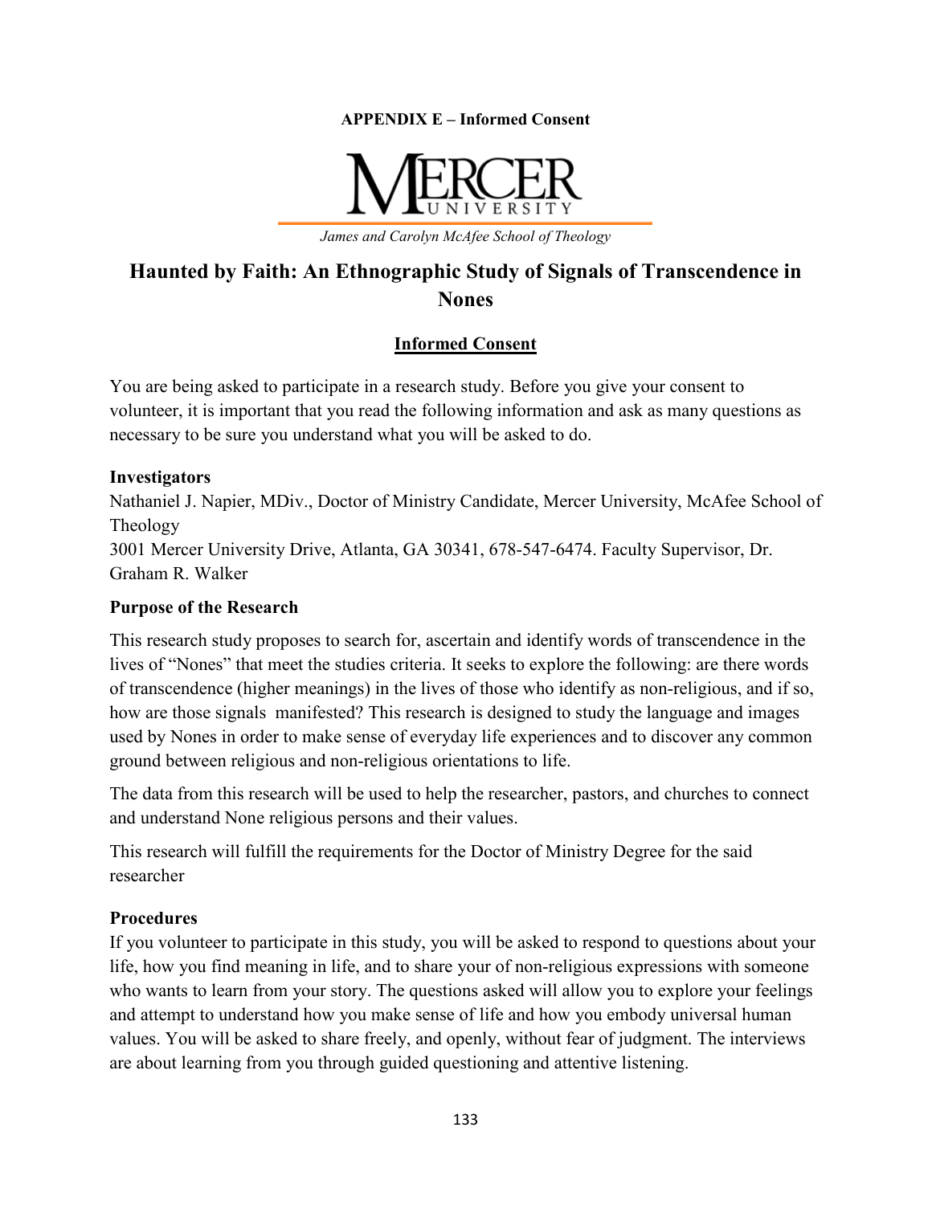**APPENDIX E – Informed Consent**

MERCER UNIVERSITY

*James and Carolyn McAfee School of Theology*

# Haunted by Faith: An Ethnographic Study of Signals of Transcendence in Nones

## Informed Consent

You are being asked to participate in a research study. Before you give your consent to volunteer, it is important that you read the following information and ask as many questions as necessary to be sure you understand what you will be asked to do.

**Investigators**

Nathaniel J. Napier, MDiv., Doctor of Ministry Candidate, Mercer University, McAfee School of Theology

3001 Mercer University Drive, Atlanta, GA 30341, 678-547-6474. Faculty Supervisor, Dr. Graham R. Walker

**Purpose of the Research**

This research study proposes to search for, ascertain and identify words of transcendence in the lives of "Nones" that meet the studies criteria. It seeks to explore the following: are there words of transcendence (higher meanings) in the lives of those who identify as non-religious, and if so, how are those signals manifested? This research is designed to study the language and images used by Nones in order to make sense of everyday life experiences and to discover any common ground between religious and non-religious orientations to life.

The data from this research will be used to help the researcher, pastors, and churches to connect and understand None religious persons and their values.

This research will fulfill the requirements for the Doctor of Ministry Degree for the said researcher

**Procedures**

If you volunteer to participate in this study, you will be asked to respond to questions about your life, how you find meaning in life, and to share your of non-religious expressions with someone who wants to learn from your story. The questions asked will allow you to explore your feelings and attempt to understand how you make sense of life and how you embody universal human values. You will be asked to share freely, and openly, without fear of judgment. The interviews are about learning from you through guided questioning and attentive listening.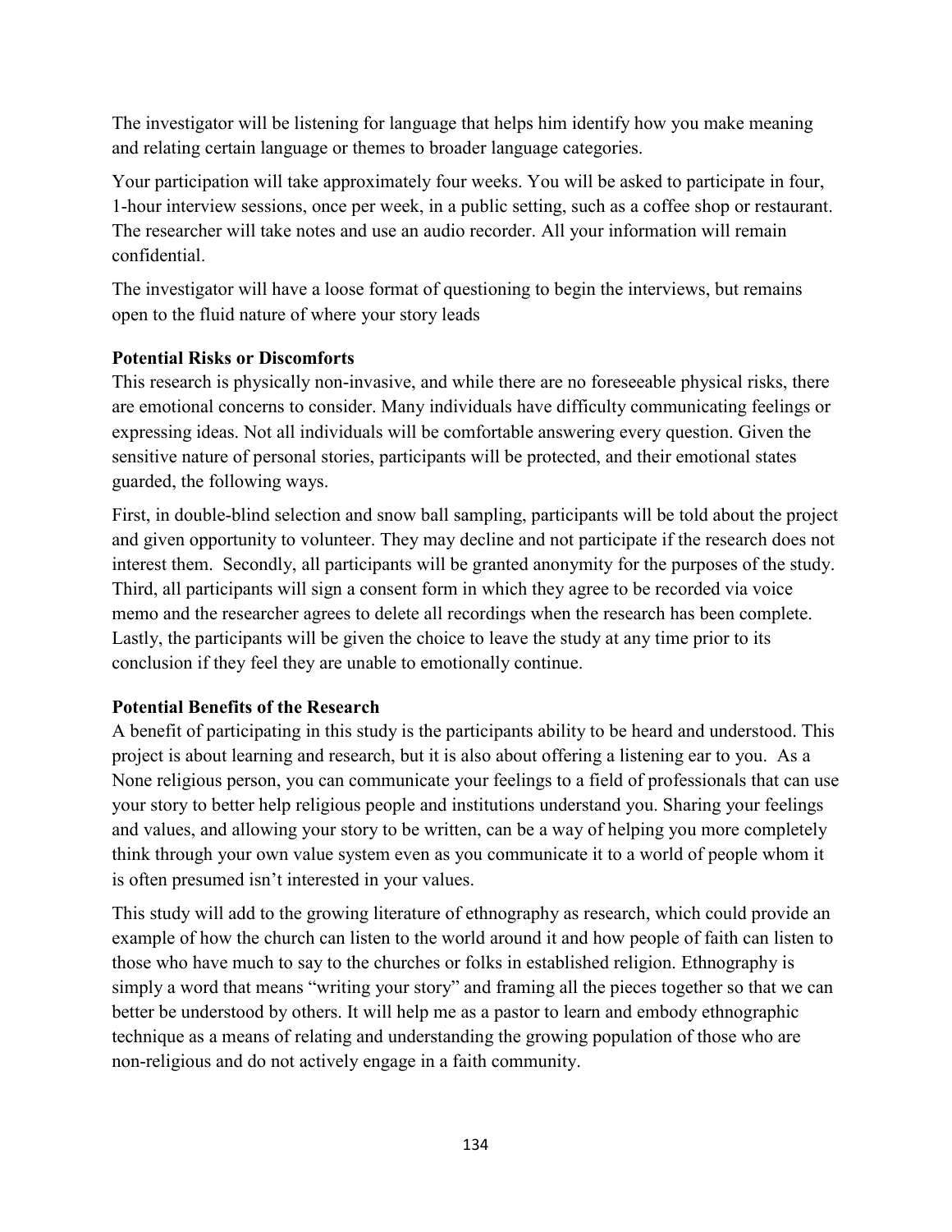The investigator will be listening for language that helps him identify how you make meaning and relating certain language or themes to broader language categories.

Your participation will take approximately four weeks. You will be asked to participate in four, 1-hour interview sessions, once per week, in a public setting, such as a coffee shop or restaurant. The researcher will take notes and use an audio recorder. All your information will remain confidential.

The investigator will have a loose format of questioning to begin the interviews, but remains open to the fluid nature of where your story leads

**Potential Risks or Discomforts**

This research is physically non-invasive, and while there are no foreseeable physical risks, there are emotional concerns to consider. Many individuals have difficulty communicating feelings or expressing ideas. Not all individuals will be comfortable answering every question. Given the sensitive nature of personal stories, participants will be protected, and their emotional states guarded, the following ways.

First, in double-blind selection and snow ball sampling, participants will be told about the project and given opportunity to volunteer. They may decline and not participate if the research does not interest them. Secondly, all participants will be granted anonymity for the purposes of the study. Third, all participants will sign a consent form in which they agree to be recorded via voice memo and the researcher agrees to delete all recordings when the research has been complete. Lastly, the participants will be given the choice to leave the study at any time prior to its conclusion if they feel they are unable to emotionally continue.

**Potential Benefits of the Research**

A benefit of participating in this study is the participants ability to be heard and understood. This project is about learning and research, but it is also about offering a listening ear to you. As a None religious person, you can communicate your feelings to a field of professionals that can use your story to better help religious people and institutions understand you. Sharing your feelings and values, and allowing your story to be written, can be a way of helping you more completely think through your own value system even as you communicate it to a world of people whom it is often presumed isn't interested in your values.

This study will add to the growing literature of ethnography as research, which could provide an example of how the church can listen to the world around it and how people of faith can listen to those who have much to say to the churches or folks in established religion. Ethnography is simply a word that means "writing your story" and framing all the pieces together so that we can better be understood by others. It will help me as a pastor to learn and embody ethnographic technique as a means of relating and understanding the growing population of those who are non-religious and do not actively engage in a faith community.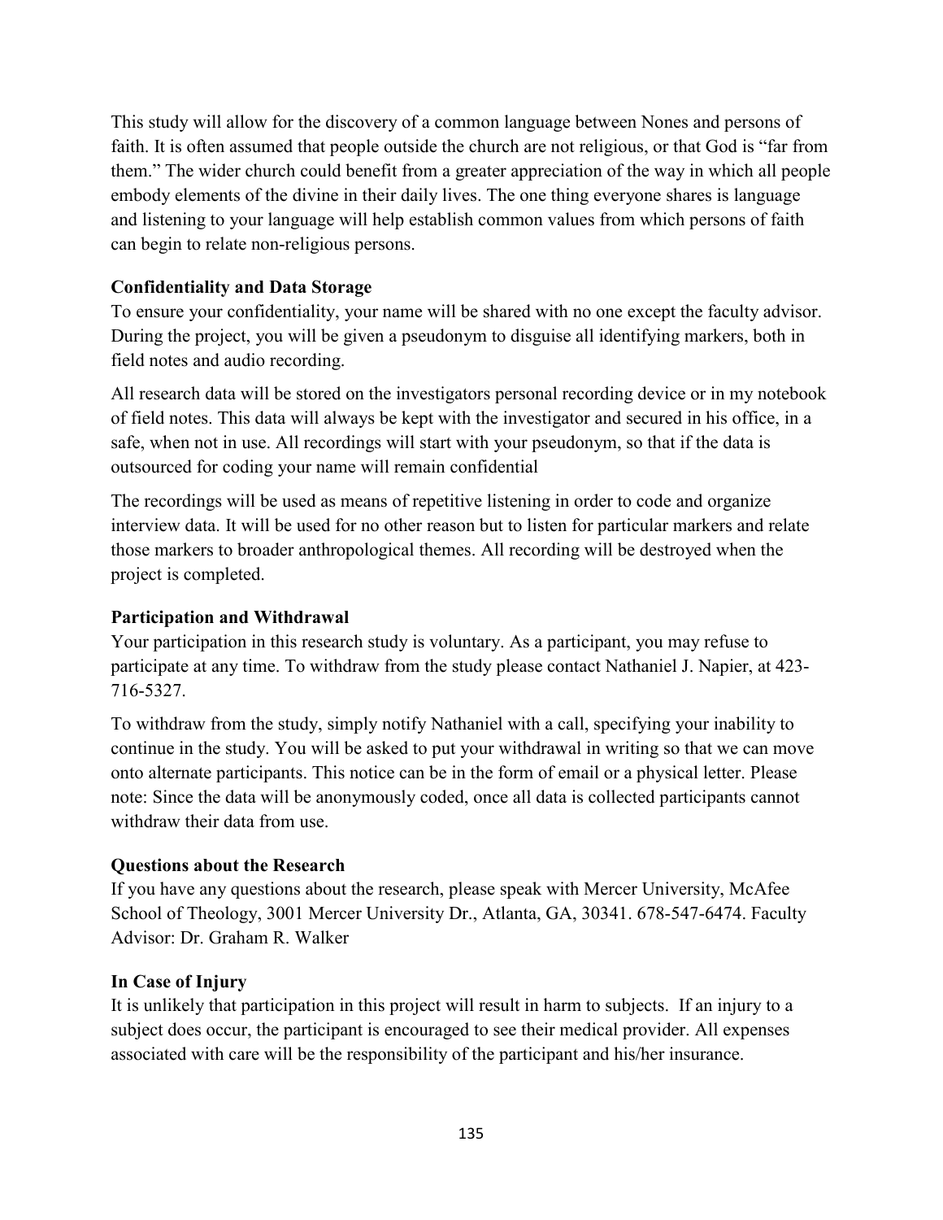This study will allow for the discovery of a common language between Nones and persons of faith. It is often assumed that people outside the church are not religious, or that God is "far from them." The wider church could benefit from a greater appreciation of the way in which all people embody elements of the divine in their daily lives. The one thing everyone shares is language and listening to your language will help establish common values from which persons of faith can begin to relate non-religious persons.

**Confidentiality and Data Storage**

To ensure your confidentiality, your name will be shared with no one except the faculty advisor. During the project, you will be given a pseudonym to disguise all identifying markers, both in field notes and audio recording.

All research data will be stored on the investigators personal recording device or in my notebook of field notes. This data will always be kept with the investigator and secured in his office, in a safe, when not in use. All recordings will start with your pseudonym, so that if the data is outsourced for coding your name will remain confidential

The recordings will be used as means of repetitive listening in order to code and organize interview data. It will be used for no other reason but to listen for particular markers and relate those markers to broader anthropological themes. All recording will be destroyed when the project is completed.

**Participation and Withdrawal**

Your participation in this research study is voluntary. As a participant, you may refuse to participate at any time. To withdraw from the study please contact Nathaniel J. Napier, at 423-716-5327.

To withdraw from the study, simply notify Nathaniel with a call, specifying your inability to continue in the study. You will be asked to put your withdrawal in writing so that we can move onto alternate participants. This notice can be in the form of email or a physical letter. Please note: Since the data will be anonymously coded, once all data is collected participants cannot withdraw their data from use.

**Questions about the Research**

If you have any questions about the research, please speak with Mercer University, McAfee School of Theology, 3001 Mercer University Dr., Atlanta, GA, 30341. 678-547-6474. Faculty Advisor: Dr. Graham R. Walker

**In Case of Injury**

It is unlikely that participation in this project will result in harm to subjects. If an injury to a subject does occur, the participant is encouraged to see their medical provider. All expenses associated with care will be the responsibility of the participant and his/her insurance.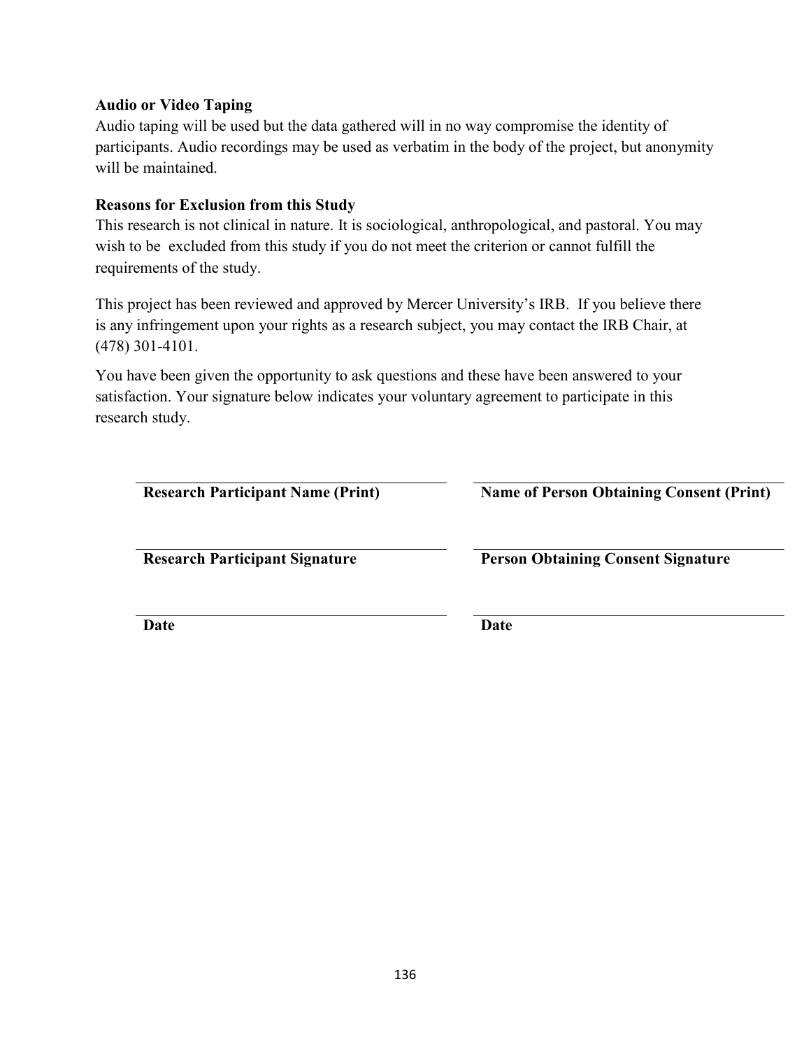**Audio or Video Taping**
Audio taping will be used but the data gathered will in no way compromise the identity of participants. Audio recordings may be used as verbatim in the body of the project, but anonymity will be maintained.

**Reasons for Exclusion from this Study**
This research is not clinical in nature. It is sociological, anthropological, and pastoral. You may wish to be excluded from this study if you do not meet the criterion or cannot fulfill the requirements of the study.

This project has been reviewed and approved by Mercer University's IRB. If you believe there is any infringement upon your rights as a research subject, you may contact the IRB Chair, at (478) 301-4101.

You have been given the opportunity to ask questions and these have been answered to your satisfaction. Your signature below indicates your voluntary agreement to participate in this research study.

| | |
|---|---|
| ______________________________ | ______________________________ |
| **Research Participant Name (Print)** | **Name of Person Obtaining Consent (Print)** |
| ______________________________ | ______________________________ |
| **Research Participant Signature** | **Person Obtaining Consent Signature** |
| ______________________________ | ______________________________ |
| **Date** | **Date** |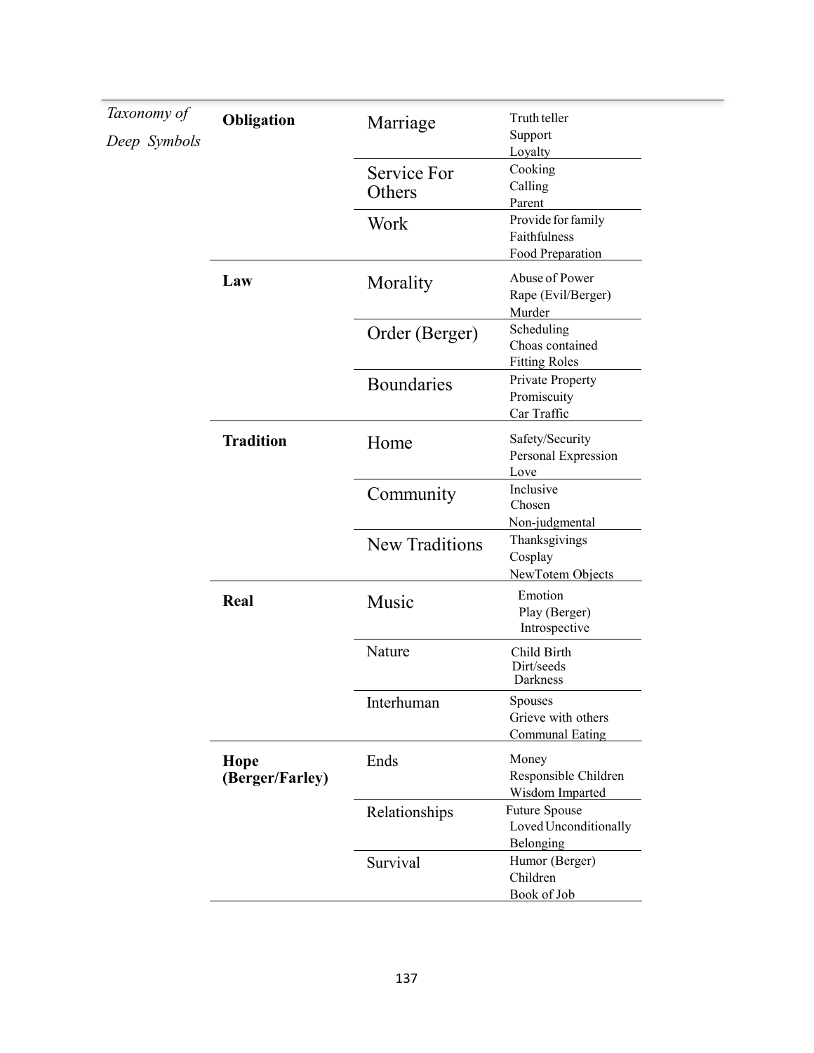*Taxonomy of Deep Symbols*

| Category | Subcategory | Examples |
|---|---|---|
| **Obligation** | Marriage | Truth teller<br>Support<br>Loyalty |
| | Service For Others | Cooking<br>Calling<br>Parent |
| | Work | Provide for family<br>Faithfulness<br>Food Preparation |
| **Law** | Morality | Abuse of Power<br>Rape (Evil/Berger)<br>Murder |
| | Order (Berger) | Scheduling<br>Choas contained<br>Fitting Roles |
| | Boundaries | Private Property<br>Promiscuity<br>Car Traffic |
| **Tradition** | Home | Safety/Security<br>Personal Expression<br>Love |
| | Community | Inclusive<br>Chosen<br>Non-judgmental |
| | New Traditions | Thanksgivings<br>Cosplay<br>NewTotem Objects |
| **Real** | Music | Emotion<br>Play (Berger)<br>Introspective |
| | Nature | Child Birth<br>Dirt/seeds<br>Darkness |
| | Interhuman | Spouses<br>Grieve with others<br>Communal Eating |
| **Hope (Berger/Farley)** | Ends | Money<br>Responsible Children<br>Wisdom Imparted |
| | Relationships | Future Spouse<br>Loved Unconditionally<br>Belonging |
| | Survival | Humor (Berger)<br>Children<br>Book of Job |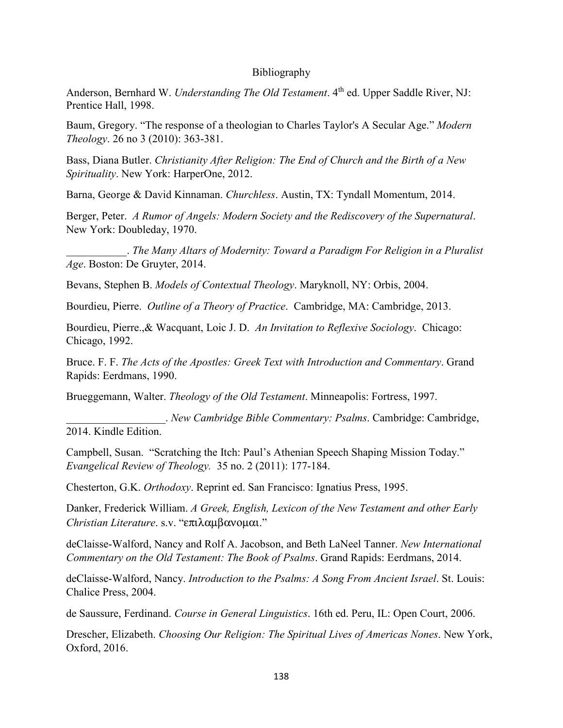# Bibliography

Anderson, Bernhard W. *Understanding The Old Testament*. 4th ed. Upper Saddle River, NJ: Prentice Hall, 1998.

Baum, Gregory. "The response of a theologian to Charles Taylor's A Secular Age." *Modern Theology*. 26 no 3 (2010): 363-381.

Bass, Diana Butler. *Christianity After Religion: The End of Church and the Birth of a New Spirituality*. New York: HarperOne, 2012.

Barna, George & David Kinnaman. *Churchless*. Austin, TX: Tyndall Momentum, 2014.

Berger, Peter. *A Rumor of Angels: Modern Society and the Rediscovery of the Supernatural*. New York: Doubleday, 1970.

___________. *The Many Altars of Modernity: Toward a Paradigm For Religion in a Pluralist Age*. Boston: De Gruyter, 2014.

Bevans, Stephen B. *Models of Contextual Theology*. Maryknoll, NY: Orbis, 2004.

Bourdieu, Pierre. *Outline of a Theory of Practice*. Cambridge, MA: Cambridge, 2013.

Bourdieu, Pierre.,& Wacquant, Loic J. D. *An Invitation to Reflexive Sociology*. Chicago: Chicago, 1992.

Bruce. F. F. *The Acts of the Apostles: Greek Text with Introduction and Commentary*. Grand Rapids: Eerdmans, 1990.

Brueggemann, Walter. *Theology of the Old Testament*. Minneapolis: Fortress, 1997.

__________________. *New Cambridge Bible Commentary: Psalms*. Cambridge: Cambridge, 2014. Kindle Edition.

Campbell, Susan. "Scratching the Itch: Paul's Athenian Speech Shaping Mission Today." *Evangelical Review of Theology.* 35 no. 2 (2011): 177-184.

Chesterton, G.K. *Orthodoxy*. Reprint ed. San Francisco: Ignatius Press, 1995.

Danker, Frederick William. *A Greek, English, Lexicon of the New Testament and other Early Christian Literature*. s.v. "επιλαμβανομαι."

deClaisse-Walford, Nancy and Rolf A. Jacobson, and Beth LaNeel Tanner. *New International Commentary on the Old Testament: The Book of Psalms*. Grand Rapids: Eerdmans, 2014.

deClaisse-Walford, Nancy. *Introduction to the Psalms: A Song From Ancient Israel*. St. Louis: Chalice Press, 2004.

de Saussure, Ferdinand. *Course in General Linguistics*. 16th ed. Peru, IL: Open Court, 2006.

Drescher, Elizabeth. *Choosing Our Religion: The Spiritual Lives of Americas Nones*. New York, Oxford, 2016.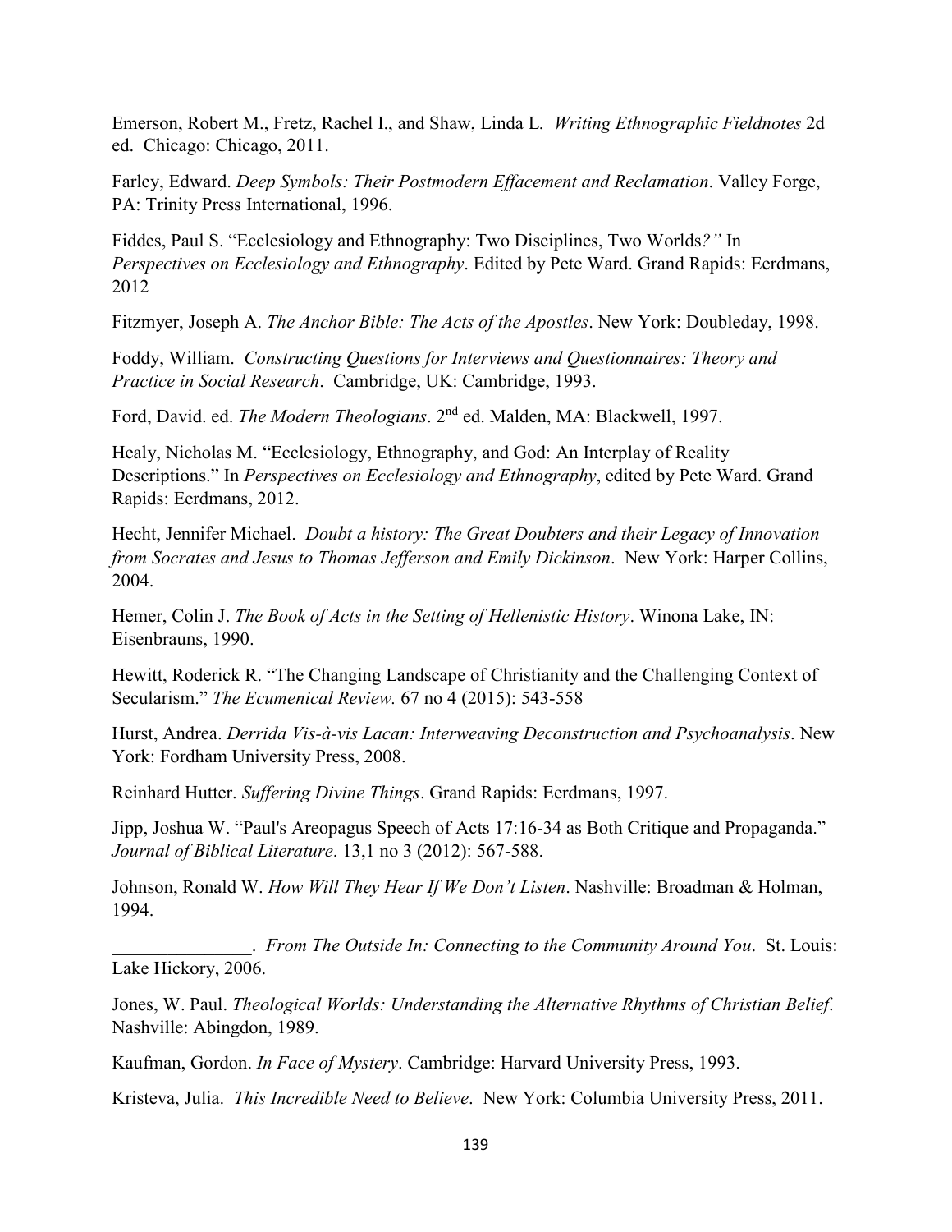Emerson, Robert M., Fretz, Rachel I., and Shaw, Linda L. *Writing Ethnographic Fieldnotes* 2d ed. Chicago: Chicago, 2011.

Farley, Edward. *Deep Symbols: Their Postmodern Effacement and Reclamation*. Valley Forge, PA: Trinity Press International, 1996.

Fiddes, Paul S. "Ecclesiology and Ethnography: Two Disciplines, Two Worlds*?"* In *Perspectives on Ecclesiology and Ethnography*. Edited by Pete Ward. Grand Rapids: Eerdmans, 2012

Fitzmyer, Joseph A. *The Anchor Bible: The Acts of the Apostles*. New York: Doubleday, 1998.

Foddy, William. *Constructing Questions for Interviews and Questionnaires: Theory and Practice in Social Research*. Cambridge, UK: Cambridge, 1993.

Ford, David. ed. *The Modern Theologians*. 2nd ed. Malden, MA: Blackwell, 1997.

Healy, Nicholas M. "Ecclesiology, Ethnography, and God: An Interplay of Reality Descriptions." In *Perspectives on Ecclesiology and Ethnography*, edited by Pete Ward. Grand Rapids: Eerdmans, 2012.

Hecht, Jennifer Michael. *Doubt a history: The Great Doubters and their Legacy of Innovation from Socrates and Jesus to Thomas Jefferson and Emily Dickinson*. New York: Harper Collins, 2004.

Hemer, Colin J. *The Book of Acts in the Setting of Hellenistic History*. Winona Lake, IN: Eisenbrauns, 1990.

Hewitt, Roderick R. "The Changing Landscape of Christianity and the Challenging Context of Secularism." *The Ecumenical Review.* 67 no 4 (2015): 543-558

Hurst, Andrea. *Derrida Vis-à-vis Lacan: Interweaving Deconstruction and Psychoanalysis*. New York: Fordham University Press, 2008.

Reinhard Hutter. *Suffering Divine Things*. Grand Rapids: Eerdmans, 1997.

Jipp, Joshua W. "Paul's Areopagus Speech of Acts 17:16-34 as Both Critique and Propaganda." *Journal of Biblical Literature*. 13,1 no 3 (2012): 567-588.

Johnson, Ronald W. *How Will They Hear If We Don't Listen*. Nashville: Broadman & Holman, 1994.

_______________. *From The Outside In: Connecting to the Community Around You*. St. Louis: Lake Hickory, 2006.

Jones, W. Paul. *Theological Worlds: Understanding the Alternative Rhythms of Christian Belief*. Nashville: Abingdon, 1989.

Kaufman, Gordon. *In Face of Mystery*. Cambridge: Harvard University Press, 1993.

Kristeva, Julia. *This Incredible Need to Believe*. New York: Columbia University Press, 2011.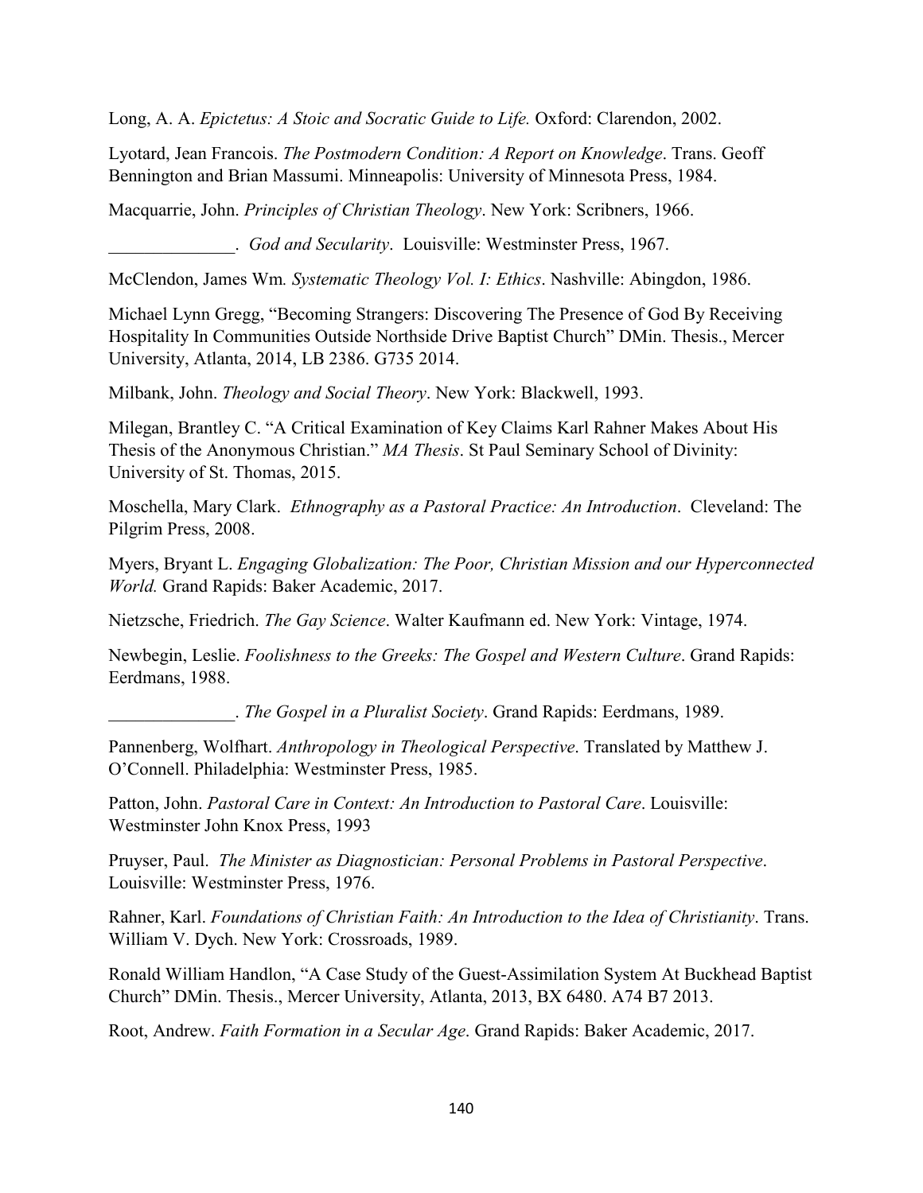Long, A. A. *Epictetus: A Stoic and Socratic Guide to Life.* Oxford: Clarendon, 2002.

Lyotard, Jean Francois. *The Postmodern Condition: A Report on Knowledge*. Trans. Geoff Bennington and Brian Massumi. Minneapolis: University of Minnesota Press, 1984.

Macquarrie, John. *Principles of Christian Theology*. New York: Scribners, 1966.

______________. *God and Secularity*. Louisville: Westminster Press, 1967.

McClendon, James Wm*. Systematic Theology Vol. I: Ethics*. Nashville: Abingdon, 1986.

Michael Lynn Gregg, "Becoming Strangers: Discovering The Presence of God By Receiving Hospitality In Communities Outside Northside Drive Baptist Church" DMin. Thesis., Mercer University, Atlanta, 2014, LB 2386. G735 2014.

Milbank, John. *Theology and Social Theory*. New York: Blackwell, 1993.

Milegan, Brantley C. "A Critical Examination of Key Claims Karl Rahner Makes About His Thesis of the Anonymous Christian." *MA Thesis*. St Paul Seminary School of Divinity: University of St. Thomas, 2015.

Moschella, Mary Clark. *Ethnography as a Pastoral Practice: An Introduction*. Cleveland: The Pilgrim Press, 2008.

Myers, Bryant L. *Engaging Globalization: The Poor, Christian Mission and our Hyperconnected World.* Grand Rapids: Baker Academic, 2017.

Nietzsche, Friedrich. *The Gay Science*. Walter Kaufmann ed. New York: Vintage, 1974.

Newbegin, Leslie. *Foolishness to the Greeks: The Gospel and Western Culture*. Grand Rapids: Eerdmans, 1988.

______________. *The Gospel in a Pluralist Society*. Grand Rapids: Eerdmans, 1989.

Pannenberg, Wolfhart. *Anthropology in Theological Perspective*. Translated by Matthew J. O'Connell. Philadelphia: Westminster Press, 1985.

Patton, John. *Pastoral Care in Context: An Introduction to Pastoral Care*. Louisville: Westminster John Knox Press, 1993

Pruyser, Paul. *The Minister as Diagnostician: Personal Problems in Pastoral Perspective*. Louisville: Westminster Press, 1976.

Rahner, Karl. *Foundations of Christian Faith: An Introduction to the Idea of Christianity*. Trans. William V. Dych. New York: Crossroads, 1989.

Ronald William Handlon, "A Case Study of the Guest-Assimilation System At Buckhead Baptist Church" DMin. Thesis., Mercer University, Atlanta, 2013, BX 6480. A74 B7 2013.

Root, Andrew. *Faith Formation in a Secular Age*. Grand Rapids: Baker Academic, 2017.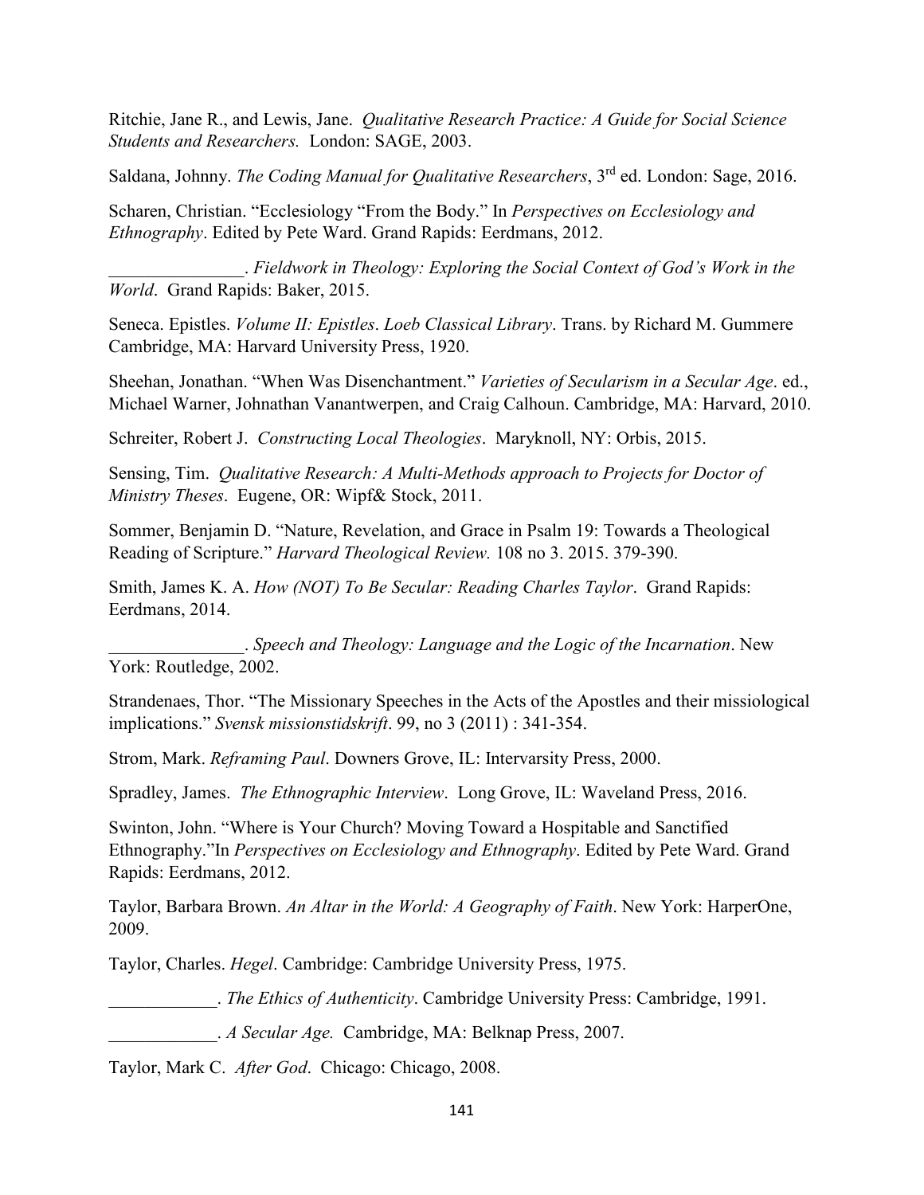Ritchie, Jane R., and Lewis, Jane. *Qualitative Research Practice: A Guide for Social Science Students and Researchers.* London: SAGE, 2003.

Saldana, Johnny. *The Coding Manual for Qualitative Researchers*, 3rd ed. London: Sage, 2016.

Scharen, Christian. "Ecclesiology "From the Body." In *Perspectives on Ecclesiology and Ethnography*. Edited by Pete Ward. Grand Rapids: Eerdmans, 2012.

_______________. *Fieldwork in Theology: Exploring the Social Context of God's Work in the World*. Grand Rapids: Baker, 2015.

Seneca. Epistles. *Volume II: Epistles*. *Loeb Classical Library*. Trans. by Richard M. Gummere Cambridge, MA: Harvard University Press, 1920.

Sheehan, Jonathan. "When Was Disenchantment." *Varieties of Secularism in a Secular Age*. ed., Michael Warner, Johnathan Vanantwerpen, and Craig Calhoun. Cambridge, MA: Harvard, 2010.

Schreiter, Robert J. *Constructing Local Theologies*. Maryknoll, NY: Orbis, 2015.

Sensing, Tim. *Qualitative Research: A Multi-Methods approach to Projects for Doctor of Ministry Theses*. Eugene, OR: Wipf& Stock, 2011.

Sommer, Benjamin D. "Nature, Revelation, and Grace in Psalm 19: Towards a Theological Reading of Scripture." *Harvard Theological Review.* 108 no 3. 2015. 379-390.

Smith, James K. A. *How (NOT) To Be Secular: Reading Charles Taylor*. Grand Rapids: Eerdmans, 2014.

_______________. *Speech and Theology: Language and the Logic of the Incarnation*. New York: Routledge, 2002.

Strandenaes, Thor. "The Missionary Speeches in the Acts of the Apostles and their missiological implications." *Svensk missionstidskrift*. 99, no 3 (2011) : 341-354.

Strom, Mark. *Reframing Paul*. Downers Grove, IL: Intervarsity Press, 2000.

Spradley, James. *The Ethnographic Interview*. Long Grove, IL: Waveland Press, 2016.

Swinton, John. "Where is Your Church? Moving Toward a Hospitable and Sanctified Ethnography."In *Perspectives on Ecclesiology and Ethnography*. Edited by Pete Ward. Grand Rapids: Eerdmans, 2012.

Taylor, Barbara Brown. *An Altar in the World: A Geography of Faith*. New York: HarperOne, 2009.

Taylor, Charles. *Hegel*. Cambridge: Cambridge University Press, 1975.

____________. *The Ethics of Authenticity*. Cambridge University Press: Cambridge, 1991.

____________. *A Secular Age.* Cambridge, MA: Belknap Press, 2007.

Taylor, Mark C. *After God*. Chicago: Chicago, 2008.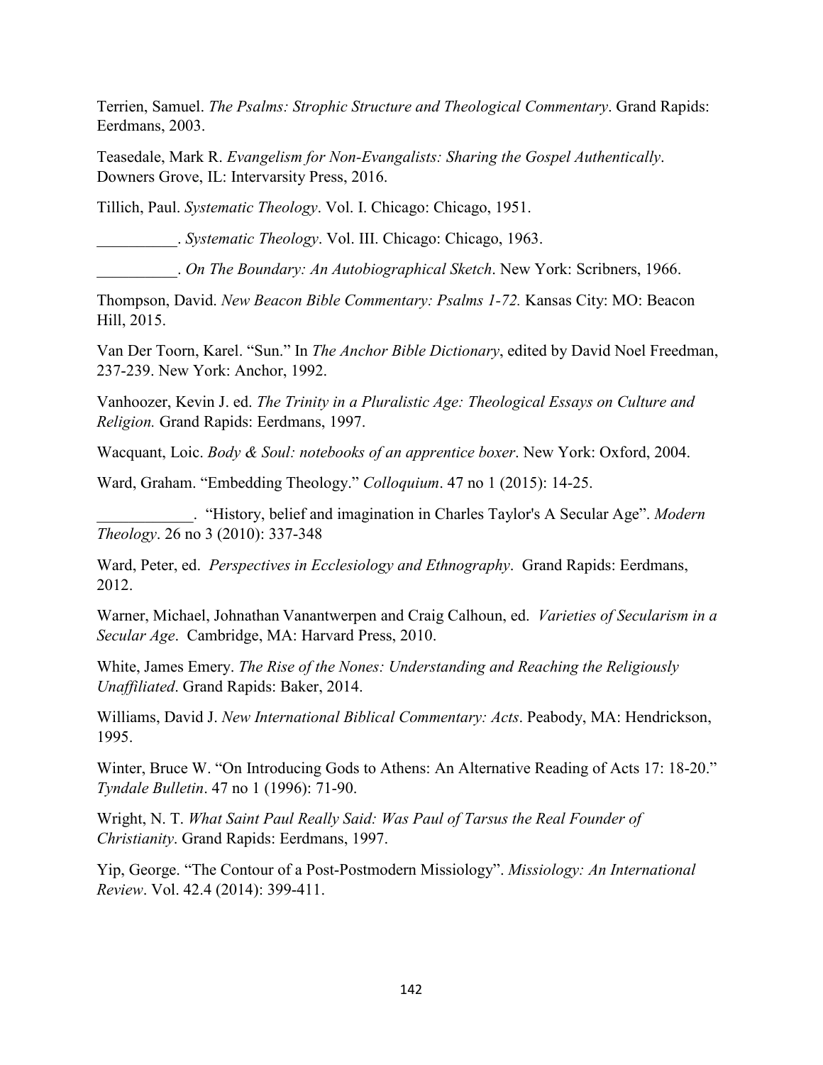Terrien, Samuel. *The Psalms: Strophic Structure and Theological Commentary*. Grand Rapids: Eerdmans, 2003.

Teasedale, Mark R. *Evangelism for Non-Evangalists: Sharing the Gospel Authentically*. Downers Grove, IL: Intervarsity Press, 2016.

Tillich, Paul. *Systematic Theology*. Vol. I. Chicago: Chicago, 1951.

__________. *Systematic Theology*. Vol. III. Chicago: Chicago, 1963.

__________. *On The Boundary: An Autobiographical Sketch*. New York: Scribners, 1966.

Thompson, David. *New Beacon Bible Commentary: Psalms 1-72.* Kansas City: MO: Beacon Hill, 2015.

Van Der Toorn, Karel. "Sun." In *The Anchor Bible Dictionary*, edited by David Noel Freedman, 237-239. New York: Anchor, 1992.

Vanhoozer, Kevin J. ed. *The Trinity in a Pluralistic Age: Theological Essays on Culture and Religion.* Grand Rapids: Eerdmans, 1997.

Wacquant, Loic. *Body & Soul: notebooks of an apprentice boxer*. New York: Oxford, 2004.

Ward, Graham. "Embedding Theology." *Colloquium*. 47 no 1 (2015): 14-25.

____________. "History, belief and imagination in Charles Taylor's A Secular Age". *Modern Theology*. 26 no 3 (2010): 337-348

Ward, Peter, ed. *Perspectives in Ecclesiology and Ethnography*. Grand Rapids: Eerdmans, 2012.

Warner, Michael, Johnathan Vanantwerpen and Craig Calhoun, ed. *Varieties of Secularism in a Secular Age*. Cambridge, MA: Harvard Press, 2010.

White, James Emery. *The Rise of the Nones: Understanding and Reaching the Religiously Unaffiliated*. Grand Rapids: Baker, 2014.

Williams, David J. *New International Biblical Commentary: Acts*. Peabody, MA: Hendrickson, 1995.

Winter, Bruce W. "On Introducing Gods to Athens: An Alternative Reading of Acts 17: 18-20." *Tyndale Bulletin*. 47 no 1 (1996): 71-90.

Wright, N. T. *What Saint Paul Really Said: Was Paul of Tarsus the Real Founder of Christianity*. Grand Rapids: Eerdmans, 1997.

Yip, George. "The Contour of a Post-Postmodern Missiology". *Missiology: An International Review*. Vol. 42.4 (2014): 399-411.